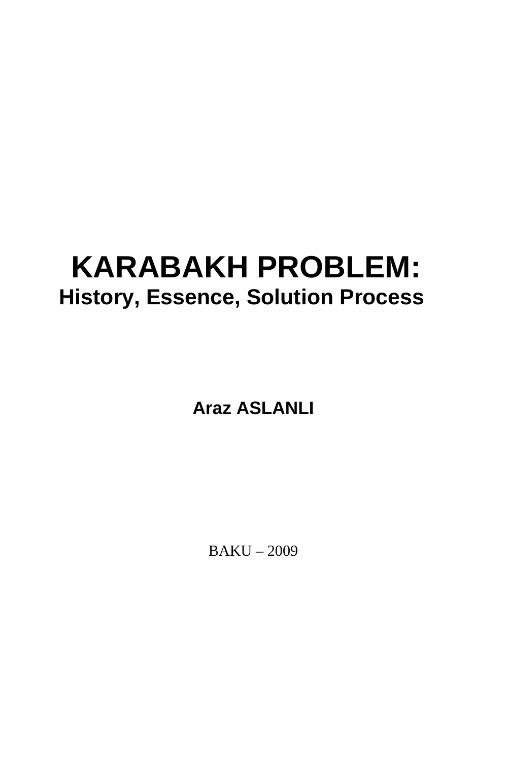# KARABAKH PROBLEM:
## History, Essence, Solution Process

**Araz ASLANLI**

BAKU – 2009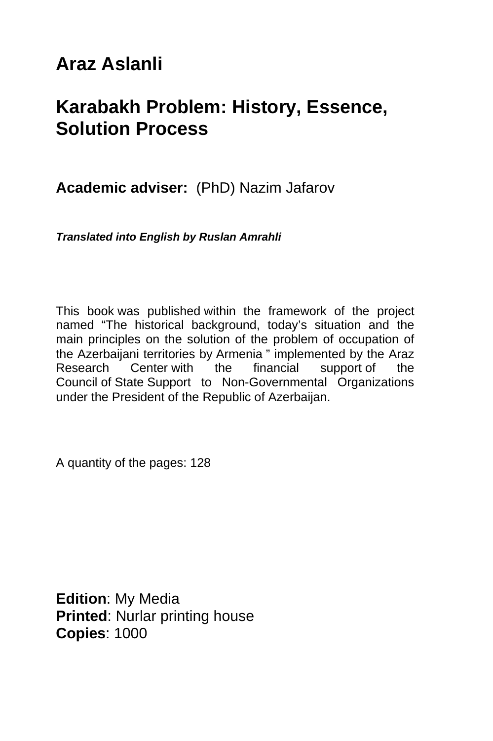**Araz Aslanli**

# Karabakh Problem: History, Essence, Solution Process

**Academic adviser:** (PhD) Nazim Jafarov

***Translated into English by Ruslan Amrahli***

This book was published within the framework of the project named “The historical background, today’s situation and the main principles on the solution of the problem of occupation of the Azerbaijani territories by Armenia ” implemented by the Araz Research Center with the financial support of the Council of State Support to Non-Governmental Organizations under the President of the Republic of Azerbaijan.

A quantity of the pages: 128

**Edition**: My Media
**Printed**: Nurlar printing house
**Copies**: 1000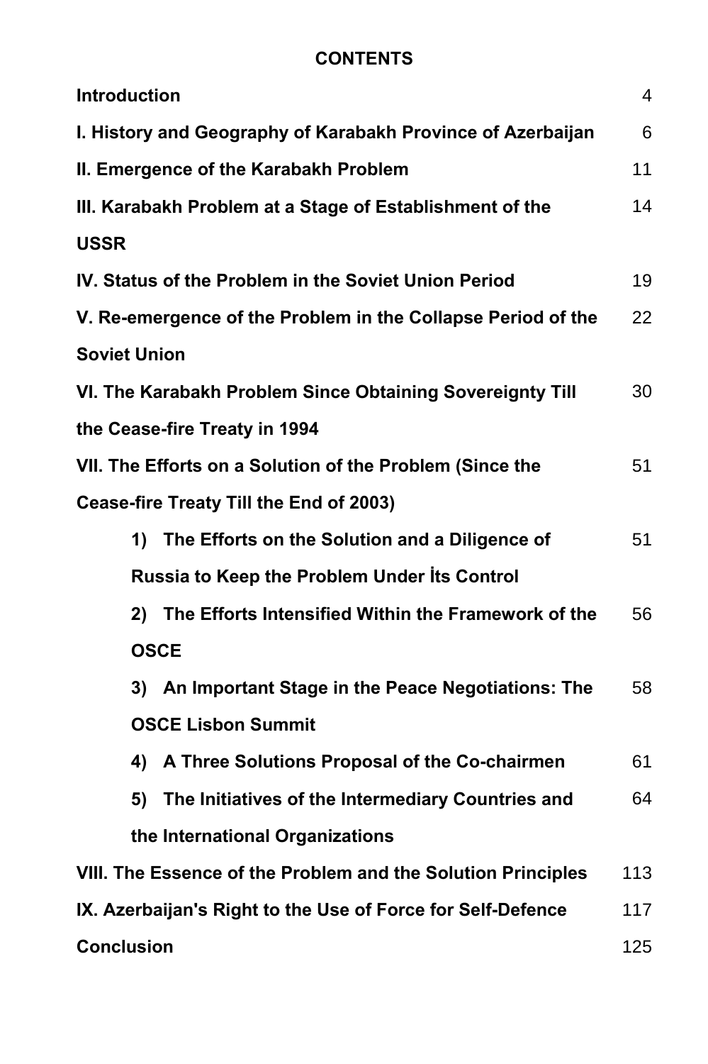# CONTENTS

| | |
|---|---|
| **Introduction** | 4 |
| **I. History and Geography of Karabakh Province of Azerbaijan** | 6 |
| **II. Emergence of the Karabakh Problem** | 11 |
| **III. Karabakh Problem at a Stage of Establishment of the USSR** | 14 |
| **IV. Status of the Problem in the Soviet Union Period** | 19 |
| **V. Re-emergence of the Problem in the Collapse Period of the Soviet Union** | 22 |
| **VI. The Karabakh Problem Since Obtaining Sovereignty Till the Cease-fire Treaty in 1994** | 30 |
| **VII. The Efforts on a Solution of the Problem (Since the Cease-fire Treaty Till the End of 2003)** | 51 |
| **1) The Efforts on the Solution and a Diligence of Russia to Keep the Problem Under İts Control** | 51 |
| **2) The Efforts Intensified Within the Framework of the OSCE** | 56 |
| **3) An Important Stage in the Peace Negotiations: The OSCE Lisbon Summit** | 58 |
| **4) A Three Solutions Proposal of the Co-chairmen** | 61 |
| **5) The Initiatives of the Intermediary Countries and the International Organizations** | 64 |
| **VIII. The Essence of the Problem and the Solution Principles** | 113 |
| **IX. Azerbaijan's Right to the Use of Force for Self-Defence** | 117 |
| **Conclusion** | 125 |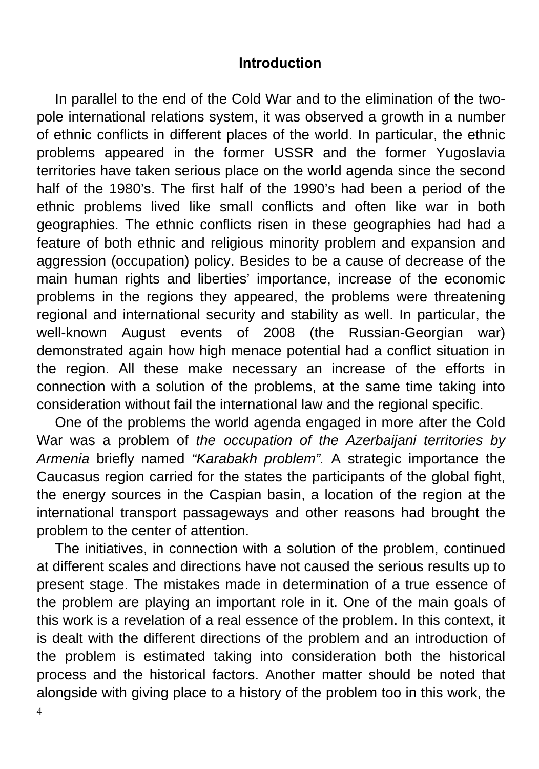## Introduction

In parallel to the end of the Cold War and to the elimination of the two-pole international relations system, it was observed a growth in a number of ethnic conflicts in different places of the world. In particular, the ethnic problems appeared in the former USSR and the former Yugoslavia territories have taken serious place on the world agenda since the second half of the 1980's. The first half of the 1990's had been a period of the ethnic problems lived like small conflicts and often like war in both geographies. The ethnic conflicts risen in these geographies had had a feature of both ethnic and religious minority problem and expansion and aggression (occupation) policy. Besides to be a cause of decrease of the main human rights and liberties' importance, increase of the economic problems in the regions they appeared, the problems were threatening regional and international security and stability as well. In particular, the well-known August events of 2008 (the Russian-Georgian war) demonstrated again how high menace potential had a conflict situation in the region. All these make necessary an increase of the efforts in connection with a solution of the problems, at the same time taking into consideration without fail the international law and the regional specific.

One of the problems the world agenda engaged in more after the Cold War was a problem of *the occupation of the Azerbaijani territories by Armenia* briefly named *"Karabakh problem".* A strategic importance the Caucasus region carried for the states the participants of the global fight, the energy sources in the Caspian basin, a location of the region at the international transport passageways and other reasons had brought the problem to the center of attention.

The initiatives, in connection with a solution of the problem, continued at different scales and directions have not caused the serious results up to present stage. The mistakes made in determination of a true essence of the problem are playing an important role in it. One of the main goals of this work is a revelation of a real essence of the problem. In this context, it is dealt with the different directions of the problem and an introduction of the problem is estimated taking into consideration both the historical process and the historical factors. Another matter should be noted that alongside with giving place to a history of the problem too in this work, the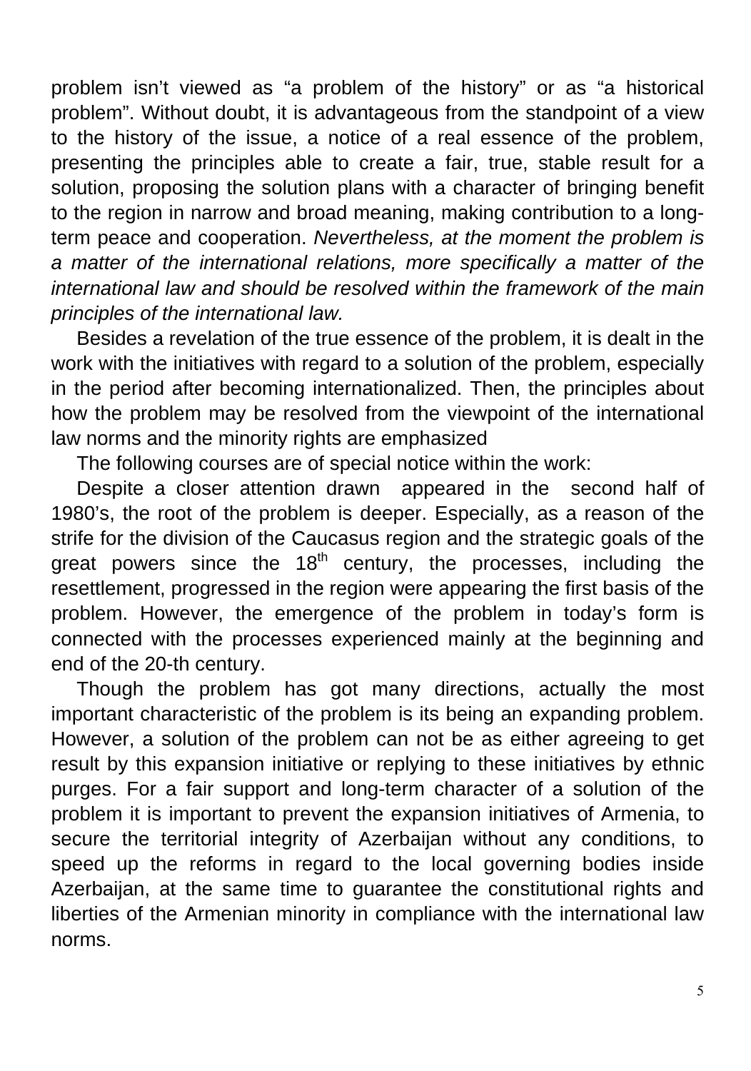problem isn't viewed as "a problem of the history" or as "a historical problem". Without doubt, it is advantageous from the standpoint of a view to the history of the issue, a notice of a real essence of the problem, presenting the principles able to create a fair, true, stable result for a solution, proposing the solution plans with a character of bringing benefit to the region in narrow and broad meaning, making contribution to a long-term peace and cooperation. *Nevertheless, at the moment the problem is a matter of the international relations, more specifically a matter of the international law and should be resolved within the framework of the main principles of the international law.*

Besides a revelation of the true essence of the problem, it is dealt in the work with the initiatives with regard to a solution of the problem, especially in the period after becoming internationalized. Then, the principles about how the problem may be resolved from the viewpoint of the international law norms and the minority rights are emphasized

The following courses are of special notice within the work:

Despite a closer attention drawn appeared in the second half of 1980's, the root of the problem is deeper. Especially, as a reason of the strife for the division of the Caucasus region and the strategic goals of the great powers since the 18th century, the processes, including the resettlement, progressed in the region were appearing the first basis of the problem. However, the emergence of the problem in today's form is connected with the processes experienced mainly at the beginning and end of the 20-th century.

Though the problem has got many directions, actually the most important characteristic of the problem is its being an expanding problem. However, a solution of the problem can not be as either agreeing to get result by this expansion initiative or replying to these initiatives by ethnic purges. For a fair support and long-term character of a solution of the problem it is important to prevent the expansion initiatives of Armenia, to secure the territorial integrity of Azerbaijan without any conditions, to speed up the reforms in regard to the local governing bodies inside Azerbaijan, at the same time to guarantee the constitutional rights and liberties of the Armenian minority in compliance with the international law norms.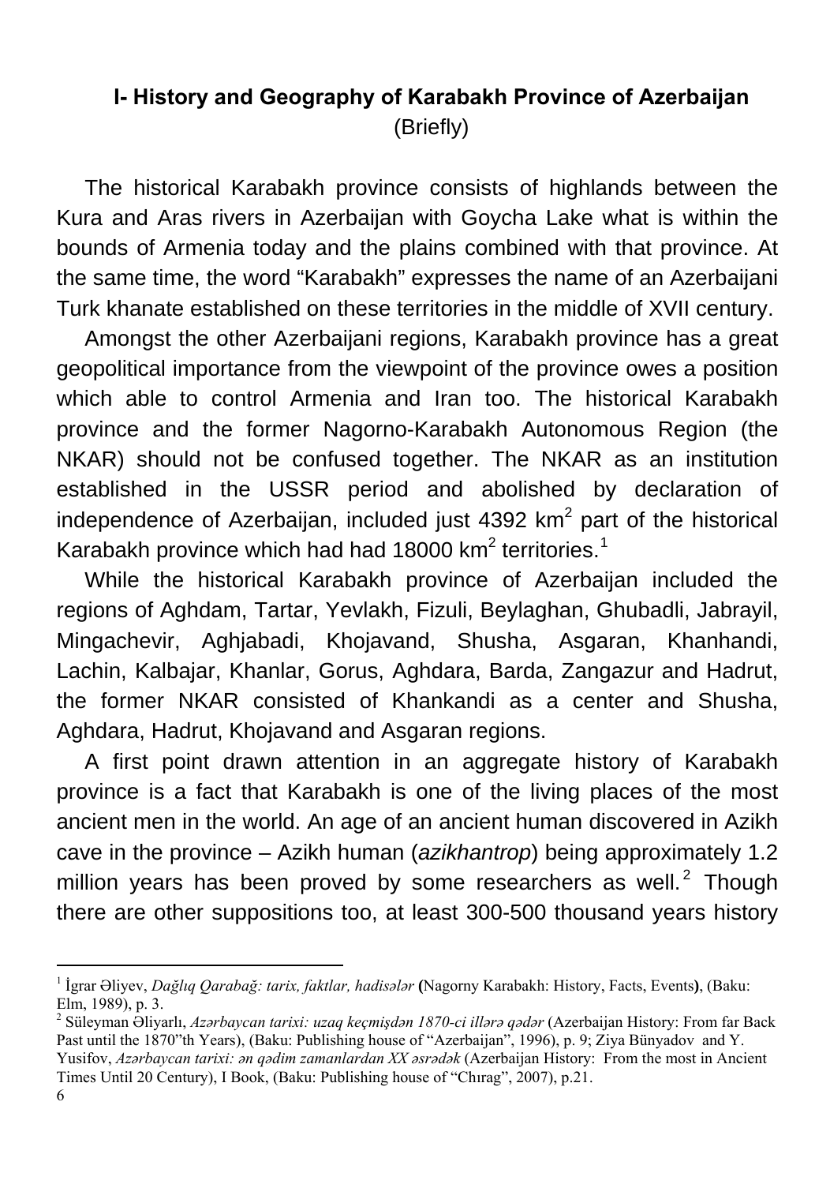## I- History and Geography of Karabakh Province of Azerbaijan

(Briefly)

The historical Karabakh province consists of highlands between the Kura and Aras rivers in Azerbaijan with Goycha Lake what is within the bounds of Armenia today and the plains combined with that province. At the same time, the word "Karabakh" expresses the name of an Azerbaijani Turk khanate established on these territories in the middle of XVII century.

Amongst the other Azerbaijani regions, Karabakh province has a great geopolitical importance from the viewpoint of the province owes a position which able to control Armenia and Iran too. The historical Karabakh province and the former Nagorno-Karabakh Autonomous Region (the NKAR) should not be confused together. The NKAR as an institution established in the USSR period and abolished by declaration of independence of Azerbaijan, included just 4392 $km^2$ part of the historical Karabakh province which had had 18000 $km^2$ territories.[1]

While the historical Karabakh province of Azerbaijan included the regions of Aghdam, Tartar, Yevlakh, Fizuli, Beylaghan, Ghubadli, Jabrayil, Mingachevir, Aghjabadi, Khojavand, Shusha, Asgaran, Khanhandi, Lachin, Kalbajar, Khanlar, Gorus, Aghdara, Barda, Zangazur and Hadrut, the former NKAR consisted of Khankandi as a center and Shusha, Aghdara, Hadrut, Khojavand and Asgaran regions.

A first point drawn attention in an aggregate history of Karabakh province is a fact that Karabakh is one of the living places of the most ancient men in the world. An age of an ancient human discovered in Azikh cave in the province – Azikh human (*azikhantrop*) being approximately 1.2 million years has been proved by some researchers as well.[2] Though there are other suppositions too, at least 300-500 thousand years history

---

[1] İgrar Əliyev, *Dağlıq Qarabağ: tarix, faktlar, hadisələr* **(**Nagorny Karabakh: History, Facts, Events**)**, (Baku: Elm, 1989), p. 3.

[2] Süleyman Əliyarlı, *Azərbaycan tarixi: uzaq keçmişdən 1870-ci illərə qədər* (Azerbaijan History: From far Back Past until the 1870"th Years), (Baku: Publishing house of "Azerbaijan", 1996), p. 9; Ziya Bünyadov and Y. Yusifov, *Azərbaycan tarixi: ən qədim zamanlardan XX əsrədək* (Azerbaijan History: From the most in Ancient Times Until 20 Century), I Book, (Baku: Publishing house of "Chırag", 2007), p.21.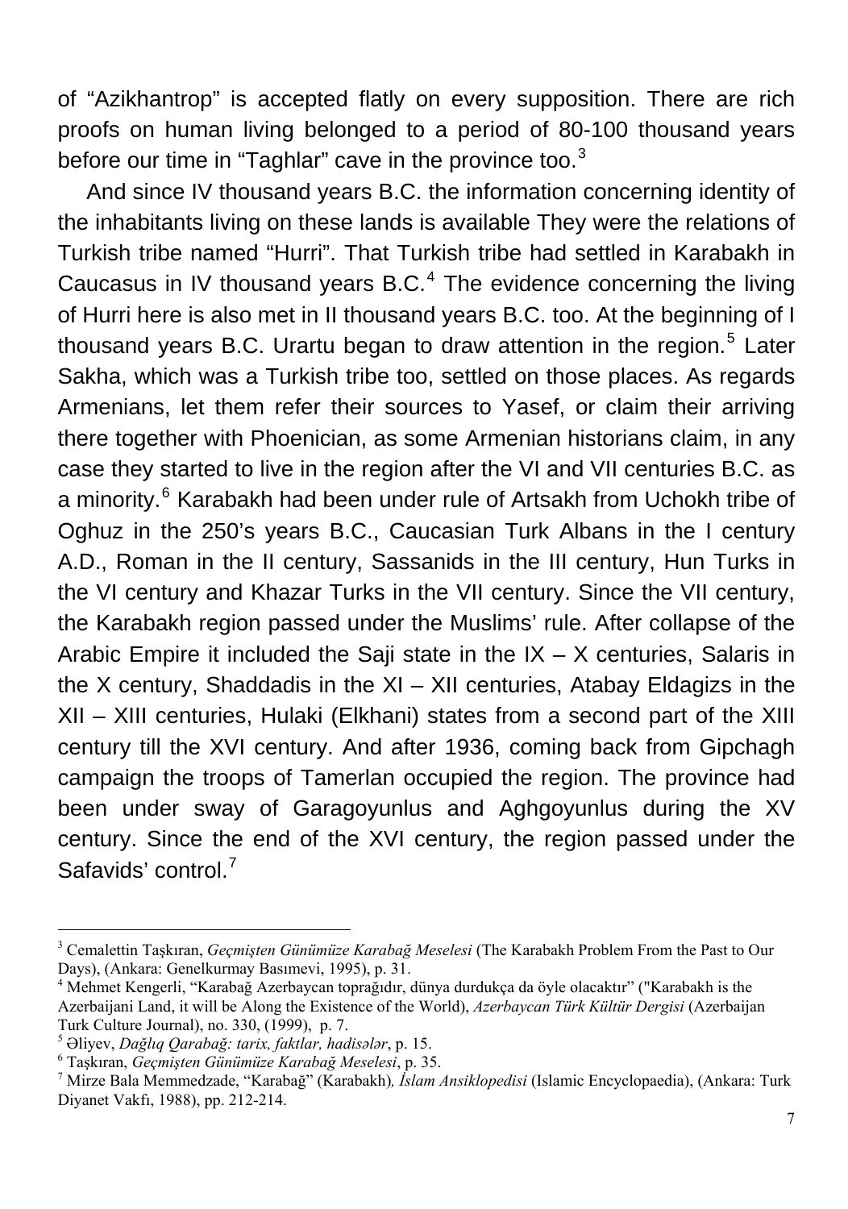of "Azikhantrop" is accepted flatly on every supposition. There are rich proofs on human living belonged to a period of 80-100 thousand years before our time in "Taghlar" cave in the province too.[3]

And since IV thousand years B.C. the information concerning identity of the inhabitants living on these lands is available They were the relations of Turkish tribe named "Hurri". That Turkish tribe had settled in Karabakh in Caucasus in IV thousand years B.C.[4] The evidence concerning the living of Hurri here is also met in II thousand years B.C. too. At the beginning of I thousand years B.C. Urartu began to draw attention in the region.[5] Later Sakha, which was a Turkish tribe too, settled on those places. As regards Armenians, let them refer their sources to Yasef, or claim their arriving there together with Phoenician, as some Armenian historians claim, in any case they started to live in the region after the VI and VII centuries B.C. as a minority.[6] Karabakh had been under rule of Artsakh from Uchokh tribe of Oghuz in the 250's years B.C., Caucasian Turk Albans in the I century A.D., Roman in the II century, Sassanids in the III century, Hun Turks in the VI century and Khazar Turks in the VII century. Since the VII century, the Karabakh region passed under the Muslims' rule. After collapse of the Arabic Empire it included the Saji state in the IX – X centuries, Salaris in the X century, Shaddadis in the XI – XII centuries, Atabay Eldagizs in the XII – XIII centuries, Hulaki (Elkhani) states from a second part of the XIII century till the XVI century. And after 1936, coming back from Gipchagh campaign the troops of Tamerlan occupied the region. The province had been under sway of Garagoyunlus and Aghgoyunlus during the XV century. Since the end of the XVI century, the region passed under the Safavids' control.[7]

---

[3] Cemalettin Taşkıran, *Geçmişten Günümüze Karabağ Meselesi* (The Karabakh Problem From the Past to Our Days), (Ankara: Genelkurmay Basımevi, 1995), p. 31.

[4] Mehmet Kengerli, "Karabağ Azerbaycan toprağıdır, dünya durdukça da öyle olacaktır" ("Karabakh is the Azerbaijani Land, it will be Along the Existence of the World), *Azerbaycan Türk Kültür Dergisi* (Azerbaijan Turk Culture Journal), no. 330, (1999), p. 7.

[5] Əliyev, *Dağlıq Qarabağ: tarix, faktlar, hadisələr*, p. 15.

[6] Taşkıran, *Geçmişten Günümüze Karabağ Meselesi*, p. 35.

[7] Mirze Bala Memmedzade, "Karabağ" (Karabakh)*, İslam Ansiklopedisi* (Islamic Encyclopaedia), (Ankara: Turk Diyanet Vakfı, 1988), pp. 212-214.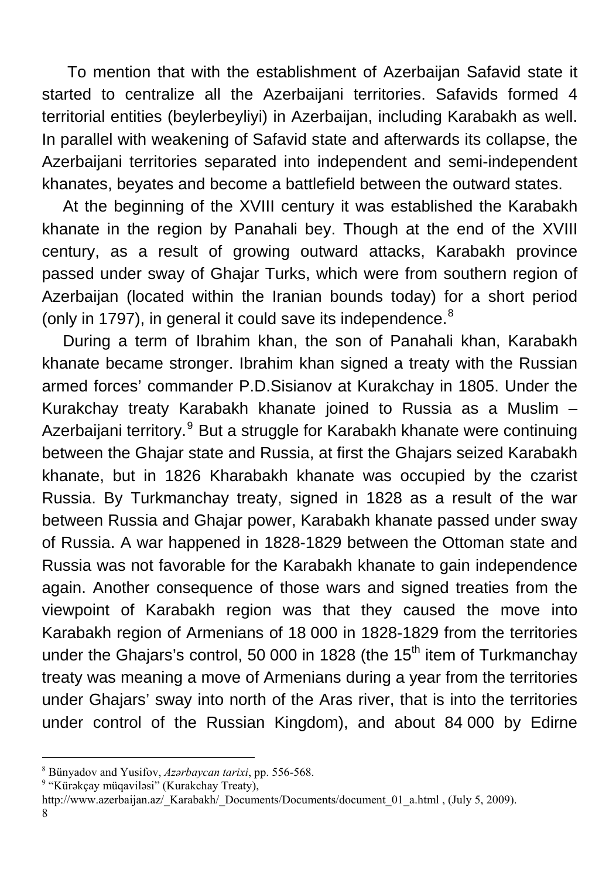To mention that with the establishment of Azerbaijan Safavid state it started to centralize all the Azerbaijani territories. Safavids formed 4 territorial entities (beylerbeyliyi) in Azerbaijan, including Karabakh as well. In parallel with weakening of Safavid state and afterwards its collapse, the Azerbaijani territories separated into independent and semi-independent khanates, beyates and become a battlefield between the outward states.

At the beginning of the XVIII century it was established the Karabakh khanate in the region by Panahali bey. Though at the end of the XVIII century, as a result of growing outward attacks, Karabakh province passed under sway of Ghajar Turks, which were from southern region of Azerbaijan (located within the Iranian bounds today) for a short period (only in 1797), in general it could save its independence.[8]

During a term of Ibrahim khan, the son of Panahali khan, Karabakh khanate became stronger. Ibrahim khan signed a treaty with the Russian armed forces' commander P.D.Sisianov at Kurakchay in 1805. Under the Kurakchay treaty Karabakh khanate joined to Russia as a Muslim – Azerbaijani territory.[9] But a struggle for Karabakh khanate were continuing between the Ghajar state and Russia, at first the Ghajars seized Karabakh khanate, but in 1826 Kharabakh khanate was occupied by the czarist Russia. By Turkmanchay treaty, signed in 1828 as a result of the war between Russia and Ghajar power, Karabakh khanate passed under sway of Russia. A war happened in 1828-1829 between the Ottoman state and Russia was not favorable for the Karabakh khanate to gain independence again. Another consequence of those wars and signed treaties from the viewpoint of Karabakh region was that they caused the move into Karabakh region of Armenians of 18 000 in 1828-1829 from the territories under the Ghajars's control, 50 000 in 1828 (the 15th item of Turkmanchay treaty was meaning a move of Armenians during a year from the territories under Ghajars' sway into north of the Aras river, that is into the territories under control of the Russian Kingdom), and about 84 000 by Edirne

---

[8] Bünyadov and Yusifov, *Azərbaycan tarixi*, pp. 556-568.

[9] "Kürəkçay müqaviləsi" (Kurakchay Treaty), http://www.azerbaijan.az/_Karabakh/_Documents/Documents/document_01_a.html , (July 5, 2009).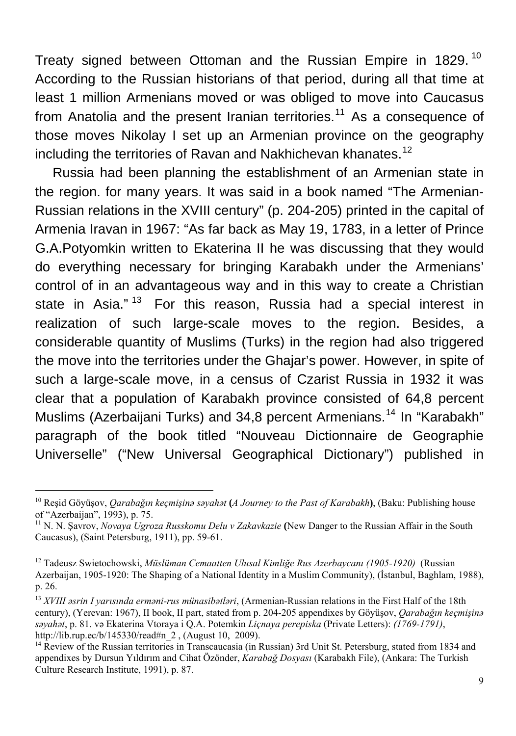Treaty signed between Ottoman and the Russian Empire in 1829.[10] According to the Russian historians of that period, during all that time at least 1 million Armenians moved or was obliged to move into Caucasus from Anatolia and the present Iranian territories.[11] As a consequence of those moves Nikolay I set up an Armenian province on the geography including the territories of Ravan and Nakhichevan khanates.[12]

Russia had been planning the establishment of an Armenian state in the region. for many years. It was said in a book named "The Armenian-Russian relations in the XVIII century" (p. 204-205) printed in the capital of Armenia Iravan in 1967: "As far back as May 19, 1783, in a letter of Prince G.A.Potyomkin written to Ekaterina II he was discussing that they would do everything necessary for bringing Karabakh under the Armenians' control of in an advantageous way and in this way to create a Christian state in Asia."[13] For this reason, Russia had a special interest in realization of such large-scale moves to the region. Besides, a considerable quantity of Muslims (Turks) in the region had also triggered the move into the territories under the Ghajar's power. However, in spite of such a large-scale move, in a census of Czarist Russia in 1932 it was clear that a population of Karabakh province consisted of 64,8 percent Muslims (Azerbaijani Turks) and 34,8 percent Armenians.[14] In "Karabakh" paragraph of the book titled "Nouveau Dictionnaire de Geographie Universelle" ("New Universal Geographical Dictionary") published in

---

[10] Reşid Göyüşov, *Qarabağın keçmişinə səyahət* **(***A Journey to the Past of Karabakh***)**, (Baku: Publishing house of "Azerbaijan", 1993), p. 75.

[11] N. N. Şavrov, *Novaya Ugroza Russkomu Delu v Zakavkazie* **(**New Danger to the Russian Affair in the South Caucasus), (Saint Petersburg, 1911), pp. 59-61.

[12] Tadeusz Swietochowski, *Müslüman Cemaatten Ulusal Kimliğe Rus Azerbaycanı (1905-1920)* (Russian Azerbaijan, 1905-1920: The Shaping of a National Identity in a Muslim Community), (İstanbul, Baghlam, 1988), p. 26.

[13] *XVIII əsrin I yarısında erməni-rus münasibətləri*, (Armenian-Russian relations in the First Half of the 18th century), (Yerevan: 1967), II book, II part, stated from p. 204-205 appendixes by Göyüşov, *Qarabağın keçmişinə səyahət*, p. 81. və Ekaterina Vtoraya i Q.A. Potemkin *Liçnaya perepiska* (Private Letters): *(1769-1791)*, http://lib.rup.ec/b/145330/read#n_2 , (August 10, 2009).

[14] Review of the Russian territories in Transcaucasia (in Russian) 3rd Unit St. Petersburg, stated from 1834 and appendixes by Dursun Yıldırım and Cihat Özönder, *Karabağ Dosyası* (Karabakh File), (Ankara: The Turkish Culture Research Institute, 1991), p. 87.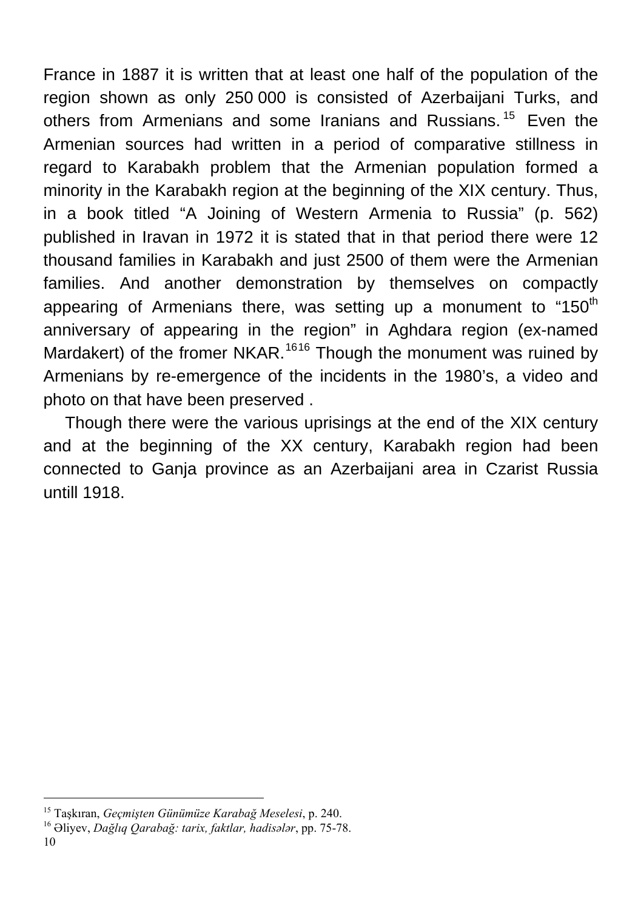France in 1887 it is written that at least one half of the population of the region shown as only 250 000 is consisted of Azerbaijani Turks, and others from Armenians and some Iranians and Russians.[15] Even the Armenian sources had written in a period of comparative stillness in regard to Karabakh problem that the Armenian population formed a minority in the Karabakh region at the beginning of the XIX century. Thus, in a book titled "A Joining of Western Armenia to Russia" (p. 562) published in Iravan in 1972 it is stated that in that period there were 12 thousand families in Karabakh and just 2500 of them were the Armenian families. And another demonstration by themselves on compactly appearing of Armenians there, was setting up a monument to "150th anniversary of appearing in the region" in Aghdara region (ex-named Mardakert) of the fromer NKAR.[1616] Though the monument was ruined by Armenians by re-emergence of the incidents in the 1980's, a video and photo on that have been preserved .

Though there were the various uprisings at the end of the XIX century and at the beginning of the XX century, Karabakh region had been connected to Ganja province as an Azerbaijani area in Czarist Russia untill 1918.

---

[15] Taşkıran, *Geçmişten Günümüze Karabağ Meselesi*, p. 240.

[16] Əliyev, *Dağlıq Qarabağ: tarix, faktlar, hadisələr*, pp. 75-78.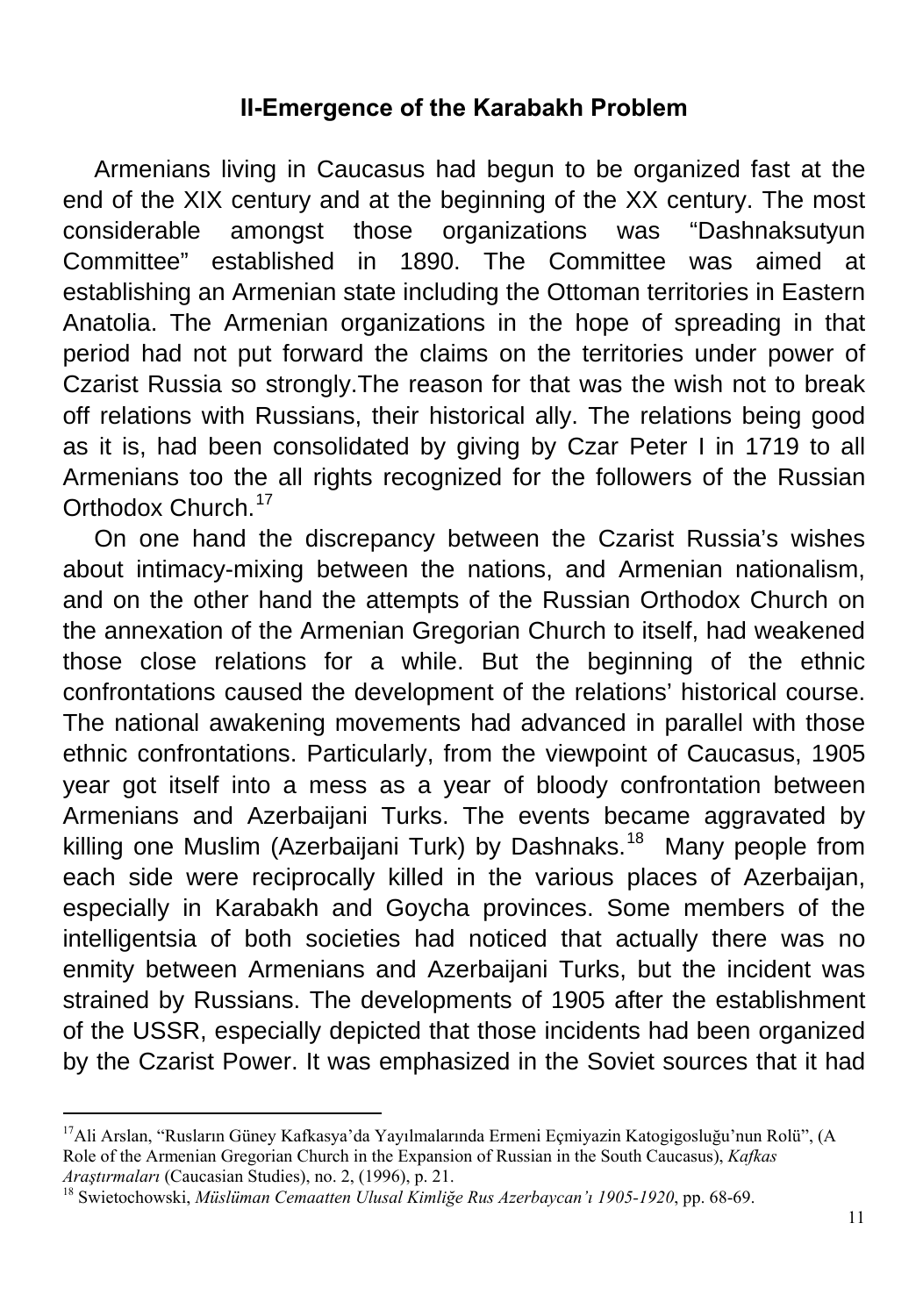## II-Emergence of the Karabakh Problem

Armenians living in Caucasus had begun to be organized fast at the end of the XIX century and at the beginning of the XX century. The most considerable amongst those organizations was "Dashnaksutyun Committee" established in 1890. The Committee was aimed at establishing an Armenian state including the Ottoman territories in Eastern Anatolia. The Armenian organizations in the hope of spreading in that period had not put forward the claims on the territories under power of Czarist Russia so strongly.The reason for that was the wish not to break off relations with Russians, their historical ally. The relations being good as it is, had been consolidated by giving by Czar Peter I in 1719 to all Armenians too the all rights recognized for the followers of the Russian Orthodox Church.[17]

On one hand the discrepancy between the Czarist Russia's wishes about intimacy-mixing between the nations, and Armenian nationalism, and on the other hand the attempts of the Russian Orthodox Church on the annexation of the Armenian Gregorian Church to itself, had weakened those close relations for a while. But the beginning of the ethnic confrontations caused the development of the relations' historical course. The national awakening movements had advanced in parallel with those ethnic confrontations. Particularly, from the viewpoint of Caucasus, 1905 year got itself into a mess as a year of bloody confrontation between Armenians and Azerbaijani Turks. The events became aggravated by killing one Muslim (Azerbaijani Turk) by Dashnaks.[18] Many people from each side were reciprocally killed in the various places of Azerbaijan, especially in Karabakh and Goycha provinces. Some members of the intelligentsia of both societies had noticed that actually there was no enmity between Armenians and Azerbaijani Turks, but the incident was strained by Russians. The developments of 1905 after the establishment of the USSR, especially depicted that those incidents had been organized by the Czarist Power. It was emphasized in the Soviet sources that it had

---

[17] Ali Arslan, "Rusların Güney Kafkasya'da Yayılmalarında Ermeni Eçmiyazin Katogigosluğu'nun Rolü", (A Role of the Armenian Gregorian Church in the Expansion of Russian in the South Caucasus), *Kafkas Araştırmaları* (Caucasian Studies), no. 2, (1996), p. 21.

[18] Swietochowski, *Müslüman Cemaatten Ulusal Kimliğe Rus Azerbaycan'ı 1905-1920*, pp. 68-69.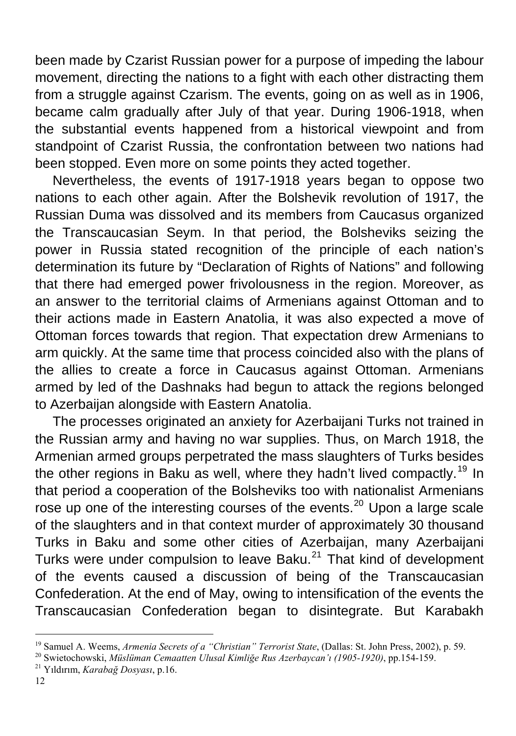been made by Czarist Russian power for a purpose of impeding the labour movement, directing the nations to a fight with each other distracting them from a struggle against Czarism. The events, going on as well as in 1906, became calm gradually after July of that year. During 1906-1918, when the substantial events happened from a historical viewpoint and from standpoint of Czarist Russia, the confrontation between two nations had been stopped. Even more on some points they acted together.

Nevertheless, the events of 1917-1918 years began to oppose two nations to each other again. After the Bolshevik revolution of 1917, the Russian Duma was dissolved and its members from Caucasus organized the Transcaucasian Seym. In that period, the Bolsheviks seizing the power in Russia stated recognition of the principle of each nation's determination its future by "Declaration of Rights of Nations" and following that there had emerged power frivolousness in the region. Moreover, as an answer to the territorial claims of Armenians against Ottoman and to their actions made in Eastern Anatolia, it was also expected a move of Ottoman forces towards that region. That expectation drew Armenians to arm quickly. At the same time that process coincided also with the plans of the allies to create a force in Caucasus against Ottoman. Armenians armed by led of the Dashnaks had begun to attack the regions belonged to Azerbaijan alongside with Eastern Anatolia.

The processes originated an anxiety for Azerbaijani Turks not trained in the Russian army and having no war supplies. Thus, on March 1918, the Armenian armed groups perpetrated the mass slaughters of Turks besides the other regions in Baku as well, where they hadn't lived compactly.[19] In that period a cooperation of the Bolsheviks too with nationalist Armenians rose up one of the interesting courses of the events.[20] Upon a large scale of the slaughters and in that context murder of approximately 30 thousand Turks in Baku and some other cities of Azerbaijan, many Azerbaijani Turks were under compulsion to leave Baku.[21] That kind of development of the events caused a discussion of being of the Transcaucasian Confederation. At the end of May, owing to intensification of the events the Transcaucasian Confederation began to disintegrate. But Karabakh

---

[19] Samuel A. Weems, *Armenia Secrets of a "Christian" Terrorist State*, (Dallas: St. John Press, 2002), p. 59.

[20] Swietochowski, *Müslüman Cemaatten Ulusal Kimliğe Rus Azerbaycan'ı (1905-1920)*, pp.154-159.

[21] Yıldırım, *Karabağ Dosyası*, p.16.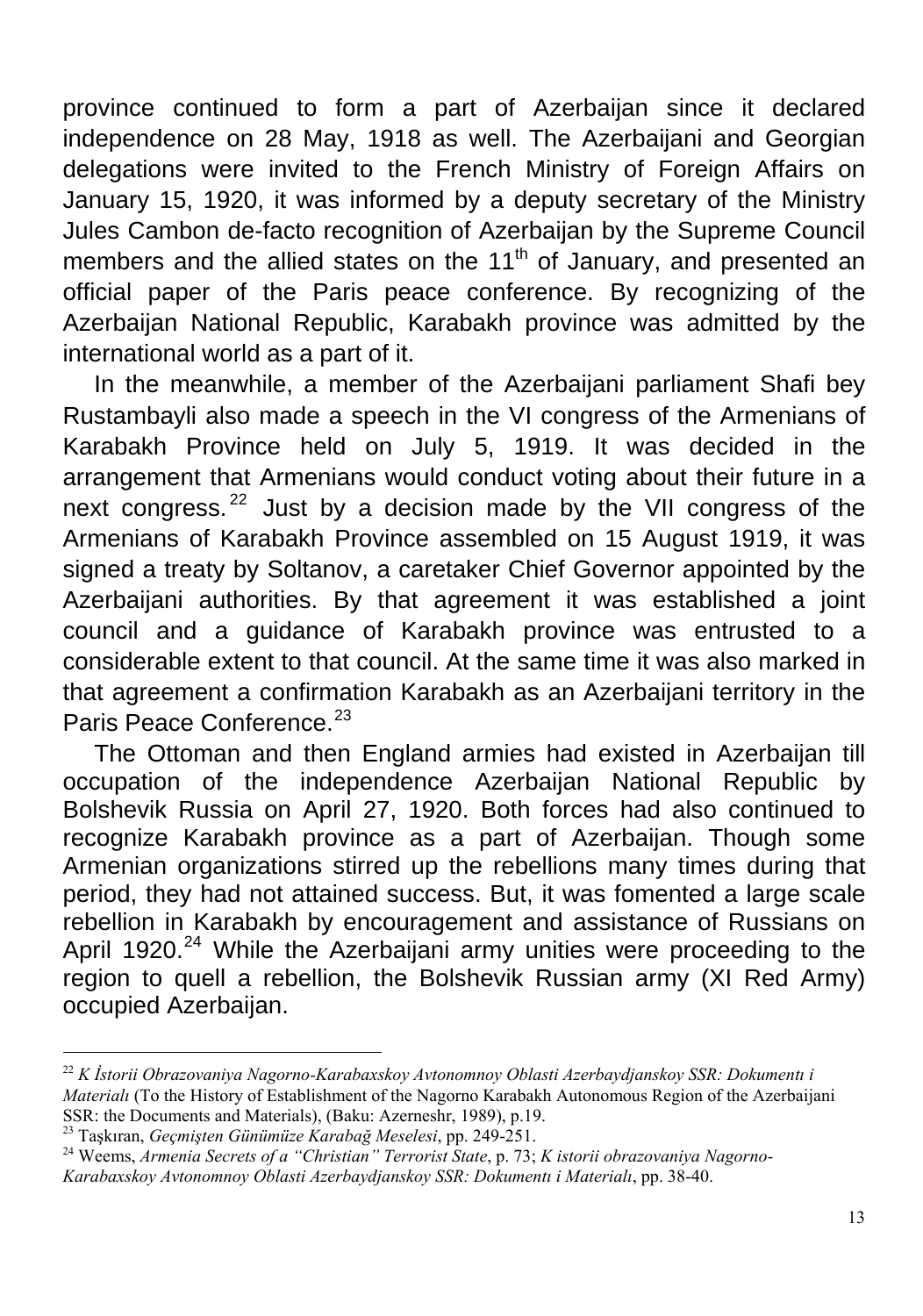province continued to form a part of Azerbaijan since it declared independence on 28 May, 1918 as well. The Azerbaijani and Georgian delegations were invited to the French Ministry of Foreign Affairs on January 15, 1920, it was informed by a deputy secretary of the Ministry Jules Cambon de-facto recognition of Azerbaijan by the Supreme Council members and the allied states on the 11th of January, and presented an official paper of the Paris peace conference. By recognizing of the Azerbaijan National Republic, Karabakh province was admitted by the international world as a part of it.

In the meanwhile, a member of the Azerbaijani parliament Shafi bey Rustambayli also made a speech in the VI congress of the Armenians of Karabakh Province held on July 5, 1919. It was decided in the arrangement that Armenians would conduct voting about their future in a next congress.[22] Just by a decision made by the VII congress of the Armenians of Karabakh Province assembled on 15 August 1919, it was signed a treaty by Soltanov, a caretaker Chief Governor appointed by the Azerbaijani authorities. By that agreement it was established a joint council and a guidance of Karabakh province was entrusted to a considerable extent to that council. At the same time it was also marked in that agreement a confirmation Karabakh as an Azerbaijani territory in the Paris Peace Conference.[23]

The Ottoman and then England armies had existed in Azerbaijan till occupation of the independence Azerbaijan National Republic by Bolshevik Russia on April 27, 1920. Both forces had also continued to recognize Karabakh province as a part of Azerbaijan. Though some Armenian organizations stirred up the rebellions many times during that period, they had not attained success. But, it was fomented a large scale rebellion in Karabakh by encouragement and assistance of Russians on April 1920.[24] While the Azerbaijani army unities were proceeding to the region to quell a rebellion, the Bolshevik Russian army (XI Red Army) occupied Azerbaijan.

---

[22] *K İstorii Obrazovaniya Nagorno-Karabaxskoy Avtonomnoy Oblasti Azerbaydjanskoy SSR: Dokumentı i Materialı* (To the History of Establishment of the Nagorno Karabakh Autonomous Region of the Azerbaijani SSR: the Documents and Materials), (Baku: Azerneshr, 1989), p.19.

[23] Taşkıran, *Geçmişten Günümüze Karabağ Meselesi*, pp. 249-251.

[24] Weems, *Armenia Secrets of a "Christian" Terrorist State*, p. 73; *K istorii obrazovaniya Nagorno-Karabaxskoy Avtonomnoy Oblasti Azerbaydjanskoy SSR: Dokumentı i Materialı*, pp. 38-40.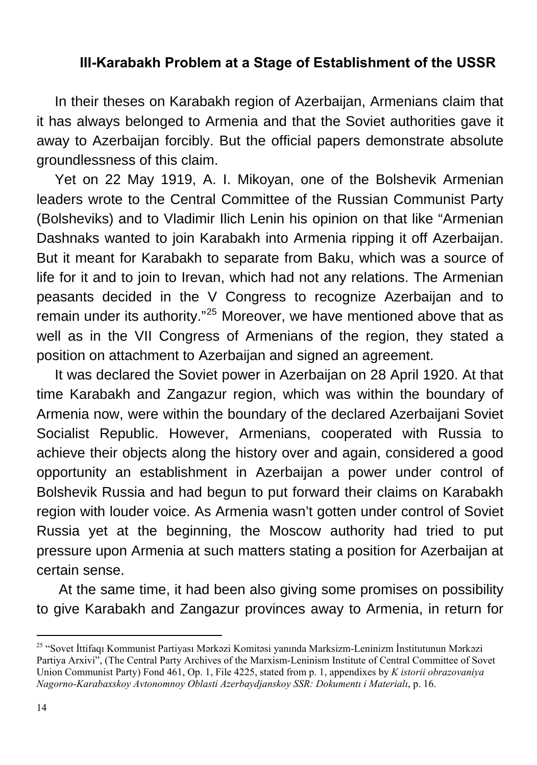### III-Karabakh Problem at a Stage of Establishment of the USSR

In their theses on Karabakh region of Azerbaijan, Armenians claim that it has always belonged to Armenia and that the Soviet authorities gave it away to Azerbaijan forcibly. But the official papers demonstrate absolute groundlessness of this claim.

Yet on 22 May 1919, A. I. Mikoyan, one of the Bolshevik Armenian leaders wrote to the Central Committee of the Russian Communist Party (Bolsheviks) and to Vladimir Ilich Lenin his opinion on that like "Armenian Dashnaks wanted to join Karabakh into Armenia ripping it off Azerbaijan. But it meant for Karabakh to separate from Baku, which was a source of life for it and to join to Irevan, which had not any relations. The Armenian peasants decided in the V Congress to recognize Azerbaijan and to remain under its authority."[25] Moreover, we have mentioned above that as well as in the VII Congress of Armenians of the region, they stated a position on attachment to Azerbaijan and signed an agreement.

It was declared the Soviet power in Azerbaijan on 28 April 1920. At that time Karabakh and Zangazur region, which was within the boundary of Armenia now, were within the boundary of the declared Azerbaijani Soviet Socialist Republic. However, Armenians, cooperated with Russia to achieve their objects along the history over and again, considered a good opportunity an establishment in Azerbaijan a power under control of Bolshevik Russia and had begun to put forward their claims on Karabakh region with louder voice. As Armenia wasn't gotten under control of Soviet Russia yet at the beginning, the Moscow authority had tried to put pressure upon Armenia at such matters stating a position for Azerbaijan at certain sense.

At the same time, it had been also giving some promises on possibility to give Karabakh and Zangazur provinces away to Armenia, in return for

---

[25] "Sovet İttifaqı Kommunist Partiyası Mərkəzi Komitəsi yanında Marksizm-Leninizm İnstitutunun Mərkəzi Partiya Arxivi", (The Central Party Archives of the Marxism-Leninism Institute of Central Committee of Sovet Union Communist Party) Fond 461, Op. 1, File 4225, stated from p. 1, appendixes by *K istorii obrazovaniya Nagorno-Karabaxskoy Avtonomnoy Oblasti Azerbaydjanskoy SSR: Dokumentı i Materialı*, p. 16.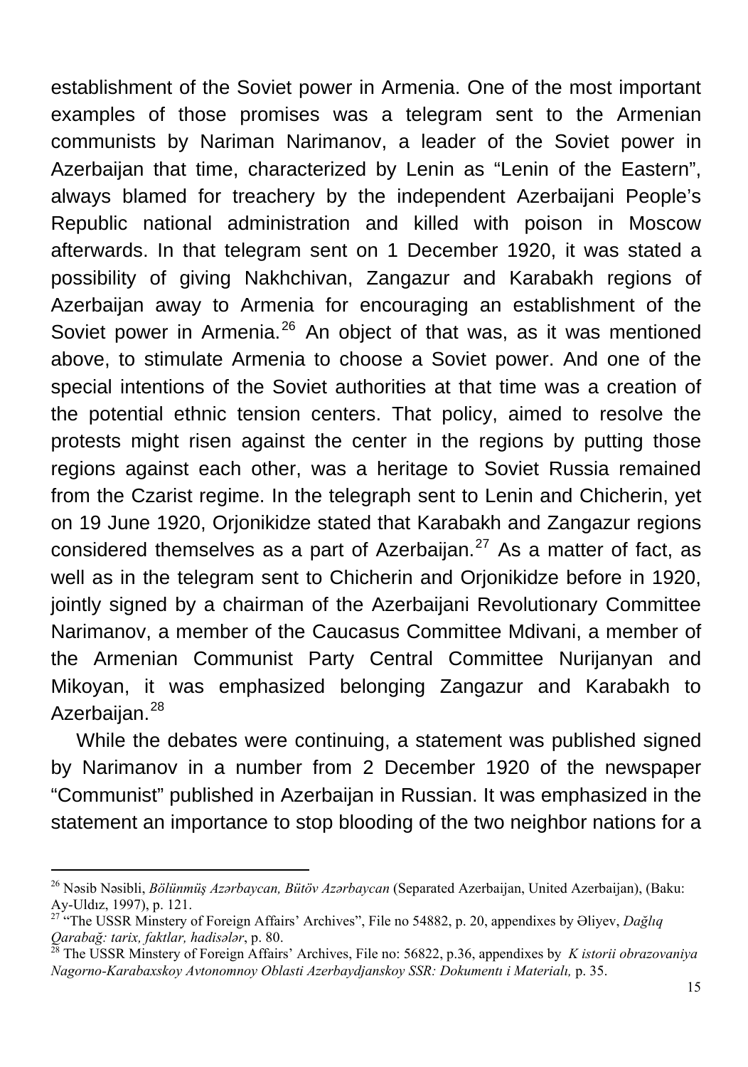establishment of the Soviet power in Armenia. One of the most important examples of those promises was a telegram sent to the Armenian communists by Nariman Narimanov, a leader of the Soviet power in Azerbaijan that time, characterized by Lenin as "Lenin of the Eastern", always blamed for treachery by the independent Azerbaijani People's Republic national administration and killed with poison in Moscow afterwards. In that telegram sent on 1 December 1920, it was stated a possibility of giving Nakhchivan, Zangazur and Karabakh regions of Azerbaijan away to Armenia for encouraging an establishment of the Soviet power in Armenia.[26] An object of that was, as it was mentioned above, to stimulate Armenia to choose a Soviet power. And one of the special intentions of the Soviet authorities at that time was a creation of the potential ethnic tension centers. That policy, aimed to resolve the protests might risen against the center in the regions by putting those regions against each other, was a heritage to Soviet Russia remained from the Czarist regime. In the telegraph sent to Lenin and Chicherin, yet on 19 June 1920, Orjonikidze stated that Karabakh and Zangazur regions considered themselves as a part of Azerbaijan.[27] As a matter of fact, as well as in the telegram sent to Chicherin and Orjonikidze before in 1920, jointly signed by a chairman of the Azerbaijani Revolutionary Committee Narimanov, a member of the Caucasus Committee Mdivani, a member of the Armenian Communist Party Central Committee Nurijanyan and Mikoyan, it was emphasized belonging Zangazur and Karabakh to Azerbaijan.[28]

While the debates were continuing, a statement was published signed by Narimanov in a number from 2 December 1920 of the newspaper "Communist" published in Azerbaijan in Russian. It was emphasized in the statement an importance to stop blooding of the two neighbor nations for a

---

[26] Nəsib Nəsibli, *Bölünmüş Azərbaycan, Bütöv Azərbaycan* (Separated Azerbaijan, United Azerbaijan), (Baku: Ay-Uldız, 1997), p. 121.

[27] "The USSR Minstery of Foreign Affairs' Archives", File no 54882, p. 20, appendixes by Əliyev, *Dağlıq Qarabağ: tarix, faktlar, hadisələr*, p. 80.

[28] The USSR Minstery of Foreign Affairs' Archives, File no: 56822, p.36, appendixes by *K istorii obrazovaniya Nagorno-Karabaxskoy Avtonomnoy Oblasti Azerbaydjanskoy SSR: Dokumentı i Materialı,* p. 35.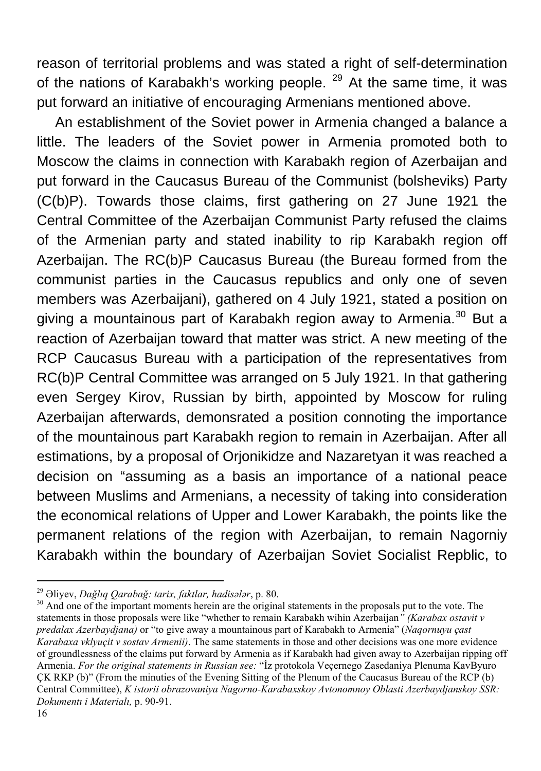reason of territorial problems and was stated a right of self-determination of the nations of Karabakh's working people. [29] At the same time, it was put forward an initiative of encouraging Armenians mentioned above.

An establishment of the Soviet power in Armenia changed a balance a little. The leaders of the Soviet power in Armenia promoted both to Moscow the claims in connection with Karabakh region of Azerbaijan and put forward in the Caucasus Bureau of the Communist (bolsheviks) Party (C(b)P). Towards those claims, first gathering on 27 June 1921 the Central Committee of the Azerbaijan Communist Party refused the claims of the Armenian party and stated inability to rip Karabakh region off Azerbaijan. The RC(b)P Caucasus Bureau (the Bureau formed from the communist parties in the Caucasus republics and only one of seven members was Azerbaijani), gathered on 4 July 1921, stated a position on giving a mountainous part of Karabakh region away to Armenia.[30] But a reaction of Azerbaijan toward that matter was strict. A new meeting of the RCP Caucasus Bureau with a participation of the representatives from RC(b)P Central Committee was arranged on 5 July 1921. In that gathering even Sergey Kirov, Russian by birth, appointed by Moscow for ruling Azerbaijan afterwards, demonsrated a position connoting the importance of the mountainous part Karabakh region to remain in Azerbaijan. After all estimations, by a proposal of Orjonikidze and Nazaretyan it was reached a decision on "assuming as a basis an importance of a national peace between Muslims and Armenians, a necessity of taking into consideration the economical relations of Upper and Lower Karabakh, the points like the permanent relations of the region with Azerbaijan, to remain Nagorniy Karabakh within the boundary of Azerbaijan Soviet Socialist Repblic, to

---

[29] Əliyev, *Dağlıq Qarabağ: tarix, faktlar, hadisələr*, p. 80.

[30] And one of the important moments herein are the original statements in the proposals put to the vote. The statements in those proposals were like "whether to remain Karabakh wihin Azerbaijan*" (Karabax ostavit v predalax Azerbaydjana)* or "to give away a mountainous part of Karabakh to Armenia" (*Naqornuyu çast Karabaxa vklyuçit v sostav Armenii)*. The same statements in those and other decisions was one more evidence of groundlessness of the claims put forward by Armenia as if Karabakh had given away to Azerbaijan ripping off Armenia. *For the original statements in Russian see:* "İz protokola Veçernego Zasedaniya Plenuma KavByuro ÇK RKP (b)" (From the minuties of the Evening Sitting of the Plenum of the Caucasus Bureau of the RCP (b) Central Committee), *K istorii obrazovaniya Nagorno-Karabaxskoy Avtonomnoy Oblasti Azerbaydjanskoy SSR: Dokumentı i Materialı,* p. 90-91.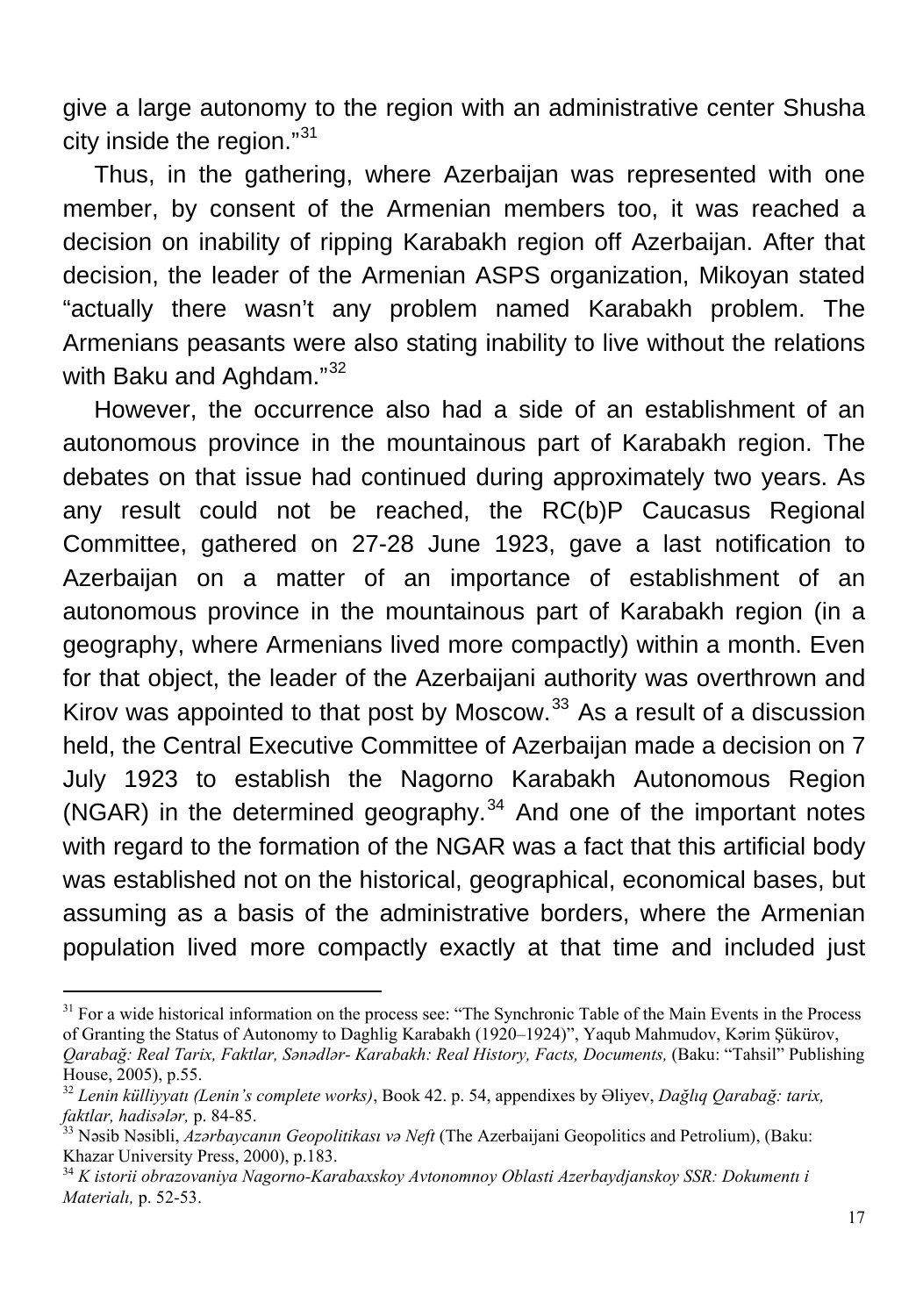give a large autonomy to the region with an administrative center Shusha city inside the region."[31]

Thus, in the gathering, where Azerbaijan was represented with one member, by consent of the Armenian members too, it was reached a decision on inability of ripping Karabakh region off Azerbaijan. After that decision, the leader of the Armenian ASPS organization, Mikoyan stated "actually there wasn't any problem named Karabakh problem. The Armenians peasants were also stating inability to live without the relations with Baku and Aghdam."[32]

However, the occurrence also had a side of an establishment of an autonomous province in the mountainous part of Karabakh region. The debates on that issue had continued during approximately two years. As any result could not be reached, the RC(b)P Caucasus Regional Committee, gathered on 27-28 June 1923, gave a last notification to Azerbaijan on a matter of an importance of establishment of an autonomous province in the mountainous part of Karabakh region (in a geography, where Armenians lived more compactly) within a month. Even for that object, the leader of the Azerbaijani authority was overthrown and Kirov was appointed to that post by Moscow.[33] As a result of a discussion held, the Central Executive Committee of Azerbaijan made a decision on 7 July 1923 to establish the Nagorno Karabakh Autonomous Region (NGAR) in the determined geography.[34] And one of the important notes with regard to the formation of the NGAR was a fact that this artificial body was established not on the historical, geographical, economical bases, but assuming as a basis of the administrative borders, where the Armenian population lived more compactly exactly at that time and included just

---

[31] For a wide historical information on the process see: "The Synchronic Table of the Main Events in the Process of Granting the Status of Autonomy to Daghlig Karabakh (1920–1924)", Yaqub Mahmudov, Kərim Şükürov, *Qarabağ: Real Tarix, Faktlar, Sənədlər- Karabakh: Real History, Facts, Documents,* (Baku: "Tahsil" Publishing House, 2005), p.55.

[32] *Lenin külliyyatı (Lenin's complete works)*, Book 42. p. 54, appendixes by Əliyev, *Dağlıq Qarabağ: tarix, faktlar, hadisələr,* p. 84-85.

[33] Nəsib Nəsibli, *Azərbaycanın Geopolitikası və Neft* (The Azerbaijani Geopolitics and Petrolium), (Baku: Khazar University Press, 2000), p.183.

[34] *K istorii obrazovaniya Nagorno-Karabaxskoy Avtonomnoy Oblasti Azerbaydjanskoy SSR: Dokumentı i Materialı,* p. 52-53.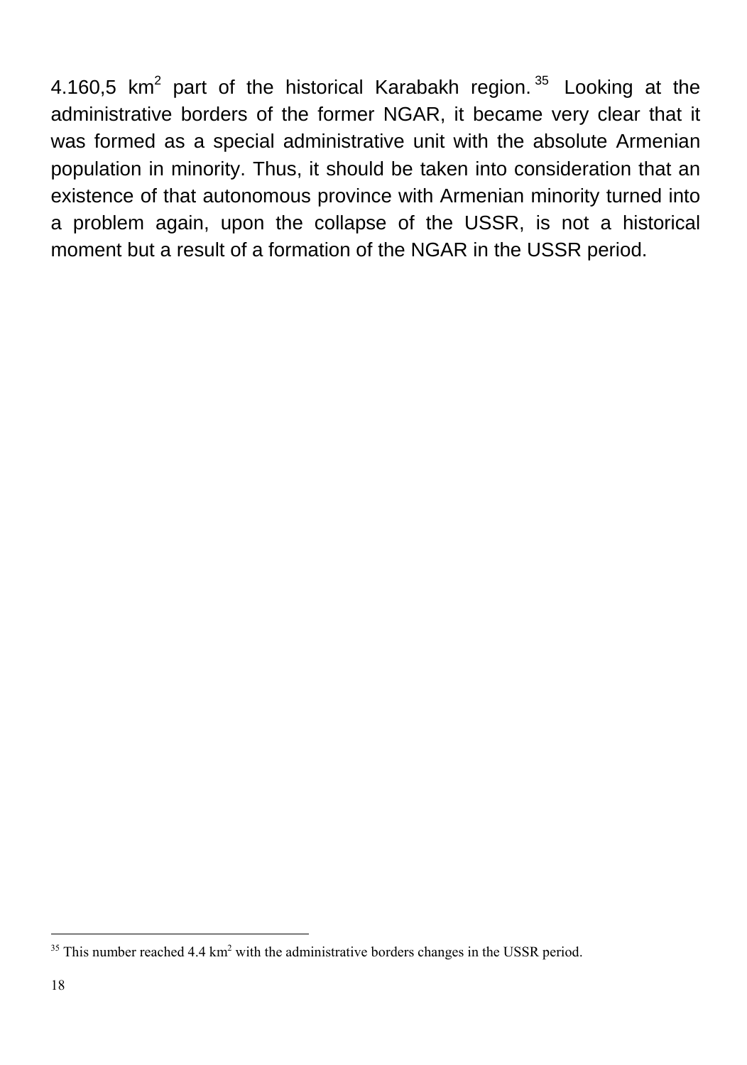4.160,5 $km^2$ part of the historical Karabakh region.[35] Looking at the administrative borders of the former NGAR, it became very clear that it was formed as a special administrative unit with the absolute Armenian population in minority. Thus, it should be taken into consideration that an existence of that autonomous province with Armenian minority turned into a problem again, upon the collapse of the USSR, is not a historical moment but a result of a formation of the NGAR in the USSR period.

---

[35] This number reached 4.4 $km^2$ with the administrative borders changes in the USSR period.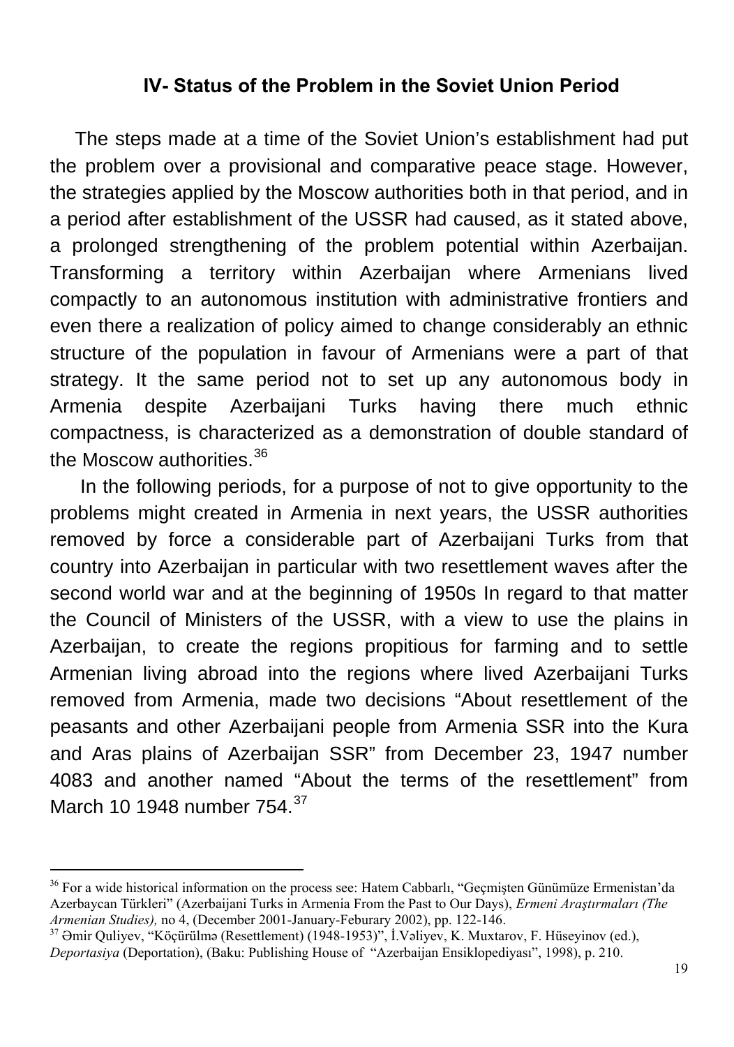## IV- Status of the Problem in the Soviet Union Period

The steps made at a time of the Soviet Union's establishment had put the problem over a provisional and comparative peace stage. However, the strategies applied by the Moscow authorities both in that period, and in a period after establishment of the USSR had caused, as it stated above, a prolonged strengthening of the problem potential within Azerbaijan. Transforming a territory within Azerbaijan where Armenians lived compactly to an autonomous institution with administrative frontiers and even there a realization of policy aimed to change considerably an ethnic structure of the population in favour of Armenians were a part of that strategy. It the same period not to set up any autonomous body in Armenia despite Azerbaijani Turks having there much ethnic compactness, is characterized as a demonstration of double standard of the Moscow authorities.[36]

In the following periods, for a purpose of not to give opportunity to the problems might created in Armenia in next years, the USSR authorities removed by force a considerable part of Azerbaijani Turks from that country into Azerbaijan in particular with two resettlement waves after the second world war and at the beginning of 1950s In regard to that matter the Council of Ministers of the USSR, with a view to use the plains in Azerbaijan, to create the regions propitious for farming and to settle Armenian living abroad into the regions where lived Azerbaijani Turks removed from Armenia, made two decisions "About resettlement of the peasants and other Azerbaijani people from Armenia SSR into the Kura and Aras plains of Azerbaijan SSR" from December 23, 1947 number 4083 and another named "About the terms of the resettlement" from March 10 1948 number 754.[37]

---

[36] For a wide historical information on the process see: Hatem Cabbarlı, "Geçmişten Günümüze Ermenistan'da Azerbaycan Türkleri" (Azerbaijani Turks in Armenia From the Past to Our Days), *Ermeni Araştırmaları (The Armenian Studies),* no 4, (December 2001-January-Feburary 2002), pp. 122-146.

[37] Əmir Quliyev, "Köçürülmə (Resettlement) (1948-1953)", İ.Vəliyev, K. Muxtarov, F. Hüseyinov (ed.), *Deportasiya* (Deportation), (Baku: Publishing House of "Azerbaijan Ensiklopediyası", 1998), p. 210.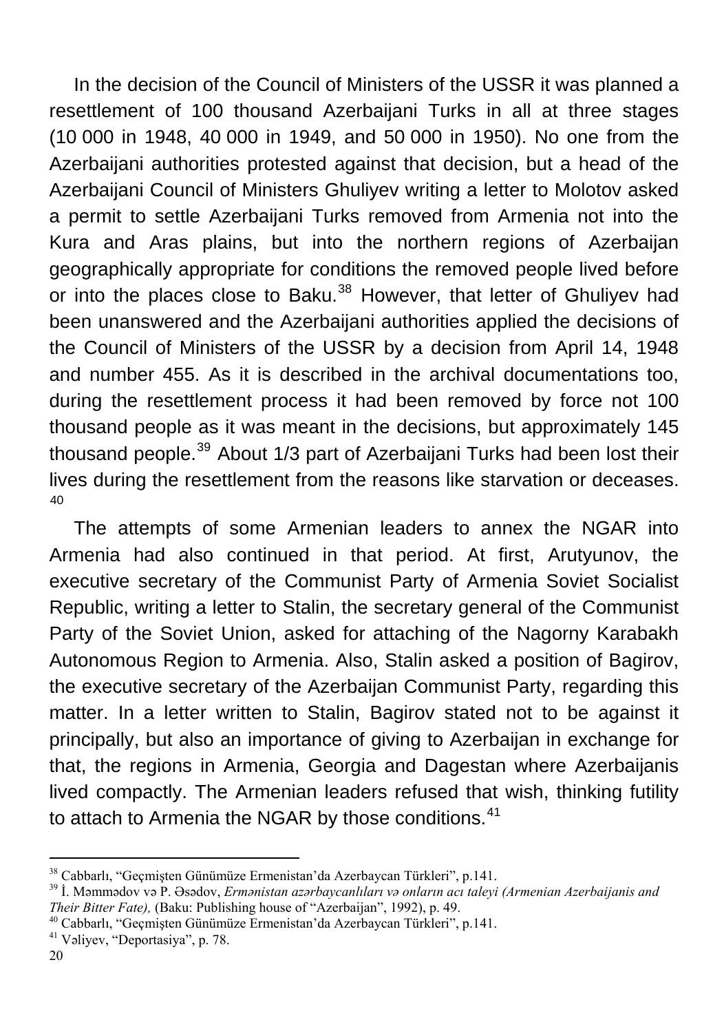In the decision of the Council of Ministers of the USSR it was planned a resettlement of 100 thousand Azerbaijani Turks in all at three stages (10 000 in 1948, 40 000 in 1949, and 50 000 in 1950). No one from the Azerbaijani authorities protested against that decision, but a head of the Azerbaijani Council of Ministers Ghuliyev writing a letter to Molotov asked a permit to settle Azerbaijani Turks removed from Armenia not into the Kura and Aras plains, but into the northern regions of Azerbaijan geographically appropriate for conditions the removed people lived before or into the places close to Baku.[38] However, that letter of Ghuliyev had been unanswered and the Azerbaijani authorities applied the decisions of the Council of Ministers of the USSR by a decision from April 14, 1948 and number 455. As it is described in the archival documentations too, during the resettlement process it had been removed by force not 100 thousand people as it was meant in the decisions, but approximately 145 thousand people.[39] About 1/3 part of Azerbaijani Turks had been lost their lives during the resettlement from the reasons like starvation or deceases.[40]

The attempts of some Armenian leaders to annex the NGAR into Armenia had also continued in that period. At first, Arutyunov, the executive secretary of the Communist Party of Armenia Soviet Socialist Republic, writing a letter to Stalin, the secretary general of the Communist Party of the Soviet Union, asked for attaching of the Nagorny Karabakh Autonomous Region to Armenia. Also, Stalin asked a position of Bagirov, the executive secretary of the Azerbaijan Communist Party, regarding this matter. In a letter written to Stalin, Bagirov stated not to be against it principally, but also an importance of giving to Azerbaijan in exchange for that, the regions in Armenia, Georgia and Dagestan where Azerbaijanis lived compactly. The Armenian leaders refused that wish, thinking futility to attach to Armenia the NGAR by those conditions.[41]

---

[38] Cabbarlı, "Geçmişten Günümüze Ermenistan'da Azerbaycan Türkleri", p.141.

[39] İ. Məmmədov və P. Əsədov, *Ermənistan azərbaycanlıları və onların acı taleyi (Armenian Azerbaijanis and Their Bitter Fate),* (Baku: Publishing house of "Azerbaijan", 1992), p. 49.

[40] Cabbarlı, "Geçmişten Günümüze Ermenistan'da Azerbaycan Türkleri", p.141.

[41] Vəliyev, "Deportasiya", p. 78.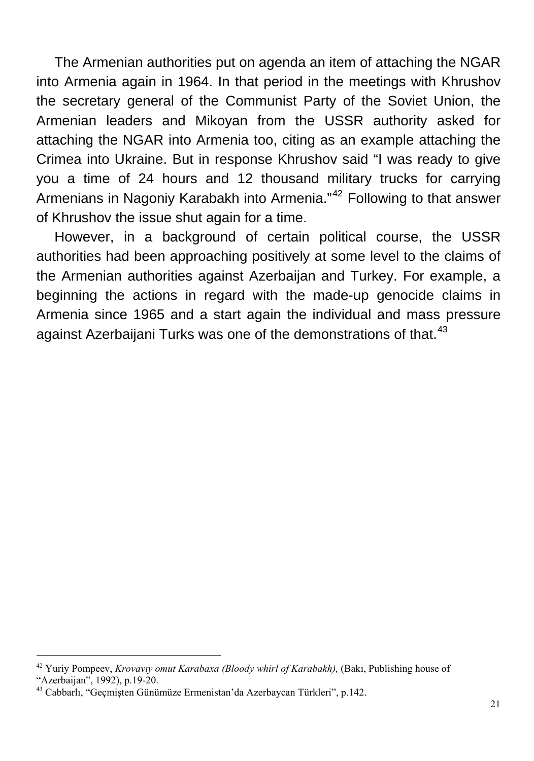The Armenian authorities put on agenda an item of attaching the NGAR into Armenia again in 1964. In that period in the meetings with Khrushov the secretary general of the Communist Party of the Soviet Union, the Armenian leaders and Mikoyan from the USSR authority asked for attaching the NGAR into Armenia too, citing as an example attaching the Crimea into Ukraine. But in response Khrushov said "I was ready to give you a time of 24 hours and 12 thousand military trucks for carrying Armenians in Nagoniy Karabakh into Armenia."[42] Following to that answer of Khrushov the issue shut again for a time.

However, in a background of certain political course, the USSR authorities had been approaching positively at some level to the claims of the Armenian authorities against Azerbaijan and Turkey. For example, a beginning the actions in regard with the made-up genocide claims in Armenia since 1965 and a start again the individual and mass pressure against Azerbaijani Turks was one of the demonstrations of that.[43]

---

[42] Yuriy Pompeev, *Krovavıy omut Karabaxa (Bloody whirl of Karabakh),* (Bakı, Publishing house of "Azerbaijan", 1992), p.19-20.

[43] Cabbarlı, "Geçmişten Günümüze Ermenistan'da Azerbaycan Türkleri", p.142.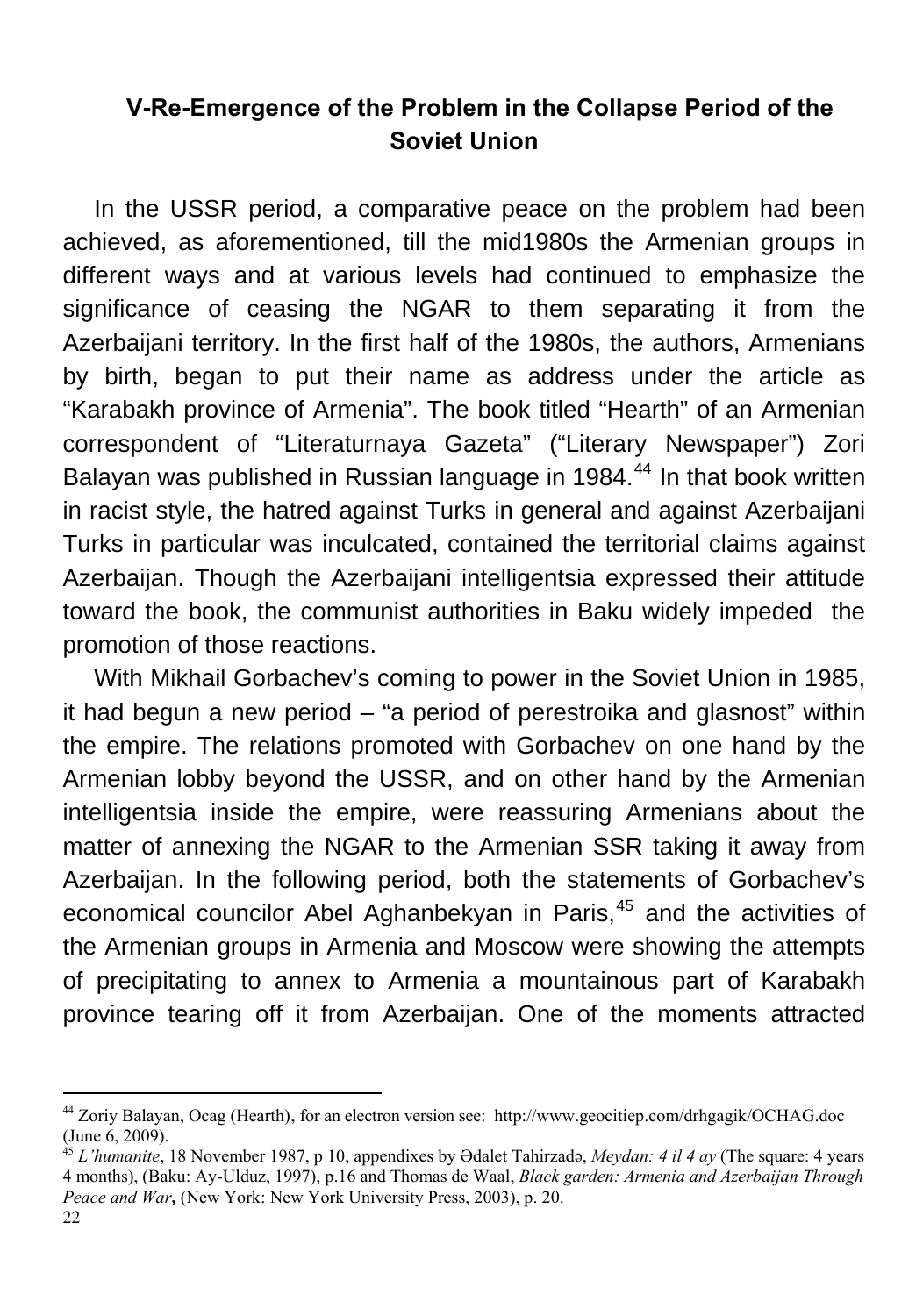## V-Re-Emergence of the Problem in the Collapse Period of the Soviet Union

In the USSR period, a comparative peace on the problem had been achieved, as aforementioned, till the mid1980s the Armenian groups in different ways and at various levels had continued to emphasize the significance of ceasing the NGAR to them separating it from the Azerbaijani territory. In the first half of the 1980s, the authors, Armenians by birth, began to put their name as address under the article as "Karabakh province of Armenia". The book titled "Hearth" of an Armenian correspondent of "Literaturnaya Gazeta" ("Literary Newspaper") Zori Balayan was published in Russian language in 1984.[44] In that book written in racist style, the hatred against Turks in general and against Azerbaijani Turks in particular was inculcated, contained the territorial claims against Azerbaijan. Though the Azerbaijani intelligentsia expressed their attitude toward the book, the communist authorities in Baku widely impeded the promotion of those reactions.

With Mikhail Gorbachev's coming to power in the Soviet Union in 1985, it had begun a new period – "a period of perestroika and glasnost" within the empire. The relations promoted with Gorbachev on one hand by the Armenian lobby beyond the USSR, and on other hand by the Armenian intelligentsia inside the empire, were reassuring Armenians about the matter of annexing the NGAR to the Armenian SSR taking it away from Azerbaijan. In the following period, both the statements of Gorbachev's economical councilor Abel Aghanbekyan in Paris,[45] and the activities of the Armenian groups in Armenia and Moscow were showing the attempts of precipitating to annex to Armenia a mountainous part of Karabakh province tearing off it from Azerbaijan. One of the moments attracted

---

[44] Zoriy Balayan, Ocag (Hearth), for an electron version see: http://www.geocitiep.com/drhgagik/OCHAG.doc (June 6, 2009).

[45] *L'humanite*, 18 November 1987, p 10, appendixes by Ədalet Tahirzadə, *Meydan: 4 il 4 ay* (The square: 4 years 4 months), (Baku: Ay-Ulduz, 1997), p.16 and Thomas de Waal, *Black garden: Armenia and Azerbaijan Through Peace and War*, (New York: New York University Press, 2003), p. 20.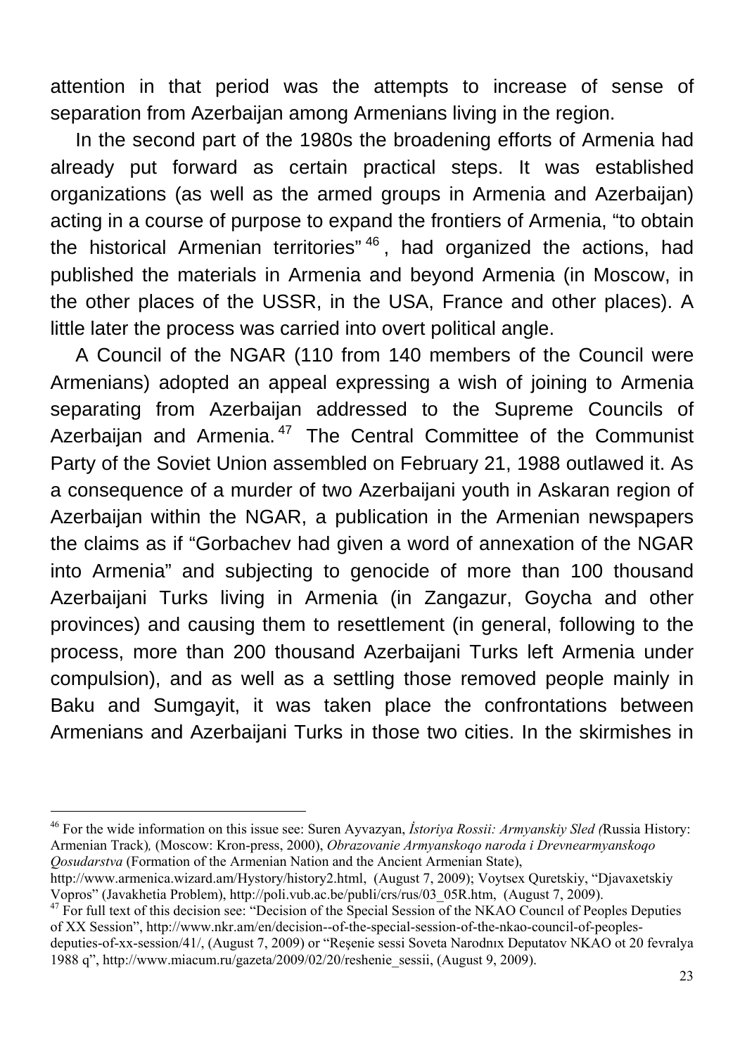attention in that period was the attempts to increase of sense of separation from Azerbaijan among Armenians living in the region.

In the second part of the 1980s the broadening efforts of Armenia had already put forward as certain practical steps. It was established organizations (as well as the armed groups in Armenia and Azerbaijan) acting in a course of purpose to expand the frontiers of Armenia, "to obtain the historical Armenian territories"[46], had organized the actions, had published the materials in Armenia and beyond Armenia (in Moscow, in the other places of the USSR, in the USA, France and other places). A little later the process was carried into overt political angle.

A Council of the NGAR (110 from 140 members of the Council were Armenians) adopted an appeal expressing a wish of joining to Armenia separating from Azerbaijan addressed to the Supreme Councils of Azerbaijan and Armenia.[47] The Central Committee of the Communist Party of the Soviet Union assembled on February 21, 1988 outlawed it. As a consequence of a murder of two Azerbaijani youth in Askaran region of Azerbaijan within the NGAR, a publication in the Armenian newspapers the claims as if "Gorbachev had given a word of annexation of the NGAR into Armenia" and subjecting to genocide of more than 100 thousand Azerbaijani Turks living in Armenia (in Zangazur, Goycha and other provinces) and causing them to resettlement (in general, following to the process, more than 200 thousand Azerbaijani Turks left Armenia under compulsion), and as well as a settling those removed people mainly in Baku and Sumgayit, it was taken place the confrontations between Armenians and Azerbaijani Turks in those two cities. In the skirmishes in

---

[46] For the wide information on this issue see: Suren Ayvazyan, *İstoriya Rossii: Armyanskiy Sled (*Russia History: Armenian Track)*,* (Moscow: Kron-press, 2000), *Obrazovanie Armyanskoqo naroda i Drevnearmyanskoqo Qosudarstva* (Formation of the Armenian Nation and the Ancient Armenian State), http://www.armenica.wizard.am/Hystory/history2.html, (August 7, 2009); Voytsex Quretskiy, "Djavaxetskiy Vopros" (Javakhetia Problem), http://poli.vub.ac.be/publi/crs/rus/03_05R.htm, (August 7, 2009).

[47] For full text of this decision see: "Decision of the Special Session of the NKAO Councıl of Peoples Deputies of XX Session", http://www.nkr.am/en/decision--of-the-special-session-of-the-nkao-council-of-peoples-deputies-of-xx-session/41/, (August 7, 2009) or "Reşenie sessi Soveta Narodnıx Deputatov NKAO ot 20 fevralya 1988 q", http://www.miacum.ru/gazeta/2009/02/20/reshenie_sessii, (August 9, 2009).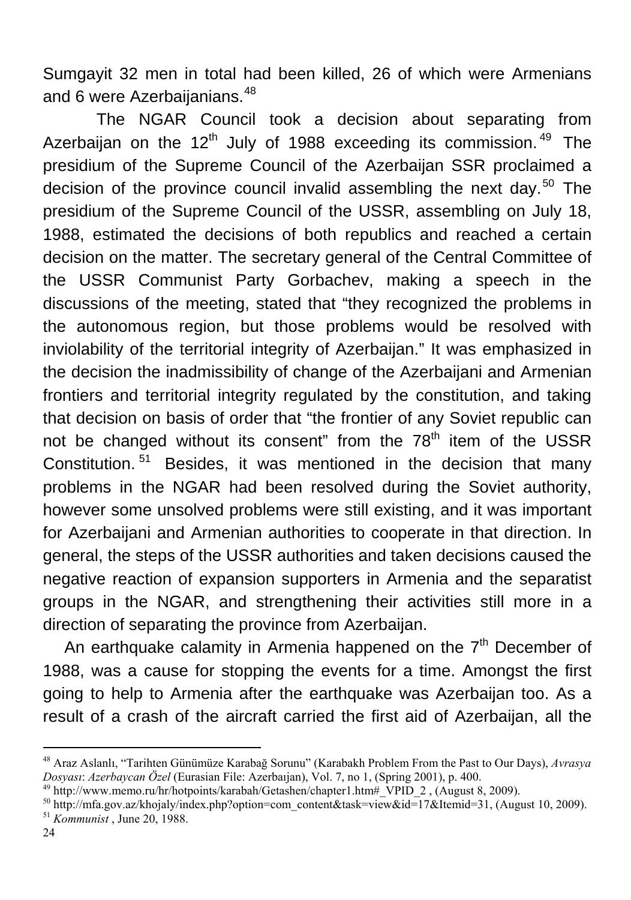Sumgayit 32 men in total had been killed, 26 of which were Armenians and 6 were Azerbaijanians.[48]

The NGAR Council took a decision about separating from Azerbaijan on the 12th July of 1988 exceeding its commission.[49] The presidium of the Supreme Council of the Azerbaijan SSR proclaimed a decision of the province council invalid assembling the next day.[50] The presidium of the Supreme Council of the USSR, assembling on July 18, 1988, estimated the decisions of both republics and reached a certain decision on the matter. The secretary general of the Central Committee of the USSR Communist Party Gorbachev, making a speech in the discussions of the meeting, stated that "they recognized the problems in the autonomous region, but those problems would be resolved with inviolability of the territorial integrity of Azerbaijan." It was emphasized in the decision the inadmissibility of change of the Azerbaijani and Armenian frontiers and territorial integrity regulated by the constitution, and taking that decision on basis of order that "the frontier of any Soviet republic can not be changed without its consent" from the 78th item of the USSR Constitution.[51] Besides, it was mentioned in the decision that many problems in the NGAR had been resolved during the Soviet authority, however some unsolved problems were still existing, and it was important for Azerbaijani and Armenian authorities to cooperate in that direction. In general, the steps of the USSR authorities and taken decisions caused the negative reaction of expansion supporters in Armenia and the separatist groups in the NGAR, and strengthening their activities still more in a direction of separating the province from Azerbaijan.

An earthquake calamity in Armenia happened on the 7th December of 1988, was a cause for stopping the events for a time. Amongst the first going to help to Armenia after the earthquake was Azerbaijan too. As a result of a crash of the aircraft carried the first aid of Azerbaijan, all the

---

[48] Araz Aslanlı, "Tarihten Günümüze Karabağ Sorunu" (Karabakh Problem From the Past to Our Days), *Avrasya Dosyası*: *Azerbaycan Özel* (Eurasian File: Azerbaıjan), Vol. 7, no 1, (Spring 2001), p. 400.

[49] http://www.memo.ru/hr/hotpoints/karabah/Getashen/chapter1.htm#_VPID_2 , (August 8, 2009).

[50] http://mfa.gov.az/khojaly/index.php?option=com_content&task=view&id=17&Itemid=31, (August 10, 2009).

[51] *Kommunist* , June 20, 1988.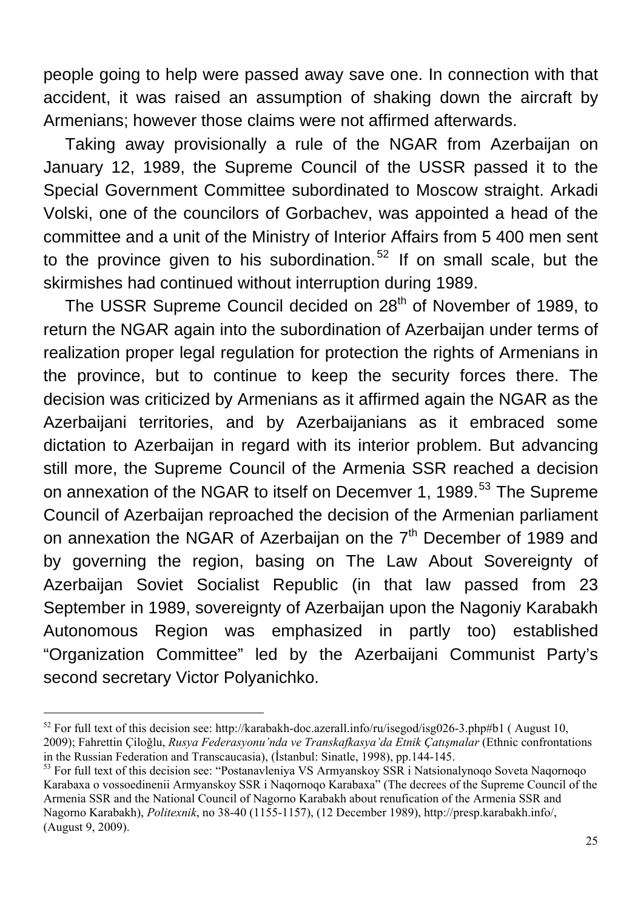people going to help were passed away save one. In connection with that accident, it was raised an assumption of shaking down the aircraft by Armenians; however those claims were not affirmed afterwards.

Taking away provisionally a rule of the NGAR from Azerbaijan on January 12, 1989, the Supreme Council of the USSR passed it to the Special Government Committee subordinated to Moscow straight. Arkadi Volski, one of the councilors of Gorbachev, was appointed a head of the committee and a unit of the Ministry of Interior Affairs from 5 400 men sent to the province given to his subordination.[52] If on small scale, but the skirmishes had continued without interruption during 1989.

The USSR Supreme Council decided on 28th of November of 1989, to return the NGAR again into the subordination of Azerbaijan under terms of realization proper legal regulation for protection the rights of Armenians in the province, but to continue to keep the security forces there. The decision was criticized by Armenians as it affirmed again the NGAR as the Azerbaijani territories, and by Azerbaijanians as it embraced some dictation to Azerbaijan in regard with its interior problem. But advancing still more, the Supreme Council of the Armenia SSR reached a decision on annexation of the NGAR to itself on Decemver 1, 1989.[53] The Supreme Council of Azerbaijan reproached the decision of the Armenian parliament on annexation the NGAR of Azerbaijan on the 7th December of 1989 and by governing the region, basing on The Law About Sovereignty of Azerbaijan Soviet Socialist Republic (in that law passed from 23 September in 1989, sovereignty of Azerbaijan upon the Nagoniy Karabakh Autonomous Region was emphasized in partly too) established "Organization Committee" led by the Azerbaijani Communist Party's second secretary Victor Polyanichko.

---

[52] For full text of this decision see: http://karabakh-doc.azerall.info/ru/isegod/isg026-3.php#b1 ( August 10, 2009); Fahrettin Çiloğlu, *Rusya Federasyonu'nda ve Transkafkasya'da Etnik Çatışmalar* (Ethnic confrontations in the Russian Federation and Transcaucasia), (İstanbul: Sinatle, 1998), pp.144-145.

[53] For full text of this decision see: "Postanavleniya VS Armyanskoy SSR i Natsionalynoqo Soveta Naqornoqo Karabaxa o vossoedinenii Armyanskoy SSR i Naqornoqo Karabaxa" (The decrees of the Supreme Council of the Armenia SSR and the National Council of Nagorno Karabakh about renufication of the Armenia SSR and Nagorno Karabakh), *Politexnik*, no 38-40 (1155-1157), (12 December 1989), http://presp.karabakh.info/, (August 9, 2009).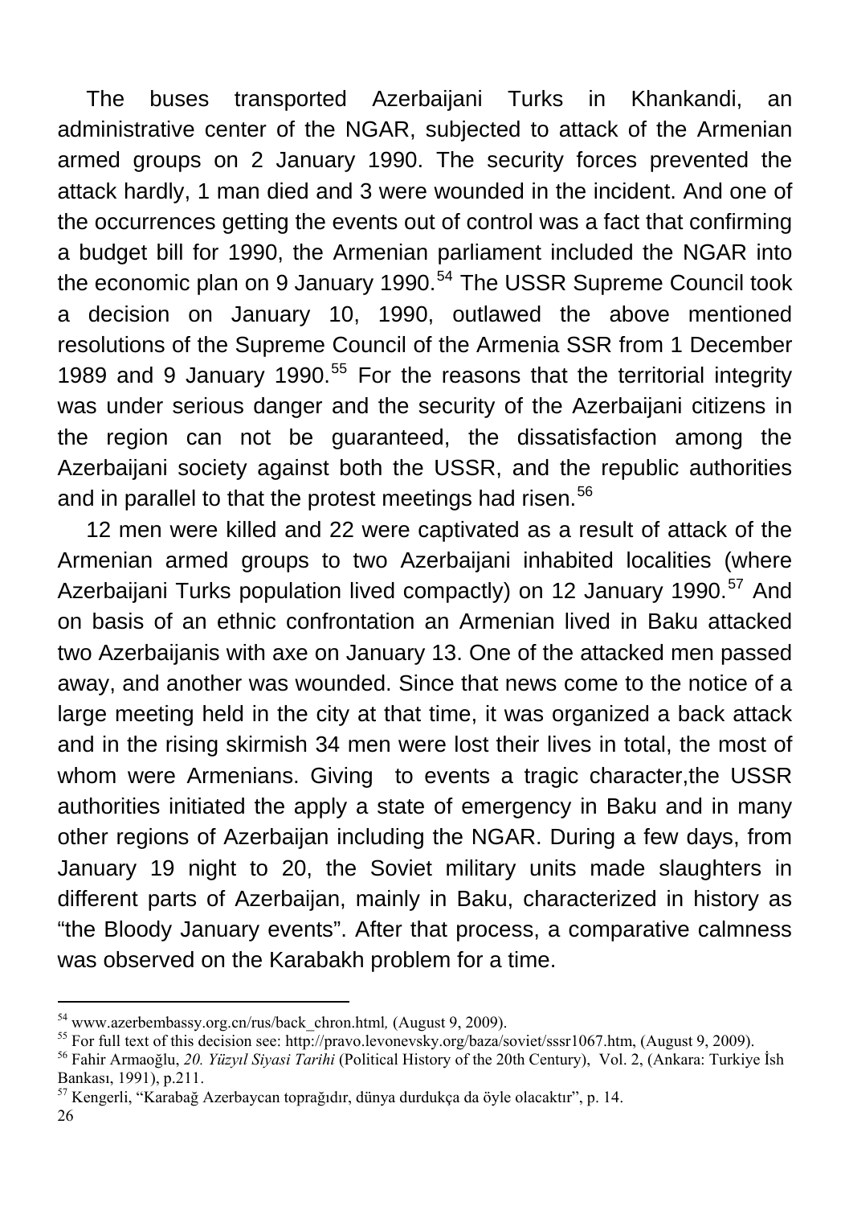The buses transported Azerbaijani Turks in Khankandi, an administrative center of the NGAR, subjected to attack of the Armenian armed groups on 2 January 1990. The security forces prevented the attack hardly, 1 man died and 3 were wounded in the incident. And one of the occurrences getting the events out of control was a fact that confirming a budget bill for 1990, the Armenian parliament included the NGAR into the economic plan on 9 January 1990.[54] The USSR Supreme Council took a decision on January 10, 1990, outlawed the above mentioned resolutions of the Supreme Council of the Armenia SSR from 1 December 1989 and 9 January 1990.[55] For the reasons that the territorial integrity was under serious danger and the security of the Azerbaijani citizens in the region can not be guaranteed, the dissatisfaction among the Azerbaijani society against both the USSR, and the republic authorities and in parallel to that the protest meetings had risen.[56]

12 men were killed and 22 were captivated as a result of attack of the Armenian armed groups to two Azerbaijani inhabited localities (where Azerbaijani Turks population lived compactly) on 12 January 1990.[57] And on basis of an ethnic confrontation an Armenian lived in Baku attacked two Azerbaijanis with axe on January 13. One of the attacked men passed away, and another was wounded. Since that news come to the notice of a large meeting held in the city at that time, it was organized a back attack and in the rising skirmish 34 men were lost their lives in total, the most of whom were Armenians. Giving to events a tragic character,the USSR authorities initiated the apply a state of emergency in Baku and in many other regions of Azerbaijan including the NGAR. During a few days, from January 19 night to 20, the Soviet military units made slaughters in different parts of Azerbaijan, mainly in Baku, characterized in history as "the Bloody January events". After that process, a comparative calmness was observed on the Karabakh problem for a time.

---

[54] www.azerbembassy.org.cn/rus/back_chron.html, (August 9, 2009).

[55] For full text of this decision see: http://pravo.levonevsky.org/baza/soviet/sssr1067.htm, (August 9, 2009).

[56] Fahir Armaoğlu, *20. Yüzyıl Siyasi Tarihi* (Political History of the 20th Century), Vol. 2, (Ankara: Turkiye İsh Bankası, 1991), p.211.

[57] Kengerli, "Karabağ Azerbaycan toprağıdır, dünya durdukça da öyle olacaktır", p. 14.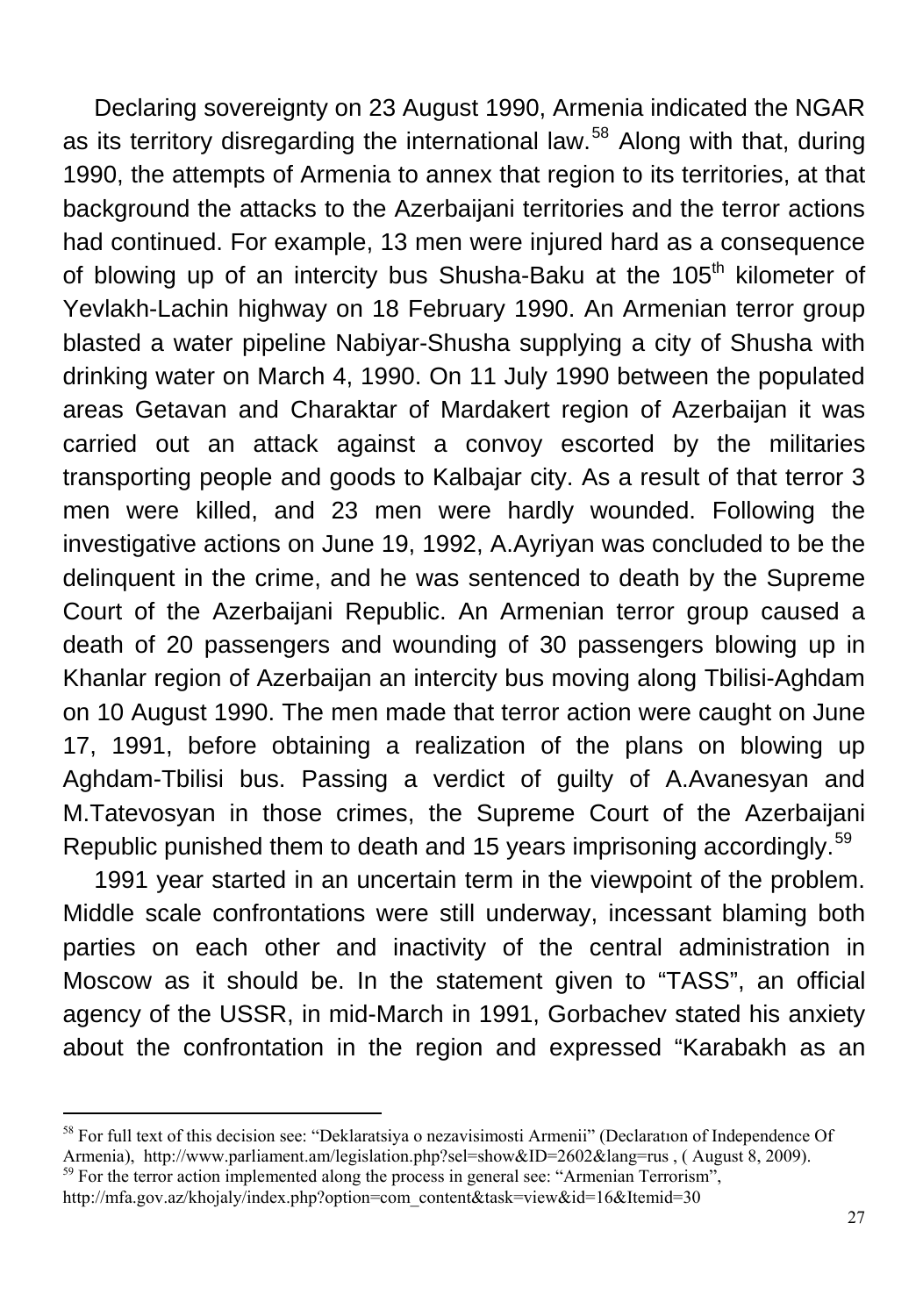Declaring sovereignty on 23 August 1990, Armenia indicated the NGAR as its territory disregarding the international law.[58] Along with that, during 1990, the attempts of Armenia to annex that region to its territories, at that background the attacks to the Azerbaijani territories and the terror actions had continued. For example, 13 men were injured hard as a consequence of blowing up of an intercity bus Shusha-Baku at the 105th kilometer of Yevlakh-Lachin highway on 18 February 1990. An Armenian terror group blasted a water pipeline Nabiyar-Shusha supplying a city of Shusha with drinking water on March 4, 1990. On 11 July 1990 between the populated areas Getavan and Charaktar of Mardakert region of Azerbaijan it was carried out an attack against a convoy escorted by the militaries transporting people and goods to Kalbajar city. As a result of that terror 3 men were killed, and 23 men were hardly wounded. Following the investigative actions on June 19, 1992, A.Ayriyan was concluded to be the delinquent in the crime, and he was sentenced to death by the Supreme Court of the Azerbaijani Republic. An Armenian terror group caused a death of 20 passengers and wounding of 30 passengers blowing up in Khanlar region of Azerbaijan an intercity bus moving along Tbilisi-Aghdam on 10 August 1990. The men made that terror action were caught on June 17, 1991, before obtaining a realization of the plans on blowing up Aghdam-Tbilisi bus. Passing a verdict of guilty of A.Avanesyan and M.Tatevosyan in those crimes, the Supreme Court of the Azerbaijani Republic punished them to death and 15 years imprisoning accordingly.[59]

1991 year started in an uncertain term in the viewpoint of the problem. Middle scale confrontations were still underway, incessant blaming both parties on each other and inactivity of the central administration in Moscow as it should be. In the statement given to "TASS", an official agency of the USSR, in mid-March in 1991, Gorbachev stated his anxiety about the confrontation in the region and expressed "Karabakh as an

---

[58] For full text of this decision see: "Deklaratsiya o nezavisimosti Armenii" (Declaratıon of Independence Of Armenia), http://www.parliament.am/legislation.php?sel=show&ID=2602&lang=rus , ( August 8, 2009).

[59] For the terror action implemented along the process in general see: "Armenian Terrorism", http://mfa.gov.az/khojaly/index.php?option=com_content&task=view&id=16&Itemid=30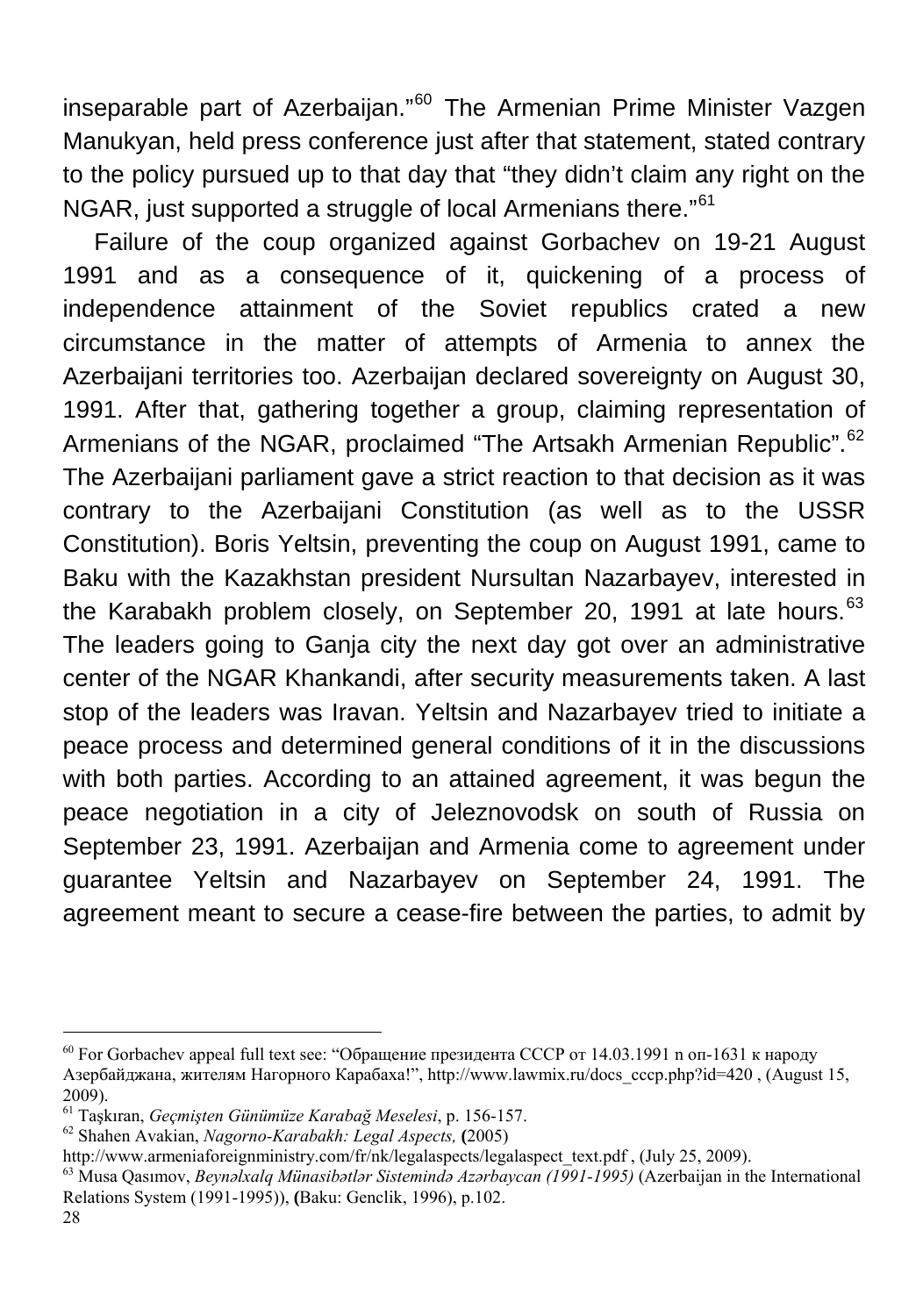inseparable part of Azerbaijan."[60] The Armenian Prime Minister Vazgen Manukyan, held press conference just after that statement, stated contrary to the policy pursued up to that day that "they didn't claim any right on the NGAR, just supported a struggle of local Armenians there."[61]

Failure of the coup organized against Gorbachev on 19-21 August 1991 and as a consequence of it, quickening of a process of independence attainment of the Soviet republics crated a new circumstance in the matter of attempts of Armenia to annex the Azerbaijani territories too. Azerbaijan declared sovereignty on August 30, 1991. After that, gathering together a group, claiming representation of Armenians of the NGAR, proclaimed "The Artsakh Armenian Republic".[62] The Azerbaijani parliament gave a strict reaction to that decision as it was contrary to the Azerbaijani Constitution (as well as to the USSR Constitution). Boris Yeltsin, preventing the coup on August 1991, came to Baku with the Kazakhstan president Nursultan Nazarbayev, interested in the Karabakh problem closely, on September 20, 1991 at late hours.[63] The leaders going to Ganja city the next day got over an administrative center of the NGAR Khankandi, after security measurements taken. A last stop of the leaders was Iravan. Yeltsin and Nazarbayev tried to initiate a peace process and determined general conditions of it in the discussions with both parties. According to an attained agreement, it was begun the peace negotiation in a city of Jeleznovodsk on south of Russia on September 23, 1991. Azerbaijan and Armenia come to agreement under guarantee Yeltsin and Nazarbayev on September 24, 1991. The agreement meant to secure a cease-fire between the parties, to admit by

---

[60] For Gorbachev appeal full text see: "Обращение президента СССР от 14.03.1991 n оп-1631 к народу Азербайджана, жителям Нагорного Карабаха!", http://www.lawmix.ru/docs_cccp.php?id=420 , (August 15, 2009).

[61] Taşkıran, *Geçmişten Günümüze Karabağ Meselesi*, p. 156-157.

[62] Shahen Avakian, *Nagorno-Karabakh: Legal Aspects,* **(**2005) http://www.armeniaforeignministry.com/fr/nk/legalaspects/legalaspect_text.pdf , (July 25, 2009).

[63] Musa Qasımov, *Beynəlxalq Münasibətlər Sistemində Azərbaycan (1991-1995)* (Azerbaijan in the International Relations System (1991-1995)), **(**Baku: Genclik, 1996), p.102.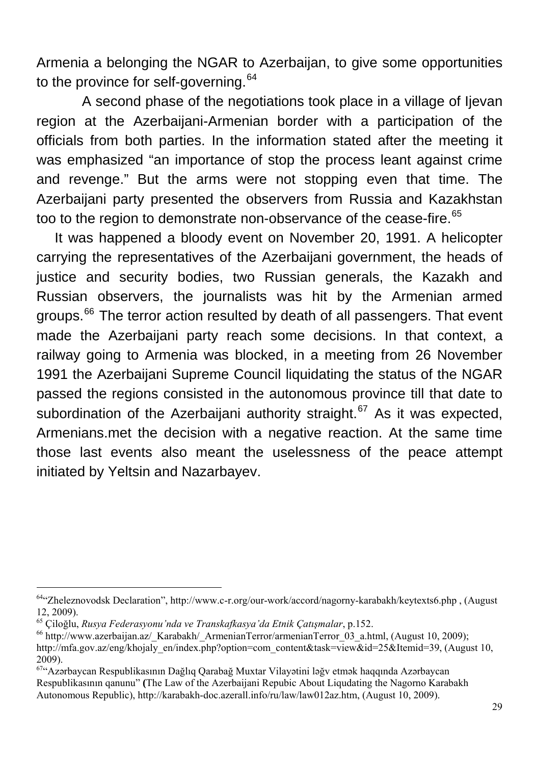Armenia a belonging the NGAR to Azerbaijan, to give some opportunities to the province for self-governing.[64]

A second phase of the negotiations took place in a village of Ijevan region at the Azerbaijani-Armenian border with a participation of the officials from both parties. In the information stated after the meeting it was emphasized "an importance of stop the process leant against crime and revenge." But the arms were not stopping even that time. The Azerbaijani party presented the observers from Russia and Kazakhstan too to the region to demonstrate non-observance of the cease-fire.[65]

It was happened a bloody event on November 20, 1991. A helicopter carrying the representatives of the Azerbaijani government, the heads of justice and security bodies, two Russian generals, the Kazakh and Russian observers, the journalists was hit by the Armenian armed groups.[66] The terror action resulted by death of all passengers. That event made the Azerbaijani party reach some decisions. In that context, a railway going to Armenia was blocked, in a meeting from 26 November 1991 the Azerbaijani Supreme Council liquidating the status of the NGAR passed the regions consisted in the autonomous province till that date to subordination of the Azerbaijani authority straight.[67] As it was expected, Armenians.met the decision with a negative reaction. At the same time those last events also meant the uselessness of the peace attempt initiated by Yeltsin and Nazarbayev.

---

[64] "Zheleznovodsk Declaration", http://www.c-r.org/our-work/accord/nagorny-karabakh/keytexts6.php , (August 12, 2009).

[65] Çiloğlu, *Rusya Federasyonu'nda ve Transkafkasya'da Etnik Çatışmalar*, p.152.

[66] http://www.azerbaijan.az/_Karabakh/_ArmenianTerror/armenianTerror_03_a.html, (August 10, 2009); http://mfa.gov.az/eng/khojaly_en/index.php?option=com_content&task=view&id=25&Itemid=39, (August 10, 2009).

[67] "Azərbaycan Respublikasının Dağlıq Qarabağ Muxtar Vilayətini ləğv etmək haqqında Azərbaycan Respublikasının qanunu" **(**The Law of the Azerbaijani Repubic About Liqudating the Nagorno Karabakh Autonomous Republic), http://karabakh-doc.azerall.info/ru/law/law012az.htm, (August 10, 2009).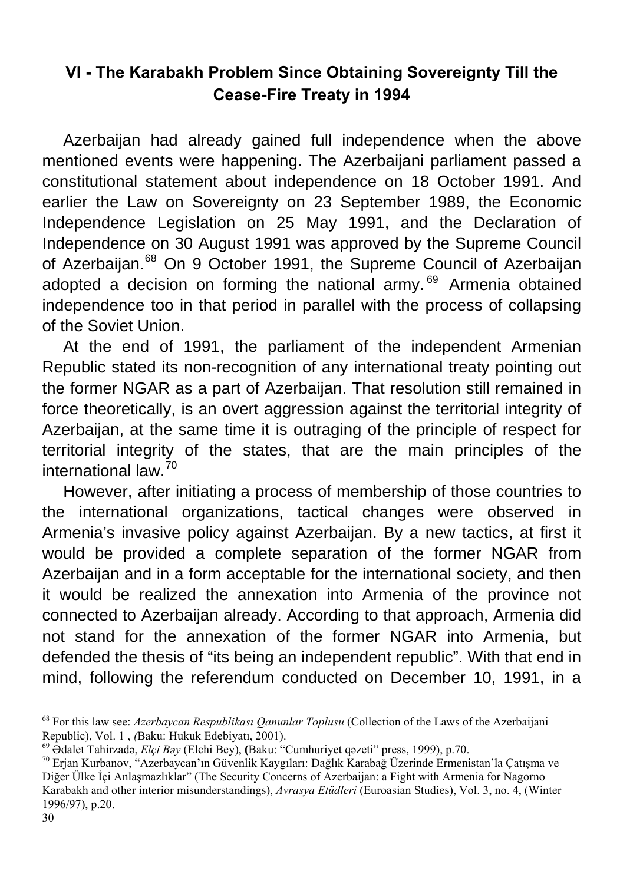## VI - The Karabakh Problem Since Obtaining Sovereignty Till the Cease-Fire Treaty in 1994

Azerbaijan had already gained full independence when the above mentioned events were happening. The Azerbaijani parliament passed a constitutional statement about independence on 18 October 1991. And earlier the Law on Sovereignty on 23 September 1989, the Economic Independence Legislation on 25 May 1991, and the Declaration of Independence on 30 August 1991 was approved by the Supreme Council of Azerbaijan.[68] On 9 October 1991, the Supreme Council of Azerbaijan adopted a decision on forming the national army.[69] Armenia obtained independence too in that period in parallel with the process of collapsing of the Soviet Union.

At the end of 1991, the parliament of the independent Armenian Republic stated its non-recognition of any international treaty pointing out the former NGAR as a part of Azerbaijan. That resolution still remained in force theoretically, is an overt aggression against the territorial integrity of Azerbaijan, at the same time it is outraging of the principle of respect for territorial integrity of the states, that are the main principles of the international law.[70]

However, after initiating a process of membership of those countries to the international organizations, tactical changes were observed in Armenia's invasive policy against Azerbaijan. By a new tactics, at first it would be provided a complete separation of the former NGAR from Azerbaijan and in a form acceptable for the international society, and then it would be realized the annexation into Armenia of the province not connected to Azerbaijan already. According to that approach, Armenia did not stand for the annexation of the former NGAR into Armenia, but defended the thesis of "its being an independent republic". With that end in mind, following the referendum conducted on December 10, 1991, in a

---

[68] For this law see: *Azerbaycan Respublikası Qanunlar Toplusu* (Collection of the Laws of the Azerbaijani Republic), Vol. 1 , *(*Baku: Hukuk Edebiyatı, 2001).

[69] Ədalet Tahirzadə, *Elçi Bəy* (Elchi Bey), **(**Baku: "Cumhuriyet qəzeti" press, 1999), p.70.

[70] Erjan Kurbanov, "Azerbaycan'ın Güvenlik Kaygıları: Dağlık Karabağ Üzerinde Ermenistan'la Çatışma ve Diğer Ülke İçi Anlaşmazlıklar" (The Security Concerns of Azerbaijan: a Fight with Armenia for Nagorno Karabakh and other interior misunderstandings), *Avrasya Etüdleri* (Euroasian Studies), Vol. 3, no. 4, (Winter 1996/97), p.20.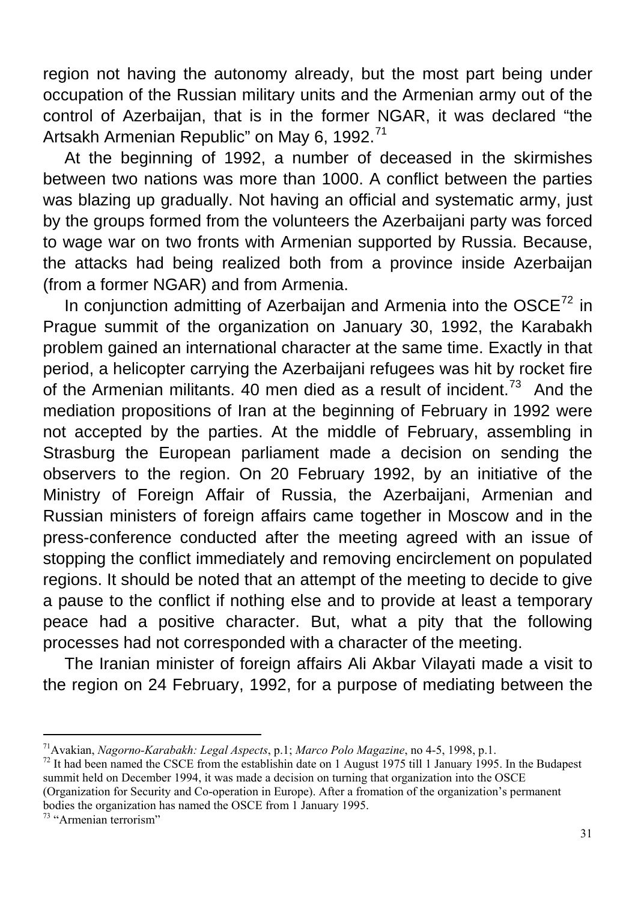region not having the autonomy already, but the most part being under occupation of the Russian military units and the Armenian army out of the control of Azerbaijan, that is in the former NGAR, it was declared "the Artsakh Armenian Republic" on May 6, 1992.[71]

At the beginning of 1992, a number of deceased in the skirmishes between two nations was more than 1000. A conflict between the parties was blazing up gradually. Not having an official and systematic army, just by the groups formed from the volunteers the Azerbaijani party was forced to wage war on two fronts with Armenian supported by Russia. Because, the attacks had being realized both from a province inside Azerbaijan (from a former NGAR) and from Armenia.

In conjunction admitting of Azerbaijan and Armenia into the OSCE[72] in Prague summit of the organization on January 30, 1992, the Karabakh problem gained an international character at the same time. Exactly in that period, a helicopter carrying the Azerbaijani refugees was hit by rocket fire of the Armenian militants. 40 men died as a result of incident.[73] And the mediation propositions of Iran at the beginning of February in 1992 were not accepted by the parties. At the middle of February, assembling in Strasburg the European parliament made a decision on sending the observers to the region. On 20 February 1992, by an initiative of the Ministry of Foreign Affair of Russia, the Azerbaijani, Armenian and Russian ministers of foreign affairs came together in Moscow and in the press-conference conducted after the meeting agreed with an issue of stopping the conflict immediately and removing encirclement on populated regions. It should be noted that an attempt of the meeting to decide to give a pause to the conflict if nothing else and to provide at least a temporary peace had a positive character. But, what a pity that the following processes had not corresponded with a character of the meeting.

The Iranian minister of foreign affairs Ali Akbar Vilayati made a visit to the region on 24 February, 1992, for a purpose of mediating between the

---

[71] Avakian, *Nagorno-Karabakh: Legal Aspects*, p.1; *Marco Polo Magazine*, no 4-5, 1998, p.1.

[72] It had been named the CSCE from the establishin date on 1 August 1975 till 1 January 1995. In the Budapest summit held on December 1994, it was made a decision on turning that organization into the OSCE (Organization for Security and Co-operation in Europe). After a fromation of the organization's permanent bodies the organization has named the OSCE from 1 January 1995.

[73] "Armenian terrorism"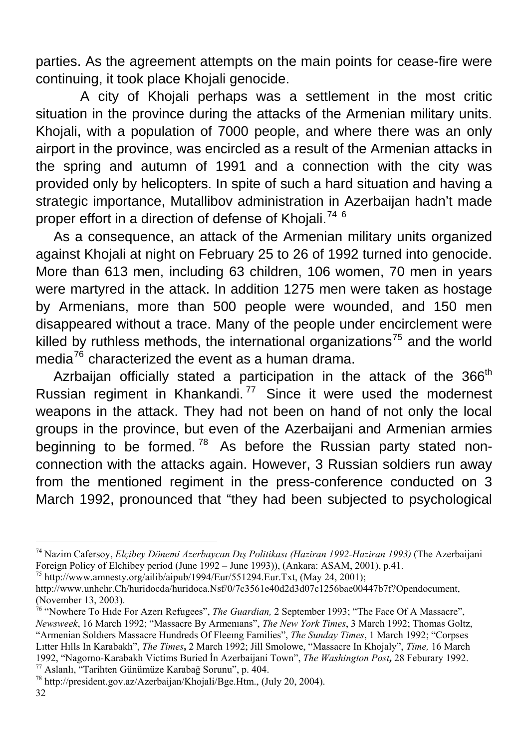parties. As the agreement attempts on the main points for cease-fire were continuing, it took place Khojali genocide.

A city of Khojali perhaps was a settlement in the most critic situation in the province during the attacks of the Armenian military units. Khojali, with a population of 7000 people, and where there was an only airport in the province, was encircled as a result of the Armenian attacks in the spring and autumn of 1991 and a connection with the city was provided only by helicopters. In spite of such a hard situation and having a strategic importance, Mutallibov administration in Azerbaijan hadn't made proper effort in a direction of defense of Khojali.[74] [6]

As a consequence, an attack of the Armenian military units organized against Khojali at night on February 25 to 26 of 1992 turned into genocide. More than 613 men, including 63 children, 106 women, 70 men in years were martyred in the attack. In addition 1275 men were taken as hostage by Armenians, more than 500 people were wounded, and 150 men disappeared without a trace. Many of the people under encirclement were killed by ruthless methods, the international organizations[75] and the world media[76] characterized the event as a human drama.

Azrbaijan officially stated a participation in the attack of the 366th Russian regiment in Khankandi.[77] Since it were used the modernest weapons in the attack. They had not been on hand of not only the local groups in the province, but even of the Azerbaijani and Armenian armies beginning to be formed.[78] As before the Russian party stated non-connection with the attacks again. However, 3 Russian soldiers run away from the mentioned regiment in the press-conference conducted on 3 March 1992, pronounced that "they had been subjected to psychological

---

[74] Nazim Cafersoy, *Elçibey Dönemi Azerbaycan Dış Politikası (Haziran 1992-Haziran 1993)* (The Azerbaijani Foreign Policy of Elchibey period (June 1992 – June 1993)), (Ankara: ASAM, 2001), p.41.

[75] http://www.amnesty.org/ailib/aipub/1994/Eur/551294.Eur.Txt, (May 24, 2001); http://www.unhchr.Ch/huridocda/huridoca.Nsf/0/7c3561e40d2d3d07c1256bae00447b7f?Opendocument, (November 13, 2003).

[76] "Nowhere To Hıde For Azerı Refugees", *The Guardian,* 2 September 1993; "The Face Of A Massacre", *Newsweek*, 16 March 1992; "Massacre By Armenıans", *The New York Times*, 3 March 1992; Thomas Goltz, "Armenian Soldıers Massacre Hundreds Of Fleeıng Families", *The Sunday Times*, 1 March 1992; "Corpses Lıtter Hılls In Karabakh", *The Times***,** 2 March 1992; Jill Smolowe, "Massacre In Khojaly", *Time,* 16 March 1992, "Nagorno-Karabakh Victims Buried İn Azerbaijani Town", *The Washington Post***,** 28 Feburary 1992.

[77] Aslanlı, "Tarihten Günümüze Karabağ Sorunu", p. 404.

[78] http://president.gov.az/Azerbaijan/Khojali/Bge.Htm., (July 20, 2004).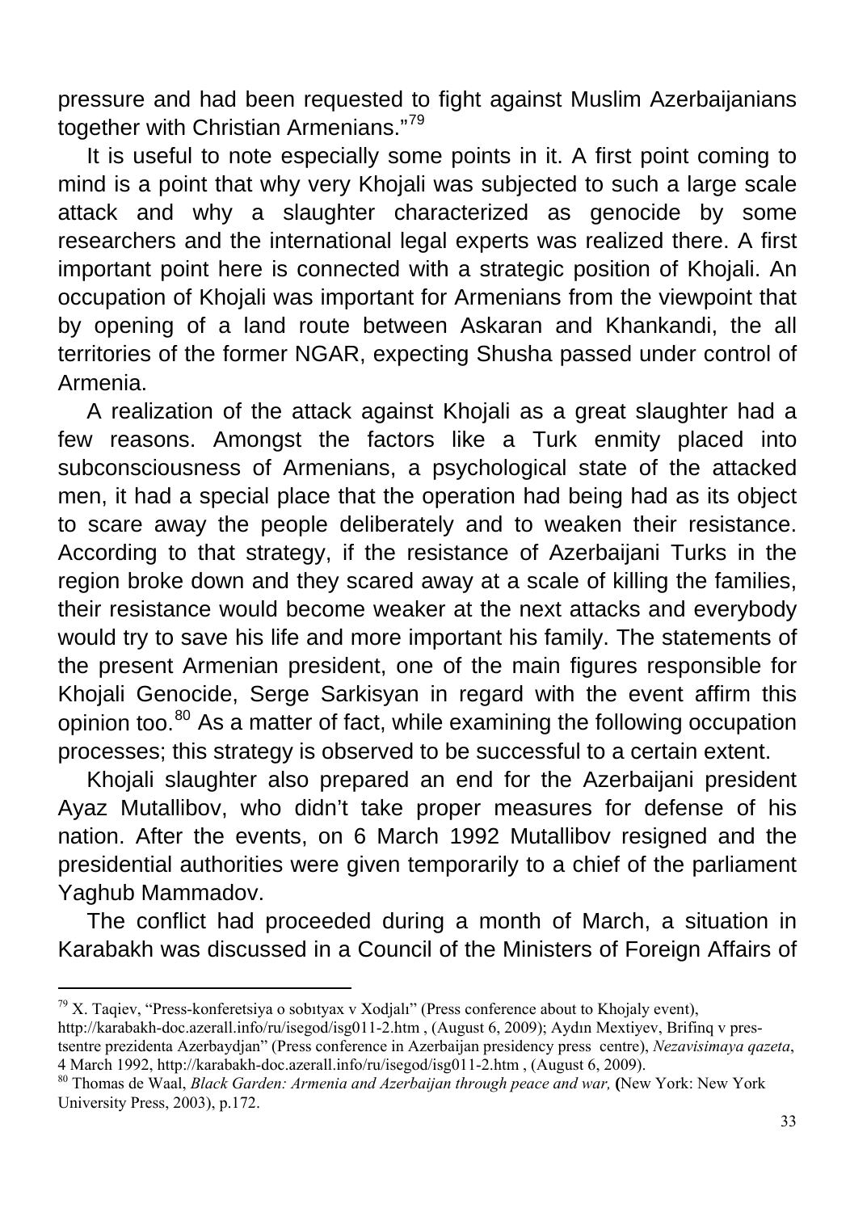pressure and had been requested to fight against Muslim Azerbaijanians together with Christian Armenians."[79]

It is useful to note especially some points in it. A first point coming to mind is a point that why very Khojali was subjected to such a large scale attack and why a slaughter characterized as genocide by some researchers and the international legal experts was realized there. A first important point here is connected with a strategic position of Khojali. An occupation of Khojali was important for Armenians from the viewpoint that by opening of a land route between Askaran and Khankandi, the all territories of the former NGAR, expecting Shusha passed under control of Armenia.

A realization of the attack against Khojali as a great slaughter had a few reasons. Amongst the factors like a Turk enmity placed into subconsciousness of Armenians, a psychological state of the attacked men, it had a special place that the operation had being had as its object to scare away the people deliberately and to weaken their resistance. According to that strategy, if the resistance of Azerbaijani Turks in the region broke down and they scared away at a scale of killing the families, their resistance would become weaker at the next attacks and everybody would try to save his life and more important his family. The statements of the present Armenian president, one of the main figures responsible for Khojali Genocide, Serge Sarkisyan in regard with the event affirm this opinion too.[80] As a matter of fact, while examining the following occupation processes; this strategy is observed to be successful to a certain extent.

Khojali slaughter also prepared an end for the Azerbaijani president Ayaz Mutallibov, who didn't take proper measures for defense of his nation. After the events, on 6 March 1992 Mutallibov resigned and the presidential authorities were given temporarily to a chief of the parliament Yaghub Mammadov.

The conflict had proceeded during a month of March, a situation in Karabakh was discussed in a Council of the Ministers of Foreign Affairs of

---

[79] X. Taqiev, "Press-konferetsiya o sobıtyax v Xodjalı" (Press conference about to Khojaly event), http://karabakh-doc.azerall.info/ru/isegod/isg011-2.htm , (August 6, 2009); Aydın Mextiyev, Brifinq v prestsentre prezidenta Azerbaydjan" (Press conference in Azerbaijan presidency press centre), *Nezavisimaya qazeta*, 4 March 1992, http://karabakh-doc.azerall.info/ru/isegod/isg011-2.htm , (August 6, 2009).

[80] Thomas de Waal, *Black Garden: Armenia and Azerbaijan through peace and war,* (New York: New York University Press, 2003), p.172.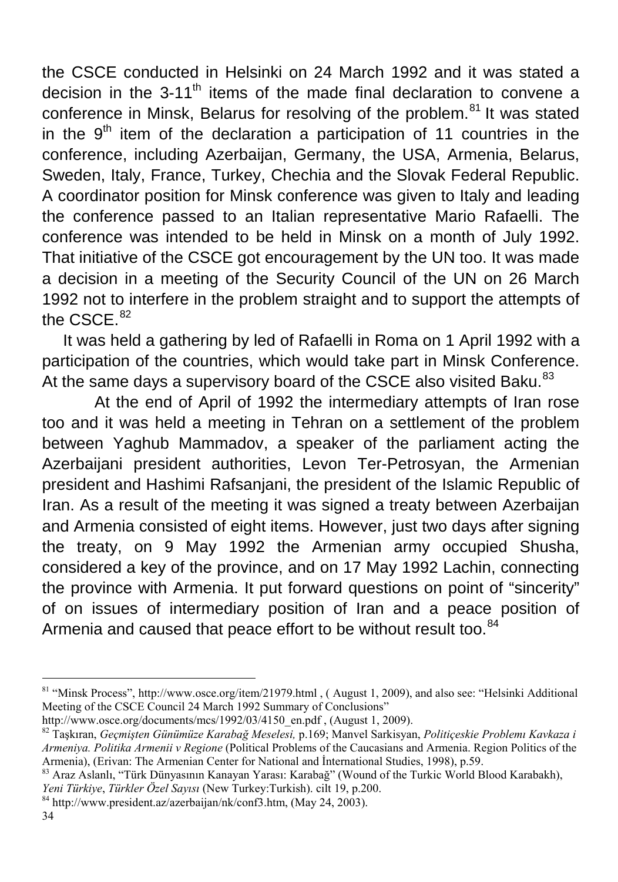the CSCE conducted in Helsinki on 24 March 1992 and it was stated a decision in the 3-11$^{th}$ items of the made final declaration to convene a conference in Minsk, Belarus for resolving of the problem.[81] It was stated in the 9$^{th}$ item of the declaration a participation of 11 countries in the conference, including Azerbaijan, Germany, the USA, Armenia, Belarus, Sweden, Italy, France, Turkey, Chechia and the Slovak Federal Republic. A coordinator position for Minsk conference was given to Italy and leading the conference passed to an Italian representative Mario Rafaelli. The conference was intended to be held in Minsk on a month of July 1992. That initiative of the CSCE got encouragement by the UN too. It was made a decision in a meeting of the Security Council of the UN on 26 March 1992 not to interfere in the problem straight and to support the attempts of the CSCE.[82]

It was held a gathering by led of Rafaelli in Roma on 1 April 1992 with a participation of the countries, which would take part in Minsk Conference. At the same days a supervisory board of the CSCE also visited Baku.[83]

At the end of April of 1992 the intermediary attempts of Iran rose too and it was held a meeting in Tehran on a settlement of the problem between Yaghub Mammadov, a speaker of the parliament acting the Azerbaijani president authorities, Levon Ter-Petrosyan, the Armenian president and Hashimi Rafsanjani, the president of the Islamic Republic of Iran. As a result of the meeting it was signed a treaty between Azerbaijan and Armenia consisted of eight items. However, just two days after signing the treaty, on 9 May 1992 the Armenian army occupied Shusha, considered a key of the province, and on 17 May 1992 Lachin, connecting the province with Armenia. It put forward questions on point of "sincerity" of on issues of intermediary position of Iran and a peace position of Armenia and caused that peace effort to be without result too.[84]

---

[81] "Minsk Process", http://www.osce.org/item/21979.html , ( August 1, 2009), and also see: "Helsinki Additional Meeting of the CSCE Council 24 March 1992 Summary of Conclusions" http://www.osce.org/documents/mcs/1992/03/4150_en.pdf , (August 1, 2009).

[82] Taşkıran, *Geçmişten Günümüze Karabağ Meselesi,* p.169; Manvel Sarkisyan, *Politiçeskie Problemı Kavkaza i Armeniya. Politika Armenii v Regione* (Political Problems of the Caucasians and Armenia. Region Politics of the Armenia), (Erivan: The Armenian Center for National and İnternational Studies, 1998), p.59.

[83] Araz Aslanlı, "Türk Dünyasının Kanayan Yarası: Karabağ" (Wound of the Turkic World Blood Karabakh), *Yeni Türkiye*, *Türkler Özel Sayısı* (New Turkey:Turkish). cilt 19, p.200.

[84] http://www.president.az/azerbaijan/nk/conf3.htm, (May 24, 2003).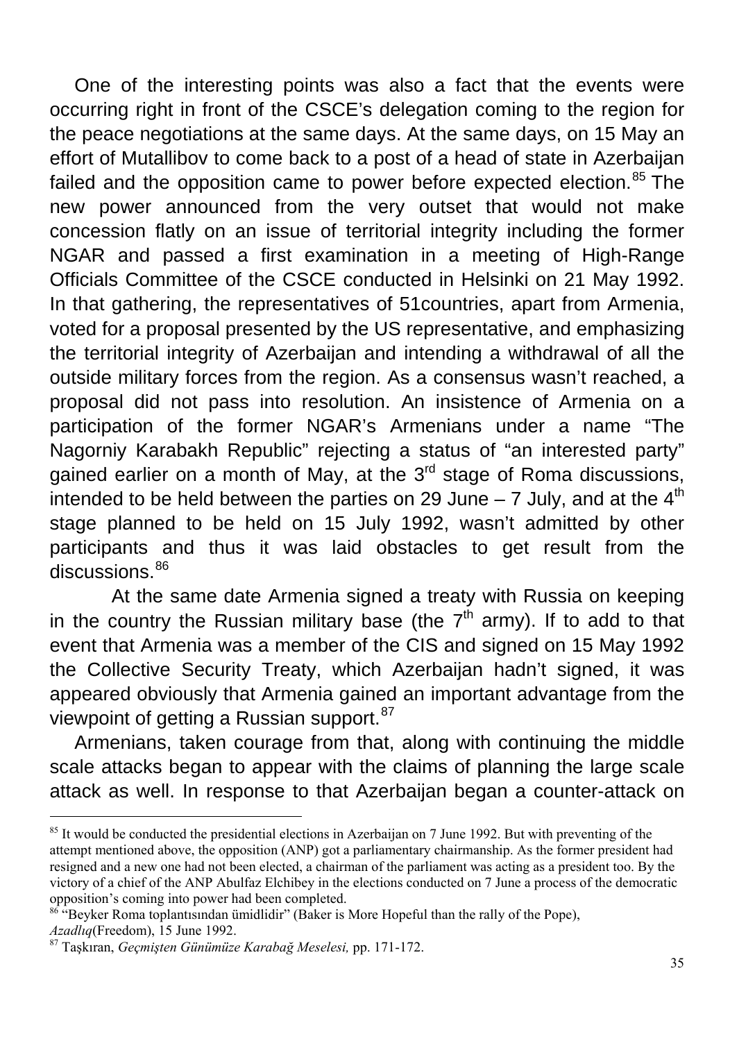One of the interesting points was also a fact that the events were occurring right in front of the CSCE's delegation coming to the region for the peace negotiations at the same days. At the same days, on 15 May an effort of Mutallibov to come back to a post of a head of state in Azerbaijan failed and the opposition came to power before expected election.[85] The new power announced from the very outset that would not make concession flatly on an issue of territorial integrity including the former NGAR and passed a first examination in a meeting of High-Range Officials Committee of the CSCE conducted in Helsinki on 21 May 1992. In that gathering, the representatives of 51countries, apart from Armenia, voted for a proposal presented by the US representative, and emphasizing the territorial integrity of Azerbaijan and intending a withdrawal of all the outside military forces from the region. As a consensus wasn't reached, a proposal did not pass into resolution. An insistence of Armenia on a participation of the former NGAR's Armenians under a name "The Nagorniy Karabakh Republic" rejecting a status of "an interested party" gained earlier on a month of May, at the 3rd stage of Roma discussions, intended to be held between the parties on 29 June – 7 July, and at the 4th stage planned to be held on 15 July 1992, wasn't admitted by other participants and thus it was laid obstacles to get result from the discussions.[86]

At the same date Armenia signed a treaty with Russia on keeping in the country the Russian military base (the 7th army). If to add to that event that Armenia was a member of the CIS and signed on 15 May 1992 the Collective Security Treaty, which Azerbaijan hadn't signed, it was appeared obviously that Armenia gained an important advantage from the viewpoint of getting a Russian support.[87]

Armenians, taken courage from that, along with continuing the middle scale attacks began to appear with the claims of planning the large scale attack as well. In response to that Azerbaijan began a counter-attack on

---

[85] It would be conducted the presidential elections in Azerbaijan on 7 June 1992. But with preventing of the attempt mentioned above, the opposition (ANP) got a parliamentary chairmanship. As the former president had resigned and a new one had not been elected, a chairman of the parliament was acting as a president too. By the victory of a chief of the ANP Abulfaz Elchibey in the elections conducted on 7 June a process of the democratic opposition's coming into power had been completed.

[86] "Beyker Roma toplantısından ümidlidir" (Baker is More Hopeful than the rally of the Pope), *Azadlıq*(Freedom), 15 June 1992.

[87] Taşkıran, *Geçmişten Günümüze Karabağ Meselesi,* pp. 171-172.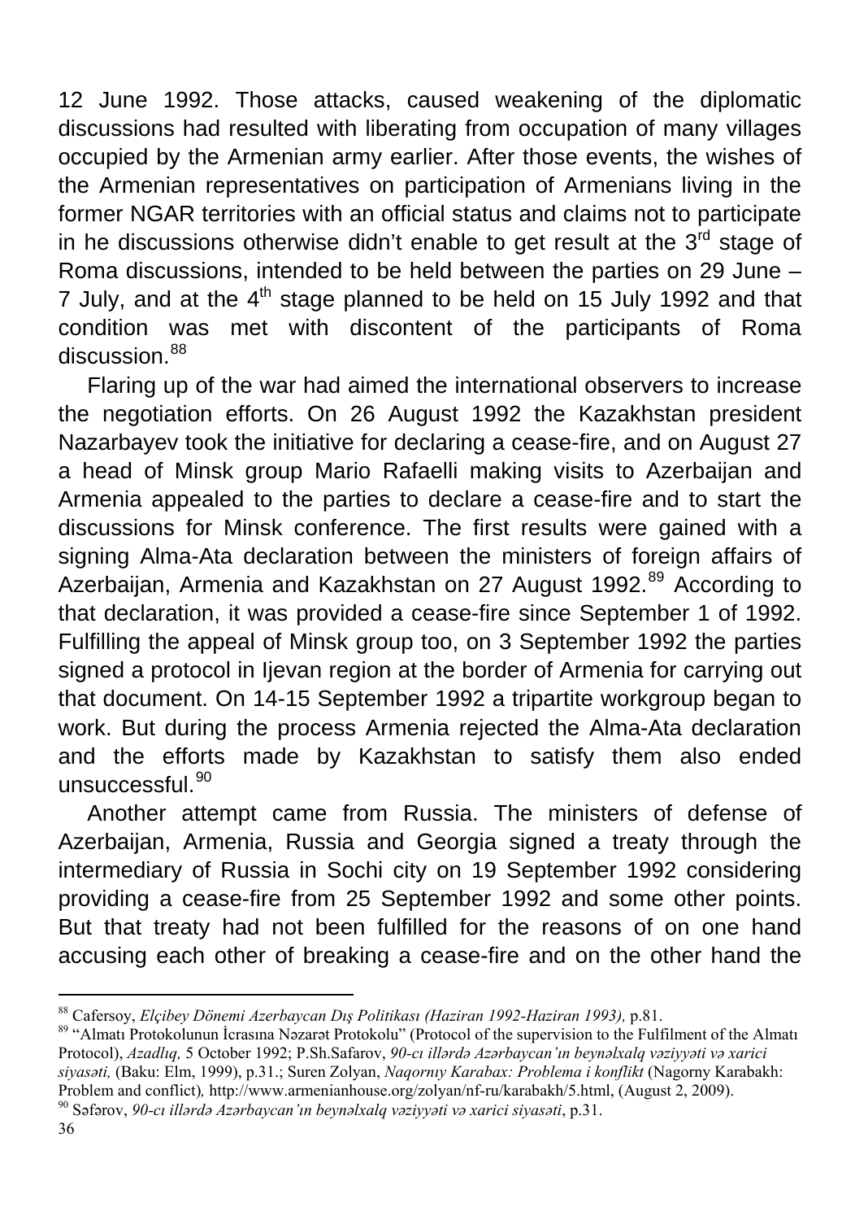12 June 1992. Those attacks, caused weakening of the diplomatic discussions had resulted with liberating from occupation of many villages occupied by the Armenian army earlier. After those events, the wishes of the Armenian representatives on participation of Armenians living in the former NGAR territories with an official status and claims not to participate in he discussions otherwise didn't enable to get result at the 3rd stage of Roma discussions, intended to be held between the parties on 29 June – 7 July, and at the 4th stage planned to be held on 15 July 1992 and that condition was met with discontent of the participants of Roma discussion.[88]

Flaring up of the war had aimed the international observers to increase the negotiation efforts. On 26 August 1992 the Kazakhstan president Nazarbayev took the initiative for declaring a cease-fire, and on August 27 a head of Minsk group Mario Rafaelli making visits to Azerbaijan and Armenia appealed to the parties to declare a cease-fire and to start the discussions for Minsk conference. The first results were gained with a signing Alma-Ata declaration between the ministers of foreign affairs of Azerbaijan, Armenia and Kazakhstan on 27 August 1992.[89] According to that declaration, it was provided a cease-fire since September 1 of 1992. Fulfilling the appeal of Minsk group too, on 3 September 1992 the parties signed a protocol in Ijevan region at the border of Armenia for carrying out that document. On 14-15 September 1992 a tripartite workgroup began to work. But during the process Armenia rejected the Alma-Ata declaration and the efforts made by Kazakhstan to satisfy them also ended unsuccessful.[90]

Another attempt came from Russia. The ministers of defense of Azerbaijan, Armenia, Russia and Georgia signed a treaty through the intermediary of Russia in Sochi city on 19 September 1992 considering providing a cease-fire from 25 September 1992 and some other points. But that treaty had not been fulfilled for the reasons of on one hand accusing each other of breaking a cease-fire and on the other hand the

---

[88] Cafersoy, *Elçibey Dönemi Azerbaycan Dış Politikası (Haziran 1992-Haziran 1993),* p.81.

[89] "Almatı Protokolunun İcrasına Nəzarət Protokolu" (Protocol of the supervision to the Fulfilment of the Almatı Protocol), *Azadlıq,* 5 October 1992; P.Sh.Safarov, *90-cı illərdə Azərbaycan'ın beynəlxalq vəziyyəti və xarici siyasəti,* (Baku: Elm, 1999), p.31.; Suren Zolyan, *Naqornıy Karabax: Problema i konflikt* (Nagorny Karabakh: Problem and conflict)*,* http://www.armenianhouse.org/zolyan/nf-ru/karabakh/5.html, (August 2, 2009).

[90] Səfərov, *90-cı illərdə Azərbaycan'ın beynəlxalq vəziyyəti və xarici siyasəti*, p.31.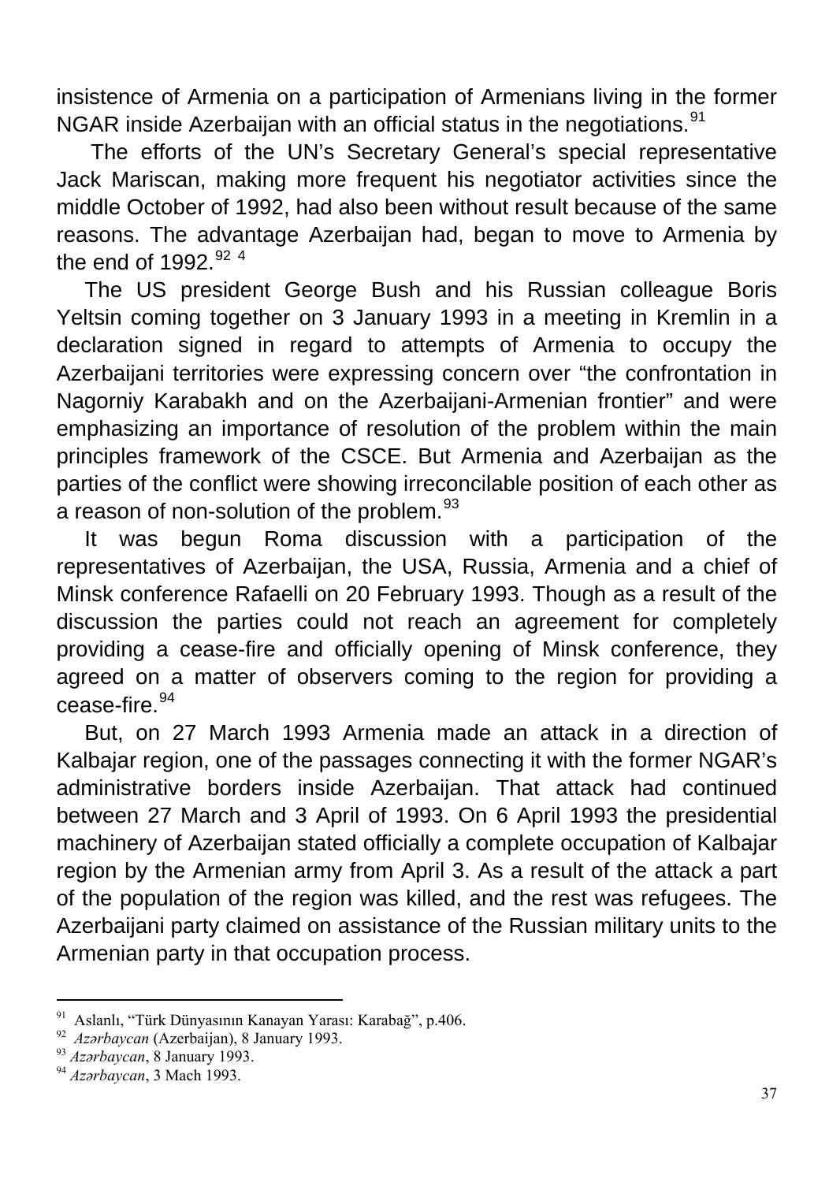insistence of Armenia on a participation of Armenians living in the former NGAR inside Azerbaijan with an official status in the negotiations.[91]

The efforts of the UN's Secretary General's special representative Jack Mariscan, making more frequent his negotiator activities since the middle October of 1992, had also been without result because of the same reasons. The advantage Azerbaijan had, began to move to Armenia by the end of 1992.[92] [4]

The US president George Bush and his Russian colleague Boris Yeltsin coming together on 3 January 1993 in a meeting in Kremlin in a declaration signed in regard to attempts of Armenia to occupy the Azerbaijani territories were expressing concern over "the confrontation in Nagorniy Karabakh and on the Azerbaijani-Armenian frontier" and were emphasizing an importance of resolution of the problem within the main principles framework of the CSCE. But Armenia and Azerbaijan as the parties of the conflict were showing irreconcilable position of each other as a reason of non-solution of the problem.[93]

It was begun Roma discussion with a participation of the representatives of Azerbaijan, the USA, Russia, Armenia and a chief of Minsk conference Rafaelli on 20 February 1993. Though as a result of the discussion the parties could not reach an agreement for completely providing a cease-fire and officially opening of Minsk conference, they agreed on a matter of observers coming to the region for providing a cease-fire.[94]

But, on 27 March 1993 Armenia made an attack in a direction of Kalbajar region, one of the passages connecting it with the former NGAR's administrative borders inside Azerbaijan. That attack had continued between 27 March and 3 April of 1993. On 6 April 1993 the presidential machinery of Azerbaijan stated officially a complete occupation of Kalbajar region by the Armenian army from April 3. As a result of the attack a part of the population of the region was killed, and the rest was refugees. The Azerbaijani party claimed on assistance of the Russian military units to the Armenian party in that occupation process.

---

[91] Aslanlı, "Türk Dünyasının Kanayan Yarası: Karabağ", p.406.
[92] *Azərbaycan* (Azerbaijan), 8 January 1993.
[93] *Azərbaycan*, 8 January 1993.
[94] *Azərbaycan*, 3 Mach 1993.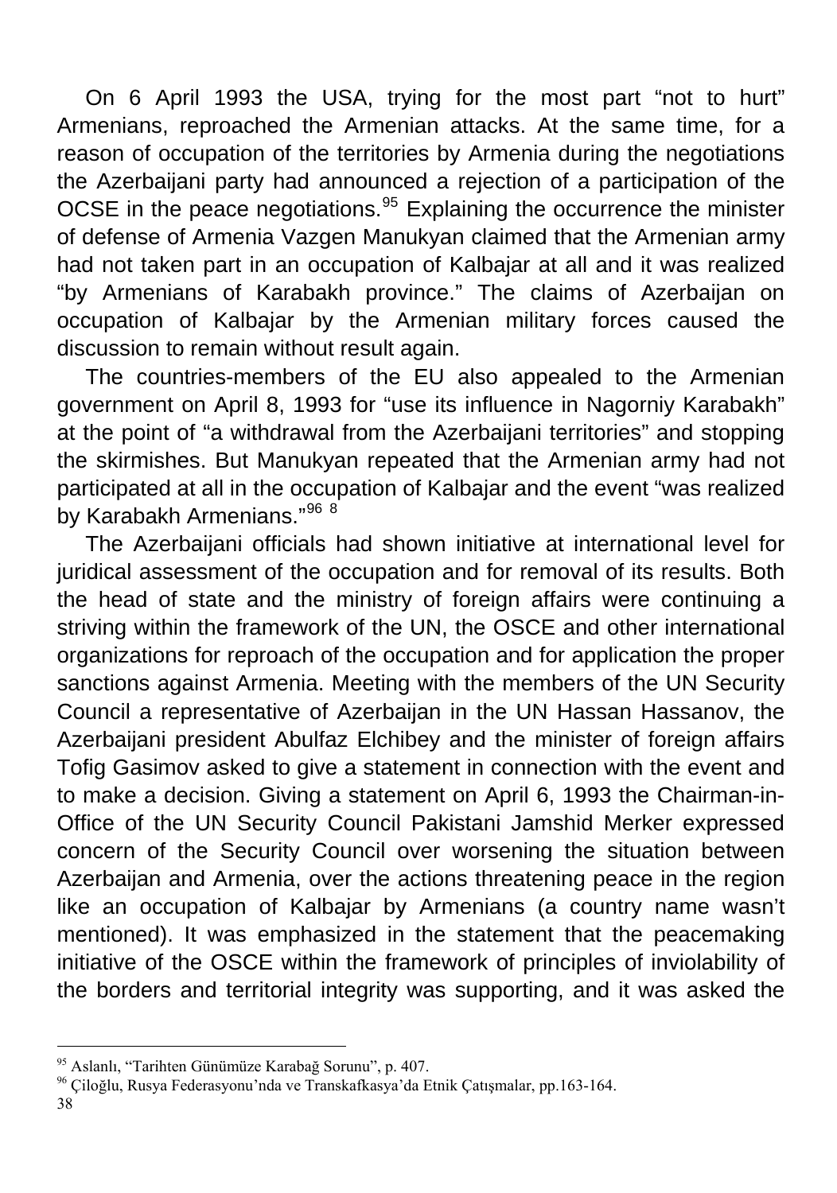On 6 April 1993 the USA, trying for the most part "not to hurt" Armenians, reproached the Armenian attacks. At the same time, for a reason of occupation of the territories by Armenia during the negotiations the Azerbaijani party had announced a rejection of a participation of the OCSE in the peace negotiations.[95] Explaining the occurrence the minister of defense of Armenia Vazgen Manukyan claimed that the Armenian army had not taken part in an occupation of Kalbajar at all and it was realized "by Armenians of Karabakh province." The claims of Azerbaijan on occupation of Kalbajar by the Armenian military forces caused the discussion to remain without result again.

The countries-members of the EU also appealed to the Armenian government on April 8, 1993 for "use its influence in Nagorniy Karabakh" at the point of "a withdrawal from the Azerbaijani territories" and stopping the skirmishes. But Manukyan repeated that the Armenian army had not participated at all in the occupation of Kalbajar and the event "was realized by Karabakh Armenians."[96] [8]

The Azerbaijani officials had shown initiative at international level for juridical assessment of the occupation and for removal of its results. Both the head of state and the ministry of foreign affairs were continuing a striving within the framework of the UN, the OSCE and other international organizations for reproach of the occupation and for application the proper sanctions against Armenia. Meeting with the members of the UN Security Council a representative of Azerbaijan in the UN Hassan Hassanov, the Azerbaijani president Abulfaz Elchibey and the minister of foreign affairs Tofig Gasimov asked to give a statement in connection with the event and to make a decision. Giving a statement on April 6, 1993 the Chairman-in-Office of the UN Security Council Pakistani Jamshid Merker expressed concern of the Security Council over worsening the situation between Azerbaijan and Armenia, over the actions threatening peace in the region like an occupation of Kalbajar by Armenians (a country name wasn't mentioned). It was emphasized in the statement that the peacemaking initiative of the OSCE within the framework of principles of inviolability of the borders and territorial integrity was supporting, and it was asked the

---

[95] Aslanlı, "Tarihten Günümüze Karabağ Sorunu", p. 407.

[96] Çiloğlu, Rusya Federasyonu'nda ve Transkafkasya'da Etnik Çatışmalar, pp.163-164.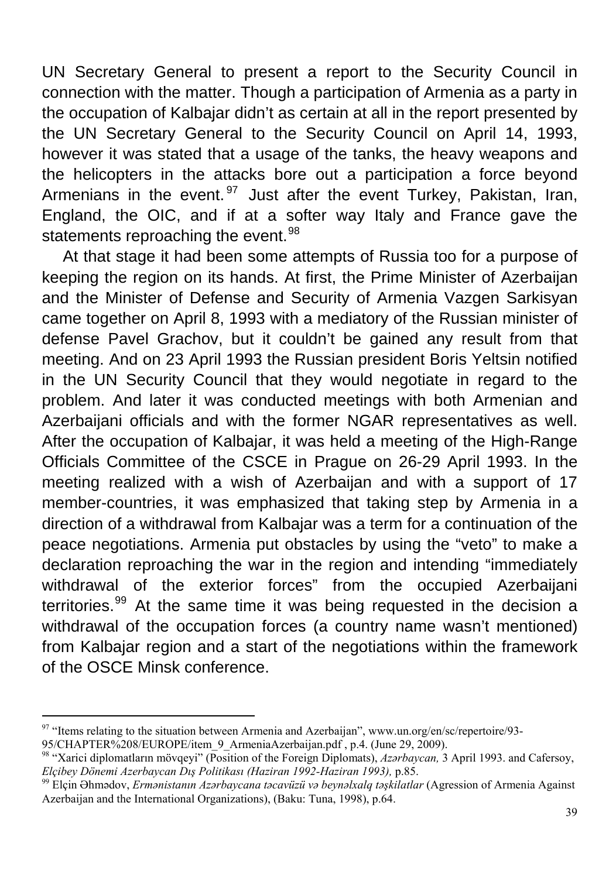UN Secretary General to present a report to the Security Council in connection with the matter. Though a participation of Armenia as a party in the occupation of Kalbajar didn't as certain at all in the report presented by the UN Secretary General to the Security Council on April 14, 1993, however it was stated that a usage of the tanks, the heavy weapons and the helicopters in the attacks bore out a participation a force beyond Armenians in the event.[97] Just after the event Turkey, Pakistan, Iran, England, the OIC, and if at a softer way Italy and France gave the statements reproaching the event.[98]

At that stage it had been some attempts of Russia too for a purpose of keeping the region on its hands. At first, the Prime Minister of Azerbaijan and the Minister of Defense and Security of Armenia Vazgen Sarkisyan came together on April 8, 1993 with a mediatory of the Russian minister of defense Pavel Grachov, but it couldn't be gained any result from that meeting. And on 23 April 1993 the Russian president Boris Yeltsin notified in the UN Security Council that they would negotiate in regard to the problem. And later it was conducted meetings with both Armenian and Azerbaijani officials and with the former NGAR representatives as well. After the occupation of Kalbajar, it was held a meeting of the High-Range Officials Committee of the CSCE in Prague on 26-29 April 1993. In the meeting realized with a wish of Azerbaijan and with a support of 17 member-countries, it was emphasized that taking step by Armenia in a direction of a withdrawal from Kalbajar was a term for a continuation of the peace negotiations. Armenia put obstacles by using the "veto" to make a declaration reproaching the war in the region and intending "immediately withdrawal of the exterior forces" from the occupied Azerbaijani territories.[99] At the same time it was being requested in the decision a withdrawal of the occupation forces (a country name wasn't mentioned) from Kalbajar region and a start of the negotiations within the framework of the OSCE Minsk conference.

---

[97] "Items relating to the situation between Armenia and Azerbaijan", www.un.org/en/sc/repertoire/93-95/CHAPTER%208/EUROPE/item_9_ArmeniaAzerbaijan.pdf , p.4. (June 29, 2009).

[98] "Xarici diplomatların mövqeyi" (Position of the Foreign Diplomats), *Azərbaycan,* 3 April 1993. and Cafersoy, *Elçibey Dönemi Azerbaycan Dış Politikası (Haziran 1992-Haziran 1993),* p.85.

[99] Elçin Əhmədov, *Ermənistanın Azərbaycana təcavüzü və beynəlxalq təşkilatlar* (Agression of Armenia Against Azerbaijan and the International Organizations), (Baku: Tuna, 1998), p.64.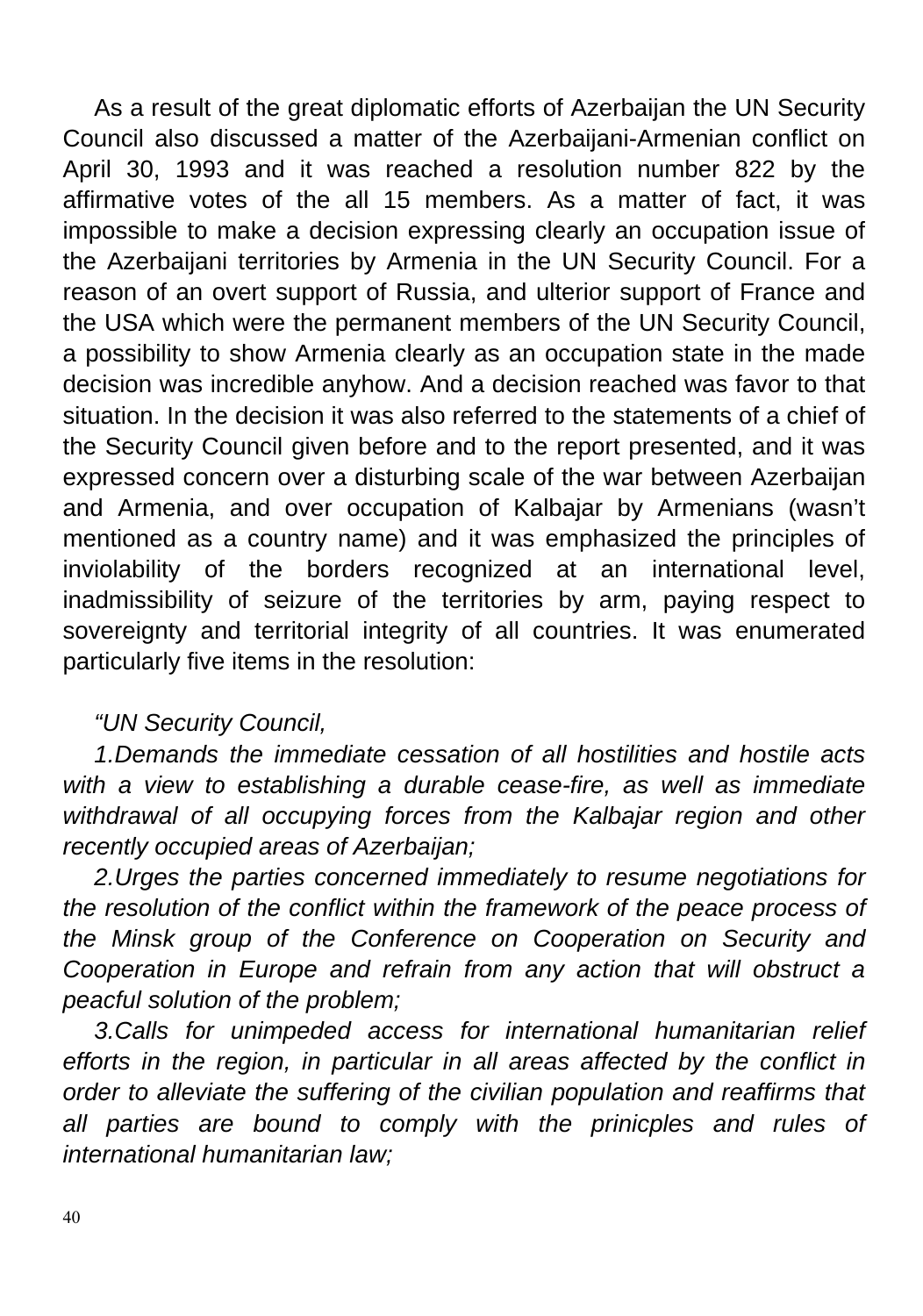As a result of the great diplomatic efforts of Azerbaijan the UN Security Council also discussed a matter of the Azerbaijani-Armenian conflict on April 30, 1993 and it was reached a resolution number 822 by the affirmative votes of the all 15 members. As a matter of fact, it was impossible to make a decision expressing clearly an occupation issue of the Azerbaijani territories by Armenia in the UN Security Council. For a reason of an overt support of Russia, and ulterior support of France and the USA which were the permanent members of the UN Security Council, a possibility to show Armenia clearly as an occupation state in the made decision was incredible anyhow. And a decision reached was favor to that situation. In the decision it was also referred to the statements of a chief of the Security Council given before and to the report presented, and it was expressed concern over a disturbing scale of the war between Azerbaijan and Armenia, and over occupation of Kalbajar by Armenians (wasn't mentioned as a country name) and it was emphasized the principles of inviolability of the borders recognized at an international level, inadmissibility of seizure of the territories by arm, paying respect to sovereignty and territorial integrity of all countries. It was enumerated particularly five items in the resolution:

*"UN Security Council,*

*1.Demands the immediate cessation of all hostilities and hostile acts with a view to establishing a durable cease-fire, as well as immediate withdrawal of all occupying forces from the Kalbajar region and other recently occupied areas of Azerbaijan;*

*2.Urges the parties concerned immediately to resume negotiations for the resolution of the conflict within the framework of the peace process of the Minsk group of the Conference on Cooperation on Security and Cooperation in Europe and refrain from any action that will obstruct a peacful solution of the problem;*

*3.Calls for unimpeded access for international humanitarian relief efforts in the region, in particular in all areas affected by the conflict in order to alleviate the suffering of the civilian population and reaffirms that all parties are bound to comply with the prinicples and rules of international humanitarian law;*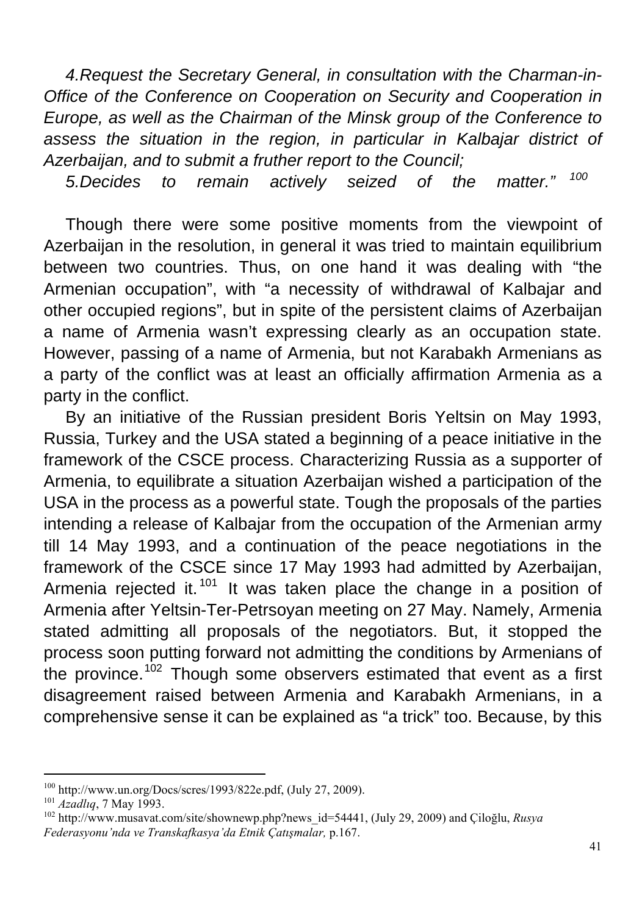*4.Request the Secretary General, in consultation with the Charman-in-Office of the Conference on Cooperation on Security and Cooperation in Europe, as well as the Chairman of the Minsk group of the Conference to assess the situation in the region, in particular in Kalbajar district of Azerbaijan, and to submit a fruther report to the Council;*

*5.Decides to remain actively seized of the matter."* [100]

Though there were some positive moments from the viewpoint of Azerbaijan in the resolution, in general it was tried to maintain equilibrium between two countries. Thus, on one hand it was dealing with "the Armenian occupation", with "a necessity of withdrawal of Kalbajar and other occupied regions", but in spite of the persistent claims of Azerbaijan a name of Armenia wasn't expressing clearly as an occupation state. However, passing of a name of Armenia, but not Karabakh Armenians as a party of the conflict was at least an officially affirmation Armenia as a party in the conflict.

By an initiative of the Russian president Boris Yeltsin on May 1993, Russia, Turkey and the USA stated a beginning of a peace initiative in the framework of the CSCE process. Characterizing Russia as a supporter of Armenia, to equilibrate a situation Azerbaijan wished a participation of the USA in the process as a powerful state. Tough the proposals of the parties intending a release of Kalbajar from the occupation of the Armenian army till 14 May 1993, and a continuation of the peace negotiations in the framework of the CSCE since 17 May 1993 had admitted by Azerbaijan, Armenia rejected it.[101] It was taken place the change in a position of Armenia after Yeltsin-Ter-Petrsoyan meeting on 27 May. Namely, Armenia stated admitting all proposals of the negotiators. But, it stopped the process soon putting forward not admitting the conditions by Armenians of the province.[102] Though some observers estimated that event as a first disagreement raised between Armenia and Karabakh Armenians, in a comprehensive sense it can be explained as "a trick" too. Because, by this

---

[100] http://www.un.org/Docs/scres/1993/822e.pdf, (July 27, 2009).

[101] *Azadlıq*, 7 May 1993.

[102] http://www.musavat.com/site/shownewp.php?news_id=54441, (July 29, 2009) and Çiloğlu, *Rusya Federasyonu'nda ve Transkafkasya'da Etnik Çatışmalar,* p.167.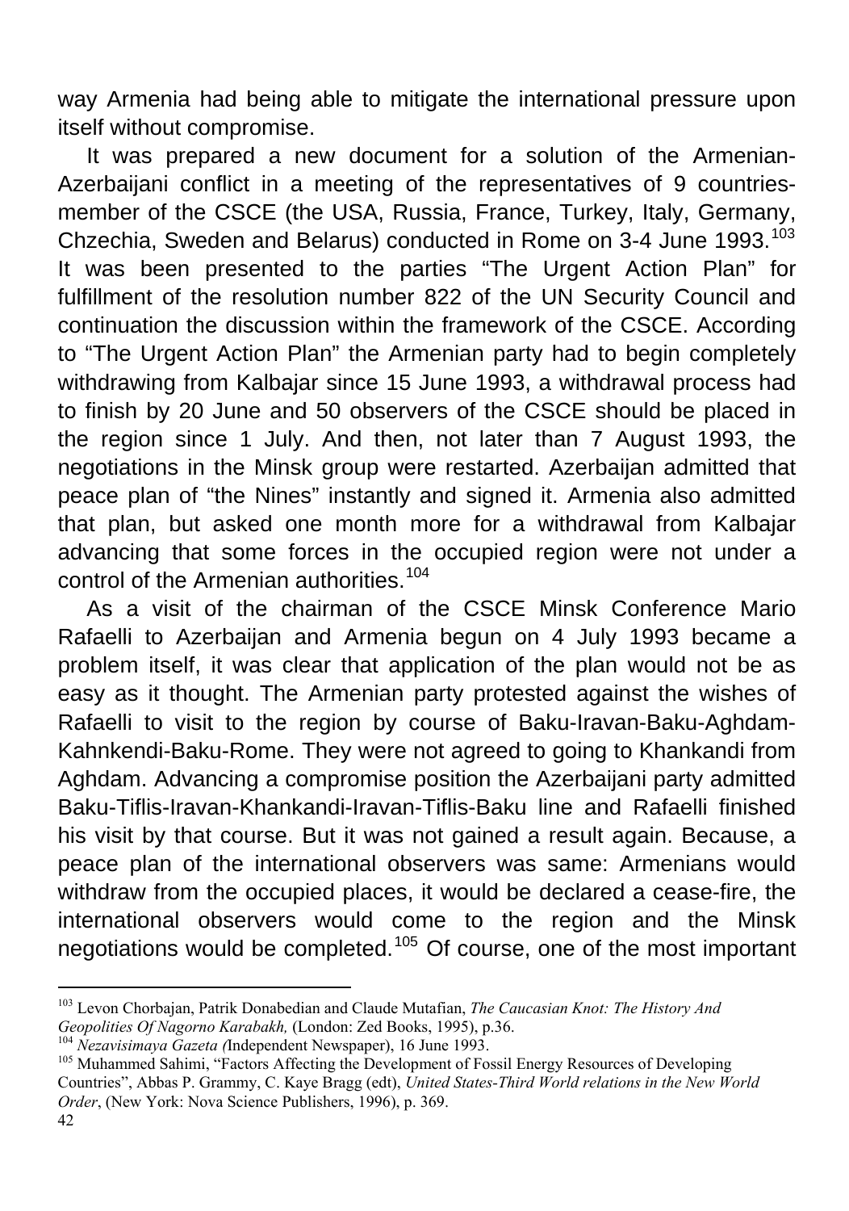way Armenia had being able to mitigate the international pressure upon itself without compromise.

It was prepared a new document for a solution of the Armenian-Azerbaijani conflict in a meeting of the representatives of 9 countries-member of the CSCE (the USA, Russia, France, Turkey, Italy, Germany, Chzechia, Sweden and Belarus) conducted in Rome on 3-4 June 1993.[103] It was been presented to the parties “The Urgent Action Plan” for fulfillment of the resolution number 822 of the UN Security Council and continuation the discussion within the framework of the CSCE. According to “The Urgent Action Plan” the Armenian party had to begin completely withdrawing from Kalbajar since 15 June 1993, a withdrawal process had to finish by 20 June and 50 observers of the CSCE should be placed in the region since 1 July. And then, not later than 7 August 1993, the negotiations in the Minsk group were restarted. Azerbaijan admitted that peace plan of “the Nines” instantly and signed it. Armenia also admitted that plan, but asked one month more for a withdrawal from Kalbajar advancing that some forces in the occupied region were not under a control of the Armenian authorities.[104]

As a visit of the chairman of the CSCE Minsk Conference Mario Rafaelli to Azerbaijan and Armenia begun on 4 July 1993 became a problem itself, it was clear that application of the plan would not be as easy as it thought. The Armenian party protested against the wishes of Rafaelli to visit to the region by course of Baku-Iravan-Baku-Aghdam-Kahnkendi-Baku-Rome. They were not agreed to going to Khankandi from Aghdam. Advancing a compromise position the Azerbaijani party admitted Baku-Tiflis-Iravan-Khankandi-Iravan-Tiflis-Baku line and Rafaelli finished his visit by that course. But it was not gained a result again. Because, a peace plan of the international observers was same: Armenians would withdraw from the occupied places, it would be declared a cease-fire, the international observers would come to the region and the Minsk negotiations would be completed.[105] Of course, one of the most important

---

[103] Levon Chorbajan, Patrik Donabedian and Claude Mutafian, *The Caucasian Knot: The History And Geopolities Of Nagorno Karabakh,* (London: Zed Books, 1995), p.36.

[104] *Nezavisimaya Gazeta (*Independent Newspaper), 16 June 1993.

[105] Muhammed Sahimi, “Factors Affecting the Development of Fossil Energy Resources of Developing Countries”, Abbas P. Grammy, C. Kaye Bragg (edt), *United States-Third World relations in the New World Order*, (New York: Nova Science Publishers, 1996), p. 369.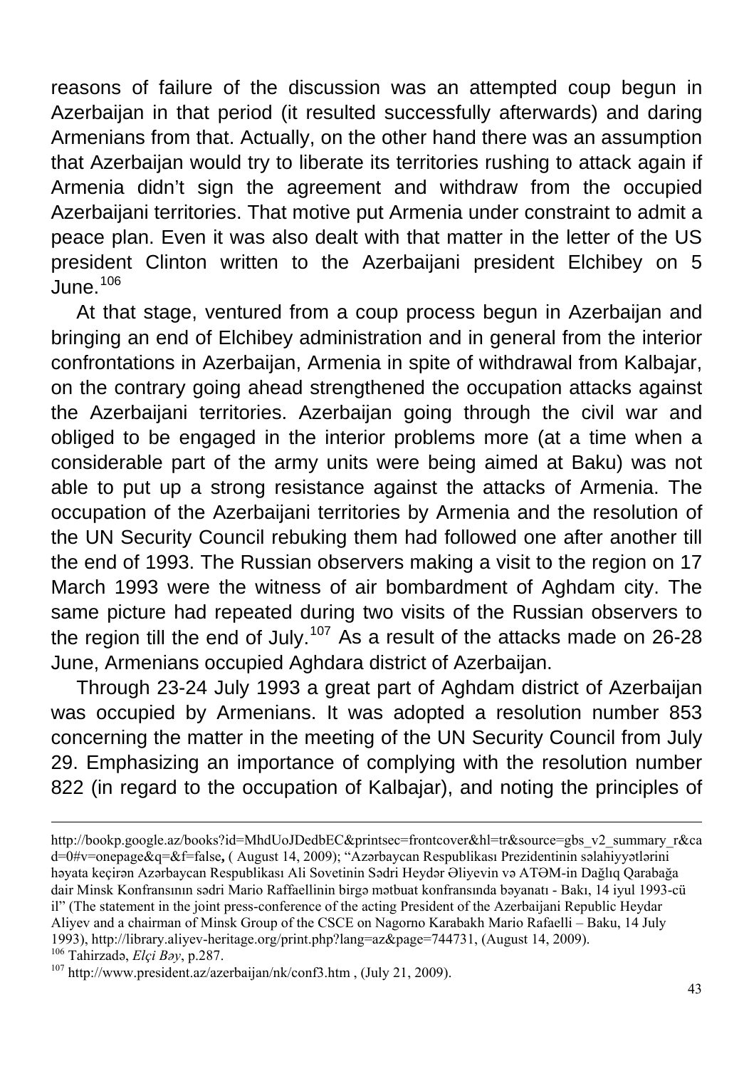reasons of failure of the discussion was an attempted coup begun in Azerbaijan in that period (it resulted successfully afterwards) and daring Armenians from that. Actually, on the other hand there was an assumption that Azerbaijan would try to liberate its territories rushing to attack again if Armenia didn't sign the agreement and withdraw from the occupied Azerbaijani territories. That motive put Armenia under constraint to admit a peace plan. Even it was also dealt with that matter in the letter of the US president Clinton written to the Azerbaijani president Elchibey on 5 June.[106]

At that stage, ventured from a coup process begun in Azerbaijan and bringing an end of Elchibey administration and in general from the interior confrontations in Azerbaijan, Armenia in spite of withdrawal from Kalbajar, on the contrary going ahead strengthened the occupation attacks against the Azerbaijani territories. Azerbaijan going through the civil war and obliged to be engaged in the interior problems more (at a time when a considerable part of the army units were being aimed at Baku) was not able to put up a strong resistance against the attacks of Armenia. The occupation of the Azerbaijani territories by Armenia and the resolution of the UN Security Council rebuking them had followed one after another till the end of 1993. The Russian observers making a visit to the region on 17 March 1993 were the witness of air bombardment of Aghdam city. The same picture had repeated during two visits of the Russian observers to the region till the end of July.[107] As a result of the attacks made on 26-28 June, Armenians occupied Aghdara district of Azerbaijan.

Through 23-24 July 1993 a great part of Aghdam district of Azerbaijan was occupied by Armenians. It was adopted a resolution number 853 concerning the matter in the meeting of the UN Security Council from July 29. Emphasizing an importance of complying with the resolution number 822 (in regard to the occupation of Kalbajar), and noting the principles of

---

http://bookp.google.az/books?id=MhdUoJDedbEC&printsec=frontcover&hl=tr&source=gbs_v2_summary_r&cad=0#v=onepage&q=&f=false, ( August 14, 2009); "Azərbaycan Respublikası Prezidentinin səlahiyyətlərini həyata keçirən Azərbaycan Respublikası Ali Sovetinin Sədri Heydər Əliyevin və ATƏM-in Dağlıq Qarabağa dair Minsk Konfransının sədri Mario Raffaellinin birgə mətbuat konfransında bəyanatı - Bakı, 14 iyul 1993-cü il" (The statement in the joint press-conference of the acting President of the Azerbaijani Republic Heydar Aliyev and a chairman of Minsk Group of the CSCE on Nagorno Karabakh Mario Rafaelli – Baku, 14 July 1993), http://library.aliyev-heritage.org/print.php?lang=az&page=744731, (August 14, 2009).

[106] Tahirzadə, *Elçi Bəy*, p.287.

[107] http://www.president.az/azerbaijan/nk/conf3.htm , (July 21, 2009).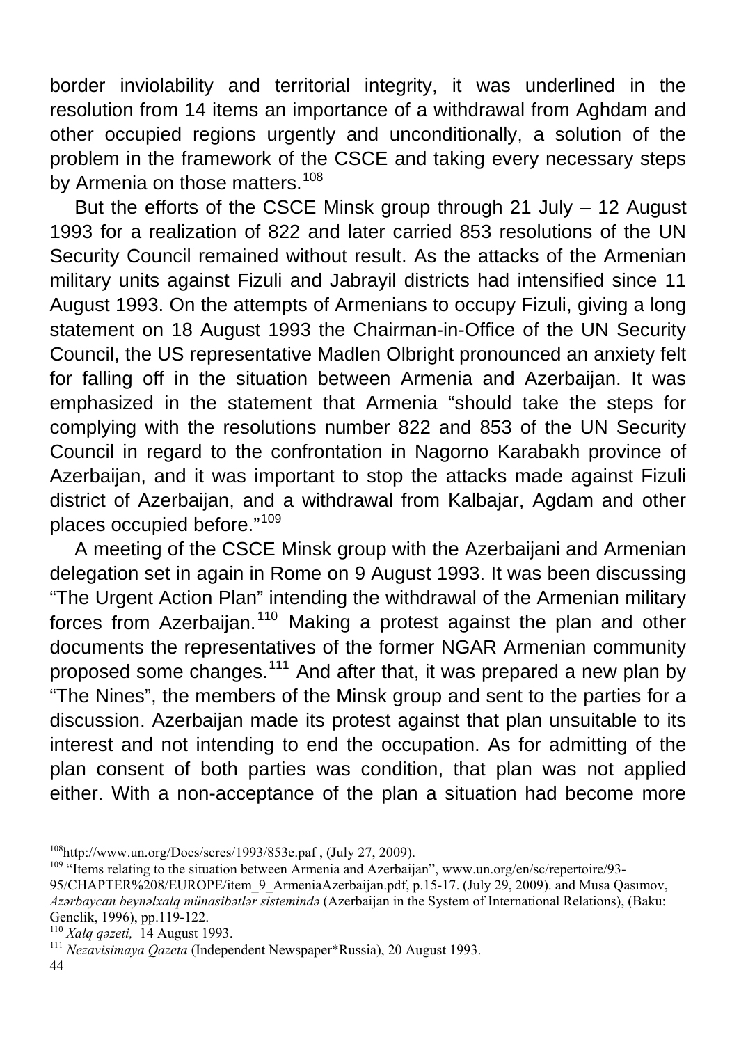border inviolability and territorial integrity, it was underlined in the resolution from 14 items an importance of a withdrawal from Aghdam and other occupied regions urgently and unconditionally, a solution of the problem in the framework of the CSCE and taking every necessary steps by Armenia on those matters.[108]

But the efforts of the CSCE Minsk group through 21 July – 12 August 1993 for a realization of 822 and later carried 853 resolutions of the UN Security Council remained without result. As the attacks of the Armenian military units against Fizuli and Jabrayil districts had intensified since 11 August 1993. On the attempts of Armenians to occupy Fizuli, giving a long statement on 18 August 1993 the Chairman-in-Office of the UN Security Council, the US representative Madlen Olbright pronounced an anxiety felt for falling off in the situation between Armenia and Azerbaijan. It was emphasized in the statement that Armenia "should take the steps for complying with the resolutions number 822 and 853 of the UN Security Council in regard to the confrontation in Nagorno Karabakh province of Azerbaijan, and it was important to stop the attacks made against Fizuli district of Azerbaijan, and a withdrawal from Kalbajar, Agdam and other places occupied before."[109]

A meeting of the CSCE Minsk group with the Azerbaijani and Armenian delegation set in again in Rome on 9 August 1993. It was been discussing "The Urgent Action Plan" intending the withdrawal of the Armenian military forces from Azerbaijan.[110] Making a protest against the plan and other documents the representatives of the former NGAR Armenian community proposed some changes.[111] And after that, it was prepared a new plan by "The Nines", the members of the Minsk group and sent to the parties for a discussion. Azerbaijan made its protest against that plan unsuitable to its interest and not intending to end the occupation. As for admitting of the plan consent of both parties was condition, that plan was not applied either. With a non-acceptance of the plan a situation had become more

---

[108] http://www.un.org/Docs/scres/1993/853e.paf , (July 27, 2009).

[109] "Items relating to the situation between Armenia and Azerbaijan", www.un.org/en/sc/repertoire/93-95/CHAPTER%208/EUROPE/item_9_ArmeniaAzerbaijan.pdf, p.15-17. (July 29, 2009). and Musa Qasımov, *Azərbaycan beynəlxalq münasibətlər sistemində* (Azerbaijan in the System of International Relations), (Baku: Genclik, 1996), pp.119-122.

[110] *Xalq qəzeti,* 14 August 1993.

[111] *Nezavisimaya Qazeta* (Independent Newspaper*Russia), 20 August 1993.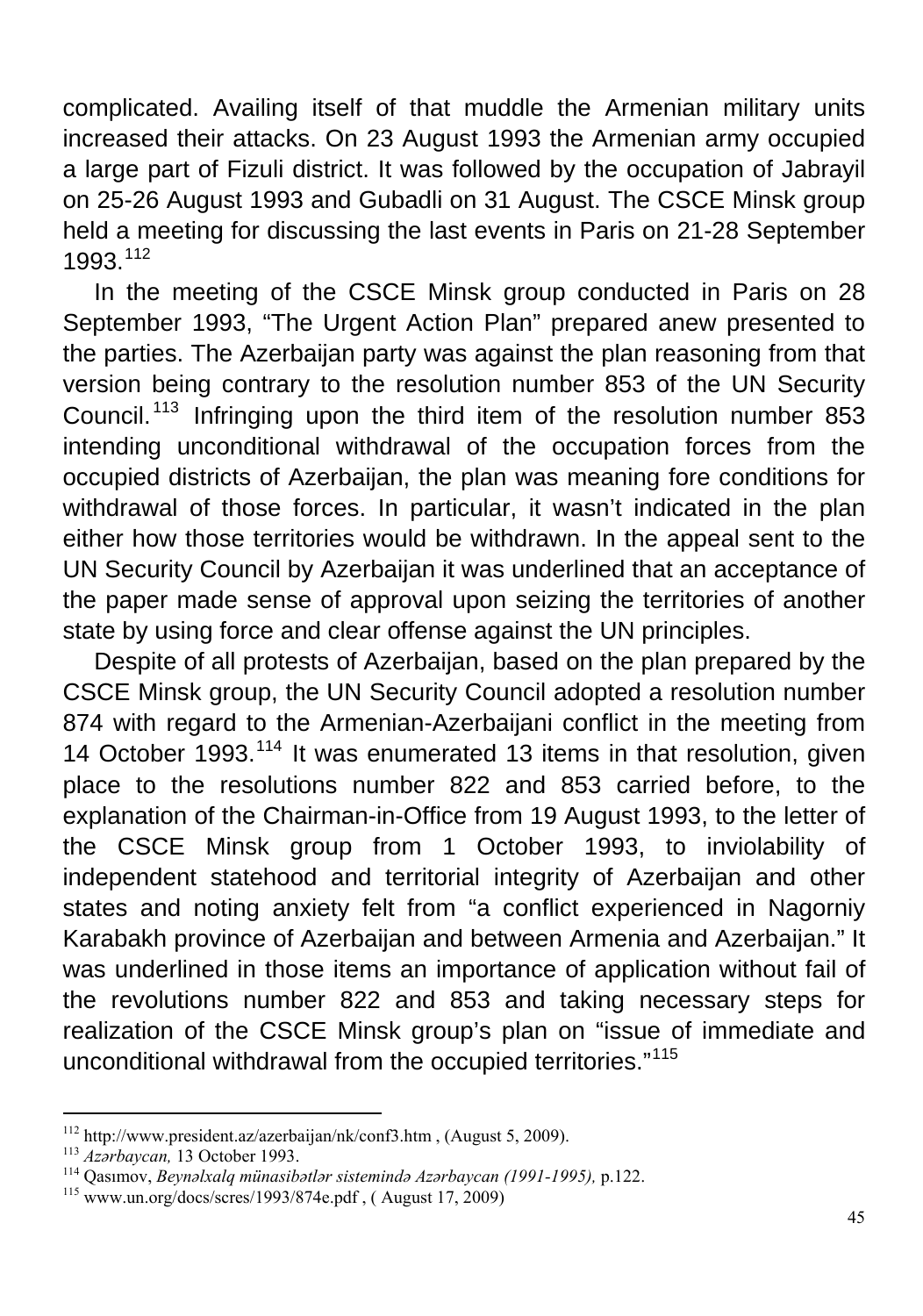complicated. Availing itself of that muddle the Armenian military units increased their attacks. On 23 August 1993 the Armenian army occupied a large part of Fizuli district. It was followed by the occupation of Jabrayil on 25-26 August 1993 and Gubadli on 31 August. The CSCE Minsk group held a meeting for discussing the last events in Paris on 21-28 September 1993.[112]

In the meeting of the CSCE Minsk group conducted in Paris on 28 September 1993, "The Urgent Action Plan" prepared anew presented to the parties. The Azerbaijan party was against the plan reasoning from that version being contrary to the resolution number 853 of the UN Security Council.[113] Infringing upon the third item of the resolution number 853 intending unconditional withdrawal of the occupation forces from the occupied districts of Azerbaijan, the plan was meaning fore conditions for withdrawal of those forces. In particular, it wasn't indicated in the plan either how those territories would be withdrawn. In the appeal sent to the UN Security Council by Azerbaijan it was underlined that an acceptance of the paper made sense of approval upon seizing the territories of another state by using force and clear offense against the UN principles.

Despite of all protests of Azerbaijan, based on the plan prepared by the CSCE Minsk group, the UN Security Council adopted a resolution number 874 with regard to the Armenian-Azerbaijani conflict in the meeting from 14 October 1993.[114] It was enumerated 13 items in that resolution, given place to the resolutions number 822 and 853 carried before, to the explanation of the Chairman-in-Office from 19 August 1993, to the letter of the CSCE Minsk group from 1 October 1993, to inviolability of independent statehood and territorial integrity of Azerbaijan and other states and noting anxiety felt from "a conflict experienced in Nagorniy Karabakh province of Azerbaijan and between Armenia and Azerbaijan." It was underlined in those items an importance of application without fail of the revolutions number 822 and 853 and taking necessary steps for realization of the CSCE Minsk group's plan on "issue of immediate and unconditional withdrawal from the occupied territories."[115]

---

[112] http://www.president.az/azerbaijan/nk/conf3.htm , (August 5, 2009).
[113] *Azərbaycan,* 13 October 1993.
[114] Qasımov, *Beynəlxalq münasibətlər sistemində Azərbaycan (1991-1995),* p.122.
[115] www.un.org/docs/scres/1993/874e.pdf , ( August 17, 2009)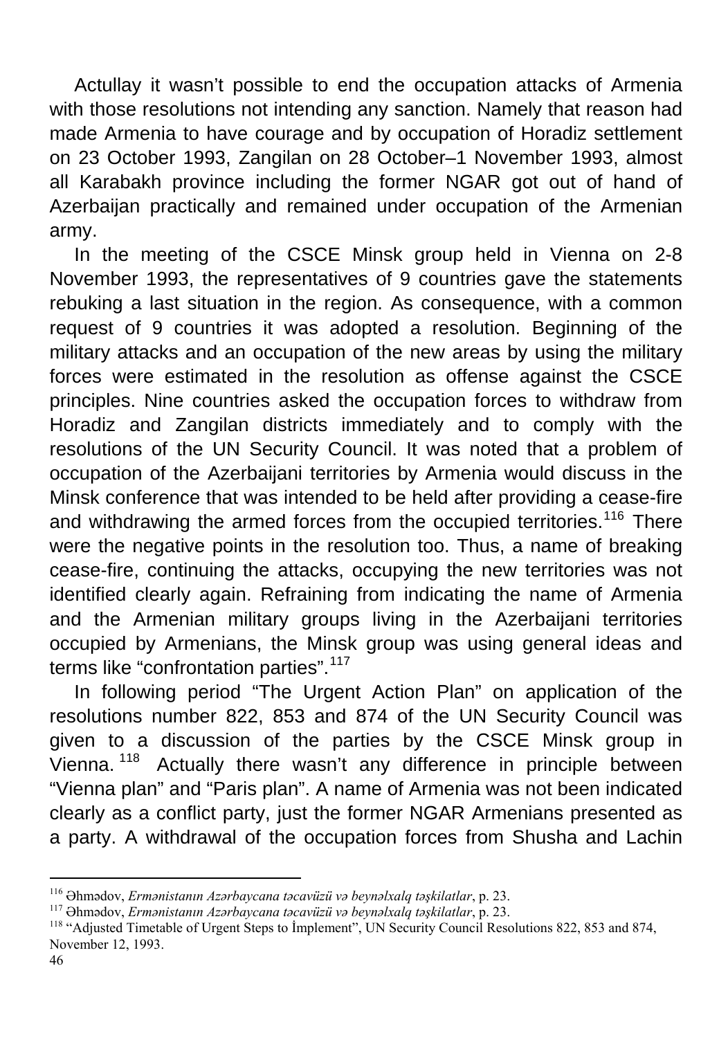Actullay it wasn't possible to end the occupation attacks of Armenia with those resolutions not intending any sanction. Namely that reason had made Armenia to have courage and by occupation of Horadiz settlement on 23 October 1993, Zangilan on 28 October–1 November 1993, almost all Karabakh province including the former NGAR got out of hand of Azerbaijan practically and remained under occupation of the Armenian army.

In the meeting of the CSCE Minsk group held in Vienna on 2-8 November 1993, the representatives of 9 countries gave the statements rebuking a last situation in the region. As consequence, with a common request of 9 countries it was adopted a resolution. Beginning of the military attacks and an occupation of the new areas by using the military forces were estimated in the resolution as offense against the CSCE principles. Nine countries asked the occupation forces to withdraw from Horadiz and Zangilan districts immediately and to comply with the resolutions of the UN Security Council. It was noted that a problem of occupation of the Azerbaijani territories by Armenia would discuss in the Minsk conference that was intended to be held after providing a cease-fire and withdrawing the armed forces from the occupied territories.[116] There were the negative points in the resolution too. Thus, a name of breaking cease-fire, continuing the attacks, occupying the new territories was not identified clearly again. Refraining from indicating the name of Armenia and the Armenian military groups living in the Azerbaijani territories occupied by Armenians, the Minsk group was using general ideas and terms like "confrontation parties".[117]

In following period "The Urgent Action Plan" on application of the resolutions number 822, 853 and 874 of the UN Security Council was given to a discussion of the parties by the CSCE Minsk group in Vienna.[118] Actually there wasn't any difference in principle between "Vienna plan" and "Paris plan". A name of Armenia was not been indicated clearly as a conflict party, just the former NGAR Armenians presented as a party. A withdrawal of the occupation forces from Shusha and Lachin

---

[116] Əhmədov, *Ermənistanın Azərbaycana təcavüzü və beynəlxalq təşkilatlar*, p. 23.
[117] Əhmədov, *Ermənistanın Azərbaycana təcavüzü və beynəlxalq təşkilatlar*, p. 23.
[118] "Adjusted Timetable of Urgent Steps to İmplement", UN Security Council Resolutions 822, 853 and 874, November 12, 1993.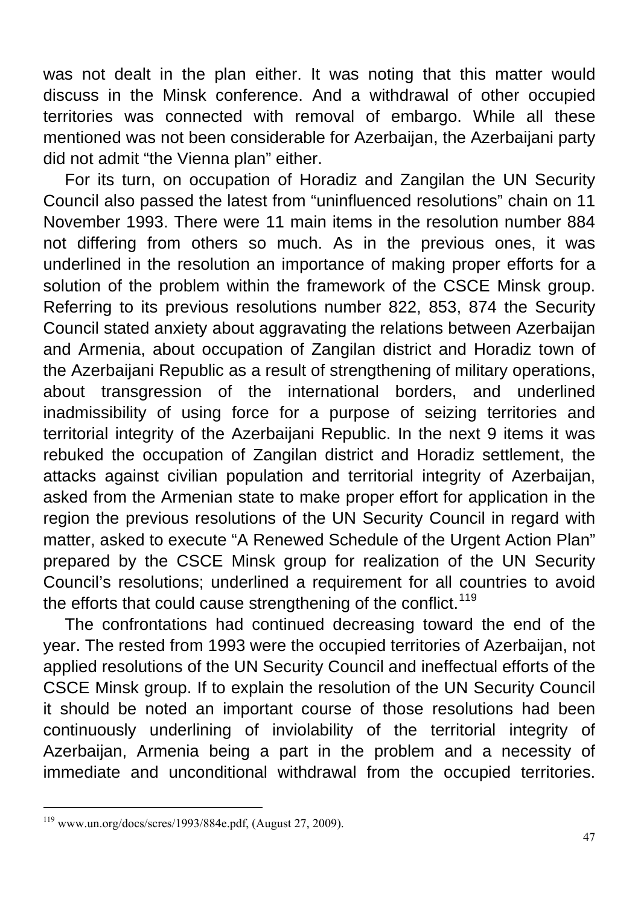was not dealt in the plan either. It was noting that this matter would discuss in the Minsk conference. And a withdrawal of other occupied territories was connected with removal of embargo. While all these mentioned was not been considerable for Azerbaijan, the Azerbaijani party did not admit “the Vienna plan” either.

For its turn, on occupation of Horadiz and Zangilan the UN Security Council also passed the latest from “uninfluenced resolutions” chain on 11 November 1993. There were 11 main items in the resolution number 884 not differing from others so much. As in the previous ones, it was underlined in the resolution an importance of making proper efforts for a solution of the problem within the framework of the CSCE Minsk group. Referring to its previous resolutions number 822, 853, 874 the Security Council stated anxiety about aggravating the relations between Azerbaijan and Armenia, about occupation of Zangilan district and Horadiz town of the Azerbaijani Republic as a result of strengthening of military operations, about transgression of the international borders, and underlined inadmissibility of using force for a purpose of seizing territories and territorial integrity of the Azerbaijani Republic. In the next 9 items it was rebuked the occupation of Zangilan district and Horadiz settlement, the attacks against civilian population and territorial integrity of Azerbaijan, asked from the Armenian state to make proper effort for application in the region the previous resolutions of the UN Security Council in regard with matter, asked to execute “A Renewed Schedule of the Urgent Action Plan” prepared by the CSCE Minsk group for realization of the UN Security Council’s resolutions; underlined a requirement for all countries to avoid the efforts that could cause strengthening of the conflict.[119]

The confrontations had continued decreasing toward the end of the year. The rested from 1993 were the occupied territories of Azerbaijan, not applied resolutions of the UN Security Council and ineffectual efforts of the CSCE Minsk group. If to explain the resolution of the UN Security Council it should be noted an important course of those resolutions had been continuously underlining of inviolability of the territorial integrity of Azerbaijan, Armenia being a part in the problem and a necessity of immediate and unconditional withdrawal from the occupied territories.

[119] www.un.org/docs/scres/1993/884e.pdf, (August 27, 2009).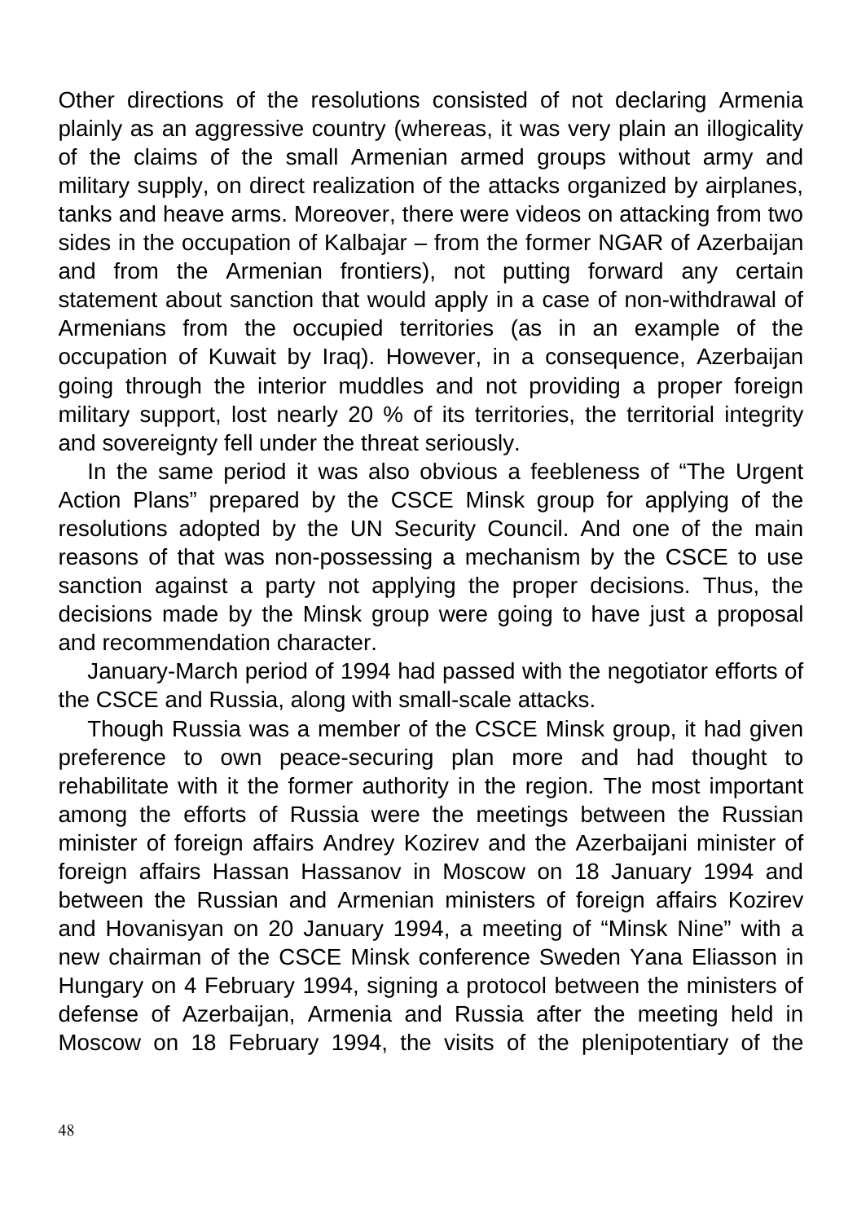Other directions of the resolutions consisted of not declaring Armenia plainly as an aggressive country (whereas, it was very plain an illogicality of the claims of the small Armenian armed groups without army and military supply, on direct realization of the attacks organized by airplanes, tanks and heave arms. Moreover, there were videos on attacking from two sides in the occupation of Kalbajar – from the former NGAR of Azerbaijan and from the Armenian frontiers), not putting forward any certain statement about sanction that would apply in a case of non-withdrawal of Armenians from the occupied territories (as in an example of the occupation of Kuwait by Iraq). However, in a consequence, Azerbaijan going through the interior muddles and not providing a proper foreign military support, lost nearly 20 % of its territories, the territorial integrity and sovereignty fell under the threat seriously.

In the same period it was also obvious a feebleness of "The Urgent Action Plans" prepared by the CSCE Minsk group for applying of the resolutions adopted by the UN Security Council. And one of the main reasons of that was non-possessing a mechanism by the CSCE to use sanction against a party not applying the proper decisions. Thus, the decisions made by the Minsk group were going to have just a proposal and recommendation character.

January-March period of 1994 had passed with the negotiator efforts of the CSCE and Russia, along with small-scale attacks.

Though Russia was a member of the CSCE Minsk group, it had given preference to own peace-securing plan more and had thought to rehabilitate with it the former authority in the region. The most important among the efforts of Russia were the meetings between the Russian minister of foreign affairs Andrey Kozirev and the Azerbaijani minister of foreign affairs Hassan Hassanov in Moscow on 18 January 1994 and between the Russian and Armenian ministers of foreign affairs Kozirev and Hovanisyan on 20 January 1994, a meeting of "Minsk Nine" with a new chairman of the CSCE Minsk conference Sweden Yana Eliasson in Hungary on 4 February 1994, signing a protocol between the ministers of defense of Azerbaijan, Armenia and Russia after the meeting held in Moscow on 18 February 1994, the visits of the plenipotentiary of the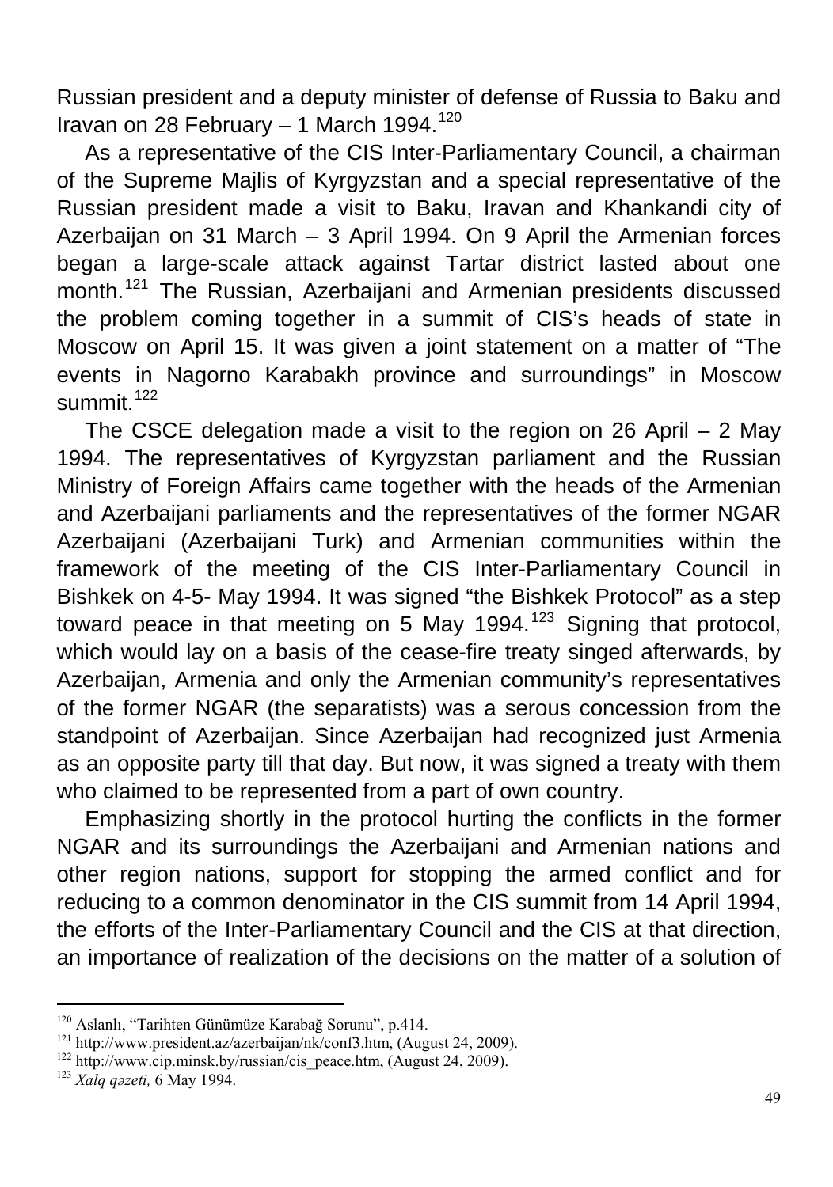Russian president and a deputy minister of defense of Russia to Baku and Iravan on 28 February – 1 March 1994.[120]

As a representative of the CIS Inter-Parliamentary Council, a chairman of the Supreme Majlis of Kyrgyzstan and a special representative of the Russian president made a visit to Baku, Iravan and Khankandi city of Azerbaijan on 31 March – 3 April 1994. On 9 April the Armenian forces began a large-scale attack against Tartar district lasted about one month.[121] The Russian, Azerbaijani and Armenian presidents discussed the problem coming together in a summit of CIS's heads of state in Moscow on April 15. It was given a joint statement on a matter of "The events in Nagorno Karabakh province and surroundings" in Moscow summit.[122]

The CSCE delegation made a visit to the region on 26 April – 2 May 1994. The representatives of Kyrgyzstan parliament and the Russian Ministry of Foreign Affairs came together with the heads of the Armenian and Azerbaijani parliaments and the representatives of the former NGAR Azerbaijani (Azerbaijani Turk) and Armenian communities within the framework of the meeting of the CIS Inter-Parliamentary Council in Bishkek on 4-5- May 1994. It was signed "the Bishkek Protocol" as a step toward peace in that meeting on 5 May 1994.[123] Signing that protocol, which would lay on a basis of the cease-fire treaty singed afterwards, by Azerbaijan, Armenia and only the Armenian community's representatives of the former NGAR (the separatists) was a serous concession from the standpoint of Azerbaijan. Since Azerbaijan had recognized just Armenia as an opposite party till that day. But now, it was signed a treaty with them who claimed to be represented from a part of own country.

Emphasizing shortly in the protocol hurting the conflicts in the former NGAR and its surroundings the Azerbaijani and Armenian nations and other region nations, support for stopping the armed conflict and for reducing to a common denominator in the CIS summit from 14 April 1994, the efforts of the Inter-Parliamentary Council and the CIS at that direction, an importance of realization of the decisions on the matter of a solution of

---

[120] Aslanlı, "Tarihten Günümüze Karabağ Sorunu", p.414.

[121] http://www.president.az/azerbaijan/nk/conf3.htm, (August 24, 2009).

[122] http://www.cip.minsk.by/russian/cis_peace.htm, (August 24, 2009).

[123] *Xalq qəzeti,* 6 May 1994.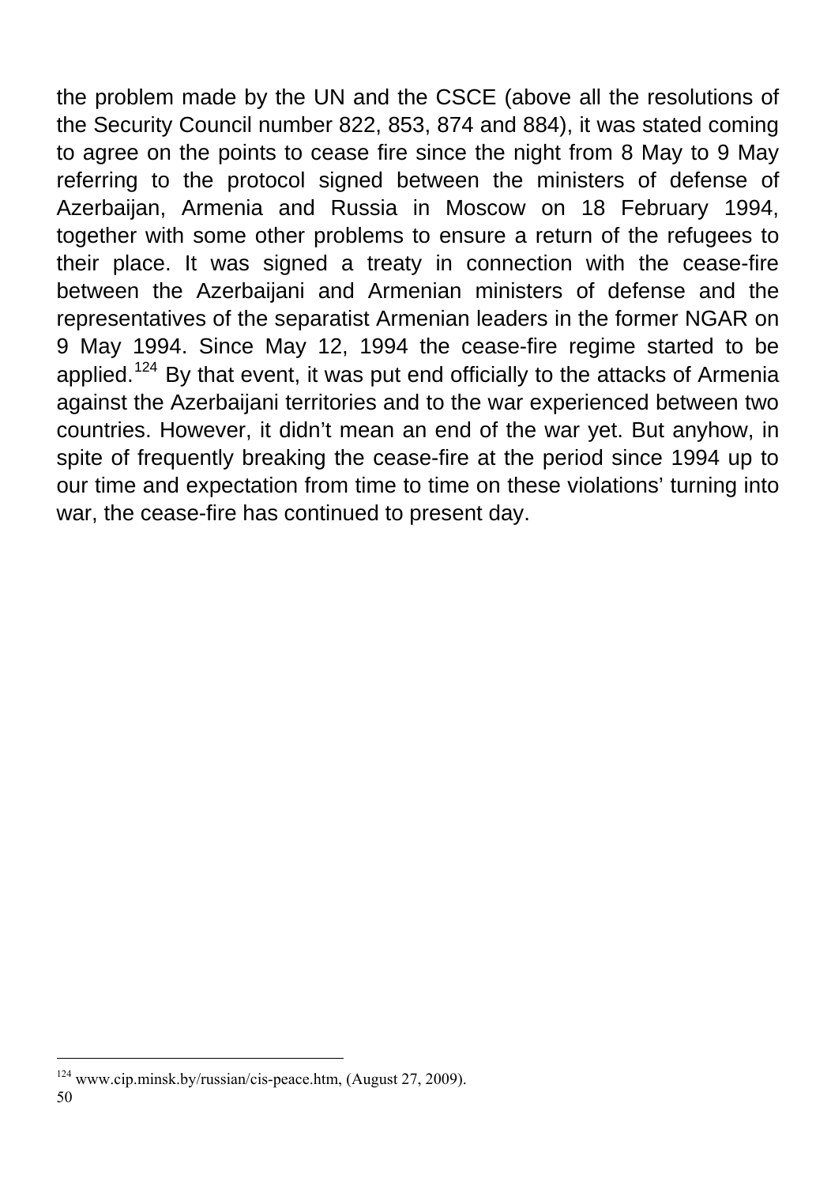the problem made by the UN and the CSCE (above all the resolutions of the Security Council number 822, 853, 874 and 884), it was stated coming to agree on the points to cease fire since the night from 8 May to 9 May referring to the protocol signed between the ministers of defense of Azerbaijan, Armenia and Russia in Moscow on 18 February 1994, together with some other problems to ensure a return of the refugees to their place. It was signed a treaty in connection with the cease-fire between the Azerbaijani and Armenian ministers of defense and the representatives of the separatist Armenian leaders in the former NGAR on 9 May 1994. Since May 12, 1994 the cease-fire regime started to be applied.[124] By that event, it was put end officially to the attacks of Armenia against the Azerbaijani territories and to the war experienced between two countries. However, it didn't mean an end of the war yet. But anyhow, in spite of frequently breaking the cease-fire at the period since 1994 up to our time and expectation from time to time on these violations' turning into war, the cease-fire has continued to present day.

---

[124] www.cip.minsk.by/russian/cis-peace.htm, (August 27, 2009).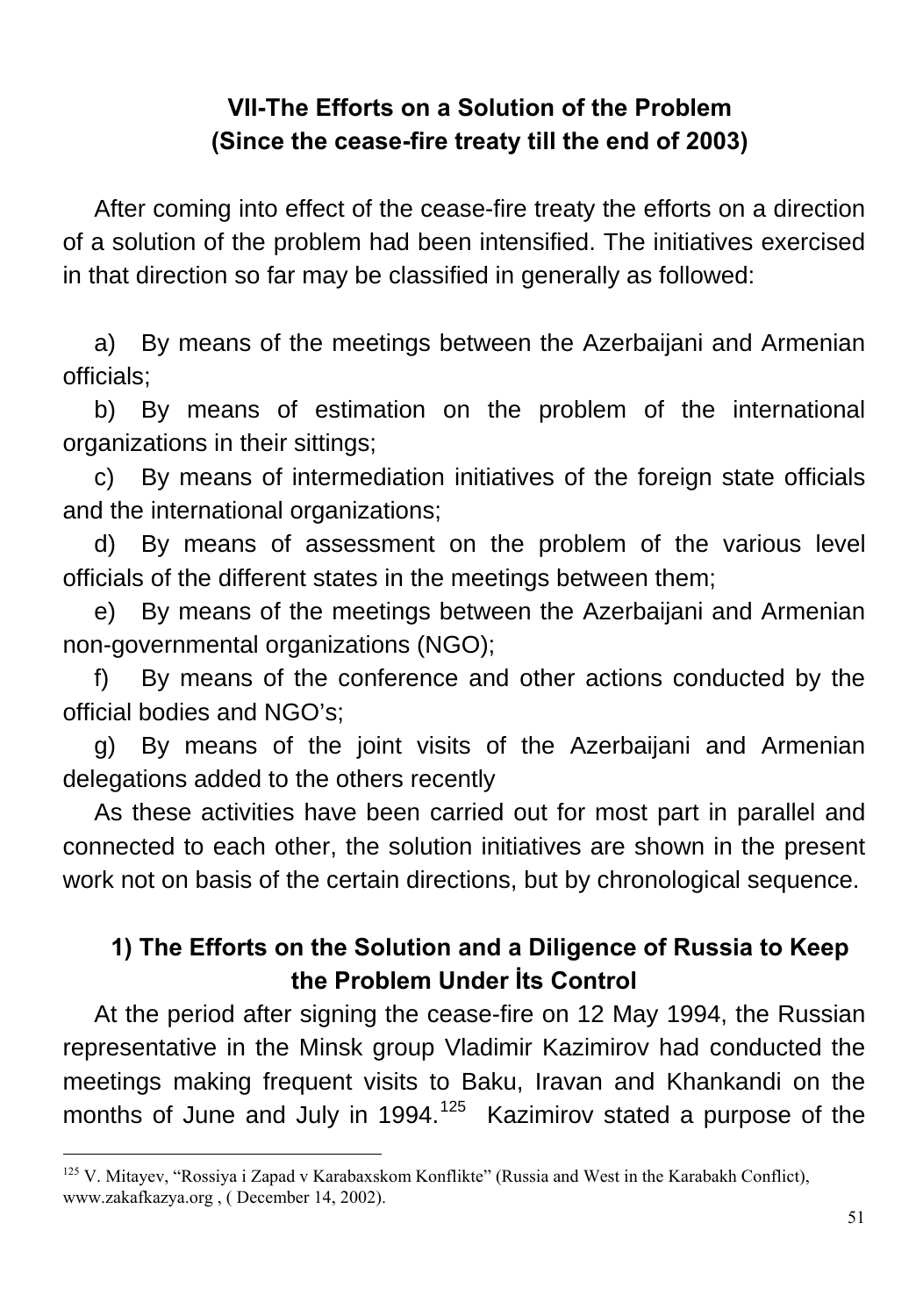## VII-The Efforts on a Solution of the Problem (Since the cease-fire treaty till the end of 2003)

After coming into effect of the cease-fire treaty the efforts on a direction of a solution of the problem had been intensified. The initiatives exercised in that direction so far may be classified in generally as followed:

a) By means of the meetings between the Azerbaijani and Armenian officials;

b) By means of estimation on the problem of the international organizations in their sittings;

c) By means of intermediation initiatives of the foreign state officials and the international organizations;

d) By means of assessment on the problem of the various level officials of the different states in the meetings between them;

e) By means of the meetings between the Azerbaijani and Armenian non-governmental organizations (NGO);

f) By means of the conference and other actions conducted by the official bodies and NGO's;

g) By means of the joint visits of the Azerbaijani and Armenian delegations added to the others recently

As these activities have been carried out for most part in parallel and connected to each other, the solution initiatives are shown in the present work not on basis of the certain directions, but by chronological sequence.

### 1) The Efforts on the Solution and a Diligence of Russia to Keep the Problem Under İts Control

At the period after signing the cease-fire on 12 May 1994, the Russian representative in the Minsk group Vladimir Kazimirov had conducted the meetings making frequent visits to Baku, Iravan and Khankandi on the months of June and July in 1994.[125] Kazimirov stated a purpose of the

[125] V. Mitayev, "Rossiya i Zapad v Karabaxskom Konflikte" (Russia and West in the Karabakh Conflict), www.zakafkazya.org , ( December 14, 2002).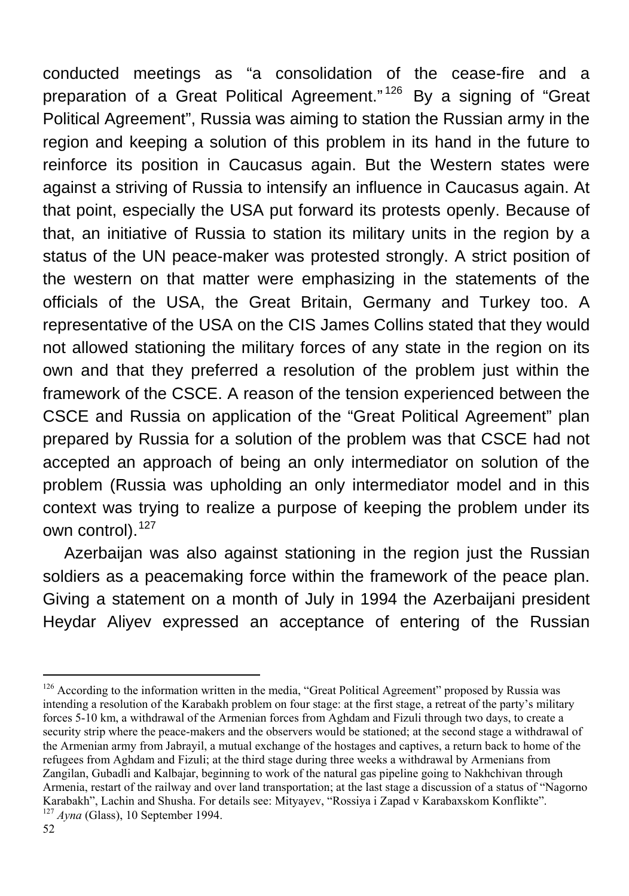conducted meetings as “a consolidation of the cease-fire and a preparation of a Great Political Agreement.”[126] By a signing of “Great Political Agreement”, Russia was aiming to station the Russian army in the region and keeping a solution of this problem in its hand in the future to reinforce its position in Caucasus again. But the Western states were against a striving of Russia to intensify an influence in Caucasus again. At that point, especially the USA put forward its protests openly. Because of that, an initiative of Russia to station its military units in the region by a status of the UN peace-maker was protested strongly. A strict position of the western on that matter were emphasizing in the statements of the officials of the USA, the Great Britain, Germany and Turkey too. A representative of the USA on the CIS James Collins stated that they would not allowed stationing the military forces of any state in the region on its own and that they preferred a resolution of the problem just within the framework of the CSCE. A reason of the tension experienced between the CSCE and Russia on application of the “Great Political Agreement” plan prepared by Russia for a solution of the problem was that CSCE had not accepted an approach of being an only intermediator on solution of the problem (Russia was upholding an only intermediator model and in this context was trying to realize a purpose of keeping the problem under its own control).[127]

Azerbaijan was also against stationing in the region just the Russian soldiers as a peacemaking force within the framework of the peace plan. Giving a statement on a month of July in 1994 the Azerbaijani president Heydar Aliyev expressed an acceptance of entering of the Russian

---

[126] According to the information written in the media, “Great Political Agreement” proposed by Russia was intending a resolution of the Karabakh problem on four stage: at the first stage, a retreat of the party’s military forces 5-10 km, a withdrawal of the Armenian forces from Aghdam and Fizuli through two days, to create a security strip where the peace-makers and the observers would be stationed; at the second stage a withdrawal of the Armenian army from Jabrayil, a mutual exchange of the hostages and captives, a return back to home of the refugees from Aghdam and Fizuli; at the third stage during three weeks a withdrawal by Armenians from Zangilan, Gubadli and Kalbajar, beginning to work of the natural gas pipeline going to Nakhchivan through Armenia, restart of the railway and over land transportation; at the last stage a discussion of a status of “Nagorno Karabakh”, Lachin and Shusha. For details see: Mityayev, “Rossiya i Zapad v Karabaxskom Konflikte”.

[127] *Ayna* (Glass), 10 September 1994.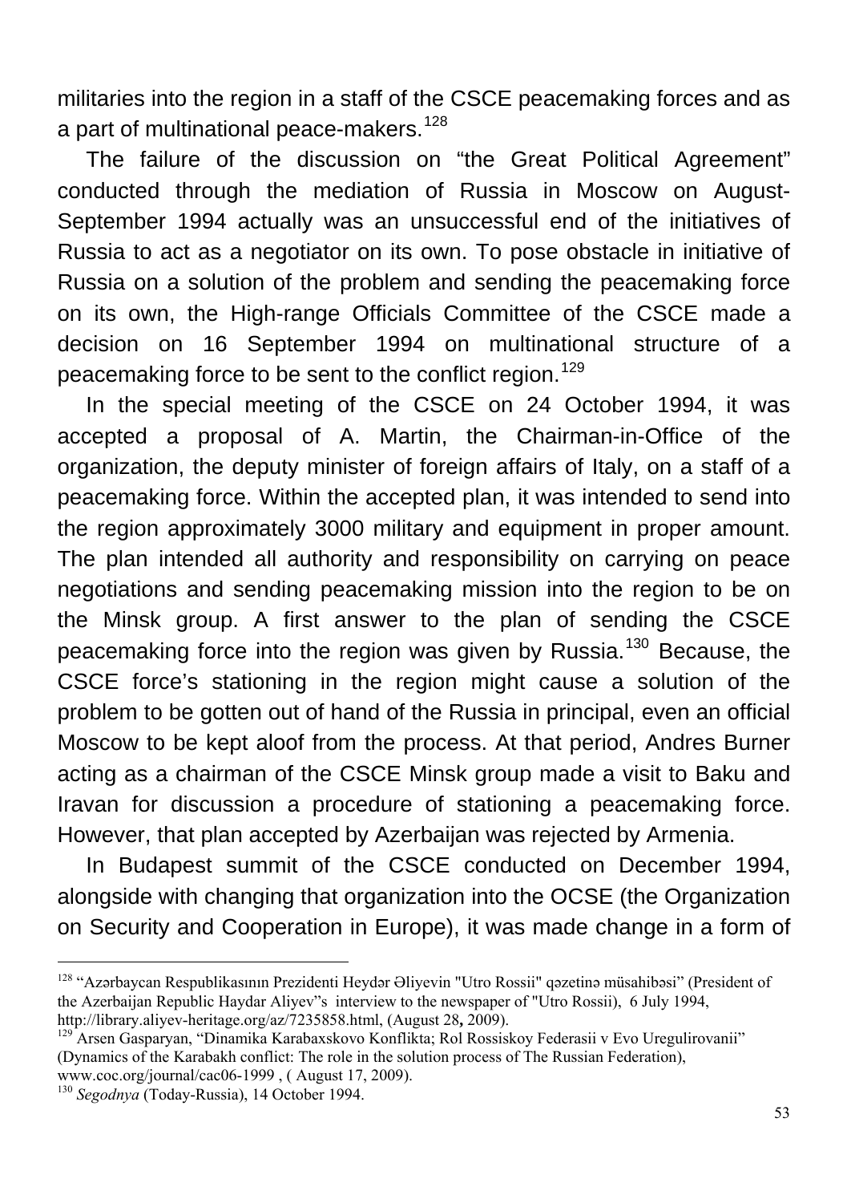militaries into the region in a staff of the CSCE peacemaking forces and as a part of multinational peace-makers.[128]

The failure of the discussion on “the Great Political Agreement” conducted through the mediation of Russia in Moscow on August-September 1994 actually was an unsuccessful end of the initiatives of Russia to act as a negotiator on its own. To pose obstacle in initiative of Russia on a solution of the problem and sending the peacemaking force on its own, the High-range Officials Committee of the CSCE made a decision on 16 September 1994 on multinational structure of a peacemaking force to be sent to the conflict region.[129]

In the special meeting of the CSCE on 24 October 1994, it was accepted a proposal of A. Martin, the Chairman-in-Office of the organization, the deputy minister of foreign affairs of Italy, on a staff of a peacemaking force. Within the accepted plan, it was intended to send into the region approximately 3000 military and equipment in proper amount. The plan intended all authority and responsibility on carrying on peace negotiations and sending peacemaking mission into the region to be on the Minsk group. A first answer to the plan of sending the CSCE peacemaking force into the region was given by Russia.[130] Because, the CSCE force’s stationing in the region might cause a solution of the problem to be gotten out of hand of the Russia in principal, even an official Moscow to be kept aloof from the process. At that period, Andres Burner acting as a chairman of the CSCE Minsk group made a visit to Baku and Iravan for discussion a procedure of stationing a peacemaking force. However, that plan accepted by Azerbaijan was rejected by Armenia.

In Budapest summit of the CSCE conducted on December 1994, alongside with changing that organization into the OCSE (the Organization on Security and Cooperation in Europe), it was made change in a form of

---

[128] “Azərbaycan Respublikasının Prezidenti Heydər Əliyevin "Utro Rossii" qəzetinə müsahibəsi” (President of the Azerbaijan Republic Haydar Aliyev”s interview to the newspaper of "Utro Rossii), 6 July 1994, http://library.aliyev-heritage.org/az/7235858.html, (August 28, 2009).

[129] Arsen Gasparyan, “Dinamika Karabaxskovo Konflikta; Rol Rossiskoy Federasii v Evo Uregulirovanii” (Dynamics of the Karabakh conflict: The role in the solution process of The Russian Federation), www.coc.org/journal/cac06-1999 , ( August 17, 2009).

[130] *Segodnya* (Today-Russia), 14 October 1994.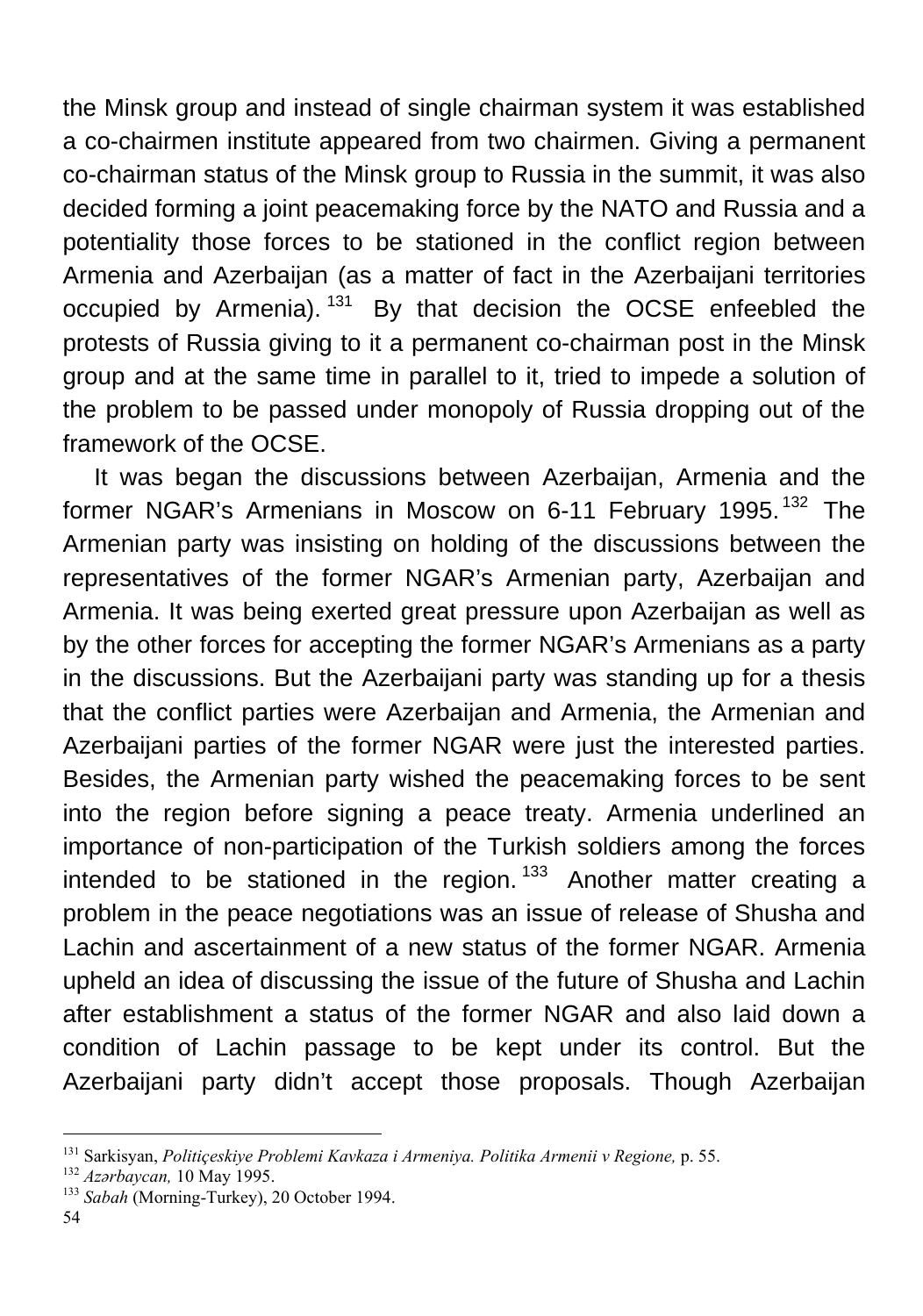the Minsk group and instead of single chairman system it was established a co-chairmen institute appeared from two chairmen. Giving a permanent co-chairman status of the Minsk group to Russia in the summit, it was also decided forming a joint peacemaking force by the NATO and Russia and a potentiality those forces to be stationed in the conflict region between Armenia and Azerbaijan (as a matter of fact in the Azerbaijani territories occupied by Armenia).[131] By that decision the OCSE enfeebled the protests of Russia giving to it a permanent co-chairman post in the Minsk group and at the same time in parallel to it, tried to impede a solution of the problem to be passed under monopoly of Russia dropping out of the framework of the OCSE.

It was began the discussions between Azerbaijan, Armenia and the former NGAR's Armenians in Moscow on 6-11 February 1995.[132] The Armenian party was insisting on holding of the discussions between the representatives of the former NGAR's Armenian party, Azerbaijan and Armenia. It was being exerted great pressure upon Azerbaijan as well as by the other forces for accepting the former NGAR's Armenians as a party in the discussions. But the Azerbaijani party was standing up for a thesis that the conflict parties were Azerbaijan and Armenia, the Armenian and Azerbaijani parties of the former NGAR were just the interested parties. Besides, the Armenian party wished the peacemaking forces to be sent into the region before signing a peace treaty. Armenia underlined an importance of non-participation of the Turkish soldiers among the forces intended to be stationed in the region.[133] Another matter creating a problem in the peace negotiations was an issue of release of Shusha and Lachin and ascertainment of a new status of the former NGAR. Armenia upheld an idea of discussing the issue of the future of Shusha and Lachin after establishment a status of the former NGAR and also laid down a condition of Lachin passage to be kept under its control. But the Azerbaijani party didn't accept those proposals. Though Azerbaijan

---

[131] Sarkisyan, *Politiçeskiye Problemi Kavkaza i Armeniya. Politika Armenii v Regione,* p. 55.
[132] *Azərbaycan,* 10 May 1995.
[133] *Sabah* (Morning-Turkey), 20 October 1994.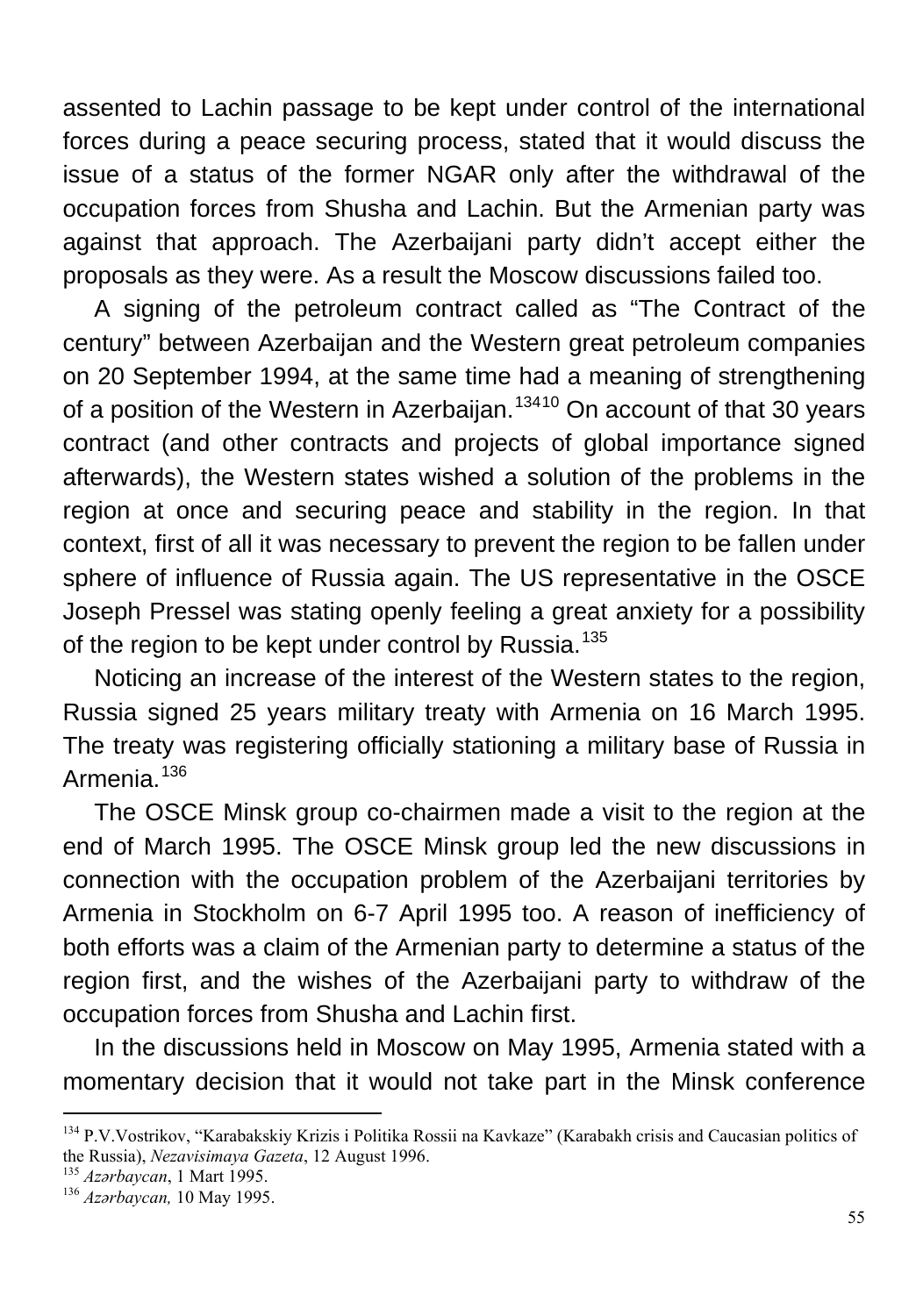assented to Lachin passage to be kept under control of the international forces during a peace securing process, stated that it would discuss the issue of a status of the former NGAR only after the withdrawal of the occupation forces from Shusha and Lachin. But the Armenian party was against that approach. The Azerbaijani party didn't accept either the proposals as they were. As a result the Moscow discussions failed too.

A signing of the petroleum contract called as "The Contract of the century" between Azerbaijan and the Western great petroleum companies on 20 September 1994, at the same time had a meaning of strengthening of a position of the Western in Azerbaijan.[134][10] On account of that 30 years contract (and other contracts and projects of global importance signed afterwards), the Western states wished a solution of the problems in the region at once and securing peace and stability in the region. In that context, first of all it was necessary to prevent the region to be fallen under sphere of influence of Russia again. The US representative in the OSCE Joseph Pressel was stating openly feeling a great anxiety for a possibility of the region to be kept under control by Russia.[135]

Noticing an increase of the interest of the Western states to the region, Russia signed 25 years military treaty with Armenia on 16 March 1995. The treaty was registering officially stationing a military base of Russia in Armenia.[136]

The OSCE Minsk group co-chairmen made a visit to the region at the end of March 1995. The OSCE Minsk group led the new discussions in connection with the occupation problem of the Azerbaijani territories by Armenia in Stockholm on 6-7 April 1995 too. A reason of inefficiency of both efforts was a claim of the Armenian party to determine a status of the region first, and the wishes of the Azerbaijani party to withdraw of the occupation forces from Shusha and Lachin first.

In the discussions held in Moscow on May 1995, Armenia stated with a momentary decision that it would not take part in the Minsk conference

---

[134] P.V.Vostrikov, "Karabakskiy Krizis i Politika Rossii na Kavkaze" (Karabakh crisis and Caucasian politics of the Russia), *Nezavisimaya Gazeta*, 12 August 1996.

[135] *Azərbaycan*, 1 Mart 1995.

[136] *Azərbaycan,* 10 May 1995.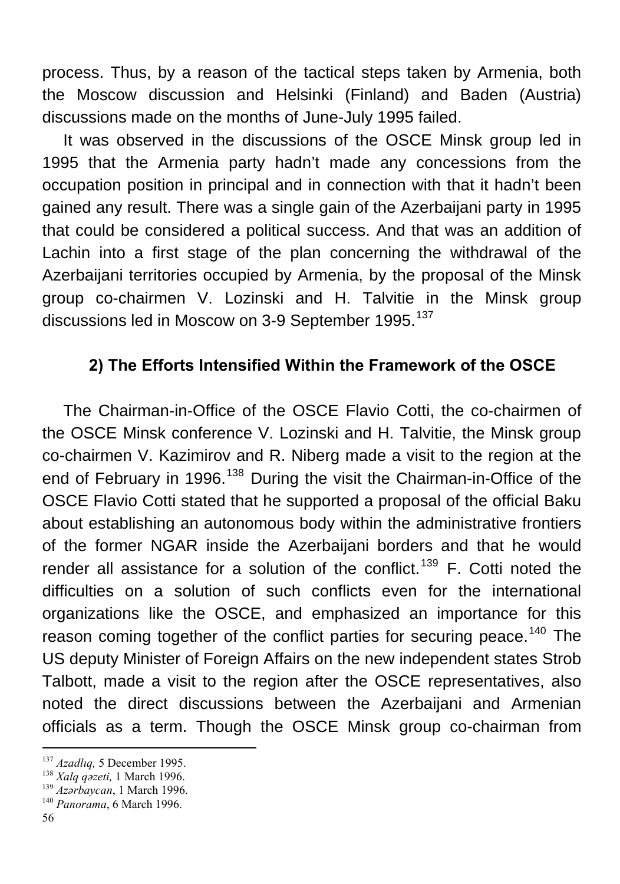process. Thus, by a reason of the tactical steps taken by Armenia, both the Moscow discussion and Helsinki (Finland) and Baden (Austria) discussions made on the months of June-July 1995 failed.

It was observed in the discussions of the OSCE Minsk group led in 1995 that the Armenia party hadn't made any concessions from the occupation position in principal and in connection with that it hadn't been gained any result. There was a single gain of the Azerbaijani party in 1995 that could be considered a political success. And that was an addition of Lachin into a first stage of the plan concerning the withdrawal of the Azerbaijani territories occupied by Armenia, by the proposal of the Minsk group co-chairmen V. Lozinski and H. Talvitie in the Minsk group discussions led in Moscow on 3-9 September 1995.[137]

### 2) The Efforts Intensified Within the Framework of the OSCE

The Chairman-in-Office of the OSCE Flavio Cotti, the co-chairmen of the OSCE Minsk conference V. Lozinski and H. Talvitie, the Minsk group co-chairmen V. Kazimirov and R. Niberg made a visit to the region at the end of February in 1996.[138] During the visit the Chairman-in-Office of the OSCE Flavio Cotti stated that he supported a proposal of the official Baku about establishing an autonomous body within the administrative frontiers of the former NGAR inside the Azerbaijani borders and that he would render all assistance for a solution of the conflict.[139] F. Cotti noted the difficulties on a solution of such conflicts even for the international organizations like the OSCE, and emphasized an importance for this reason coming together of the conflict parties for securing peace.[140] The US deputy Minister of Foreign Affairs on the new independent states Strob Talbott, made a visit to the region after the OSCE representatives, also noted the direct discussions between the Azerbaijani and Armenian officials as a term. Though the OSCE Minsk group co-chairman from

---

[137] *Azadlıq,* 5 December 1995.
[138] *Xalq qəzeti,* 1 March 1996.
[139] *Azərbaycan*, 1 March 1996.
[140] *Panorama*, 6 March 1996.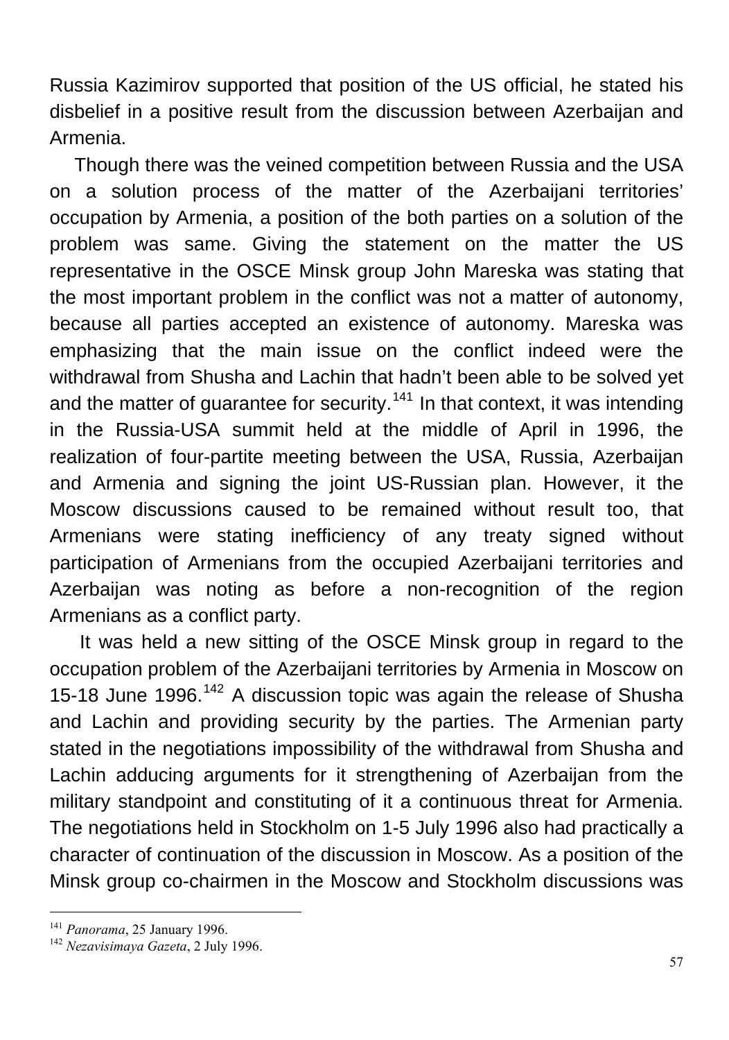Russia Kazimirov supported that position of the US official, he stated his disbelief in a positive result from the discussion between Azerbaijan and Armenia.

Though there was the veined competition between Russia and the USA on a solution process of the matter of the Azerbaijani territories' occupation by Armenia, a position of the both parties on a solution of the problem was same. Giving the statement on the matter the US representative in the OSCE Minsk group John Mareska was stating that the most important problem in the conflict was not a matter of autonomy, because all parties accepted an existence of autonomy. Mareska was emphasizing that the main issue on the conflict indeed were the withdrawal from Shusha and Lachin that hadn't been able to be solved yet and the matter of guarantee for security.[141] In that context, it was intending in the Russia-USA summit held at the middle of April in 1996, the realization of four-partite meeting between the USA, Russia, Azerbaijan and Armenia and signing the joint US-Russian plan. However, it the Moscow discussions caused to be remained without result too, that Armenians were stating inefficiency of any treaty signed without participation of Armenians from the occupied Azerbaijani territories and Azerbaijan was noting as before a non-recognition of the region Armenians as a conflict party.

It was held a new sitting of the OSCE Minsk group in regard to the occupation problem of the Azerbaijani territories by Armenia in Moscow on 15-18 June 1996.[142] A discussion topic was again the release of Shusha and Lachin and providing security by the parties. The Armenian party stated in the negotiations impossibility of the withdrawal from Shusha and Lachin adducing arguments for it strengthening of Azerbaijan from the military standpoint and constituting of it a continuous threat for Armenia. The negotiations held in Stockholm on 1-5 July 1996 also had practically a character of continuation of the discussion in Moscow. As a position of the Minsk group co-chairmen in the Moscow and Stockholm discussions was

---

[141] *Panorama*, 25 January 1996.

[142] *Nezavisimaya Gazeta*, 2 July 1996.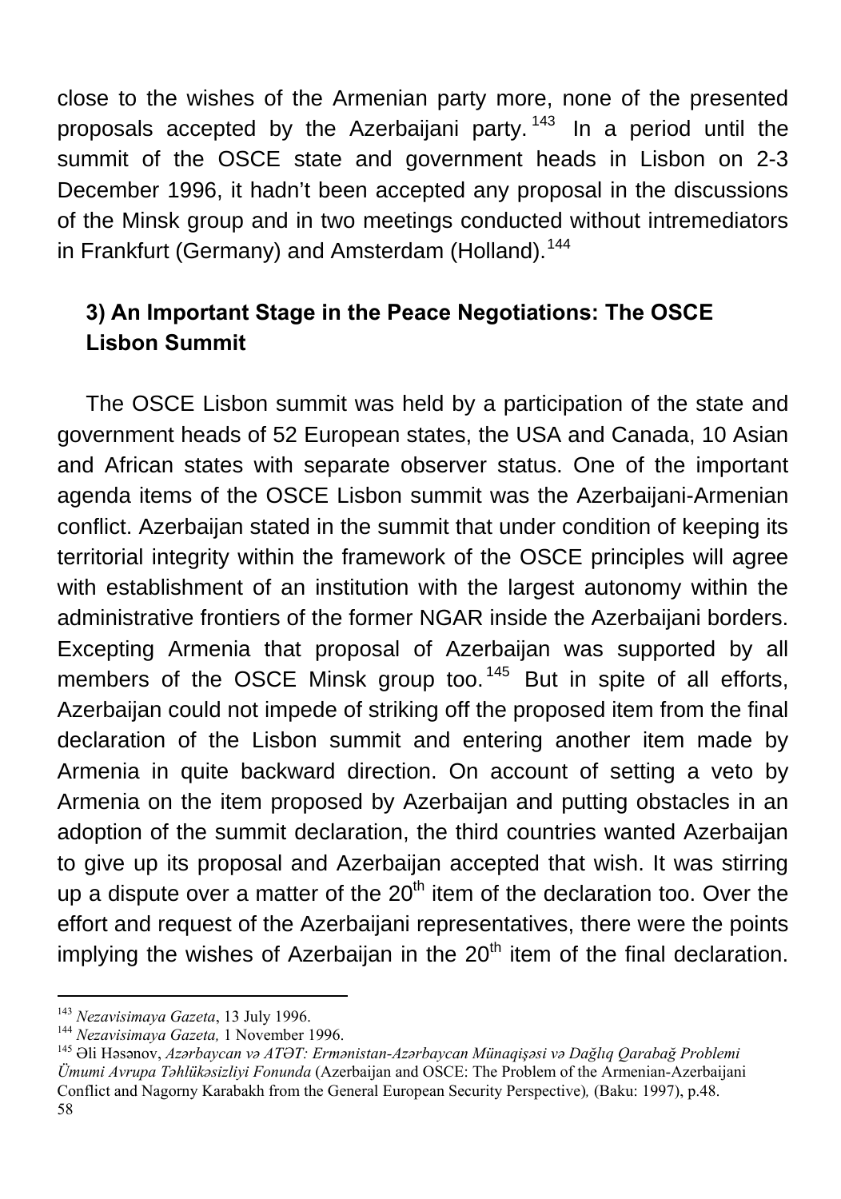close to the wishes of the Armenian party more, none of the presented proposals accepted by the Azerbaijani party.[143] In a period until the summit of the OSCE state and government heads in Lisbon on 2-3 December 1996, it hadn't been accepted any proposal in the discussions of the Minsk group and in two meetings conducted without intremediators in Frankfurt (Germany) and Amsterdam (Holland).[144]

### 3) An Important Stage in the Peace Negotiations: The OSCE Lisbon Summit

The OSCE Lisbon summit was held by a participation of the state and government heads of 52 European states, the USA and Canada, 10 Asian and African states with separate observer status. One of the important agenda items of the OSCE Lisbon summit was the Azerbaijani-Armenian conflict. Azerbaijan stated in the summit that under condition of keeping its territorial integrity within the framework of the OSCE principles will agree with establishment of an institution with the largest autonomy within the administrative frontiers of the former NGAR inside the Azerbaijani borders. Excepting Armenia that proposal of Azerbaijan was supported by all members of the OSCE Minsk group too.[145] But in spite of all efforts, Azerbaijan could not impede of striking off the proposed item from the final declaration of the Lisbon summit and entering another item made by Armenia in quite backward direction. On account of setting a veto by Armenia on the item proposed by Azerbaijan and putting obstacles in an adoption of the summit declaration, the third countries wanted Azerbaijan to give up its proposal and Azerbaijan accepted that wish. It was stirring up a dispute over a matter of the 20th item of the declaration too. Over the effort and request of the Azerbaijani representatives, there were the points implying the wishes of Azerbaijan in the 20th item of the final declaration.

---

[143] *Nezavisimaya Gazeta*, 13 July 1996.

[144] *Nezavisimaya Gazeta,* 1 November 1996.

[145] Əli Həsənov, *Azərbaycan və ATƏT: Ermənistan-Azərbaycan Münaqişəsi və Dağlıq Qarabağ Problemi Ümumi Avrupa Təhlükəsizliyi Fonunda* (Azerbaijan and OSCE: The Problem of the Armenian-Azerbaijani Conflict and Nagorny Karabakh from the General European Security Perspective)*,* (Baku: 1997), p.48.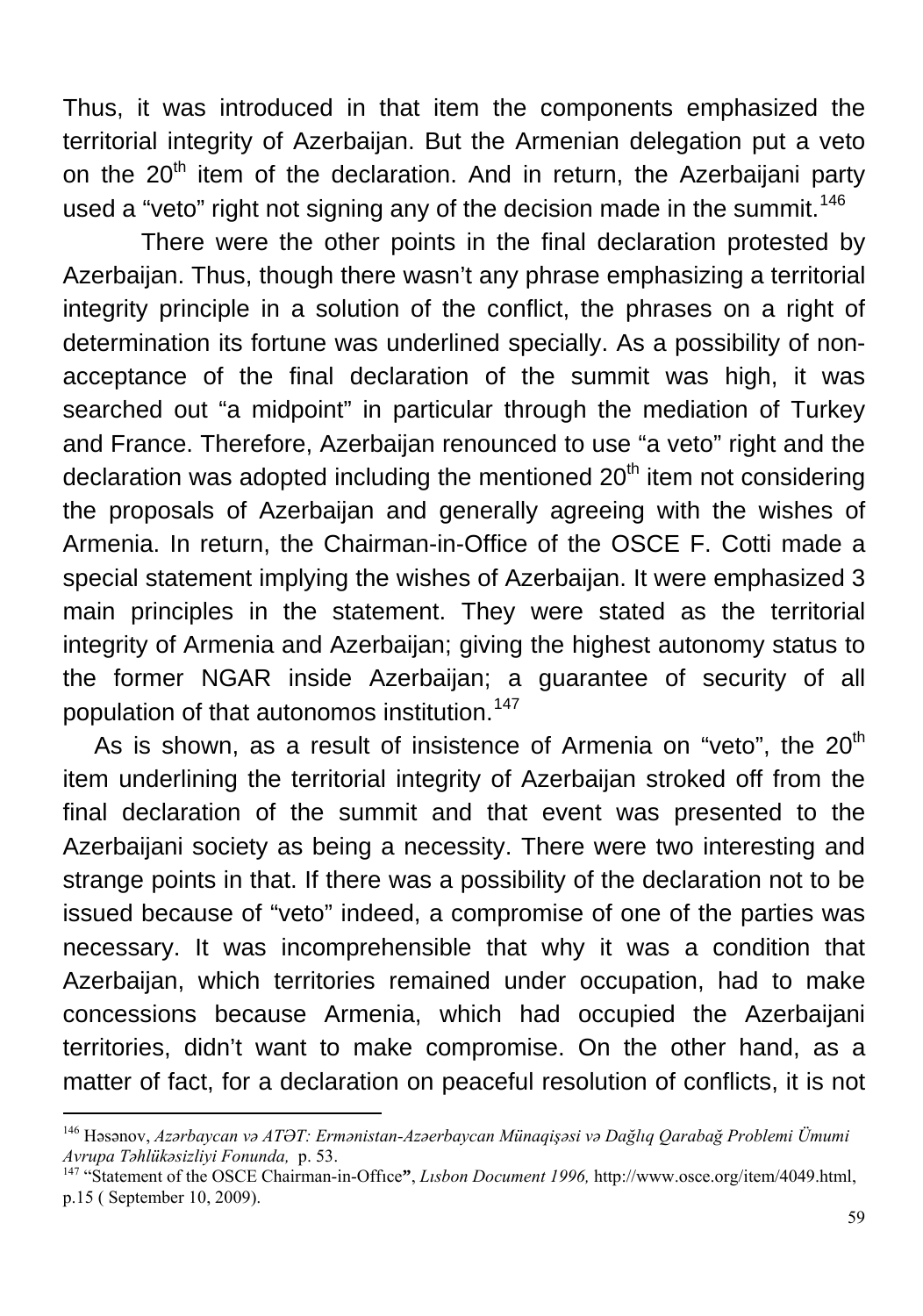Thus, it was introduced in that item the components emphasized the territorial integrity of Azerbaijan. But the Armenian delegation put a veto on the 20th item of the declaration. And in return, the Azerbaijani party used a "veto" right not signing any of the decision made in the summit.[146]

There were the other points in the final declaration protested by Azerbaijan. Thus, though there wasn't any phrase emphasizing a territorial integrity principle in a solution of the conflict, the phrases on a right of determination its fortune was underlined specially. As a possibility of non-acceptance of the final declaration of the summit was high, it was searched out "a midpoint" in particular through the mediation of Turkey and France. Therefore, Azerbaijan renounced to use "a veto" right and the declaration was adopted including the mentioned 20th item not considering the proposals of Azerbaijan and generally agreeing with the wishes of Armenia. In return, the Chairman-in-Office of the OSCE F. Cotti made a special statement implying the wishes of Azerbaijan. It were emphasized 3 main principles in the statement. They were stated as the territorial integrity of Armenia and Azerbaijan; giving the highest autonomy status to the former NGAR inside Azerbaijan; a guarantee of security of all population of that autonomos institution.[147]

As is shown, as a result of insistence of Armenia on "veto", the 20th item underlining the territorial integrity of Azerbaijan stroked off from the final declaration of the summit and that event was presented to the Azerbaijani society as being a necessity. There were two interesting and strange points in that. If there was a possibility of the declaration not to be issued because of "veto" indeed, a compromise of one of the parties was necessary. It was incomprehensible that why it was a condition that Azerbaijan, which territories remained under occupation, had to make concessions because Armenia, which had occupied the Azerbaijani territories, didn't want to make compromise. On the other hand, as a matter of fact, for a declaration on peaceful resolution of conflicts, it is not

---

[146] Həsənov, *Azərbaycan və ATƏT: Ermənistan-Azəerbaycan Münaqişəsi və Dağlıq Qarabağ Problemi Ümumi Avrupa Təhlükəsizliyi Fonunda,* p. 53.

[147] "Statement of the OSCE Chairman-in-Offıce", *Lısbon Document 1996,* http://www.osce.org/item/4049.html, p.15 ( September 10, 2009).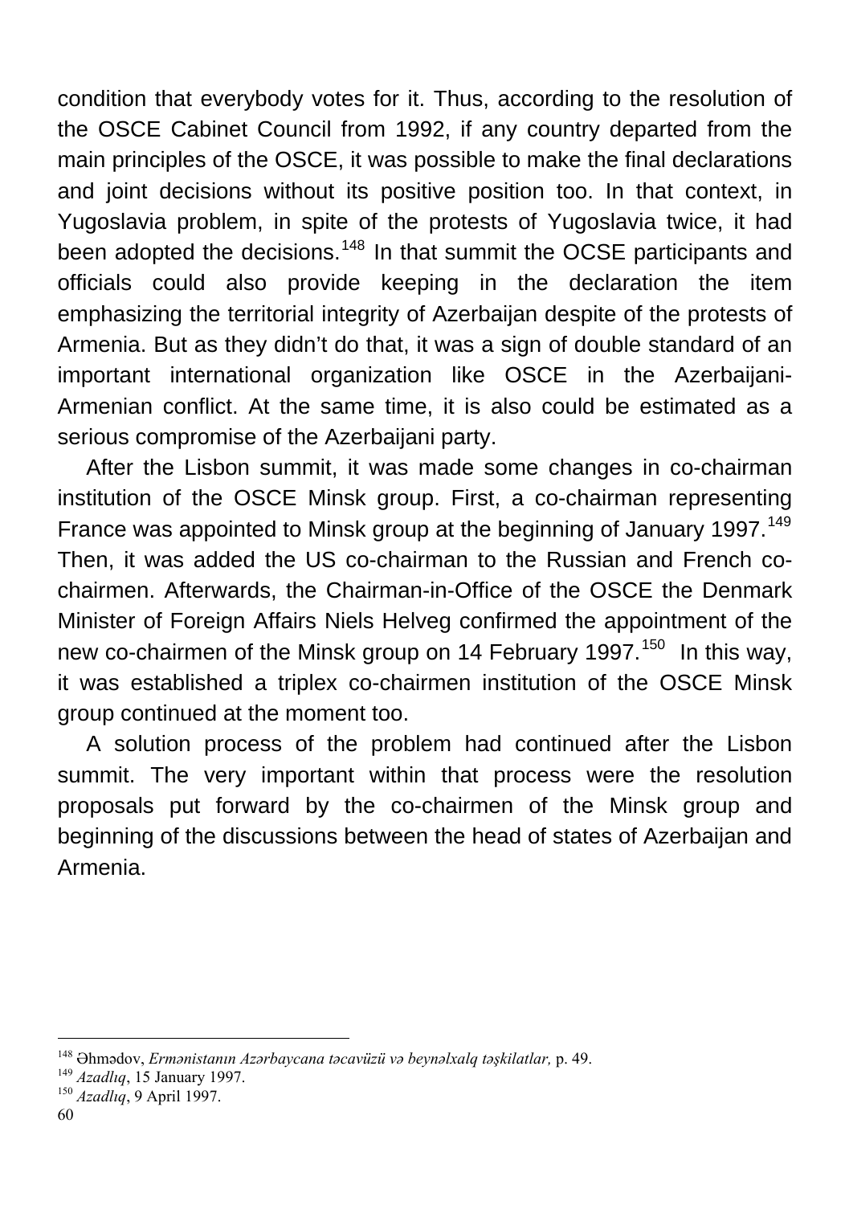condition that everybody votes for it. Thus, according to the resolution of the OSCE Cabinet Council from 1992, if any country departed from the main principles of the OSCE, it was possible to make the final declarations and joint decisions without its positive position too. In that context, in Yugoslavia problem, in spite of the protests of Yugoslavia twice, it had been adopted the decisions.[148] In that summit the OCSE participants and officials could also provide keeping in the declaration the item emphasizing the territorial integrity of Azerbaijan despite of the protests of Armenia. But as they didn't do that, it was a sign of double standard of an important international organization like OSCE in the Azerbaijani-Armenian conflict. At the same time, it is also could be estimated as a serious compromise of the Azerbaijani party.

After the Lisbon summit, it was made some changes in co-chairman institution of the OSCE Minsk group. First, a co-chairman representing France was appointed to Minsk group at the beginning of January 1997.[149] Then, it was added the US co-chairman to the Russian and French co-chairmen. Afterwards, the Chairman-in-Office of the OSCE the Denmark Minister of Foreign Affairs Niels Helveg confirmed the appointment of the new co-chairmen of the Minsk group on 14 February 1997.[150] In this way, it was established a triplex co-chairmen institution of the OSCE Minsk group continued at the moment too.

A solution process of the problem had continued after the Lisbon summit. The very important within that process were the resolution proposals put forward by the co-chairmen of the Minsk group and beginning of the discussions between the head of states of Azerbaijan and Armenia.

---

[148] Əhmədov, *Ermənistanın Azərbaycana təcavüzü və beynəlxalq təşkilatlar,* p. 49.
[149] *Azadlıq*, 15 January 1997.
[150] *Azadlıq*, 9 April 1997.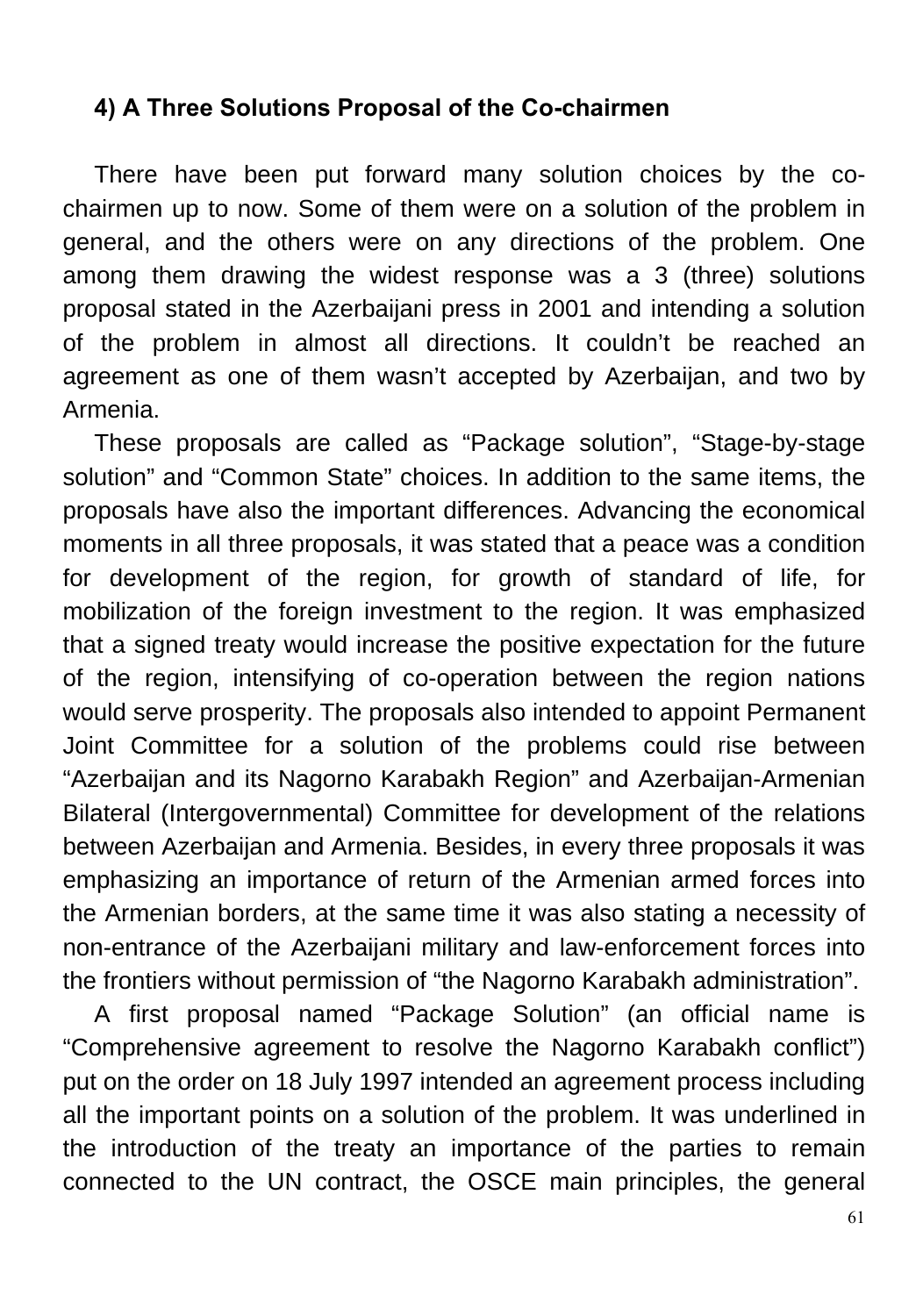### 4) A Three Solutions Proposal of the Co-chairmen

There have been put forward many solution choices by the co-chairmen up to now. Some of them were on a solution of the problem in general, and the others were on any directions of the problem. One among them drawing the widest response was a 3 (three) solutions proposal stated in the Azerbaijani press in 2001 and intending a solution of the problem in almost all directions. It couldn't be reached an agreement as one of them wasn't accepted by Azerbaijan, and two by Armenia.

These proposals are called as "Package solution", "Stage-by-stage solution" and "Common State" choices. In addition to the same items, the proposals have also the important differences. Advancing the economical moments in all three proposals, it was stated that a peace was a condition for development of the region, for growth of standard of life, for mobilization of the foreign investment to the region. It was emphasized that a signed treaty would increase the positive expectation for the future of the region, intensifying of co-operation between the region nations would serve prosperity. The proposals also intended to appoint Permanent Joint Committee for a solution of the problems could rise between "Azerbaijan and its Nagorno Karabakh Region" and Azerbaijan-Armenian Bilateral (Intergovernmental) Committee for development of the relations between Azerbaijan and Armenia. Besides, in every three proposals it was emphasizing an importance of return of the Armenian armed forces into the Armenian borders, at the same time it was also stating a necessity of non-entrance of the Azerbaijani military and law-enforcement forces into the frontiers without permission of "the Nagorno Karabakh administration".

A first proposal named "Package Solution" (an official name is "Comprehensive agreement to resolve the Nagorno Karabakh conflict") put on the order on 18 July 1997 intended an agreement process including all the important points on a solution of the problem. It was underlined in the introduction of the treaty an importance of the parties to remain connected to the UN contract, the OSCE main principles, the general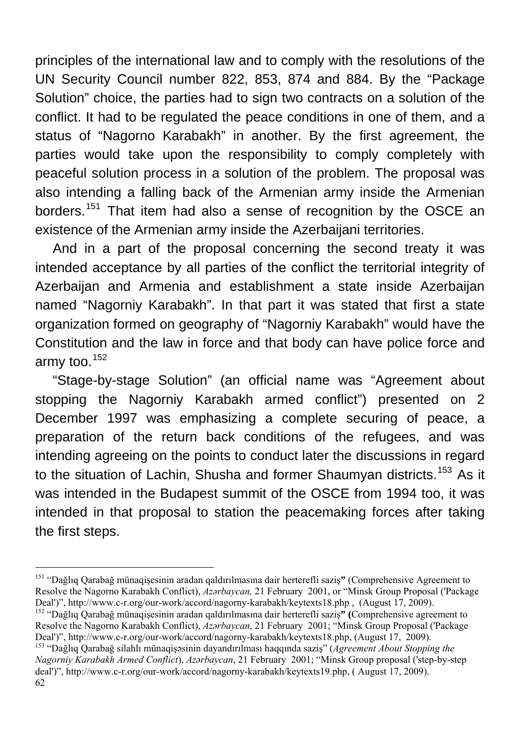principles of the international law and to comply with the resolutions of the UN Security Council number 822, 853, 874 and 884. By the “Package Solution” choice, the parties had to sign two contracts on a solution of the conflict. It had to be regulated the peace conditions in one of them, and a status of “Nagorno Karabakh” in another. By the first agreement, the parties would take upon the responsibility to comply completely with peaceful solution process in a solution of the problem. The proposal was also intending a falling back of the Armenian army inside the Armenian borders.[151] That item had also a sense of recognition by the OSCE an existence of the Armenian army inside the Azerbaijani territories.

And in a part of the proposal concerning the second treaty it was intended acceptance by all parties of the conflict the territorial integrity of Azerbaijan and Armenia and establishment a state inside Azerbaijan named “Nagorniy Karabakh”. In that part it was stated that first a state organization formed on geography of “Nagorniy Karabakh” would have the Constitution and the law in force and that body can have police force and army too.[152]

“Stage-by-stage Solution” (an official name was “Agreement about stopping the Nagorniy Karabakh armed conflict”) presented on 2 December 1997 was emphasizing a complete securing of peace, a preparation of the return back conditions of the refugees, and was intending agreeing on the points to conduct later the discussions in regard to the situation of Lachin, Shusha and former Shaumyan districts.[153] As it was intended in the Budapest summit of the OSCE from 1994 too, it was intended in that proposal to station the peacemaking forces after taking the first steps.

---

[151] “Dağlıq Qarabağ münaqişesinin aradan qaldırılmasına dair herterefli saziş**”** (Comprehensive Agreement to Resolve the Nagorno Karabakh Conflict), *Azərbaycan,* 21 February 2001, or “Minsk Group Proposal ('Package Deal')”, http://www.c-r.org/our-work/accord/nagorny-karabakh/keytexts18.php , (August 17, 2009).

[152] “Dağlıq Qarabağ münaqişesinin aradan qaldırılmasına dair herterefli saziş**” (**Comprehensive agreement to Resolve the Nagorno Karabakh Conflict), *Azərbaycan*, 21 February 2001; “Minsk Group Proposal ('Package Deal')”, http://www.c-r.org/our-work/accord/nagorny-karabakh/keytexts18.php, (August 17, 2009).

[153] “Dağlıq Qarabağ silahlı münaqişəsinin dayandırılması haqqında saziş” (*Agreement About Stopping the Nagorniy Karabakh Armed Conflict*), *Azərbaycan*, 21 February 2001; “Minsk Group proposal ('step-by-step deal')”, http://www.c-r.org/our-work/accord/nagorny-karabakh/keytexts19.php, ( August 17, 2009).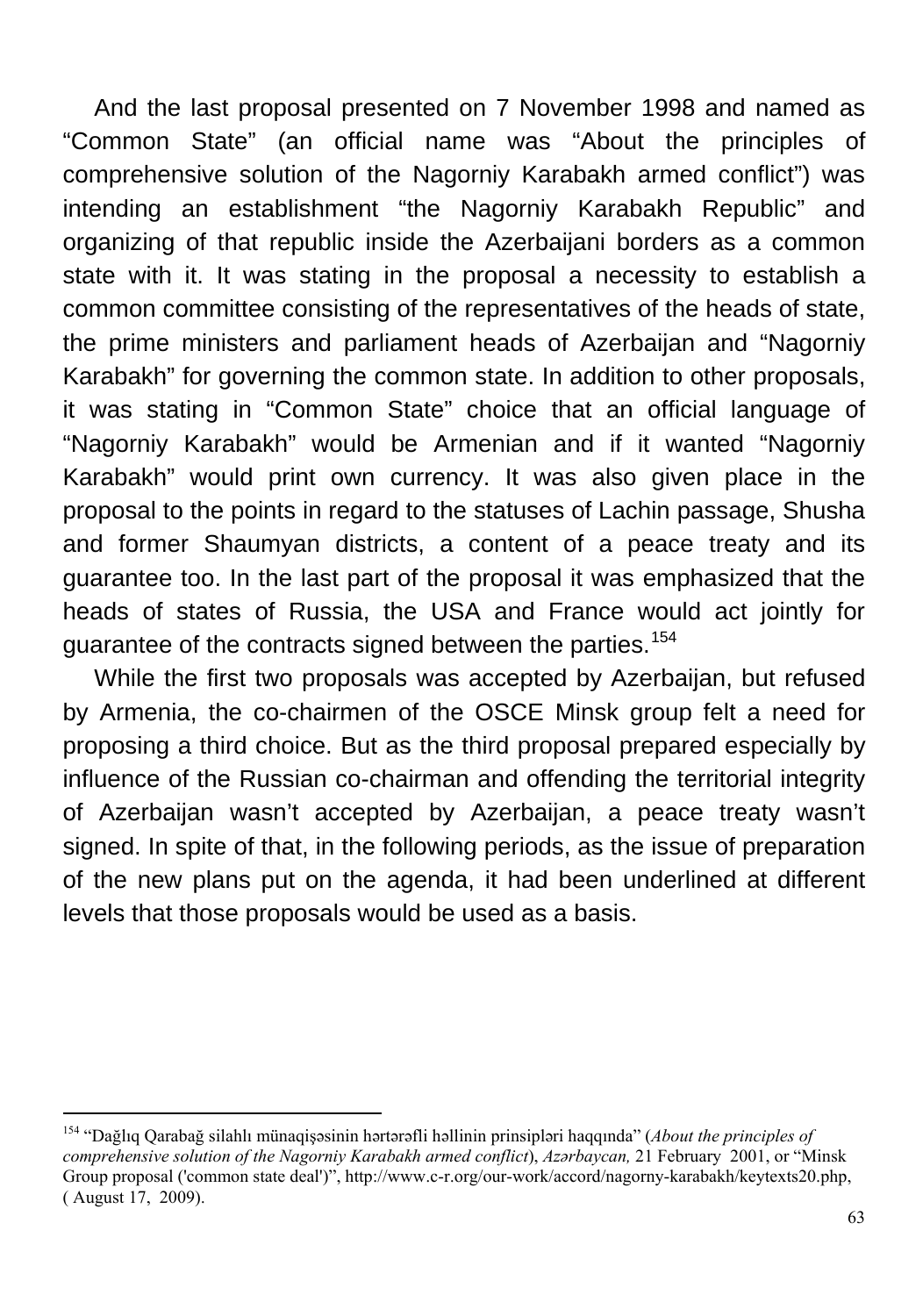And the last proposal presented on 7 November 1998 and named as "Common State" (an official name was "About the principles of comprehensive solution of the Nagorniy Karabakh armed conflict") was intending an establishment "the Nagorniy Karabakh Republic" and organizing of that republic inside the Azerbaijani borders as a common state with it. It was stating in the proposal a necessity to establish a common committee consisting of the representatives of the heads of state, the prime ministers and parliament heads of Azerbaijan and "Nagorniy Karabakh" for governing the common state. In addition to other proposals, it was stating in "Common State" choice that an official language of "Nagorniy Karabakh" would be Armenian and if it wanted "Nagorniy Karabakh" would print own currency. It was also given place in the proposal to the points in regard to the statuses of Lachin passage, Shusha and former Shaumyan districts, a content of a peace treaty and its guarantee too. In the last part of the proposal it was emphasized that the heads of states of Russia, the USA and France would act jointly for guarantee of the contracts signed between the parties.[154]

While the first two proposals was accepted by Azerbaijan, but refused by Armenia, the co-chairmen of the OSCE Minsk group felt a need for proposing a third choice. But as the third proposal prepared especially by influence of the Russian co-chairman and offending the territorial integrity of Azerbaijan wasn't accepted by Azerbaijan, a peace treaty wasn't signed. In spite of that, in the following periods, as the issue of preparation of the new plans put on the agenda, it had been underlined at different levels that those proposals would be used as a basis.

---

[154] "Dağlıq Qarabağ silahlı münaqişəsinin hərtərəfli həllinin prinsipləri haqqında" (*About the principles of comprehensive solution of the Nagorniy Karabakh armed conflict*), *Azərbaycan,* 21 February 2001, or "Minsk Group proposal ('common state deal')", http://www.c-r.org/our-work/accord/nagorny-karabakh/keytexts20.php, ( August 17, 2009).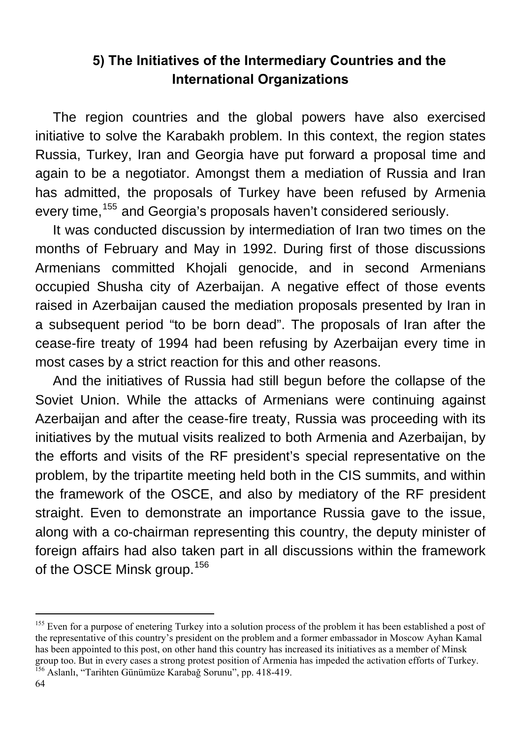### 5) The Initiatives of the Intermediary Countries and the International Organizations

The region countries and the global powers have also exercised initiative to solve the Karabakh problem. In this context, the region states Russia, Turkey, Iran and Georgia have put forward a proposal time and again to be a negotiator. Amongst them a mediation of Russia and Iran has admitted, the proposals of Turkey have been refused by Armenia every time,[155] and Georgia's proposals haven't considered seriously.

It was conducted discussion by intermediation of Iran two times on the months of February and May in 1992. During first of those discussions Armenians committed Khojali genocide, and in second Armenians occupied Shusha city of Azerbaijan. A negative effect of those events raised in Azerbaijan caused the mediation proposals presented by Iran in a subsequent period "to be born dead". The proposals of Iran after the cease-fire treaty of 1994 had been refusing by Azerbaijan every time in most cases by a strict reaction for this and other reasons.

And the initiatives of Russia had still begun before the collapse of the Soviet Union. While the attacks of Armenians were continuing against Azerbaijan and after the cease-fire treaty, Russia was proceeding with its initiatives by the mutual visits realized to both Armenia and Azerbaijan, by the efforts and visits of the RF president's special representative on the problem, by the tripartite meeting held both in the CIS summits, and within the framework of the OSCE, and also by mediatory of the RF president straight. Even to demonstrate an importance Russia gave to the issue, along with a co-chairman representing this country, the deputy minister of foreign affairs had also taken part in all discussions within the framework of the OSCE Minsk group.[156]

---

[155] Even for a purpose of enetering Turkey into a solution process of the problem it has been established a post of the representative of this country's president on the problem and a former embassador in Moscow Ayhan Kamal has been appointed to this post, on other hand this country has increased its initiatives as a member of Minsk group too. But in every cases a strong protest position of Armenia has impeded the activation efforts of Turkey.

[156] Aslanlı, "Tarihten Günümüze Karabağ Sorunu", pp. 418-419.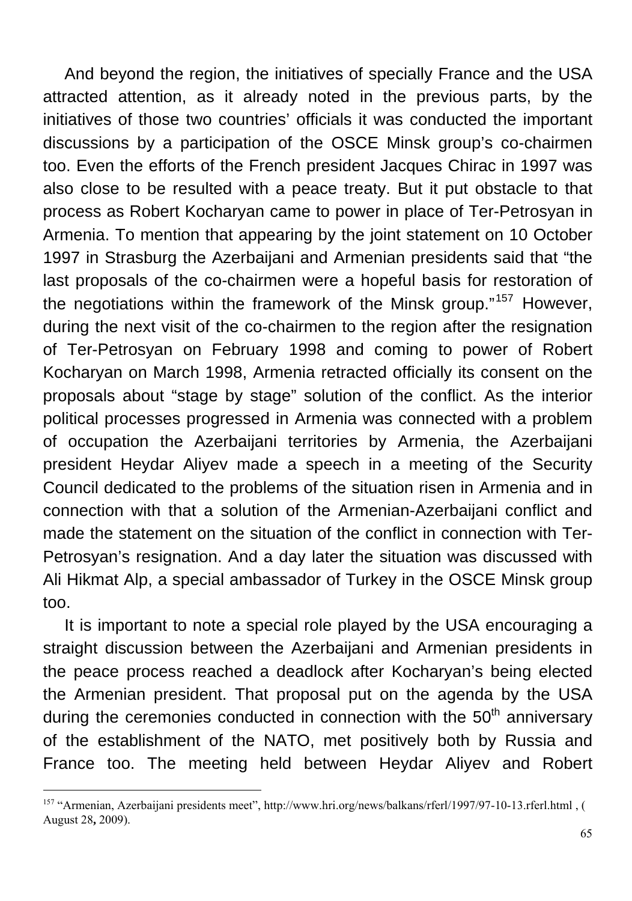And beyond the region, the initiatives of specially France and the USA attracted attention, as it already noted in the previous parts, by the initiatives of those two countries' officials it was conducted the important discussions by a participation of the OSCE Minsk group's co-chairmen too. Even the efforts of the French president Jacques Chirac in 1997 was also close to be resulted with a peace treaty. But it put obstacle to that process as Robert Kocharyan came to power in place of Ter-Petrosyan in Armenia. To mention that appearing by the joint statement on 10 October 1997 in Strasburg the Azerbaijani and Armenian presidents said that "the last proposals of the co-chairmen were a hopeful basis for restoration of the negotiations within the framework of the Minsk group."[157] However, during the next visit of the co-chairmen to the region after the resignation of Ter-Petrosyan on February 1998 and coming to power of Robert Kocharyan on March 1998, Armenia retracted officially its consent on the proposals about "stage by stage" solution of the conflict. As the interior political processes progressed in Armenia was connected with a problem of occupation the Azerbaijani territories by Armenia, the Azerbaijani president Heydar Aliyev made a speech in a meeting of the Security Council dedicated to the problems of the situation risen in Armenia and in connection with that a solution of the Armenian-Azerbaijani conflict and made the statement on the situation of the conflict in connection with Ter-Petrosyan's resignation. And a day later the situation was discussed with Ali Hikmat Alp, a special ambassador of Turkey in the OSCE Minsk group too.

It is important to note a special role played by the USA encouraging a straight discussion between the Azerbaijani and Armenian presidents in the peace process reached a deadlock after Kocharyan's being elected the Armenian president. That proposal put on the agenda by the USA during the ceremonies conducted in connection with the 50th anniversary of the establishment of the NATO, met positively both by Russia and France too. The meeting held between Heydar Aliyev and Robert

---

[157] "Armenian, Azerbaijani presidents meet", http://www.hri.org/news/balkans/rferl/1997/97-10-13.rferl.html , ( August 28**,** 2009).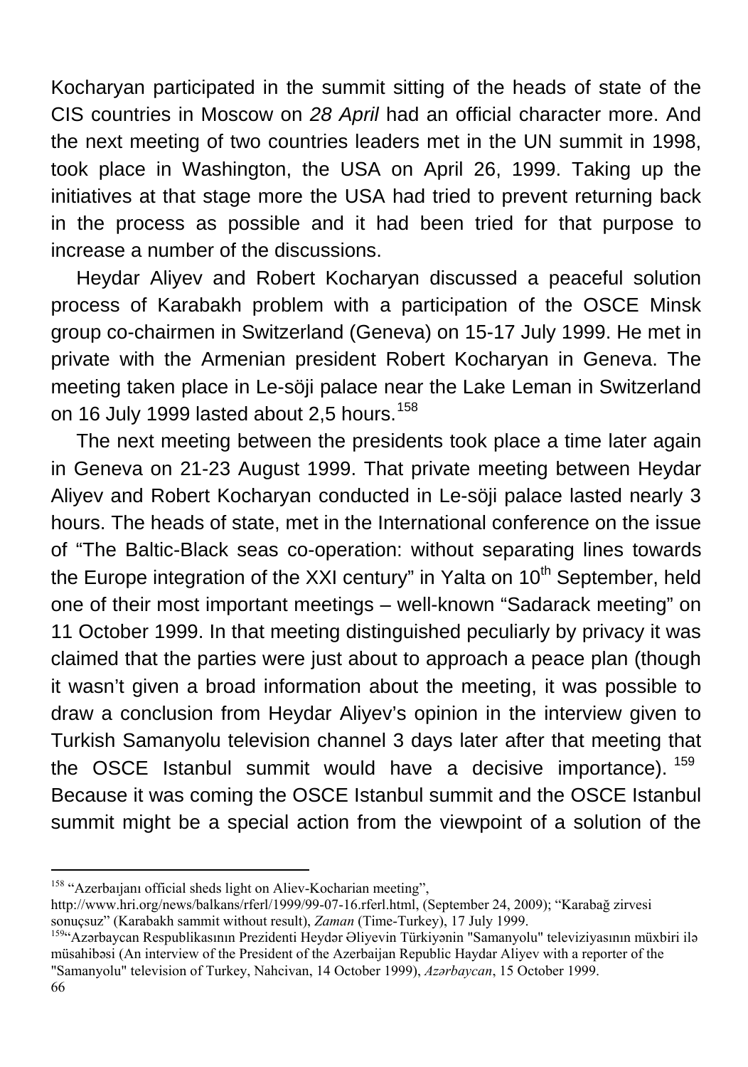Kocharyan participated in the summit sitting of the heads of state of the CIS countries in Moscow on *28 April* had an official character more. And the next meeting of two countries leaders met in the UN summit in 1998, took place in Washington, the USA on April 26, 1999. Taking up the initiatives at that stage more the USA had tried to prevent returning back in the process as possible and it had been tried for that purpose to increase a number of the discussions.

Heydar Aliyev and Robert Kocharyan discussed a peaceful solution process of Karabakh problem with a participation of the OSCE Minsk group co-chairmen in Switzerland (Geneva) on 15-17 July 1999. He met in private with the Armenian president Robert Kocharyan in Geneva. The meeting taken place in Le-söji palace near the Lake Leman in Switzerland on 16 July 1999 lasted about 2,5 hours.[158]

The next meeting between the presidents took place a time later again in Geneva on 21-23 August 1999. That private meeting between Heydar Aliyev and Robert Kocharyan conducted in Le-söji palace lasted nearly 3 hours. The heads of state, met in the International conference on the issue of "The Baltic-Black seas co-operation: without separating lines towards the Europe integration of the XXI century" in Yalta on 10th September, held one of their most important meetings – well-known "Sadarack meeting" on 11 October 1999. In that meeting distinguished peculiarly by privacy it was claimed that the parties were just about to approach a peace plan (though it wasn't given a broad information about the meeting, it was possible to draw a conclusion from Heydar Aliyev's opinion in the interview given to Turkish Samanyolu television channel 3 days later after that meeting that the OSCE Istanbul summit would have a decisive importance).[159] Because it was coming the OSCE Istanbul summit and the OSCE Istanbul summit might be a special action from the viewpoint of a solution of the

---

[158] "Azerbaıjanı official sheds light on Aliev-Kocharian meeting", http://www.hri.org/news/balkans/rferl/1999/99-07-16.rferl.html, (September 24, 2009); "Karabağ zirvesi sonuçsuz" (Karabakh sammit without result), *Zaman* (Time-Turkey), 17 July 1999.

[159] "Azərbaycan Respublikasının Prezidenti Heydər Əliyevin Türkiyənin "Samanyolu" televiziyasının müxbiri ilə müsahibəsi (An interview of the President of the Azerbaijan Republic Haydar Aliyev with a reporter of the "Samanyolu" television of Turkey, Nahcivan, 14 October 1999), *Azərbaycan*, 15 October 1999.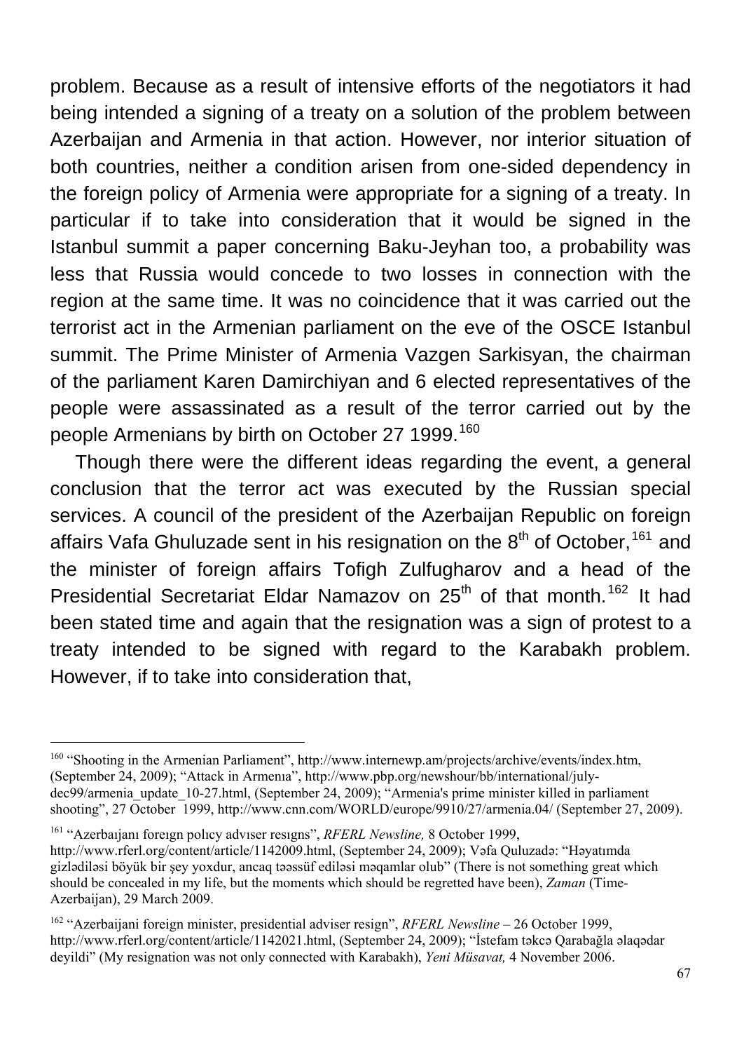problem. Because as a result of intensive efforts of the negotiators it had being intended a signing of a treaty on a solution of the problem between Azerbaijan and Armenia in that action. However, nor interior situation of both countries, neither a condition arisen from one-sided dependency in the foreign policy of Armenia were appropriate for a signing of a treaty. In particular if to take into consideration that it would be signed in the Istanbul summit a paper concerning Baku-Jeyhan too, a probability was less that Russia would concede to two losses in connection with the region at the same time. It was no coincidence that it was carried out the terrorist act in the Armenian parliament on the eve of the OSCE Istanbul summit. The Prime Minister of Armenia Vazgen Sarkisyan, the chairman of the parliament Karen Damirchiyan and 6 elected representatives of the people were assassinated as a result of the terror carried out by the people Armenians by birth on October 27 1999.[160]

Though there were the different ideas regarding the event, a general conclusion that the terror act was executed by the Russian special services. A council of the president of the Azerbaijan Republic on foreign affairs Vafa Ghuluzade sent in his resignation on the 8th of October,[161] and the minister of foreign affairs Tofigh Zulfugharov and a head of the Presidential Secretariat Eldar Namazov on 25th of that month.[162] It had been stated time and again that the resignation was a sign of protest to a treaty intended to be signed with regard to the Karabakh problem. However, if to take into consideration that,

---

[160] "Shooting in the Armenian Parliament", http://www.internewp.am/projects/archive/events/index.htm, (September 24, 2009); "Attack in Armenıa", http://www.pbp.org/newshour/bb/international/july-dec99/armenia_update_10-27.html, (September 24, 2009); "Armenia's prime minister killed in parliament shooting", 27 October 1999, http://www.cnn.com/WORLD/europe/9910/27/armenia.04/ (September 27, 2009).

[161] "Azerbaıjanı foreıgn polıcy advıser resıgns", *RFERL Newsline,* 8 October 1999, http://www.rferl.org/content/article/1142009.html, (September 24, 2009); Vəfa Quluzadə: "Həyatımda gizlədiləsi böyük bir şey yoxdur, ancaq təəssüf ediləsi məqamlar olub" (There is not something great which should be concealed in my life, but the moments which should be regretted have been), *Zaman* (Time-Azerbaijan), 29 March 2009.

[162] "Azerbaijani foreign minister, presidential adviser resign", *RFERL Newsline* – 26 October 1999, http://www.rferl.org/content/article/1142021.html, (September 24, 2009); "İstefam təkcə Qarabağla əlaqədar deyildi" (My resignation was not only connected with Karabakh), *Yeni Müsavat,* 4 November 2006.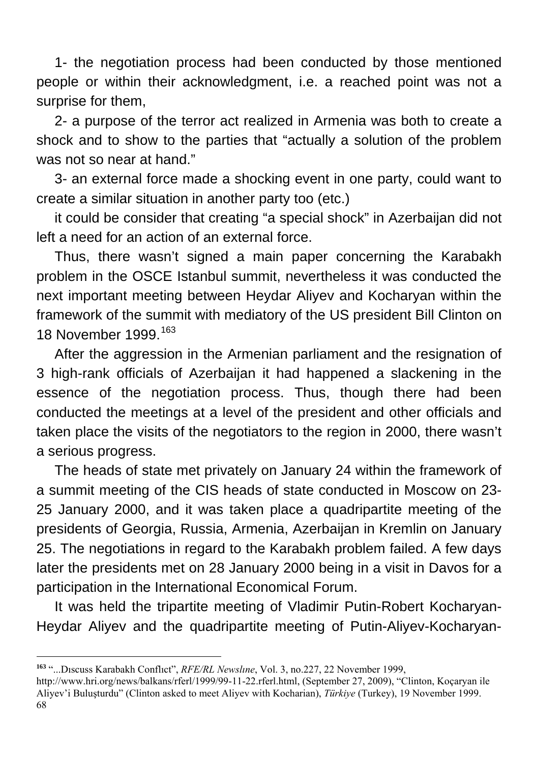1- the negotiation process had been conducted by those mentioned people or within their acknowledgment, i.e. a reached point was not a surprise for them,

2- a purpose of the terror act realized in Armenia was both to create a shock and to show to the parties that "actually a solution of the problem was not so near at hand."

3- an external force made a shocking event in one party, could want to create a similar situation in another party too (etc.)

it could be consider that creating "a special shock" in Azerbaijan did not left a need for an action of an external force.

Thus, there wasn't signed a main paper concerning the Karabakh problem in the OSCE Istanbul summit, nevertheless it was conducted the next important meeting between Heydar Aliyev and Kocharyan within the framework of the summit with mediatory of the US president Bill Clinton on 18 November 1999.[163]

After the aggression in the Armenian parliament and the resignation of 3 high-rank officials of Azerbaijan it had happened a slackening in the essence of the negotiation process. Thus, though there had been conducted the meetings at a level of the president and other officials and taken place the visits of the negotiators to the region in 2000, there wasn't a serious progress.

The heads of state met privately on January 24 within the framework of a summit meeting of the CIS heads of state conducted in Moscow on 23-25 January 2000, and it was taken place a quadripartite meeting of the presidents of Georgia, Russia, Armenia, Azerbaijan in Kremlin on January 25. The negotiations in regard to the Karabakh problem failed. A few days later the presidents met on 28 January 2000 being in a visit in Davos for a participation in the International Economical Forum.

It was held the tripartite meeting of Vladimir Putin-Robert Kocharyan-Heydar Aliyev and the quadripartite meeting of Putin-Aliyev-Kocharyan-

---

[163] "...Dıscuss Karabakh Conflıct", *RFE/RL Newslıne*, Vol. 3, no.227, 22 November 1999, http://www.hri.org/news/balkans/rferl/1999/99-11-22.rferl.html, (September 27, 2009), "Clinton, Koçaryan ile Aliyev'i Buluşturdu" (Clinton asked to meet Aliyev with Kocharian), *Türkiye* (Turkey), 19 November 1999.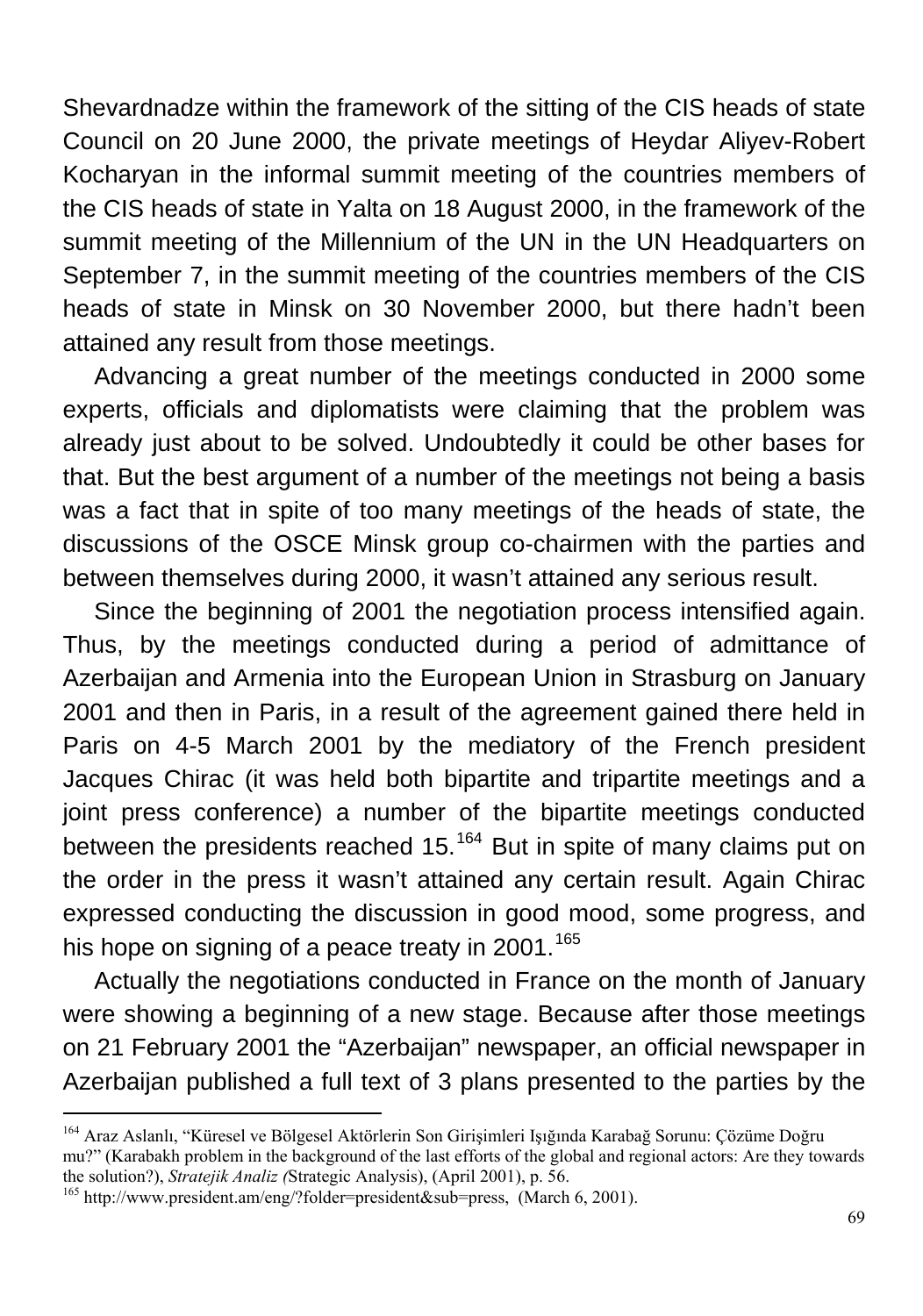Shevardnadze within the framework of the sitting of the CIS heads of state Council on 20 June 2000, the private meetings of Heydar Aliyev-Robert Kocharyan in the informal summit meeting of the countries members of the CIS heads of state in Yalta on 18 August 2000, in the framework of the summit meeting of the Millennium of the UN in the UN Headquarters on September 7, in the summit meeting of the countries members of the CIS heads of state in Minsk on 30 November 2000, but there hadn't been attained any result from those meetings.

Advancing a great number of the meetings conducted in 2000 some experts, officials and diplomatists were claiming that the problem was already just about to be solved. Undoubtedly it could be other bases for that. But the best argument of a number of the meetings not being a basis was a fact that in spite of too many meetings of the heads of state, the discussions of the OSCE Minsk group co-chairmen with the parties and between themselves during 2000, it wasn't attained any serious result.

Since the beginning of 2001 the negotiation process intensified again. Thus, by the meetings conducted during a period of admittance of Azerbaijan and Armenia into the European Union in Strasburg on January 2001 and then in Paris, in a result of the agreement gained there held in Paris on 4-5 March 2001 by the mediatory of the French president Jacques Chirac (it was held both bipartite and tripartite meetings and a joint press conference) a number of the bipartite meetings conducted between the presidents reached 15.[164] But in spite of many claims put on the order in the press it wasn't attained any certain result. Again Chirac expressed conducting the discussion in good mood, some progress, and his hope on signing of a peace treaty in 2001.[165]

Actually the negotiations conducted in France on the month of January were showing a beginning of a new stage. Because after those meetings on 21 February 2001 the "Azerbaijan" newspaper, an official newspaper in Azerbaijan published a full text of 3 plans presented to the parties by the

---

[164] Araz Aslanlı, "Küresel ve Bölgesel Aktörlerin Son Girişimleri Işığında Karabağ Sorunu: Çözüme Doğru mu?" (Karabakh problem in the background of the last efforts of the global and regional actors: Are they towards the solution?), *Stratejik Analiz (*Strategic Analysis), (April 2001), p. 56.

[165] http://www.president.am/eng/?folder=president&sub=press, (March 6, 2001).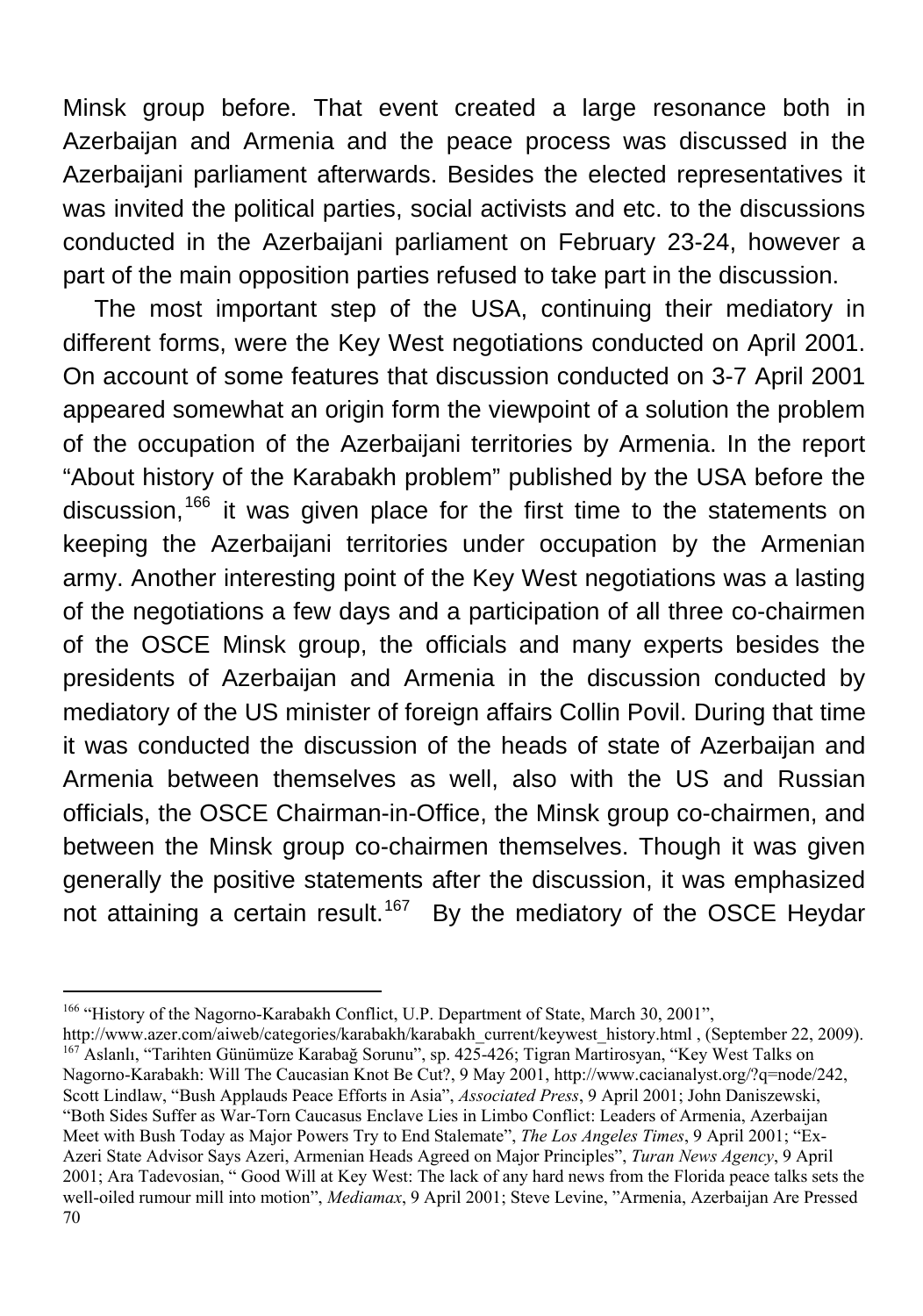Minsk group before. That event created a large resonance both in Azerbaijan and Armenia and the peace process was discussed in the Azerbaijani parliament afterwards. Besides the elected representatives it was invited the political parties, social activists and etc. to the discussions conducted in the Azerbaijani parliament on February 23-24, however a part of the main opposition parties refused to take part in the discussion.

The most important step of the USA, continuing their mediatory in different forms, were the Key West negotiations conducted on April 2001. On account of some features that discussion conducted on 3-7 April 2001 appeared somewhat an origin form the viewpoint of a solution the problem of the occupation of the Azerbaijani territories by Armenia. In the report "About history of the Karabakh problem" published by the USA before the discussion,[166] it was given place for the first time to the statements on keeping the Azerbaijani territories under occupation by the Armenian army. Another interesting point of the Key West negotiations was a lasting of the negotiations a few days and a participation of all three co-chairmen of the OSCE Minsk group, the officials and many experts besides the presidents of Azerbaijan and Armenia in the discussion conducted by mediatory of the US minister of foreign affairs Collin Povil. During that time it was conducted the discussion of the heads of state of Azerbaijan and Armenia between themselves as well, also with the US and Russian officials, the OSCE Chairman-in-Office, the Minsk group co-chairmen, and between the Minsk group co-chairmen themselves. Though it was given generally the positive statements after the discussion, it was emphasized not attaining a certain result.[167] By the mediatory of the OSCE Heydar

---

[166] "History of the Nagorno-Karabakh Conflict, U.P. Department of State, March 30, 2001", http://www.azer.com/aiweb/categories/karabakh/karabakh_current/keywest_history.html , (September 22, 2009).

[167] Aslanlı, "Tarihten Günümüze Karabağ Sorunu", sp. 425-426; Tigran Martirosyan, "Key West Talks on Nagorno-Karabakh: Will The Caucasian Knot Be Cut?, 9 May 2001, http://www.cacianalyst.org/?q=node/242, Scott Lindlaw, "Bush Applauds Peace Efforts in Asia", *Associated Press*, 9 April 2001; John Daniszewski, "Both Sides Suffer as War-Torn Caucasus Enclave Lies in Limbo Conflict: Leaders of Armenia, Azerbaijan Meet with Bush Today as Major Powers Try to End Stalemate", *The Los Angeles Times*, 9 April 2001; "Ex-Azeri State Advisor Says Azeri, Armenian Heads Agreed on Major Principles", *Turan News Agency*, 9 April 2001; Ara Tadevosian, " Good Will at Key West: The lack of any hard news from the Florida peace talks sets the well-oiled rumour mill into motion", *Mediamax*, 9 April 2001; Steve Levine, "Armenia, Azerbaijan Are Pressed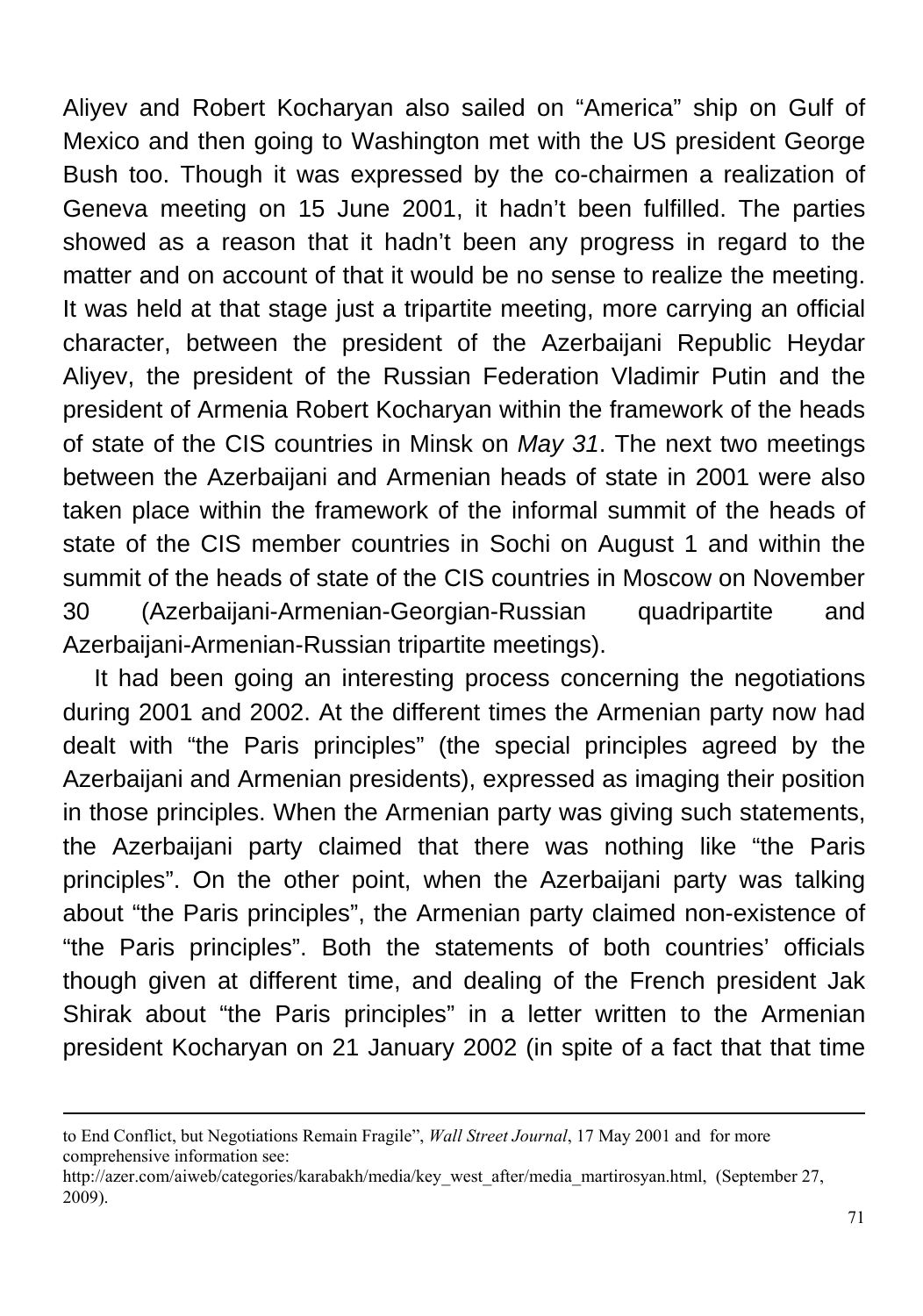Aliyev and Robert Kocharyan also sailed on "America" ship on Gulf of Mexico and then going to Washington met with the US president George Bush too. Though it was expressed by the co-chairmen a realization of Geneva meeting on 15 June 2001, it hadn't been fulfilled. The parties showed as a reason that it hadn't been any progress in regard to the matter and on account of that it would be no sense to realize the meeting. It was held at that stage just a tripartite meeting, more carrying an official character, between the president of the Azerbaijani Republic Heydar Aliyev, the president of the Russian Federation Vladimir Putin and the president of Armenia Robert Kocharyan within the framework of the heads of state of the CIS countries in Minsk on *May 31*. The next two meetings between the Azerbaijani and Armenian heads of state in 2001 were also taken place within the framework of the informal summit of the heads of state of the CIS member countries in Sochi on August 1 and within the summit of the heads of state of the CIS countries in Moscow on November 30 (Azerbaijani-Armenian-Georgian-Russian quadripartite and Azerbaijani-Armenian-Russian tripartite meetings).

It had been going an interesting process concerning the negotiations during 2001 and 2002. At the different times the Armenian party now had dealt with "the Paris principles" (the special principles agreed by the Azerbaijani and Armenian presidents), expressed as imaging their position in those principles. When the Armenian party was giving such statements, the Azerbaijani party claimed that there was nothing like "the Paris principles". On the other point, when the Azerbaijani party was talking about "the Paris principles", the Armenian party claimed non-existence of "the Paris principles". Both the statements of both countries' officials though given at different time, and dealing of the French president Jak Shirak about "the Paris principles" in a letter written to the Armenian president Kocharyan on 21 January 2002 (in spite of a fact that that time

---

to End Conflict, but Negotiations Remain Fragile", *Wall Street Journal*, 17 May 2001 and for more comprehensive information see:
http://azer.com/aiweb/categories/karabakh/media/key_west_after/media_martirosyan.html, (September 27, 2009).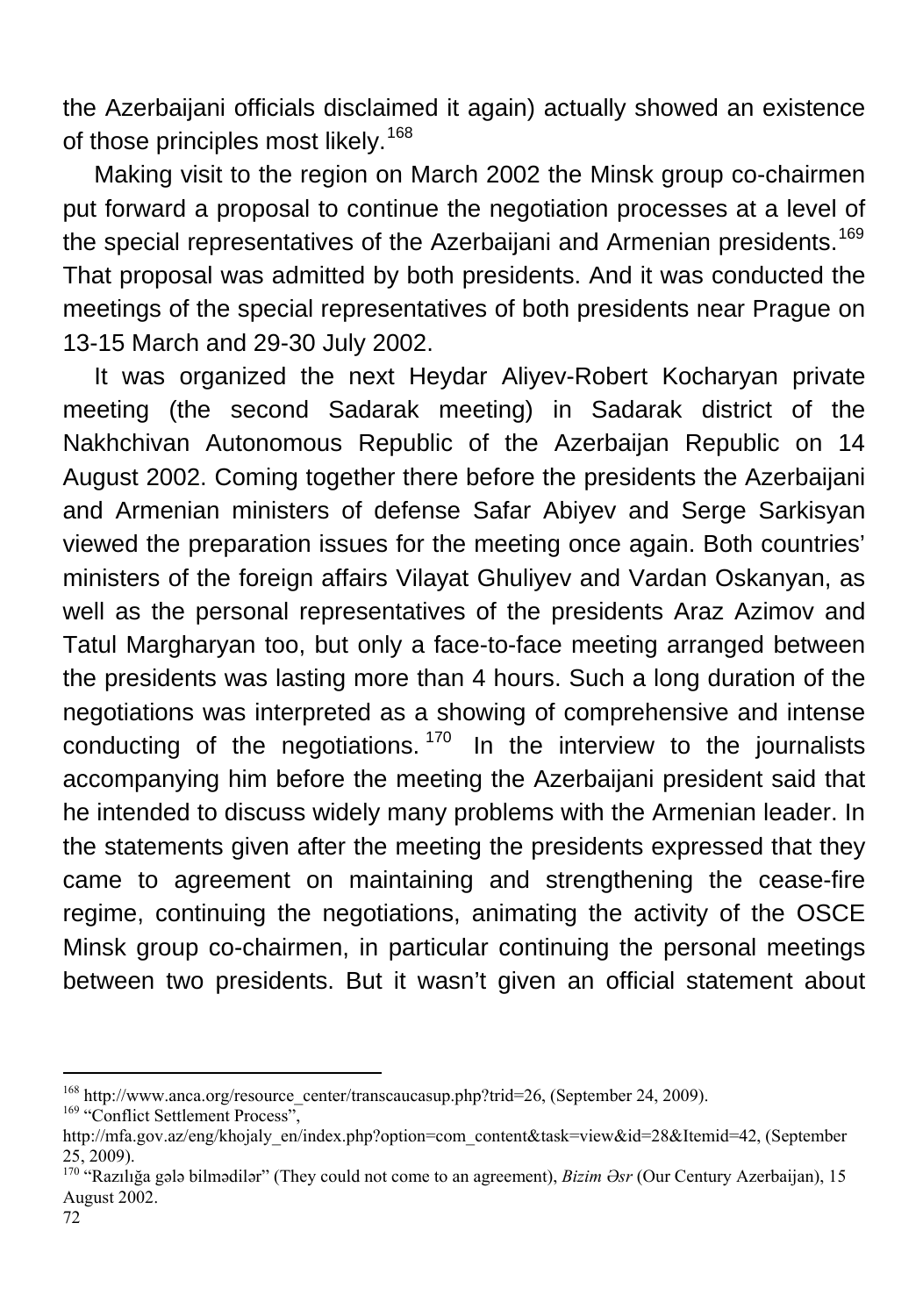the Azerbaijani officials disclaimed it again) actually showed an existence of those principles most likely.[168]

Making visit to the region on March 2002 the Minsk group co-chairmen put forward a proposal to continue the negotiation processes at a level of the special representatives of the Azerbaijani and Armenian presidents.[169] That proposal was admitted by both presidents. And it was conducted the meetings of the special representatives of both presidents near Prague on 13-15 March and 29-30 July 2002.

It was organized the next Heydar Aliyev-Robert Kocharyan private meeting (the second Sadarak meeting) in Sadarak district of the Nakhchivan Autonomous Republic of the Azerbaijan Republic on 14 August 2002. Coming together there before the presidents the Azerbaijani and Armenian ministers of defense Safar Abiyev and Serge Sarkisyan viewed the preparation issues for the meeting once again. Both countries' ministers of the foreign affairs Vilayat Ghuliyev and Vardan Oskanyan, as well as the personal representatives of the presidents Araz Azimov and Tatul Margharyan too, but only a face-to-face meeting arranged between the presidents was lasting more than 4 hours. Such a long duration of the negotiations was interpreted as a showing of comprehensive and intense conducting of the negotiations.[170] In the interview to the journalists accompanying him before the meeting the Azerbaijani president said that he intended to discuss widely many problems with the Armenian leader. In the statements given after the meeting the presidents expressed that they came to agreement on maintaining and strengthening the cease-fire regime, continuing the negotiations, animating the activity of the OSCE Minsk group co-chairmen, in particular continuing the personal meetings between two presidents. But it wasn't given an official statement about

---

[168] http://www.anca.org/resource_center/transcaucasup.php?trid=26, (September 24, 2009).

[169] "Conflict Settlement Process", http://mfa.gov.az/eng/khojaly_en/index.php?option=com_content&task=view&id=28&Itemid=42, (September 25, 2009).

[170] "Razılığa gələ bilmədilər" (They could not come to an agreement), *Bizim Əsr* (Our Century Azerbaijan), 15 August 2002.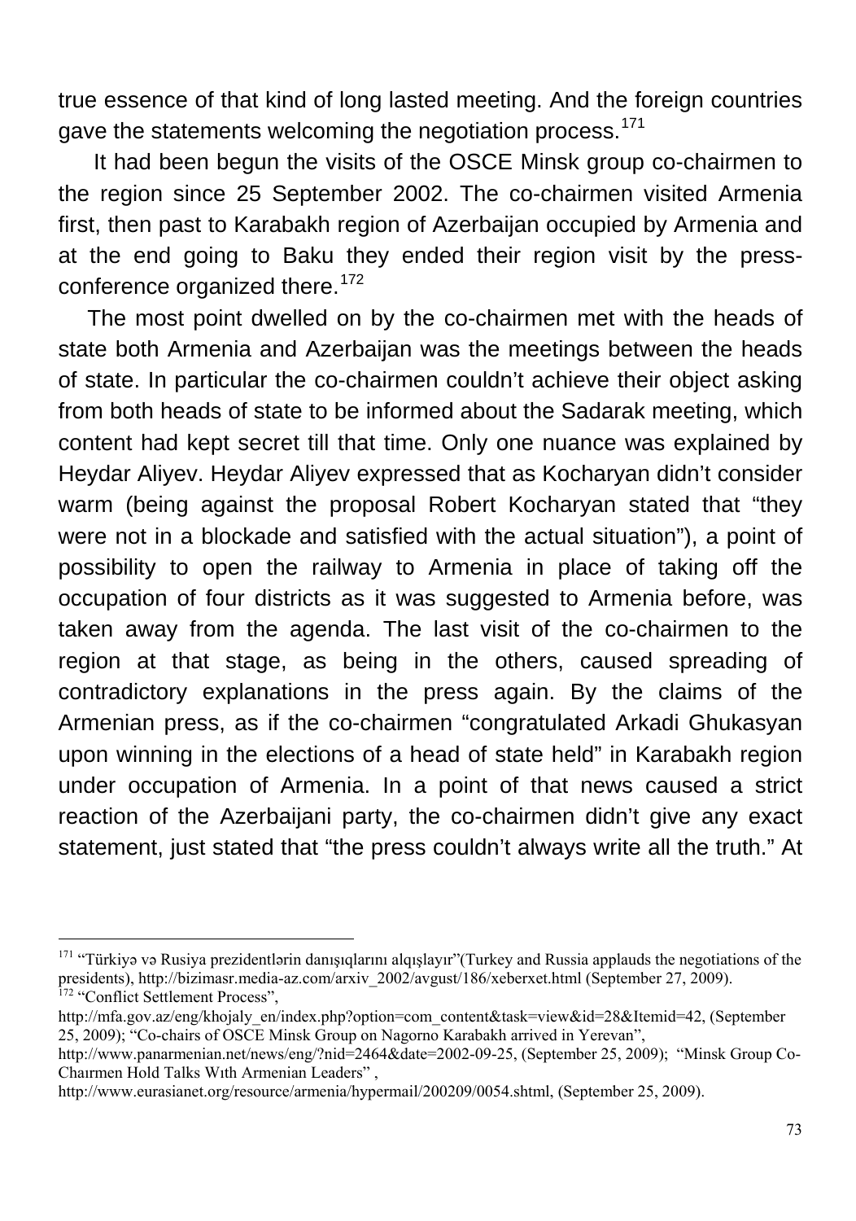true essence of that kind of long lasted meeting. And the foreign countries gave the statements welcoming the negotiation process.[171]

It had been begun the visits of the OSCE Minsk group co-chairmen to the region since 25 September 2002. The co-chairmen visited Armenia first, then past to Karabakh region of Azerbaijan occupied by Armenia and at the end going to Baku they ended their region visit by the press-conference organized there.[172]

The most point dwelled on by the co-chairmen met with the heads of state both Armenia and Azerbaijan was the meetings between the heads of state. In particular the co-chairmen couldn't achieve their object asking from both heads of state to be informed about the Sadarak meeting, which content had kept secret till that time. Only one nuance was explained by Heydar Aliyev. Heydar Aliyev expressed that as Kocharyan didn't consider warm (being against the proposal Robert Kocharyan stated that "they were not in a blockade and satisfied with the actual situation"), a point of possibility to open the railway to Armenia in place of taking off the occupation of four districts as it was suggested to Armenia before, was taken away from the agenda. The last visit of the co-chairmen to the region at that stage, as being in the others, caused spreading of contradictory explanations in the press again. By the claims of the Armenian press, as if the co-chairmen "congratulated Arkadi Ghukasyan upon winning in the elections of a head of state held" in Karabakh region under occupation of Armenia. In a point of that news caused a strict reaction of the Azerbaijani party, the co-chairmen didn't give any exact statement, just stated that "the press couldn't always write all the truth." At

---

[171] "Türkiyə və Rusiya prezidentlərin danışıqlarını alqışlayır"(Turkey and Russia applauds the negotiations of the presidents), http://bizimasr.media-az.com/arxiv_2002/avgust/186/xeberxet.html (September 27, 2009).

[172] "Conflict Settlement Process", http://mfa.gov.az/eng/khojaly_en/index.php?option=com_content&task=view&id=28&Itemid=42, (September 25, 2009); "Co-chairs of OSCE Minsk Group on Nagorno Karabakh arrived in Yerevan", http://www.panarmenian.net/news/eng/?nid=2464&date=2002-09-25, (September 25, 2009); "Minsk Group Co-Chaırmen Hold Talks Wıth Armenian Leaders" , http://www.eurasianet.org/resource/armenia/hypermail/200209/0054.shtml, (September 25, 2009).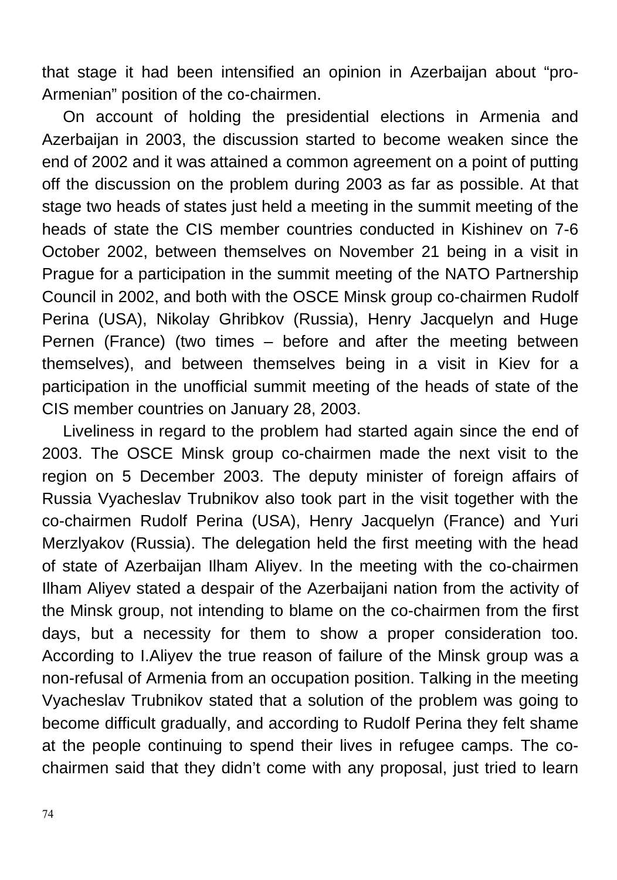that stage it had been intensified an opinion in Azerbaijan about “pro-Armenian” position of the co-chairmen.

On account of holding the presidential elections in Armenia and Azerbaijan in 2003, the discussion started to become weaken since the end of 2002 and it was attained a common agreement on a point of putting off the discussion on the problem during 2003 as far as possible. At that stage two heads of states just held a meeting in the summit meeting of the heads of state the CIS member countries conducted in Kishinev on 7-6 October 2002, between themselves on November 21 being in a visit in Prague for a participation in the summit meeting of the NATO Partnership Council in 2002, and both with the OSCE Minsk group co-chairmen Rudolf Perina (USA), Nikolay Ghribkov (Russia), Henry Jacquelyn and Huge Pernen (France) (two times – before and after the meeting between themselves), and between themselves being in a visit in Kiev for a participation in the unofficial summit meeting of the heads of state of the CIS member countries on January 28, 2003.

Liveliness in regard to the problem had started again since the end of 2003. The OSCE Minsk group co-chairmen made the next visit to the region on 5 December 2003. The deputy minister of foreign affairs of Russia Vyacheslav Trubnikov also took part in the visit together with the co-chairmen Rudolf Perina (USA), Henry Jacquelyn (France) and Yuri Merzlyakov (Russia). The delegation held the first meeting with the head of state of Azerbaijan Ilham Aliyev. In the meeting with the co-chairmen Ilham Aliyev stated a despair of the Azerbaijani nation from the activity of the Minsk group, not intending to blame on the co-chairmen from the first days, but a necessity for them to show a proper consideration too. According to I.Aliyev the true reason of failure of the Minsk group was a non-refusal of Armenia from an occupation position. Talking in the meeting Vyacheslav Trubnikov stated that a solution of the problem was going to become difficult gradually, and according to Rudolf Perina they felt shame at the people continuing to spend their lives in refugee camps. The co-chairmen said that they didn’t come with any proposal, just tried to learn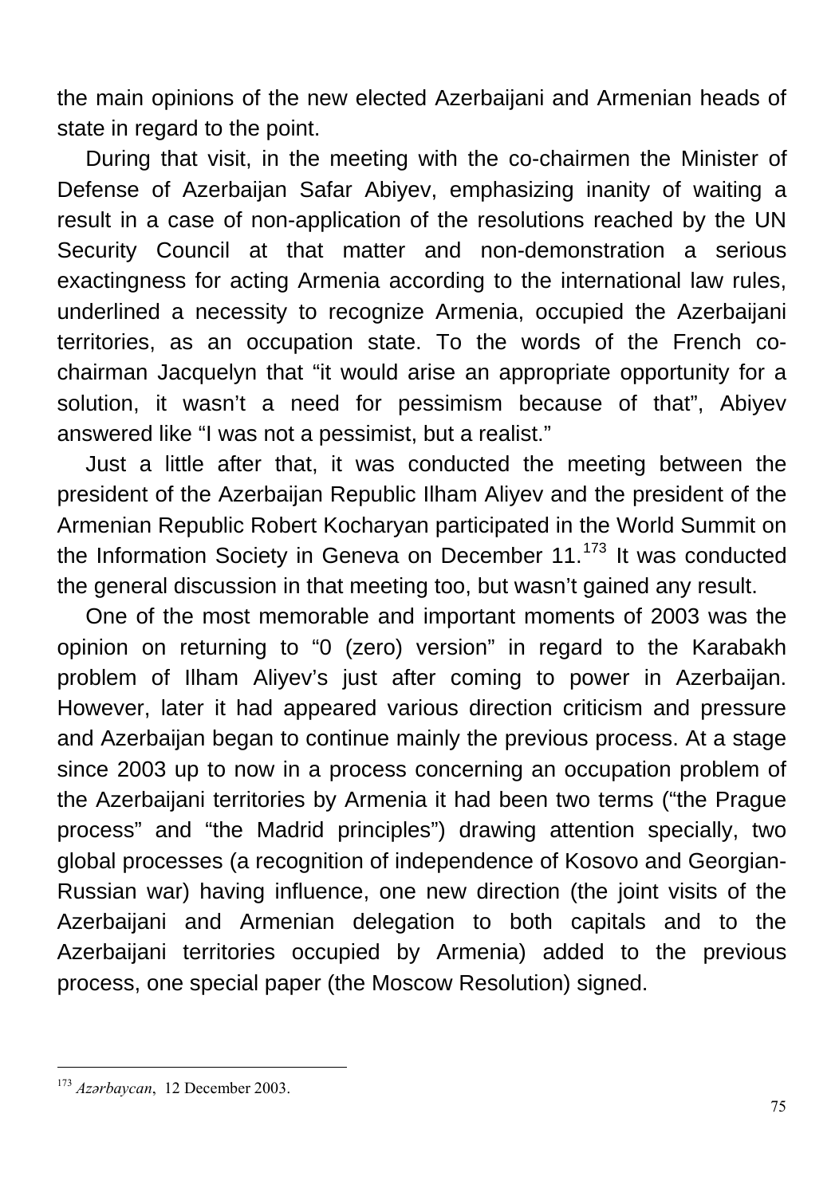the main opinions of the new elected Azerbaijani and Armenian heads of state in regard to the point.

During that visit, in the meeting with the co-chairmen the Minister of Defense of Azerbaijan Safar Abiyev, emphasizing inanity of waiting a result in a case of non-application of the resolutions reached by the UN Security Council at that matter and non-demonstration a serious exactingness for acting Armenia according to the international law rules, underlined a necessity to recognize Armenia, occupied the Azerbaijani territories, as an occupation state. To the words of the French co-chairman Jacquelyn that "it would arise an appropriate opportunity for a solution, it wasn't a need for pessimism because of that", Abiyev answered like "I was not a pessimist, but a realist."

Just a little after that, it was conducted the meeting between the president of the Azerbaijan Republic Ilham Aliyev and the president of the Armenian Republic Robert Kocharyan participated in the World Summit on the Information Society in Geneva on December 11.[173] It was conducted the general discussion in that meeting too, but wasn't gained any result.

One of the most memorable and important moments of 2003 was the opinion on returning to "0 (zero) version" in regard to the Karabakh problem of Ilham Aliyev's just after coming to power in Azerbaijan. However, later it had appeared various direction criticism and pressure and Azerbaijan began to continue mainly the previous process. At a stage since 2003 up to now in a process concerning an occupation problem of the Azerbaijani territories by Armenia it had been two terms ("the Prague process" and "the Madrid principles") drawing attention specially, two global processes (a recognition of independence of Kosovo and Georgian-Russian war) having influence, one new direction (the joint visits of the Azerbaijani and Armenian delegation to both capitals and to the Azerbaijani territories occupied by Armenia) added to the previous process, one special paper (the Moscow Resolution) signed.

---

[173] *Azərbaycan*, 12 December 2003.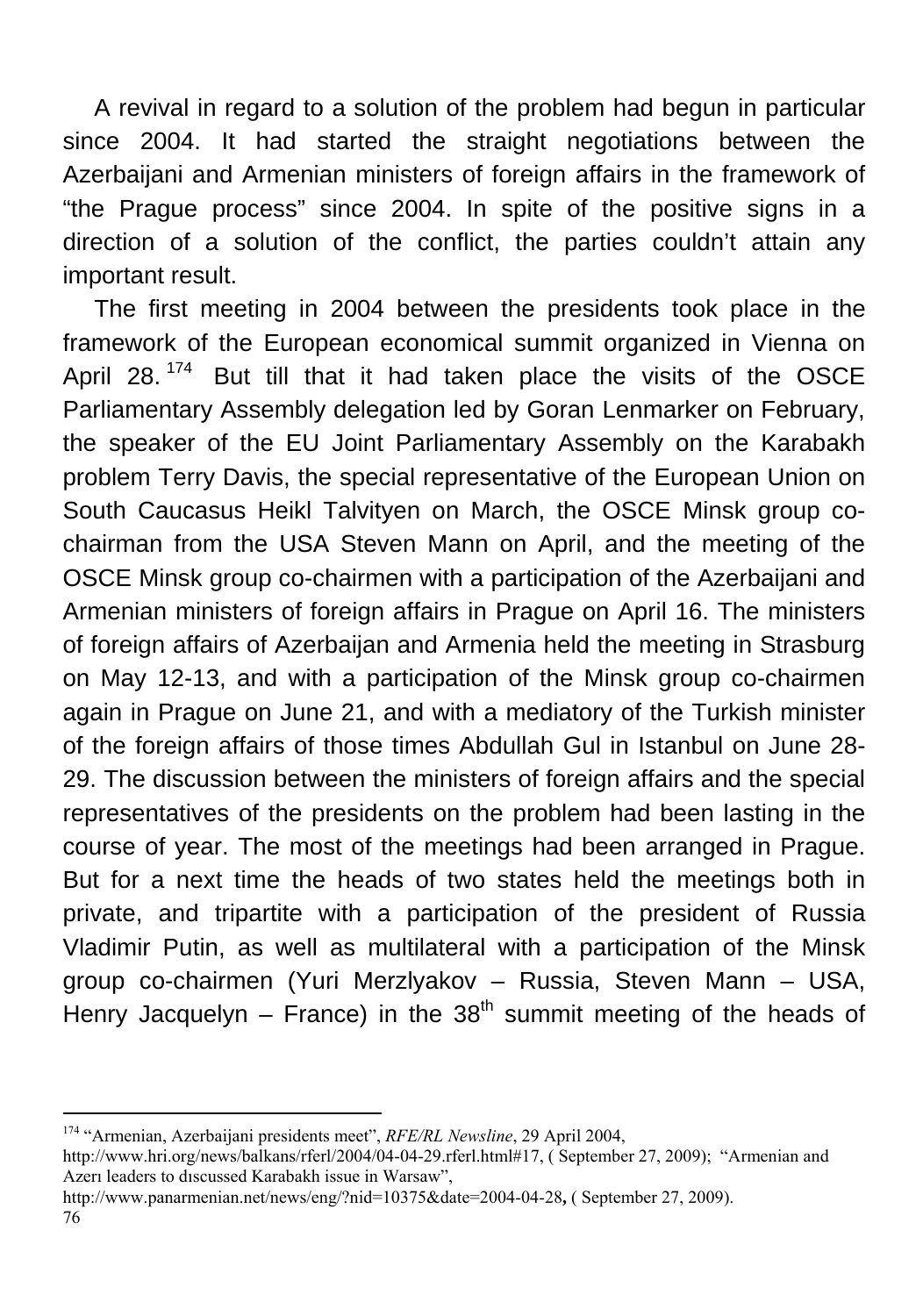A revival in regard to a solution of the problem had begun in particular since 2004. It had started the straight negotiations between the Azerbaijani and Armenian ministers of foreign affairs in the framework of "the Prague process" since 2004. In spite of the positive signs in a direction of a solution of the conflict, the parties couldn't attain any important result.

The first meeting in 2004 between the presidents took place in the framework of the European economical summit organized in Vienna on April 28.[174] But till that it had taken place the visits of the OSCE Parliamentary Assembly delegation led by Goran Lenmarker on February, the speaker of the EU Joint Parliamentary Assembly on the Karabakh problem Terry Davis, the special representative of the European Union on South Caucasus Heikl Talvityen on March, the OSCE Minsk group co-chairman from the USA Steven Mann on April, and the meeting of the OSCE Minsk group co-chairmen with a participation of the Azerbaijani and Armenian ministers of foreign affairs in Prague on April 16. The ministers of foreign affairs of Azerbaijan and Armenia held the meeting in Strasburg on May 12-13, and with a participation of the Minsk group co-chairmen again in Prague on June 21, and with a mediatory of the Turkish minister of the foreign affairs of those times Abdullah Gul in Istanbul on June 28-29. The discussion between the ministers of foreign affairs and the special representatives of the presidents on the problem had been lasting in the course of year. The most of the meetings had been arranged in Prague. But for a next time the heads of two states held the meetings both in private, and tripartite with a participation of the president of Russia Vladimir Putin, as well as multilateral with a participation of the Minsk group co-chairmen (Yuri Merzlyakov – Russia, Steven Mann – USA, Henry Jacquelyn – France) in the 38th summit meeting of the heads of

[174] "Armenian, Azerbaijani presidents meet", *RFE/RL Newsline*, 29 April 2004, http://www.hri.org/news/balkans/rferl/2004/04-04-29.rferl.html#17, ( September 27, 2009); "Armenian and Azerı leaders to dıscussed Karabakh issue in Warsaw", http://www.panarmenian.net/news/eng/?nid=10375&date=2004-04-28, ( September 27, 2009).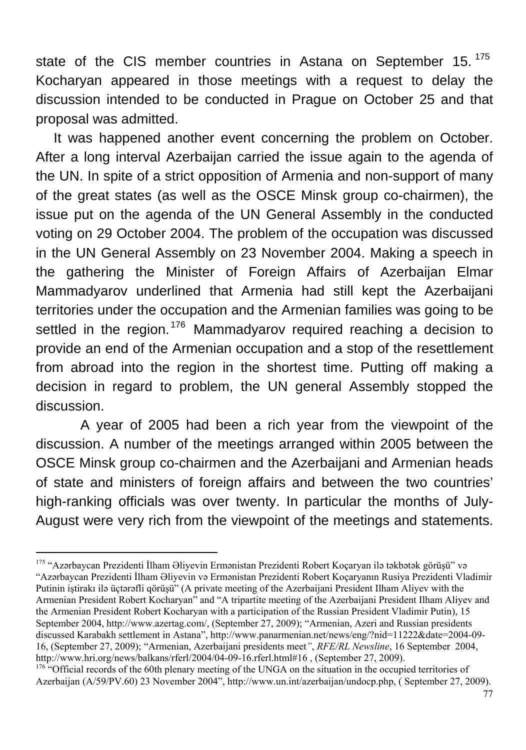state of the CIS member countries in Astana on September 15.[175] Kocharyan appeared in those meetings with a request to delay the discussion intended to be conducted in Prague on October 25 and that proposal was admitted.

It was happened another event concerning the problem on October. After a long interval Azerbaijan carried the issue again to the agenda of the UN. In spite of a strict opposition of Armenia and non-support of many of the great states (as well as the OSCE Minsk group co-chairmen), the issue put on the agenda of the UN General Assembly in the conducted voting on 29 October 2004. The problem of the occupation was discussed in the UN General Assembly on 23 November 2004. Making a speech in the gathering the Minister of Foreign Affairs of Azerbaijan Elmar Mammadyarov underlined that Armenia had still kept the Azerbaijani territories under the occupation and the Armenian families was going to be settled in the region.[176] Mammadyarov required reaching a decision to provide an end of the Armenian occupation and a stop of the resettlement from abroad into the region in the shortest time. Putting off making a decision in regard to problem, the UN general Assembly stopped the discussion.

A year of 2005 had been a rich year from the viewpoint of the discussion. A number of the meetings arranged within 2005 between the OSCE Minsk group co-chairmen and the Azerbaijani and Armenian heads of state and ministers of foreign affairs and between the two countries' high-ranking officials was over twenty. In particular the months of July-August were very rich from the viewpoint of the meetings and statements.

---

[175] "Azərbaycan Prezidenti İlham Əliyevin Ermənistan Prezidenti Robert Koçaryan ilə təkbətək görüşü" və "Azərbaycan Prezidenti İlham Əliyevin və Ermənistan Prezidenti Robert Koçaryanın Rusiya Prezidenti Vladimir Putinin iştirakı ilə üçtərəfli qörüşü" (A private meeting of the Azerbaijani President Ilham Aliyev with the Armenian President Robert Kocharyan" and "A tripartite meeting of the Azerbaijani President Ilham Aliyev and the Armenian President Robert Kocharyan with a participation of the Russian President Vladimir Putin), 15 September 2004, http://www.azertag.com/, (September 27, 2009); "Armenian, Azeri and Russian presidents discussed Karabakh settlement in Astana", http://www.panarmenian.net/news/eng/?nid=11222&date=2004-09-16, (September 27, 2009); "Armenian, Azerbaijani presidents meet", *RFE/RL Newsline*, 16 September 2004, http://www.hri.org/news/balkans/rferl/2004/04-09-16.rferl.html#16 , (September 27, 2009).

[176] "Official records of the 60th plenary meeting of the UNGA on the situation in the occupied territories of Azerbaijan (A/59/PV.60) 23 November 2004", http://www.un.int/azerbaijan/undocp.php, ( September 27, 2009).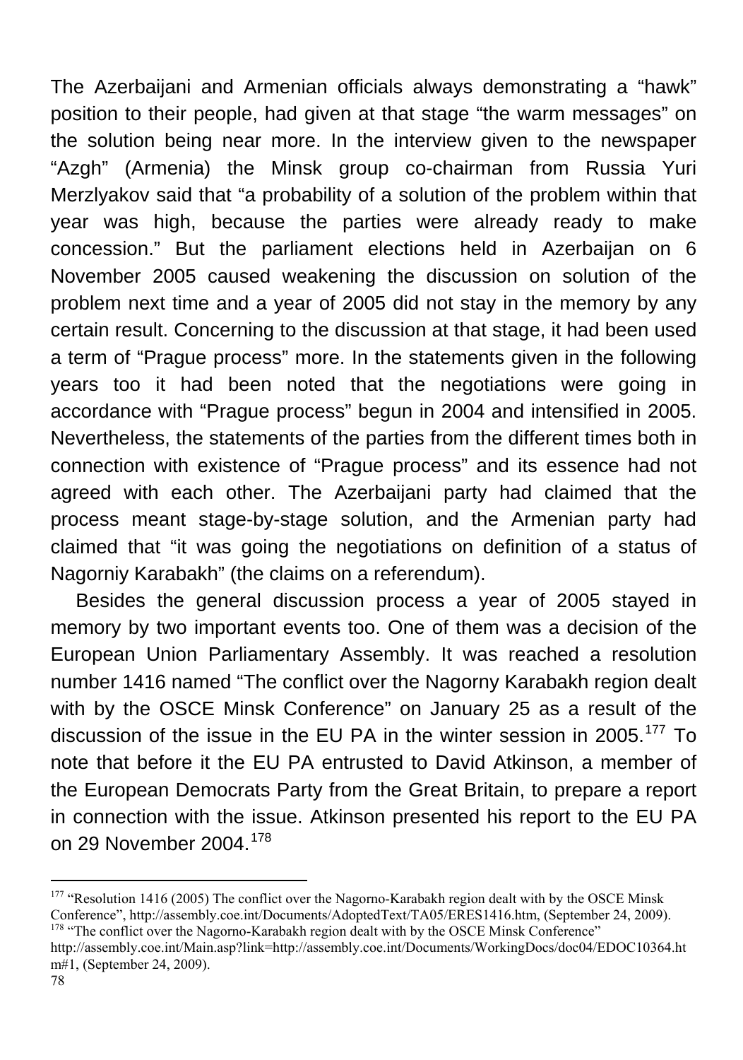The Azerbaijani and Armenian officials always demonstrating a "hawk" position to their people, had given at that stage "the warm messages" on the solution being near more. In the interview given to the newspaper "Azgh" (Armenia) the Minsk group co-chairman from Russia Yuri Merzlyakov said that "a probability of a solution of the problem within that year was high, because the parties were already ready to make concession." But the parliament elections held in Azerbaijan on 6 November 2005 caused weakening the discussion on solution of the problem next time and a year of 2005 did not stay in the memory by any certain result. Concerning to the discussion at that stage, it had been used a term of "Prague process" more. In the statements given in the following years too it had been noted that the negotiations were going in accordance with "Prague process" begun in 2004 and intensified in 2005. Nevertheless, the statements of the parties from the different times both in connection with existence of "Prague process" and its essence had not agreed with each other. The Azerbaijani party had claimed that the process meant stage-by-stage solution, and the Armenian party had claimed that "it was going the negotiations on definition of a status of Nagorniy Karabakh" (the claims on a referendum).

Besides the general discussion process a year of 2005 stayed in memory by two important events too. One of them was a decision of the European Union Parliamentary Assembly. It was reached a resolution number 1416 named "The conflict over the Nagorny Karabakh region dealt with by the OSCE Minsk Conference" on January 25 as a result of the discussion of the issue in the EU PA in the winter session in 2005.[177] To note that before it the EU PA entrusted to David Atkinson, a member of the European Democrats Party from the Great Britain, to prepare a report in connection with the issue. Atkinson presented his report to the EU PA on 29 November 2004.[178]

---

[177] "Resolution 1416 (2005) The conflict over the Nagorno-Karabakh region dealt with by the OSCE Minsk Conference", http://assembly.coe.int/Documents/AdoptedText/TA05/ERES1416.htm, (September 24, 2009).

[178] "The conflict over the Nagorno-Karabakh region dealt with by the OSCE Minsk Conference" http://assembly.coe.int/Main.asp?link=http://assembly.coe.int/Documents/WorkingDocs/doc04/EDOC10364.htm#1, (September 24, 2009).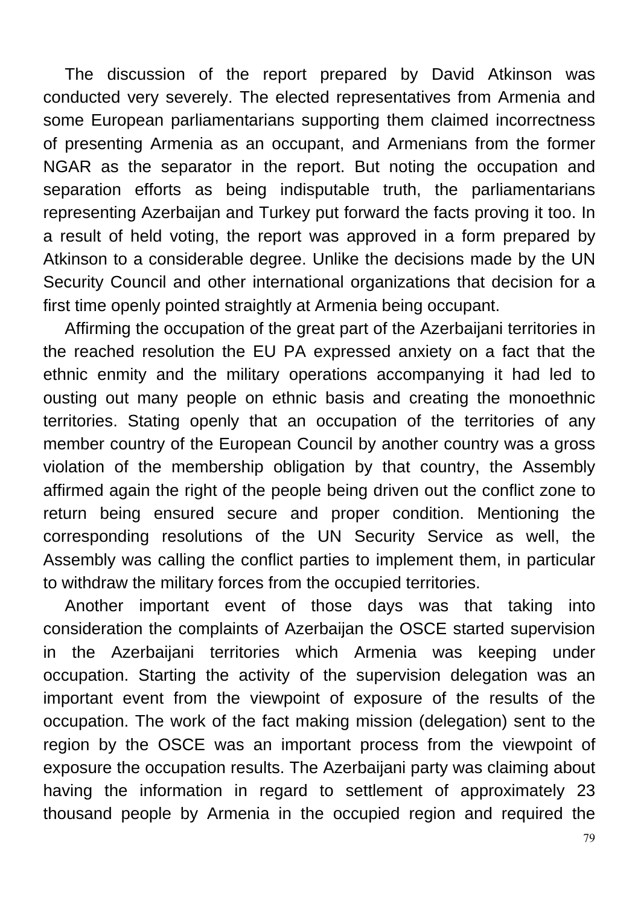The discussion of the report prepared by David Atkinson was conducted very severely. The elected representatives from Armenia and some European parliamentarians supporting them claimed incorrectness of presenting Armenia as an occupant, and Armenians from the former NGAR as the separator in the report. But noting the occupation and separation efforts as being indisputable truth, the parliamentarians representing Azerbaijan and Turkey put forward the facts proving it too. In a result of held voting, the report was approved in a form prepared by Atkinson to a considerable degree. Unlike the decisions made by the UN Security Council and other international organizations that decision for a first time openly pointed straightly at Armenia being occupant.

Affirming the occupation of the great part of the Azerbaijani territories in the reached resolution the EU PA expressed anxiety on a fact that the ethnic enmity and the military operations accompanying it had led to ousting out many people on ethnic basis and creating the monoethnic territories. Stating openly that an occupation of the territories of any member country of the European Council by another country was a gross violation of the membership obligation by that country, the Assembly affirmed again the right of the people being driven out the conflict zone to return being ensured secure and proper condition. Mentioning the corresponding resolutions of the UN Security Service as well, the Assembly was calling the conflict parties to implement them, in particular to withdraw the military forces from the occupied territories.

Another important event of those days was that taking into consideration the complaints of Azerbaijan the OSCE started supervision in the Azerbaijani territories which Armenia was keeping under occupation. Starting the activity of the supervision delegation was an important event from the viewpoint of exposure of the results of the occupation. The work of the fact making mission (delegation) sent to the region by the OSCE was an important process from the viewpoint of exposure the occupation results. The Azerbaijani party was claiming about having the information in regard to settlement of approximately 23 thousand people by Armenia in the occupied region and required the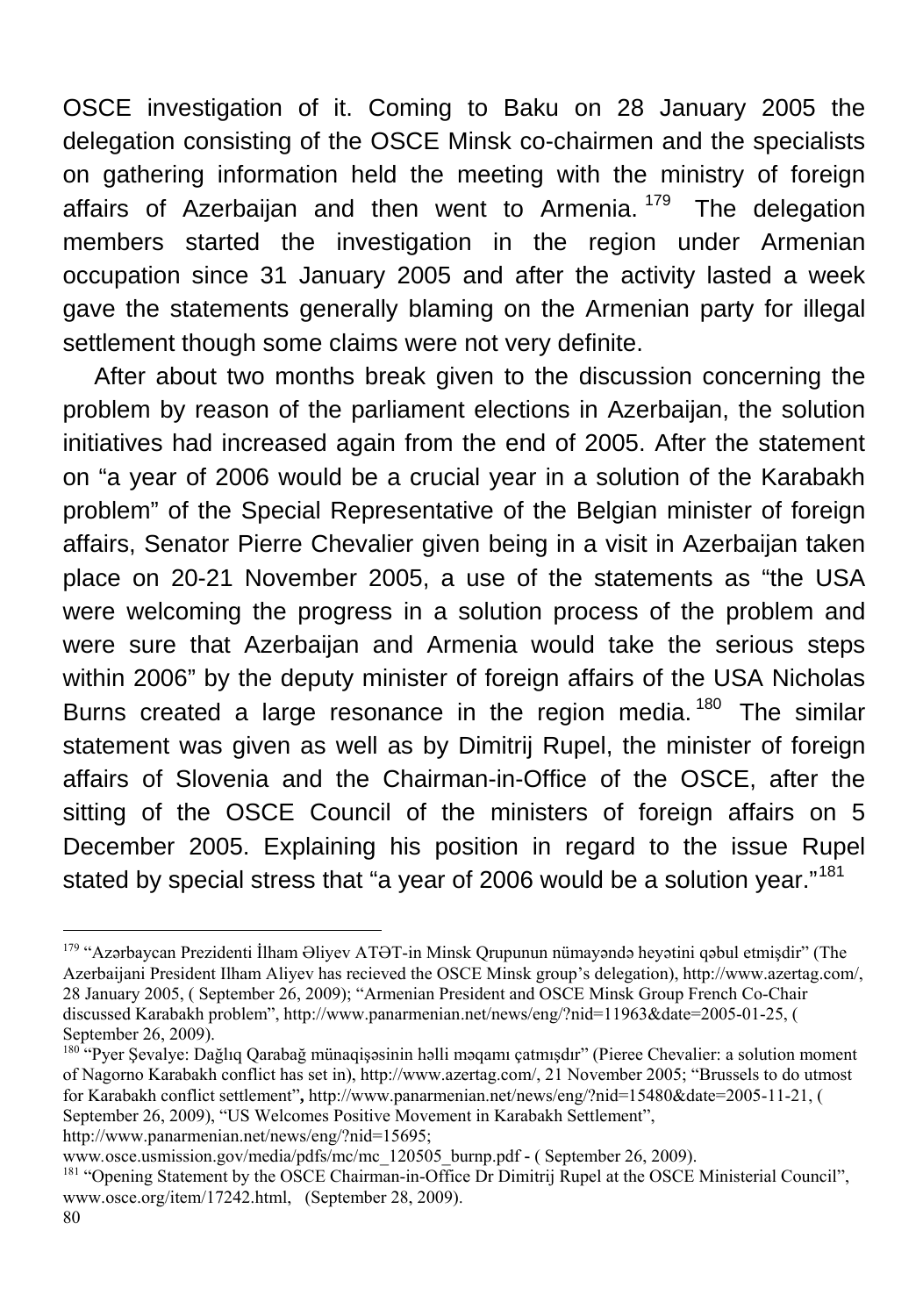OSCE investigation of it. Coming to Baku on 28 January 2005 the delegation consisting of the OSCE Minsk co-chairmen and the specialists on gathering information held the meeting with the ministry of foreign affairs of Azerbaijan and then went to Armenia.[179] The delegation members started the investigation in the region under Armenian occupation since 31 January 2005 and after the activity lasted a week gave the statements generally blaming on the Armenian party for illegal settlement though some claims were not very definite.

After about two months break given to the discussion concerning the problem by reason of the parliament elections in Azerbaijan, the solution initiatives had increased again from the end of 2005. After the statement on "a year of 2006 would be a crucial year in a solution of the Karabakh problem" of the Special Representative of the Belgian minister of foreign affairs, Senator Pierre Chevalier given being in a visit in Azerbaijan taken place on 20-21 November 2005, a use of the statements as "the USA were welcoming the progress in a solution process of the problem and were sure that Azerbaijan and Armenia would take the serious steps within 2006" by the deputy minister of foreign affairs of the USA Nicholas Burns created a large resonance in the region media.[180] The similar statement was given as well as by Dimitrij Rupel, the minister of foreign affairs of Slovenia and the Chairman-in-Office of the OSCE, after the sitting of the OSCE Council of the ministers of foreign affairs on 5 December 2005. Explaining his position in regard to the issue Rupel stated by special stress that "a year of 2006 would be a solution year."[181]

---

[179] "Azərbaycan Prezidenti İlham Əliyev ATƏT-in Minsk Qrupunun nümayəndə heyətini qəbul etmişdir" (The Azerbaijani President Ilham Aliyev has recieved the OSCE Minsk group's delegation), http://www.azertag.com/, 28 January 2005, ( September 26, 2009); "Armenian President and OSCE Minsk Group French Co-Chair discussed Karabakh problem", http://www.panarmenian.net/news/eng/?nid=11963&date=2005-01-25, ( September 26, 2009).

[180] "Pyer Şevalye: Dağlıq Qarabağ münaqişəsinin həlli məqamı çatmışdır" (Pieree Chevalier: a solution moment of Nagorno Karabakh conflict has set in), http://www.azertag.com/, 21 November 2005; "Brussels to do utmost for Karabakh conflict settlement", http://www.panarmenian.net/news/eng/?nid=15480&date=2005-11-21, ( September 26, 2009), "US Welcomes Positive Movement in Karabakh Settlement", http://www.panarmenian.net/news/eng/?nid=15695; www.osce.usmission.gov/media/pdfs/mc/mc_120505_burnp.pdf - ( September 26, 2009).

[181] "Opening Statement by the OSCE Chairman-in-Office Dr Dimitrij Rupel at the OSCE Ministerial Council", www.osce.org/item/17242.html, (September 28, 2009).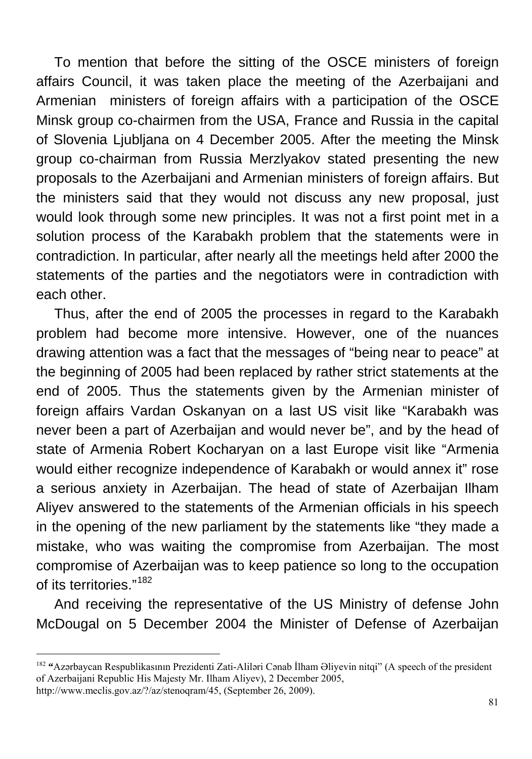To mention that before the sitting of the OSCE ministers of foreign affairs Council, it was taken place the meeting of the Azerbaijani and Armenian ministers of foreign affairs with a participation of the OSCE Minsk group co-chairmen from the USA, France and Russia in the capital of Slovenia Ljubljana on 4 December 2005. After the meeting the Minsk group co-chairman from Russia Merzlyakov stated presenting the new proposals to the Azerbaijani and Armenian ministers of foreign affairs. But the ministers said that they would not discuss any new proposal, just would look through some new principles. It was not a first point met in a solution process of the Karabakh problem that the statements were in contradiction. In particular, after nearly all the meetings held after 2000 the statements of the parties and the negotiators were in contradiction with each other.

Thus, after the end of 2005 the processes in regard to the Karabakh problem had become more intensive. However, one of the nuances drawing attention was a fact that the messages of "being near to peace" at the beginning of 2005 had been replaced by rather strict statements at the end of 2005. Thus the statements given by the Armenian minister of foreign affairs Vardan Oskanyan on a last US visit like "Karabakh was never been a part of Azerbaijan and would never be", and by the head of state of Armenia Robert Kocharyan on a last Europe visit like "Armenia would either recognize independence of Karabakh or would annex it" rose a serious anxiety in Azerbaijan. The head of state of Azerbaijan Ilham Aliyev answered to the statements of the Armenian officials in his speech in the opening of the new parliament by the statements like "they made a mistake, who was waiting the compromise from Azerbaijan. The most compromise of Azerbaijan was to keep patience so long to the occupation of its territories."[182]

And receiving the representative of the US Ministry of defense John McDougal on 5 December 2004 the Minister of Defense of Azerbaijan

---

[182] "Azərbaycan Respublikasının Prezidenti Zati-Aliləri Cənab İlham Əliyevin nitqi" (A speech of the president of Azerbaijani Republic His Majesty Mr. Ilham Aliyev), 2 December 2005, http://www.meclis.gov.az/?/az/stenoqram/45, (September 26, 2009).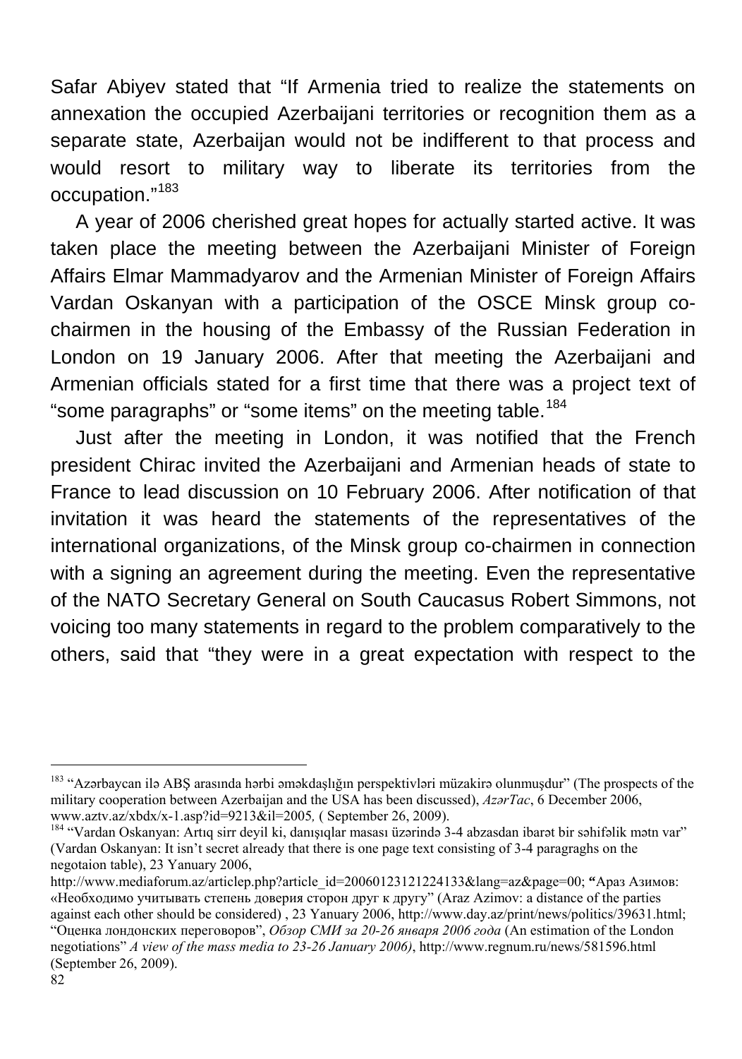Safar Abiyev stated that "If Armenia tried to realize the statements on annexation the occupied Azerbaijani territories or recognition them as a separate state, Azerbaijan would not be indifferent to that process and would resort to military way to liberate its territories from the occupation."[183]

A year of 2006 cherished great hopes for actually started active. It was taken place the meeting between the Azerbaijani Minister of Foreign Affairs Elmar Mammadyarov and the Armenian Minister of Foreign Affairs Vardan Oskanyan with a participation of the OSCE Minsk group co-chairmen in the housing of the Embassy of the Russian Federation in London on 19 January 2006. After that meeting the Azerbaijani and Armenian officials stated for a first time that there was a project text of "some paragraphs" or "some items" on the meeting table.[184]

Just after the meeting in London, it was notified that the French president Chirac invited the Azerbaijani and Armenian heads of state to France to lead discussion on 10 February 2006. After notification of that invitation it was heard the statements of the representatives of the international organizations, of the Minsk group co-chairmen in connection with a signing an agreement during the meeting. Even the representative of the NATO Secretary General on South Caucasus Robert Simmons, not voicing too many statements in regard to the problem comparatively to the others, said that "they were in a great expectation with respect to the

---

[183] "Azərbaycan ilə ABŞ arasında hərbi əməkdaşlığın perspektivləri müzakirə olunmuşdur" (The prospects of the military cooperation between Azerbaijan and the USA has been discussed), *AzərTac*, 6 December 2006, www.aztv.az/xbdx/x-1.asp?id=9213&il=2005, ( September 26, 2009).

[184] "Vardan Oskanyan: Artıq sirr deyil ki, danışıqlar masası üzərində 3-4 abzasdan ibarət bir səhifəlik mətn var" (Vardan Oskanyan: It isn't secret already that there is one page text consisting of 3-4 paragraghs on the negotaion table), 23 Yanuary 2006, http://www.mediaforum.az/articlep.php?article_id=20060123121224133&lang=az&page=00; **"**Араз Азимов: «Необходимо учитывать степень доверия сторон друг к другу" (Araz Azimov: a distance of the parties against each other should be considered) , 23 Yanuary 2006, http://www.day.az/print/news/politics/39631.html; "Оценка лондонских переговоров", *Обзор СМИ за 20-26 января 2006 года* (An estimation of the London negotiations" *A view of the mass media to 23-26 January 2006)*, http://www.regnum.ru/news/581596.html (September 26, 2009).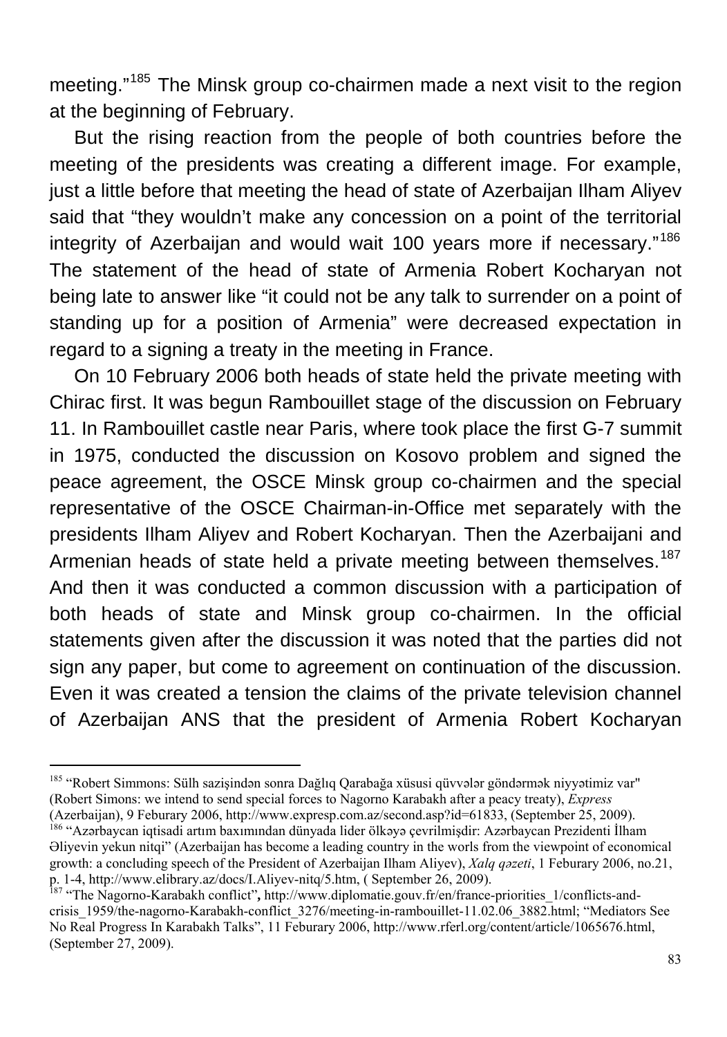meeting."[185] The Minsk group co-chairmen made a next visit to the region at the beginning of February.

But the rising reaction from the people of both countries before the meeting of the presidents was creating a different image. For example, just a little before that meeting the head of state of Azerbaijan Ilham Aliyev said that "they wouldn't make any concession on a point of the territorial integrity of Azerbaijan and would wait 100 years more if necessary."[186] The statement of the head of state of Armenia Robert Kocharyan not being late to answer like "it could not be any talk to surrender on a point of standing up for a position of Armenia" were decreased expectation in regard to a signing a treaty in the meeting in France.

On 10 February 2006 both heads of state held the private meeting with Chirac first. It was begun Rambouillet stage of the discussion on February 11. In Rambouillet castle near Paris, where took place the first G-7 summit in 1975, conducted the discussion on Kosovo problem and signed the peace agreement, the OSCE Minsk group co-chairmen and the special representative of the OSCE Chairman-in-Office met separately with the presidents Ilham Aliyev and Robert Kocharyan. Then the Azerbaijani and Armenian heads of state held a private meeting between themselves.[187] And then it was conducted a common discussion with a participation of both heads of state and Minsk group co-chairmen. In the official statements given after the discussion it was noted that the parties did not sign any paper, but come to agreement on continuation of the discussion. Even it was created a tension the claims of the private television channel of Azerbaijan ANS that the president of Armenia Robert Kocharyan

---

[185] "Robert Simmons: Sülh sazişindən sonra Dağlıq Qarabağa xüsusi qüvvələr göndərmək niyyətimiz var" (Robert Simons: we intend to send special forces to Nagorno Karabakh after a peacy treaty), *Express* (Azerbaijan), 9 Feburary 2006, http://www.expresp.com.az/second.asp?id=61833, (September 25, 2009).

[186] "Azərbaycan iqtisadi artım baxımından dünyada lider ölkəyə çevrilmişdir: Azərbaycan Prezidenti İlham Əliyevin yekun nitqi" (Azerbaijan has become a leading country in the worls from the viewpoint of economical growth: a concluding speech of the President of Azerbaijan Ilham Aliyev), *Xalq qəzeti*, 1 Feburary 2006, no.21, p. 1-4, http://www.elibrary.az/docs/I.Aliyev-nitq/5.htm, ( September 26, 2009).

[187] "The Nagorno-Karabakh conflict"**,** http://www.diplomatie.gouv.fr/en/france-priorities_1/conflicts-and-crisis_1959/the-nagorno-Karabakh-conflict_3276/meeting-in-rambouillet-11.02.06_3882.html; "Mediators See No Real Progress In Karabakh Talks", 11 Feburary 2006, http://www.rferl.org/content/article/1065676.html, (September 27, 2009).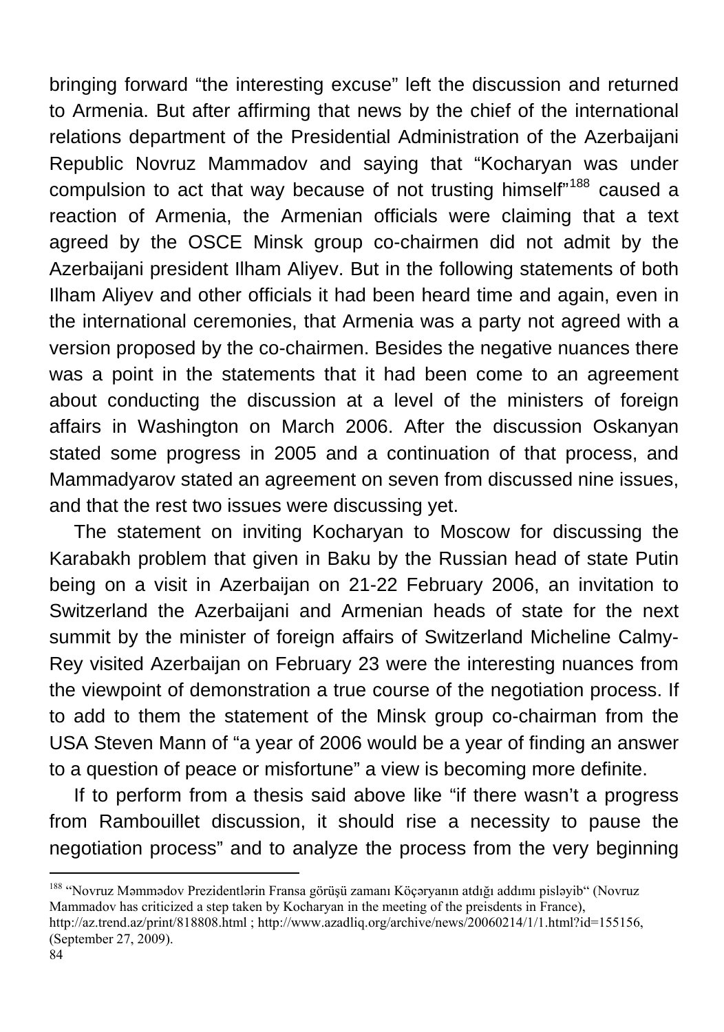bringing forward "the interesting excuse" left the discussion and returned to Armenia. But after affirming that news by the chief of the international relations department of the Presidential Administration of the Azerbaijani Republic Novruz Mammadov and saying that "Kocharyan was under compulsion to act that way because of not trusting himself"[188] caused a reaction of Armenia, the Armenian officials were claiming that a text agreed by the OSCE Minsk group co-chairmen did not admit by the Azerbaijani president Ilham Aliyev. But in the following statements of both Ilham Aliyev and other officials it had been heard time and again, even in the international ceremonies, that Armenia was a party not agreed with a version proposed by the co-chairmen. Besides the negative nuances there was a point in the statements that it had been come to an agreement about conducting the discussion at a level of the ministers of foreign affairs in Washington on March 2006. After the discussion Oskanyan stated some progress in 2005 and a continuation of that process, and Mammadyarov stated an agreement on seven from discussed nine issues, and that the rest two issues were discussing yet.

The statement on inviting Kocharyan to Moscow for discussing the Karabakh problem that given in Baku by the Russian head of state Putin being on a visit in Azerbaijan on 21-22 February 2006, an invitation to Switzerland the Azerbaijani and Armenian heads of state for the next summit by the minister of foreign affairs of Switzerland Micheline Calmy-Rey visited Azerbaijan on February 23 were the interesting nuances from the viewpoint of demonstration a true course of the negotiation process. If to add to them the statement of the Minsk group co-chairman from the USA Steven Mann of "a year of 2006 would be a year of finding an answer to a question of peace or misfortune" a view is becoming more definite.

If to perform from a thesis said above like "if there wasn't a progress from Rambouillet discussion, it should rise a necessity to pause the negotiation process" and to analyze the process from the very beginning

---

[188] "Novruz Məmmədov Prezidentlərin Fransa görüşü zamanı Köçəryanın atdığı addımı pisləyib" (Novruz Mammadov has criticized a step taken by Kocharyan in the meeting of the preisdents in France), http://az.trend.az/print/818808.html ; http://www.azadliq.org/archive/news/20060214/1/1.html?id=155156, (September 27, 2009).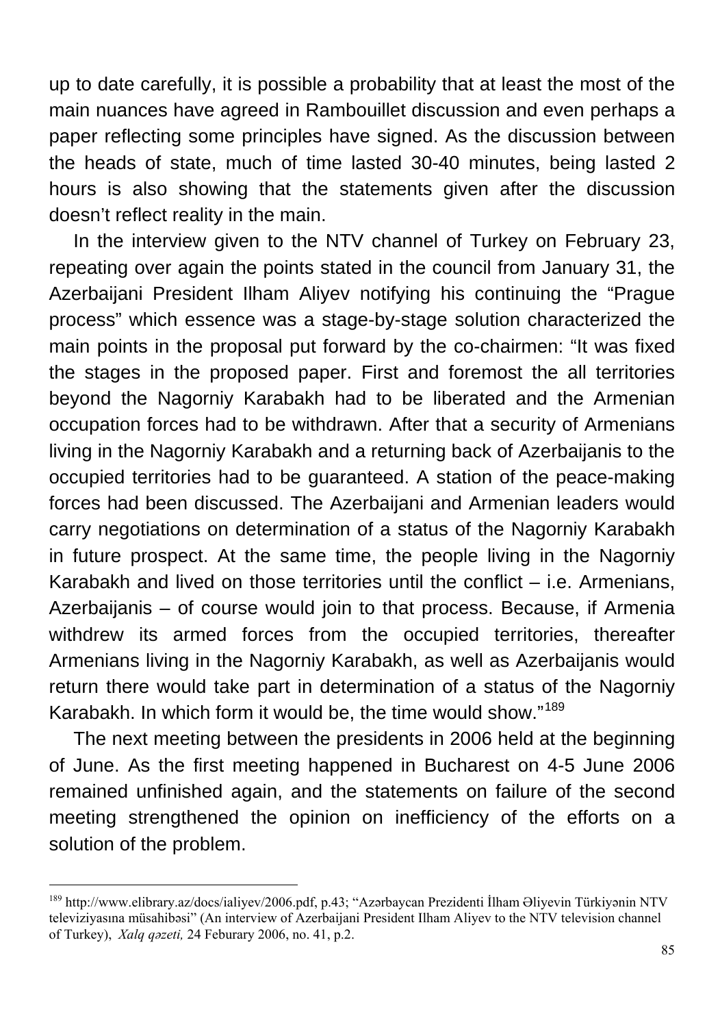up to date carefully, it is possible a probability that at least the most of the main nuances have agreed in Rambouillet discussion and even perhaps a paper reflecting some principles have signed. As the discussion between the heads of state, much of time lasted 30-40 minutes, being lasted 2 hours is also showing that the statements given after the discussion doesn't reflect reality in the main.

In the interview given to the NTV channel of Turkey on February 23, repeating over again the points stated in the council from January 31, the Azerbaijani President Ilham Aliyev notifying his continuing the "Prague process" which essence was a stage-by-stage solution characterized the main points in the proposal put forward by the co-chairmen: "It was fixed the stages in the proposed paper. First and foremost the all territories beyond the Nagorniy Karabakh had to be liberated and the Armenian occupation forces had to be withdrawn. After that a security of Armenians living in the Nagorniy Karabakh and a returning back of Azerbaijanis to the occupied territories had to be guaranteed. A station of the peace-making forces had been discussed. The Azerbaijani and Armenian leaders would carry negotiations on determination of a status of the Nagorniy Karabakh in future prospect. At the same time, the people living in the Nagorniy Karabakh and lived on those territories until the conflict – i.e. Armenians, Azerbaijanis – of course would join to that process. Because, if Armenia withdrew its armed forces from the occupied territories, thereafter Armenians living in the Nagorniy Karabakh, as well as Azerbaijanis would return there would take part in determination of a status of the Nagorniy Karabakh. In which form it would be, the time would show."[189]

The next meeting between the presidents in 2006 held at the beginning of June. As the first meeting happened in Bucharest on 4-5 June 2006 remained unfinished again, and the statements on failure of the second meeting strengthened the opinion on inefficiency of the efforts on a solution of the problem.

---

[189] http://www.elibrary.az/docs/ialiyev/2006.pdf, p.43; "Azərbaycan Prezidenti İlham Əliyevin Türkiyənin NTV televiziyasına müsahibəsi" (An interview of Azerbaijani President Ilham Aliyev to the NTV television channel of Turkey), *Xalq qəzeti,* 24 Feburary 2006, no. 41, p.2.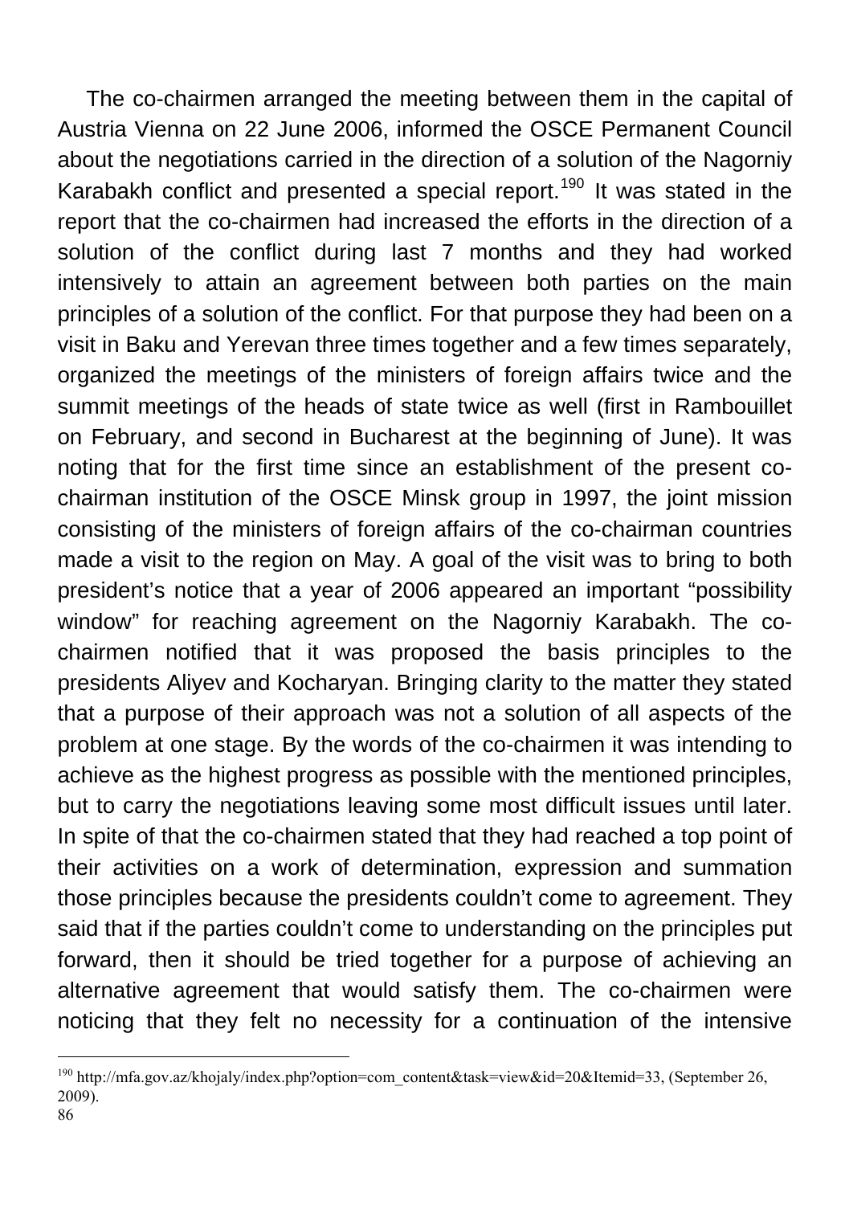The co-chairmen arranged the meeting between them in the capital of Austria Vienna on 22 June 2006, informed the OSCE Permanent Council about the negotiations carried in the direction of a solution of the Nagorniy Karabakh conflict and presented a special report.[190] It was stated in the report that the co-chairmen had increased the efforts in the direction of a solution of the conflict during last 7 months and they had worked intensively to attain an agreement between both parties on the main principles of a solution of the conflict. For that purpose they had been on a visit in Baku and Yerevan three times together and a few times separately, organized the meetings of the ministers of foreign affairs twice and the summit meetings of the heads of state twice as well (first in Rambouillet on February, and second in Bucharest at the beginning of June). It was noting that for the first time since an establishment of the present co-chairman institution of the OSCE Minsk group in 1997, the joint mission consisting of the ministers of foreign affairs of the co-chairman countries made a visit to the region on May. A goal of the visit was to bring to both president's notice that a year of 2006 appeared an important "possibility window" for reaching agreement on the Nagorniy Karabakh. The co-chairmen notified that it was proposed the basis principles to the presidents Aliyev and Kocharyan. Bringing clarity to the matter they stated that a purpose of their approach was not a solution of all aspects of the problem at one stage. By the words of the co-chairmen it was intending to achieve as the highest progress as possible with the mentioned principles, but to carry the negotiations leaving some most difficult issues until later. In spite of that the co-chairmen stated that they had reached a top point of their activities on a work of determination, expression and summation those principles because the presidents couldn't come to agreement. They said that if the parties couldn't come to understanding on the principles put forward, then it should be tried together for a purpose of achieving an alternative agreement that would satisfy them. The co-chairmen were noticing that they felt no necessity for a continuation of the intensive

---

[190] http://mfa.gov.az/khojaly/index.php?option=com_content&task=view&id=20&Itemid=33, (September 26, 2009).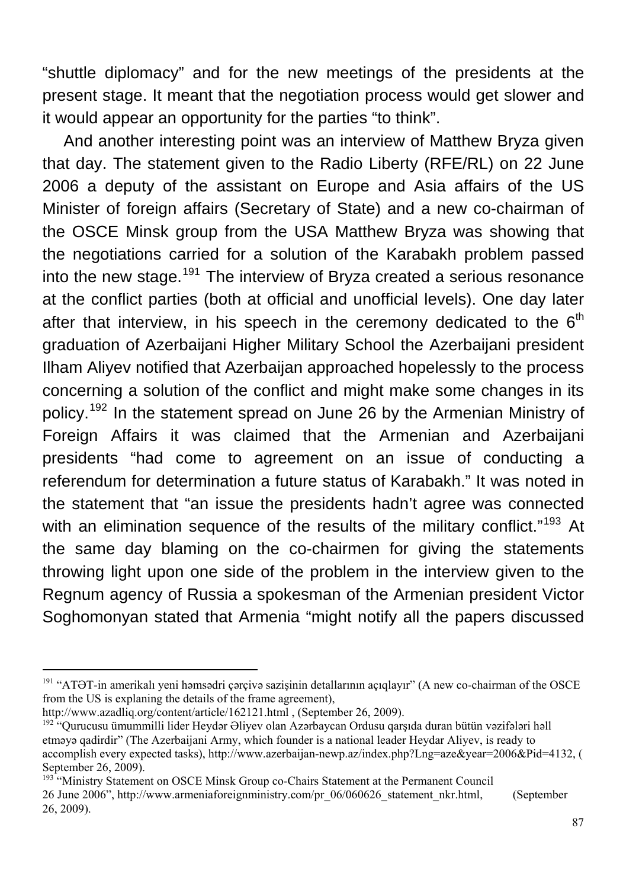"shuttle diplomacy" and for the new meetings of the presidents at the present stage. It meant that the negotiation process would get slower and it would appear an opportunity for the parties "to think".

And another interesting point was an interview of Matthew Bryza given that day. The statement given to the Radio Liberty (RFE/RL) on 22 June 2006 a deputy of the assistant on Europe and Asia affairs of the US Minister of foreign affairs (Secretary of State) and a new co-chairman of the OSCE Minsk group from the USA Matthew Bryza was showing that the negotiations carried for a solution of the Karabakh problem passed into the new stage.[191] The interview of Bryza created a serious resonance at the conflict parties (both at official and unofficial levels). One day later after that interview, in his speech in the ceremony dedicated to the 6th graduation of Azerbaijani Higher Military School the Azerbaijani president Ilham Aliyev notified that Azerbaijan approached hopelessly to the process concerning a solution of the conflict and might make some changes in its policy.[192] In the statement spread on June 26 by the Armenian Ministry of Foreign Affairs it was claimed that the Armenian and Azerbaijani presidents "had come to agreement on an issue of conducting a referendum for determination a future status of Karabakh." It was noted in the statement that "an issue the presidents hadn't agree was connected with an elimination sequence of the results of the military conflict."[193] At the same day blaming on the co-chairmen for giving the statements throwing light upon one side of the problem in the interview given to the Regnum agency of Russia a spokesman of the Armenian president Victor Soghomonyan stated that Armenia "might notify all the papers discussed

---

[191] "ATƏT-in amerikalı yeni həmsədri çərçivə sazişinin detallarının açıqlayır" (A new co-chairman of the OSCE from the US is explaning the details of the frame agreement), http://www.azadliq.org/content/article/162121.html , (September 26, 2009).

[192] "Qurucusu ümummilli lider Heydər Əliyev olan Azərbaycan Ordusu qarşıda duran bütün vəzifələri həll etməyə qadirdir" (The Azerbaijani Army, which founder is a national leader Heydar Aliyev, is ready to accomplish every expected tasks), http://www.azerbaijan-newp.az/index.php?Lng=aze&year=2006&Pid=4132, ( September 26, 2009).

[193] "Ministry Statement on OSCE Minsk Group co-Chairs Statement at the Permanent Council 26 June 2006", http://www.armeniaforeignministry.com/pr_06/060626_statement_nkr.html, (September 26, 2009).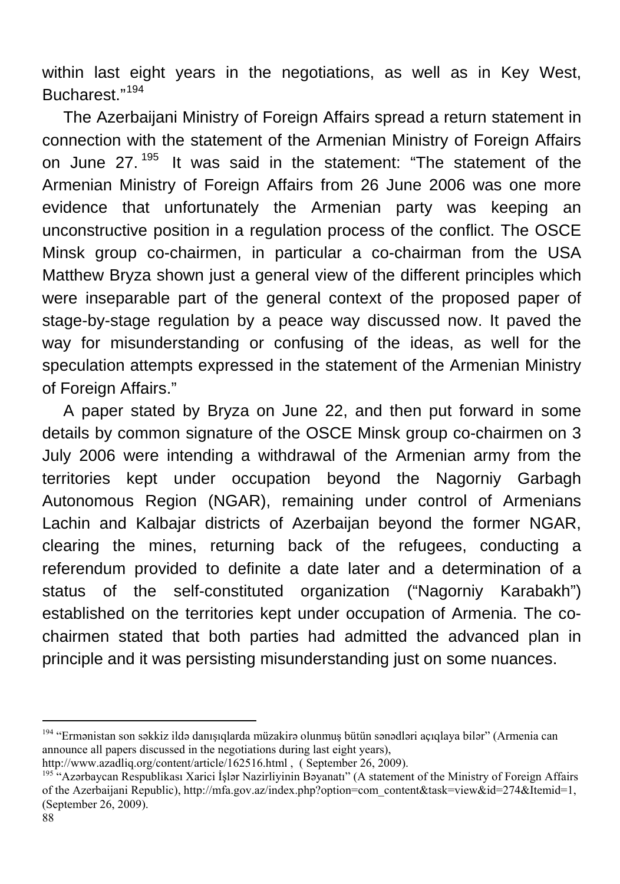within last eight years in the negotiations, as well as in Key West, Bucharest."[194]

The Azerbaijani Ministry of Foreign Affairs spread a return statement in connection with the statement of the Armenian Ministry of Foreign Affairs on June 27.[195] It was said in the statement: "The statement of the Armenian Ministry of Foreign Affairs from 26 June 2006 was one more evidence that unfortunately the Armenian party was keeping an unconstructive position in a regulation process of the conflict. The OSCE Minsk group co-chairmen, in particular a co-chairman from the USA Matthew Bryza shown just a general view of the different principles which were inseparable part of the general context of the proposed paper of stage-by-stage regulation by a peace way discussed now. It paved the way for misunderstanding or confusing of the ideas, as well for the speculation attempts expressed in the statement of the Armenian Ministry of Foreign Affairs."

A paper stated by Bryza on June 22, and then put forward in some details by common signature of the OSCE Minsk group co-chairmen on 3 July 2006 were intending a withdrawal of the Armenian army from the territories kept under occupation beyond the Nagorniy Garbagh Autonomous Region (NGAR), remaining under control of Armenians Lachin and Kalbajar districts of Azerbaijan beyond the former NGAR, clearing the mines, returning back of the refugees, conducting a referendum provided to definite a date later and a determination of a status of the self-constituted organization ("Nagorniy Karabakh") established on the territories kept under occupation of Armenia. The co-chairmen stated that both parties had admitted the advanced plan in principle and it was persisting misunderstanding just on some nuances.

---

[194] "Ermənistan son səkkiz ildə danışıqlarda müzakirə olunmuş bütün sənədləri açıqlaya bilər" (Armenia can announce all papers discussed in the negotiations during last eight years), http://www.azadliq.org/content/article/162516.html , ( September 26, 2009).

[195] "Azərbaycan Respublikası Xarici İşlər Nazirliyinin Bəyanatı" (A statement of the Ministry of Foreign Affairs of the Azerbaijani Republic), http://mfa.gov.az/index.php?option=com_content&task=view&id=274&Itemid=1, (September 26, 2009).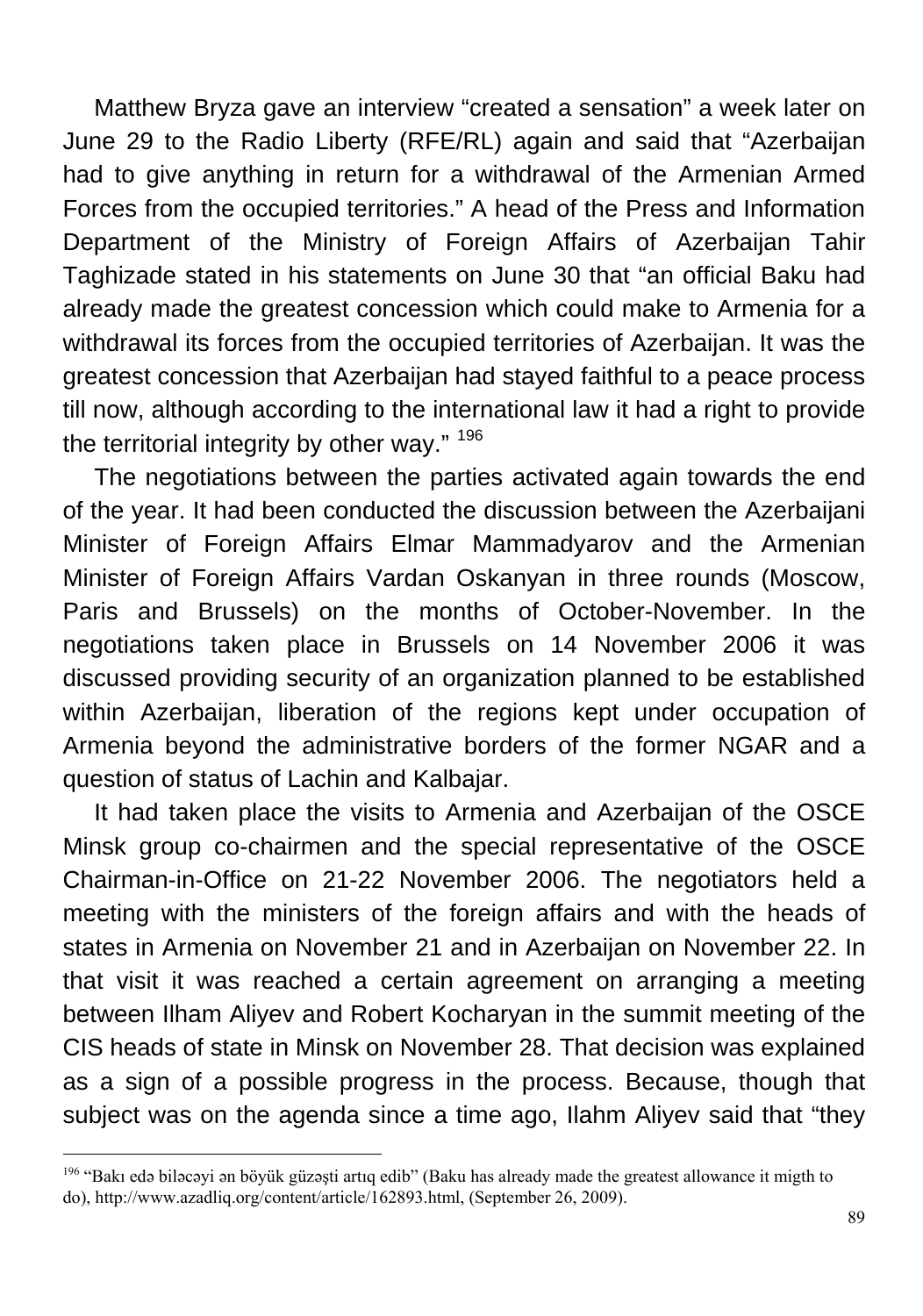Matthew Bryza gave an interview “created a sensation” a week later on June 29 to the Radio Liberty (RFE/RL) again and said that “Azerbaijan had to give anything in return for a withdrawal of the Armenian Armed Forces from the occupied territories.” A head of the Press and Information Department of the Ministry of Foreign Affairs of Azerbaijan Tahir Taghizade stated in his statements on June 30 that “an official Baku had already made the greatest concession which could make to Armenia for a withdrawal its forces from the occupied territories of Azerbaijan. It was the greatest concession that Azerbaijan had stayed faithful to a peace process till now, although according to the international law it had a right to provide the territorial integrity by other way.” [196]

The negotiations between the parties activated again towards the end of the year. It had been conducted the discussion between the Azerbaijani Minister of Foreign Affairs Elmar Mammadyarov and the Armenian Minister of Foreign Affairs Vardan Oskanyan in three rounds (Moscow, Paris and Brussels) on the months of October-November. In the negotiations taken place in Brussels on 14 November 2006 it was discussed providing security of an organization planned to be established within Azerbaijan, liberation of the regions kept under occupation of Armenia beyond the administrative borders of the former NGAR and a question of status of Lachin and Kalbajar.

It had taken place the visits to Armenia and Azerbaijan of the OSCE Minsk group co-chairmen and the special representative of the OSCE Chairman-in-Office on 21-22 November 2006. The negotiators held a meeting with the ministers of the foreign affairs and with the heads of states in Armenia on November 21 and in Azerbaijan on November 22. In that visit it was reached a certain agreement on arranging a meeting between Ilham Aliyev and Robert Kocharyan in the summit meeting of the CIS heads of state in Minsk on November 28. That decision was explained as a sign of a possible progress in the process. Because, though that subject was on the agenda since a time ago, Ilahm Aliyev said that “they

---

[196] “Bakı edə biləcəyi ən böyük güzəşti artıq edib” (Baku has already made the greatest allowance it migth to do), http://www.azadliq.org/content/article/162893.html, (September 26, 2009).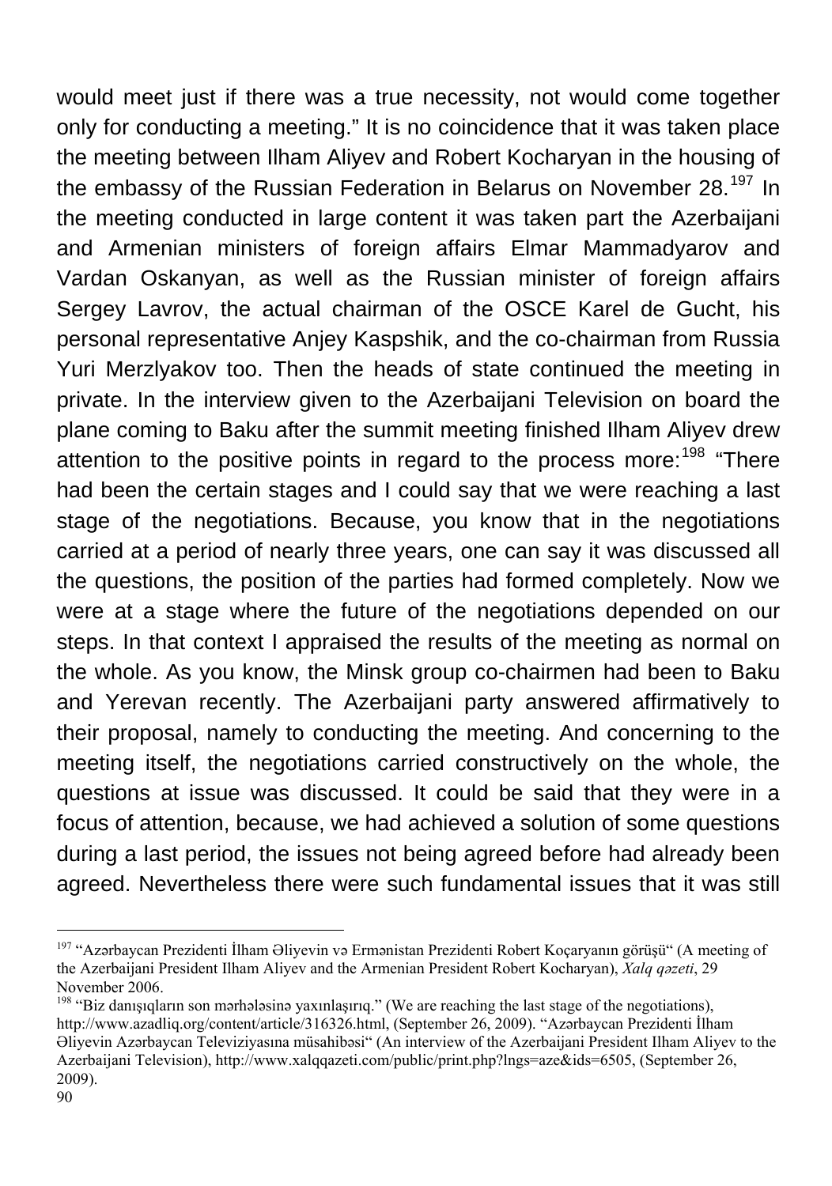would meet just if there was a true necessity, not would come together only for conducting a meeting." It is no coincidence that it was taken place the meeting between Ilham Aliyev and Robert Kocharyan in the housing of the embassy of the Russian Federation in Belarus on November 28.[197] In the meeting conducted in large content it was taken part the Azerbaijani and Armenian ministers of foreign affairs Elmar Mammadyarov and Vardan Oskanyan, as well as the Russian minister of foreign affairs Sergey Lavrov, the actual chairman of the OSCE Karel de Gucht, his personal representative Anjey Kaspshik, and the co-chairman from Russia Yuri Merzlyakov too. Then the heads of state continued the meeting in private. In the interview given to the Azerbaijani Television on board the plane coming to Baku after the summit meeting finished Ilham Aliyev drew attention to the positive points in regard to the process more:[198] "There had been the certain stages and I could say that we were reaching a last stage of the negotiations. Because, you know that in the negotiations carried at a period of nearly three years, one can say it was discussed all the questions, the position of the parties had formed completely. Now we were at a stage where the future of the negotiations depended on our steps. In that context I appraised the results of the meeting as normal on the whole. As you know, the Minsk group co-chairmen had been to Baku and Yerevan recently. The Azerbaijani party answered affirmatively to their proposal, namely to conducting the meeting. And concerning to the meeting itself, the negotiations carried constructively on the whole, the questions at issue was discussed. It could be said that they were in a focus of attention, because, we had achieved a solution of some questions during a last period, the issues not being agreed before had already been agreed. Nevertheless there were such fundamental issues that it was still

---

[197] "Azərbaycan Prezidenti İlham Əliyevin və Ermənistan Prezidenti Robert Koçaryanın görüşü" (A meeting of the Azerbaijani President Ilham Aliyev and the Armenian President Robert Kocharyan), *Xalq qəzeti*, 29 November 2006.

[198] "Biz danışıqların son mərhələsinə yaxınlaşırıq." (We are reaching the last stage of the negotiations), http://www.azadliq.org/content/article/316326.html, (September 26, 2009). "Azərbaycan Prezidenti İlham Əliyevin Azərbaycan Televiziyasına müsahibəsi" (An interview of the Azerbaijani President Ilham Aliyev to the Azerbaijani Television), http://www.xalqqazeti.com/public/print.php?lngs=aze&ids=6505, (September 26, 2009).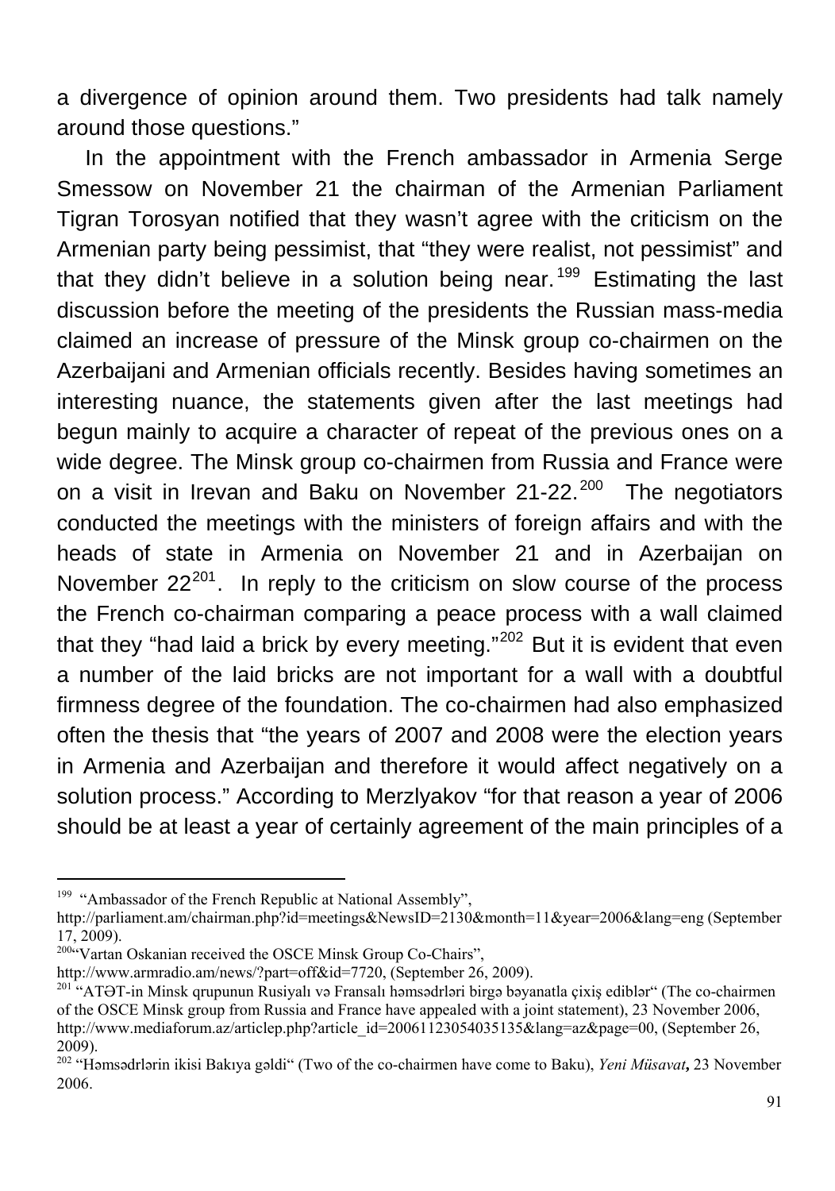a divergence of opinion around them. Two presidents had talk namely around those questions."

In the appointment with the French ambassador in Armenia Serge Smessow on November 21 the chairman of the Armenian Parliament Tigran Torosyan notified that they wasn't agree with the criticism on the Armenian party being pessimist, that "they were realist, not pessimist" and that they didn't believe in a solution being near.[199] Estimating the last discussion before the meeting of the presidents the Russian mass-media claimed an increase of pressure of the Minsk group co-chairmen on the Azerbaijani and Armenian officials recently. Besides having sometimes an interesting nuance, the statements given after the last meetings had begun mainly to acquire a character of repeat of the previous ones on a wide degree. The Minsk group co-chairmen from Russia and France were on a visit in Irevan and Baku on November 21-22.[200] The negotiators conducted the meetings with the ministers of foreign affairs and with the heads of state in Armenia on November 21 and in Azerbaijan on November 22[201]. In reply to the criticism on slow course of the process the French co-chairman comparing a peace process with a wall claimed that they "had laid a brick by every meeting."[202] But it is evident that even a number of the laid bricks are not important for a wall with a doubtful firmness degree of the foundation. The co-chairmen had also emphasized often the thesis that "the years of 2007 and 2008 were the election years in Armenia and Azerbaijan and therefore it would affect negatively on a solution process." According to Merzlyakov "for that reason a year of 2006 should be at least a year of certainly agreement of the main principles of a

---

[199] "Ambassador of the French Republic at National Assembly", http://parliament.am/chairman.php?id=meetings&NewsID=2130&month=11&year=2006&lang=eng (September 17, 2009).

[200] "Vartan Oskanian received the OSCE Minsk Group Co-Chairs", http://www.armradio.am/news/?part=off&id=7720, (September 26, 2009).

[201] "ATƏT-in Minsk qrupunun Rusiyalı və Fransalı həmsədrləri birgə bəyanatla çixiş ediblər" (The co-chairmen of the OSCE Minsk group from Russia and France have appealed with a joint statement), 23 November 2006, http://www.mediaforum.az/articlep.php?article_id=20061123054035135&lang=az&page=00, (September 26, 2009).

[202] "Həmsədrlərin ikisi Bakıya gəldi" (Two of the co-chairmen have come to Baku), *Yeni Müsavat***,** 23 November 2006.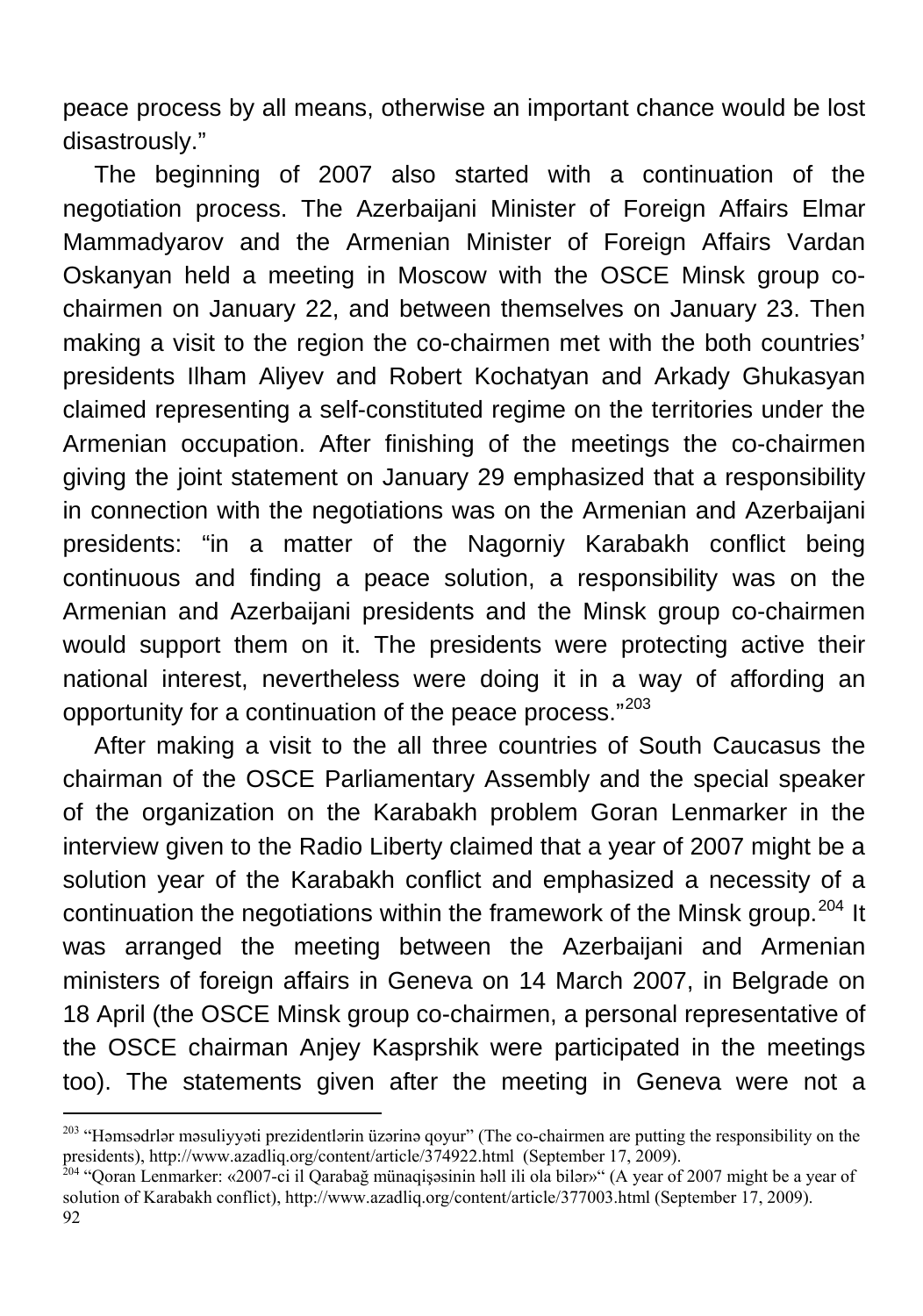peace process by all means, otherwise an important chance would be lost disastrously."

The beginning of 2007 also started with a continuation of the negotiation process. The Azerbaijani Minister of Foreign Affairs Elmar Mammadyarov and the Armenian Minister of Foreign Affairs Vardan Oskanyan held a meeting in Moscow with the OSCE Minsk group co-chairmen on January 22, and between themselves on January 23. Then making a visit to the region the co-chairmen met with the both countries' presidents Ilham Aliyev and Robert Kochatyan and Arkady Ghukasyan claimed representing a self-constituted regime on the territories under the Armenian occupation. After finishing of the meetings the co-chairmen giving the joint statement on January 29 emphasized that a responsibility in connection with the negotiations was on the Armenian and Azerbaijani presidents: "in a matter of the Nagorniy Karabakh conflict being continuous and finding a peace solution, a responsibility was on the Armenian and Azerbaijani presidents and the Minsk group co-chairmen would support them on it. The presidents were protecting active their national interest, nevertheless were doing it in a way of affording an opportunity for a continuation of the peace process."[203]

After making a visit to the all three countries of South Caucasus the chairman of the OSCE Parliamentary Assembly and the special speaker of the organization on the Karabakh problem Goran Lenmarker in the interview given to the Radio Liberty claimed that a year of 2007 might be a solution year of the Karabakh conflict and emphasized a necessity of a continuation the negotiations within the framework of the Minsk group.[204] It was arranged the meeting between the Azerbaijani and Armenian ministers of foreign affairs in Geneva on 14 March 2007, in Belgrade on 18 April (the OSCE Minsk group co-chairmen, a personal representative of the OSCE chairman Anjey Kasprshik were participated in the meetings too). The statements given after the meeting in Geneva were not a

---

[203] "Həmsədrlər məsuliyyəti prezidentlərin üzərinə qoyur" (The co-chairmen are putting the responsibility on the presidents), http://www.azadliq.org/content/article/374922.html (September 17, 2009).

[204] "Qoran Lenmarker: «2007-ci il Qarabağ münaqişəsinin həll ili ola bilər»" (A year of 2007 might be a year of solution of Karabakh conflict), http://www.azadliq.org/content/article/377003.html (September 17, 2009).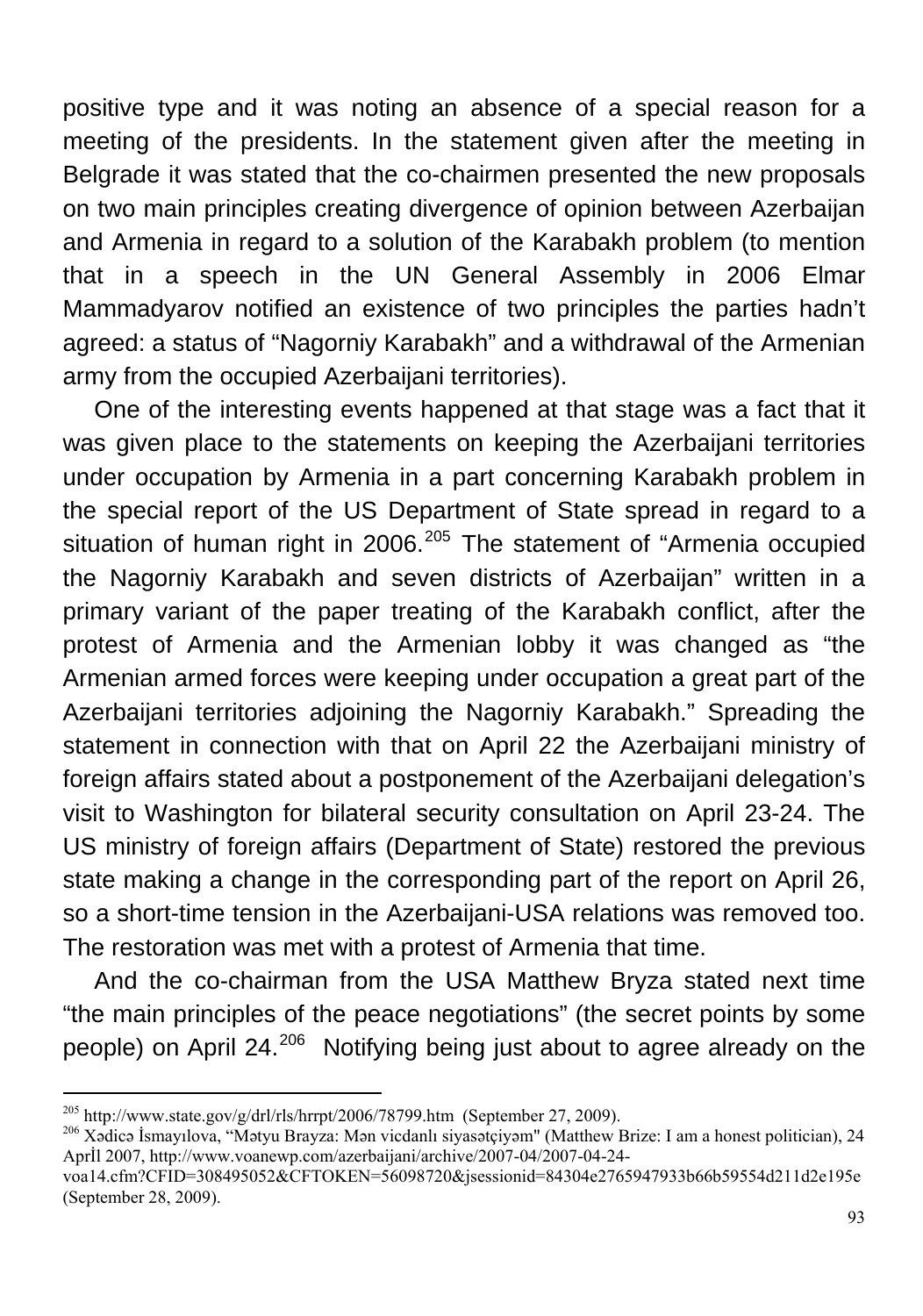positive type and it was noting an absence of a special reason for a meeting of the presidents. In the statement given after the meeting in Belgrade it was stated that the co-chairmen presented the new proposals on two main principles creating divergence of opinion between Azerbaijan and Armenia in regard to a solution of the Karabakh problem (to mention that in a speech in the UN General Assembly in 2006 Elmar Mammadyarov notified an existence of two principles the parties hadn't agreed: a status of "Nagorniy Karabakh" and a withdrawal of the Armenian army from the occupied Azerbaijani territories).

One of the interesting events happened at that stage was a fact that it was given place to the statements on keeping the Azerbaijani territories under occupation by Armenia in a part concerning Karabakh problem in the special report of the US Department of State spread in regard to a situation of human right in 2006.[205] The statement of "Armenia occupied the Nagorniy Karabakh and seven districts of Azerbaijan" written in a primary variant of the paper treating of the Karabakh conflict, after the protest of Armenia and the Armenian lobby it was changed as "the Armenian armed forces were keeping under occupation a great part of the Azerbaijani territories adjoining the Nagorniy Karabakh." Spreading the statement in connection with that on April 22 the Azerbaijani ministry of foreign affairs stated about a postponement of the Azerbaijani delegation's visit to Washington for bilateral security consultation on April 23-24. The US ministry of foreign affairs (Department of State) restored the previous state making a change in the corresponding part of the report on April 26, so a short-time tension in the Azerbaijani-USA relations was removed too. The restoration was met with a protest of Armenia that time.

And the co-chairman from the USA Matthew Bryza stated next time "the main principles of the peace negotiations" (the secret points by some people) on April 24.[206] Notifying being just about to agree already on the

---

[205] http://www.state.gov/g/drl/rls/hrrpt/2006/78799.htm (September 27, 2009).

[206] Xədicə İsmayılova, "Mətyu Brayza: Mən vicdanlı siyasətçiyəm" (Matthew Brize: I am a honest politician), 24 Aprİl 2007, http://www.voanewp.com/azerbaijani/archive/2007-04/2007-04-24-voa14.cfm?CFID=308495052&CFTOKEN=56098720&jsessionid=84304e2765947933b66b59554d211d2e195e (September 28, 2009).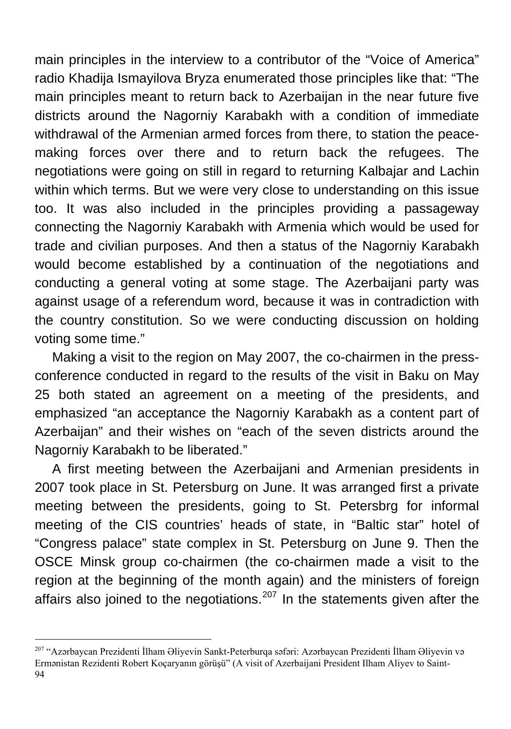main principles in the interview to a contributor of the "Voice of America" radio Khadija Ismayilova Bryza enumerated those principles like that: "The main principles meant to return back to Azerbaijan in the near future five districts around the Nagorniy Karabakh with a condition of immediate withdrawal of the Armenian armed forces from there, to station the peace-making forces over there and to return back the refugees. The negotiations were going on still in regard to returning Kalbajar and Lachin within which terms. But we were very close to understanding on this issue too. It was also included in the principles providing a passageway connecting the Nagorniy Karabakh with Armenia which would be used for trade and civilian purposes. And then a status of the Nagorniy Karabakh would become established by a continuation of the negotiations and conducting a general voting at some stage. The Azerbaijani party was against usage of a referendum word, because it was in contradiction with the country constitution. So we were conducting discussion on holding voting some time."

Making a visit to the region on May 2007, the co-chairmen in the press-conference conducted in regard to the results of the visit in Baku on May 25 both stated an agreement on a meeting of the presidents, and emphasized "an acceptance the Nagorniy Karabakh as a content part of Azerbaijan" and their wishes on "each of the seven districts around the Nagorniy Karabakh to be liberated."

A first meeting between the Azerbaijani and Armenian presidents in 2007 took place in St. Petersburg on June. It was arranged first a private meeting between the presidents, going to St. Petersbrg for informal meeting of the CIS countries' heads of state, in "Baltic star" hotel of "Congress palace" state complex in St. Petersburg on June 9. Then the OSCE Minsk group co-chairmen (the co-chairmen made a visit to the region at the beginning of the month again) and the ministers of foreign affairs also joined to the negotiations.[207] In the statements given after the

---

[207] "Azərbaycan Prezidenti İlham Əliyevin Sankt-Peterburqa səfəri: Azərbaycan Prezidenti İlham Əliyevin və Ermənistan Rezidenti Robert Koçaryanın görüşü" (A visit of Azerbaijani President Ilham Aliyev to Saint-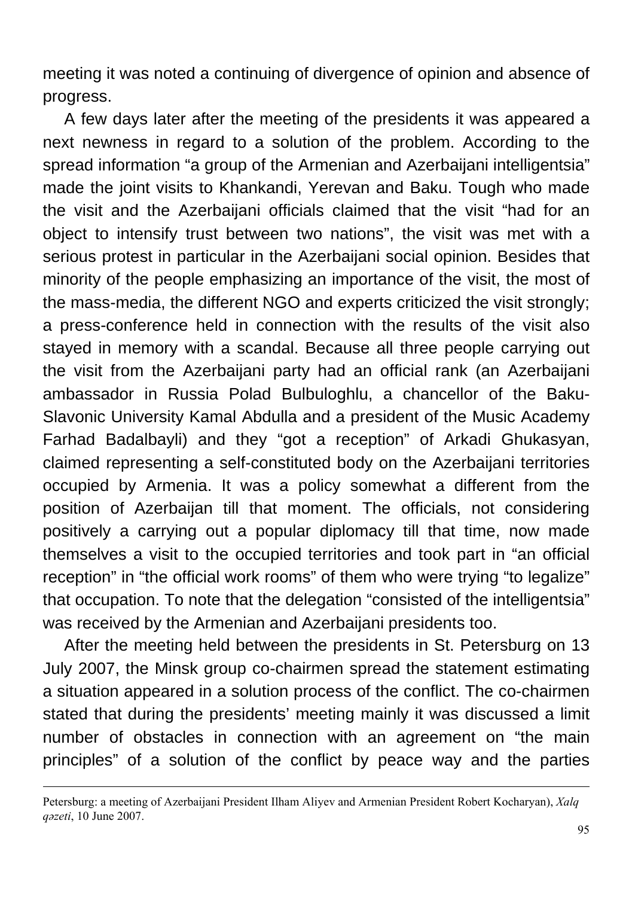meeting it was noted a continuing of divergence of opinion and absence of progress.

A few days later after the meeting of the presidents it was appeared a next newness in regard to a solution of the problem. According to the spread information "a group of the Armenian and Azerbaijani intelligentsia" made the joint visits to Khankandi, Yerevan and Baku. Tough who made the visit and the Azerbaijani officials claimed that the visit "had for an object to intensify trust between two nations", the visit was met with a serious protest in particular in the Azerbaijani social opinion. Besides that minority of the people emphasizing an importance of the visit, the most of the mass-media, the different NGO and experts criticized the visit strongly; a press-conference held in connection with the results of the visit also stayed in memory with a scandal. Because all three people carrying out the visit from the Azerbaijani party had an official rank (an Azerbaijani ambassador in Russia Polad Bulbuloghlu, a chancellor of the Baku-Slavonic University Kamal Abdulla and a president of the Music Academy Farhad Badalbayli) and they "got a reception" of Arkadi Ghukasyan, claimed representing a self-constituted body on the Azerbaijani territories occupied by Armenia. It was a policy somewhat a different from the position of Azerbaijan till that moment. The officials, not considering positively a carrying out a popular diplomacy till that time, now made themselves a visit to the occupied territories and took part in "an official reception" in "the official work rooms" of them who were trying "to legalize" that occupation. To note that the delegation "consisted of the intelligentsia" was received by the Armenian and Azerbaijani presidents too.

After the meeting held between the presidents in St. Petersburg on 13 July 2007, the Minsk group co-chairmen spread the statement estimating a situation appeared in a solution process of the conflict. The co-chairmen stated that during the presidents' meeting mainly it was discussed a limit number of obstacles in connection with an agreement on "the main principles" of a solution of the conflict by peace way and the parties

---

Petersburg: a meeting of Azerbaijani President Ilham Aliyev and Armenian President Robert Kocharyan), *Xalq qəzeti*, 10 June 2007.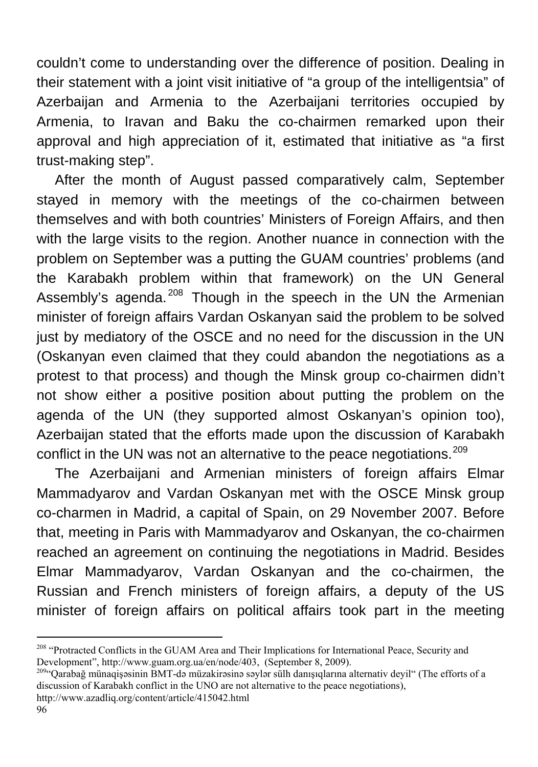couldn't come to understanding over the difference of position. Dealing in their statement with a joint visit initiative of "a group of the intelligentsia" of Azerbaijan and Armenia to the Azerbaijani territories occupied by Armenia, to Iravan and Baku the co-chairmen remarked upon their approval and high appreciation of it, estimated that initiative as "a first trust-making step".

After the month of August passed comparatively calm, September stayed in memory with the meetings of the co-chairmen between themselves and with both countries' Ministers of Foreign Affairs, and then with the large visits to the region. Another nuance in connection with the problem on September was a putting the GUAM countries' problems (and the Karabakh problem within that framework) on the UN General Assembly's agenda.[208] Though in the speech in the UN the Armenian minister of foreign affairs Vardan Oskanyan said the problem to be solved just by mediatory of the OSCE and no need for the discussion in the UN (Oskanyan even claimed that they could abandon the negotiations as a protest to that process) and though the Minsk group co-chairmen didn't not show either a positive position about putting the problem on the agenda of the UN (they supported almost Oskanyan's opinion too), Azerbaijan stated that the efforts made upon the discussion of Karabakh conflict in the UN was not an alternative to the peace negotiations.[209]

The Azerbaijani and Armenian ministers of foreign affairs Elmar Mammadyarov and Vardan Oskanyan met with the OSCE Minsk group co-charmen in Madrid, a capital of Spain, on 29 November 2007. Before that, meeting in Paris with Mammadyarov and Oskanyan, the co-chairmen reached an agreement on continuing the negotiations in Madrid. Besides Elmar Mammadyarov, Vardan Oskanyan and the co-chairmen, the Russian and French ministers of foreign affairs, a deputy of the US minister of foreign affairs on political affairs took part in the meeting

---

[208] "Protracted Conflicts in the GUAM Area and Their Implications for International Peace, Security and Development", http://www.guam.org.ua/en/node/403, (September 8, 2009).

[209] "Qarabağ münaqişəsinin BMT-də müzakirəsinə səylər sülh danışıqlarına alternativ deyil" (The efforts of a discussion of Karabakh conflict in the UNO are not alternative to the peace negotiations), http://www.azadliq.org/content/article/415042.html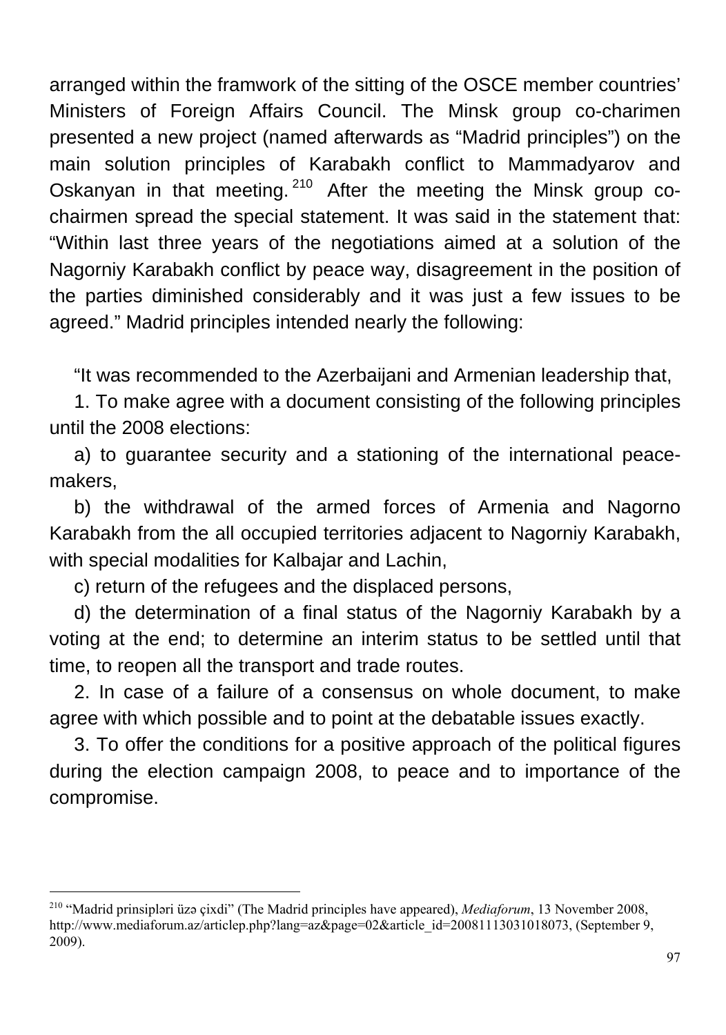arranged within the framwork of the sitting of the OSCE member countries' Ministers of Foreign Affairs Council. The Minsk group co-charimen presented a new project (named afterwards as "Madrid principles") on the main solution principles of Karabakh conflict to Mammadyarov and Oskanyan in that meeting.[210] After the meeting the Minsk group co-chairmen spread the special statement. It was said in the statement that: "Within last three years of the negotiations aimed at a solution of the Nagorniy Karabakh conflict by peace way, disagreement in the position of the parties diminished considerably and it was just a few issues to be agreed." Madrid principles intended nearly the following:

"It was recommended to the Azerbaijani and Armenian leadership that,

1. To make agree with a document consisting of the following principles until the 2008 elections:

a) to guarantee security and a stationing of the international peace-makers,

b) the withdrawal of the armed forces of Armenia and Nagorno Karabakh from the all occupied territories adjacent to Nagorniy Karabakh, with special modalities for Kalbajar and Lachin,

c) return of the refugees and the displaced persons,

d) the determination of a final status of the Nagorniy Karabakh by a voting at the end; to determine an interim status to be settled until that time, to reopen all the transport and trade routes.

2. In case of a failure of a consensus on whole document, to make agree with which possible and to point at the debatable issues exactly.

3. To offer the conditions for a positive approach of the political figures during the election campaign 2008, to peace and to importance of the compromise.

---

[210] "Madrid prinsipləri üzə çixdi" (The Madrid principles have appeared), *Mediaforum*, 13 November 2008, http://www.mediaforum.az/articlep.php?lang=az&page=02&article_id=20081113031018073, (September 9, 2009).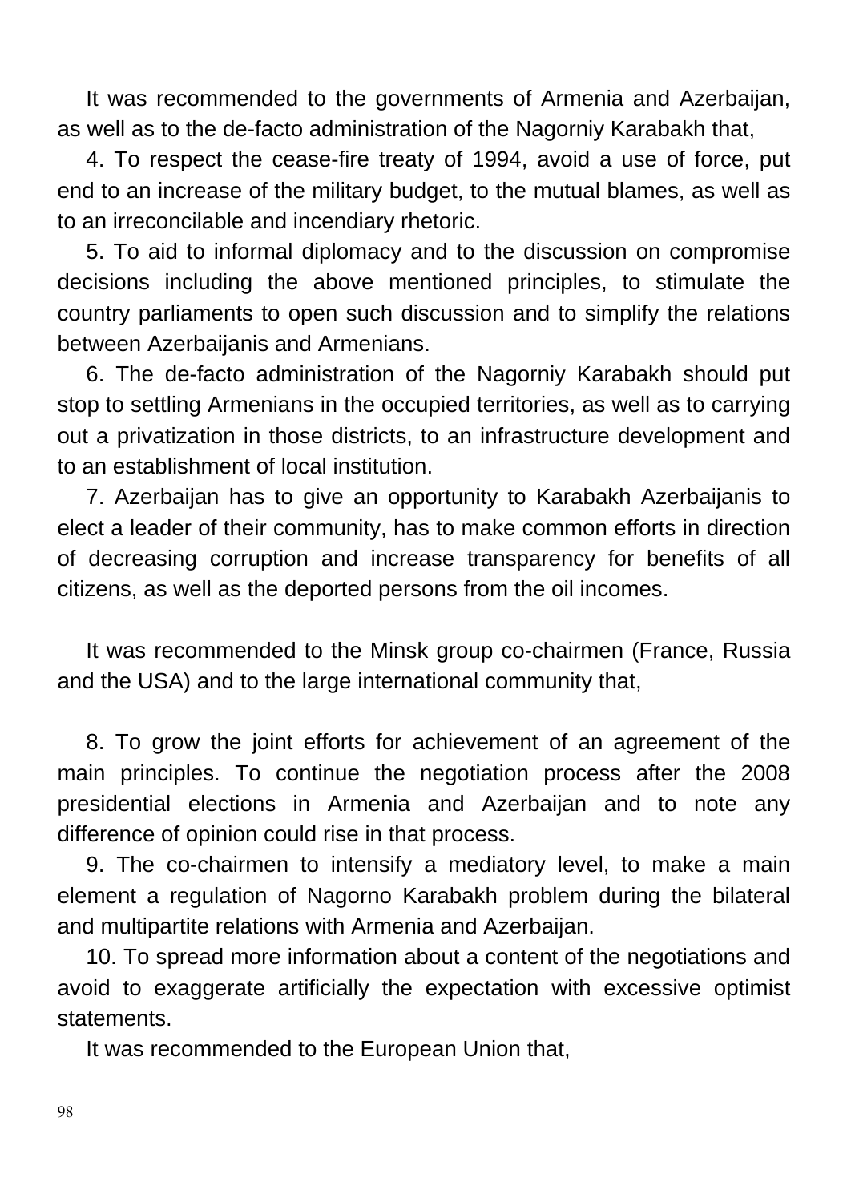It was recommended to the governments of Armenia and Azerbaijan, as well as to the de-facto administration of the Nagorniy Karabakh that,

4. To respect the cease-fire treaty of 1994, avoid a use of force, put end to an increase of the military budget, to the mutual blames, as well as to an irreconcilable and incendiary rhetoric.

5. To aid to informal diplomacy and to the discussion on compromise decisions including the above mentioned principles, to stimulate the country parliaments to open such discussion and to simplify the relations between Azerbaijanis and Armenians.

6. The de-facto administration of the Nagorniy Karabakh should put stop to settling Armenians in the occupied territories, as well as to carrying out a privatization in those districts, to an infrastructure development and to an establishment of local institution.

7. Azerbaijan has to give an opportunity to Karabakh Azerbaijanis to elect a leader of their community, has to make common efforts in direction of decreasing corruption and increase transparency for benefits of all citizens, as well as the deported persons from the oil incomes.

It was recommended to the Minsk group co-chairmen (France, Russia and the USA) and to the large international community that,

8. To grow the joint efforts for achievement of an agreement of the main principles. To continue the negotiation process after the 2008 presidential elections in Armenia and Azerbaijan and to note any difference of opinion could rise in that process.

9. The co-chairmen to intensify a mediatory level, to make a main element a regulation of Nagorno Karabakh problem during the bilateral and multipartite relations with Armenia and Azerbaijan.

10. To spread more information about a content of the negotiations and avoid to exaggerate artificially the expectation with excessive optimist statements.

It was recommended to the European Union that,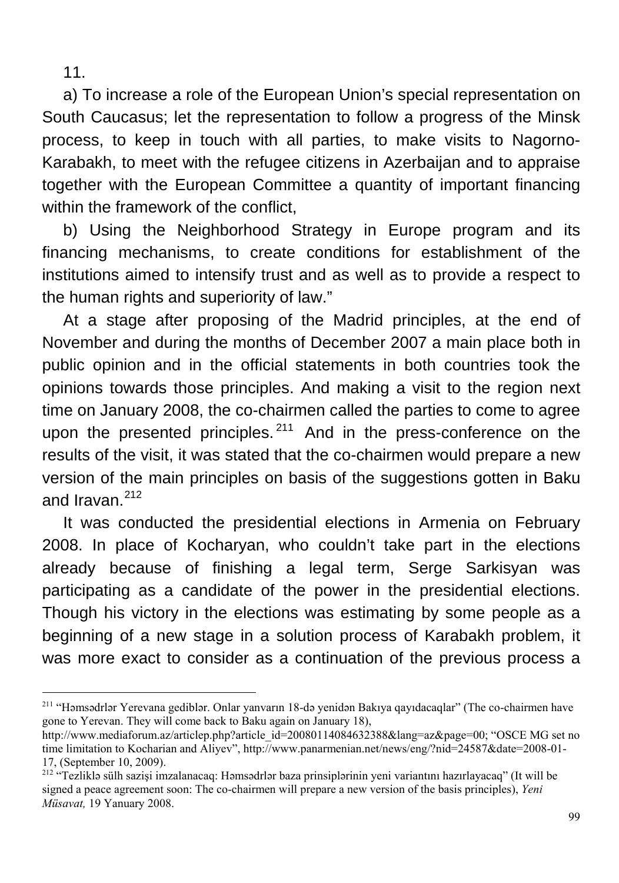11.

a) To increase a role of the European Union's special representation on South Caucasus; let the representation to follow a progress of the Minsk process, to keep in touch with all parties, to make visits to Nagorno-Karabakh, to meet with the refugee citizens in Azerbaijan and to appraise together with the European Committee a quantity of important financing within the framework of the conflict,

b) Using the Neighborhood Strategy in Europe program and its financing mechanisms, to create conditions for establishment of the institutions aimed to intensify trust and as well as to provide a respect to the human rights and superiority of law."

At a stage after proposing of the Madrid principles, at the end of November and during the months of December 2007 a main place both in public opinion and in the official statements in both countries took the opinions towards those principles. And making a visit to the region next time on January 2008, the co-chairmen called the parties to come to agree upon the presented principles.[211] And in the press-conference on the results of the visit, it was stated that the co-chairmen would prepare a new version of the main principles on basis of the suggestions gotten in Baku and Iravan.[212]

It was conducted the presidential elections in Armenia on February 2008. In place of Kocharyan, who couldn't take part in the elections already because of finishing a legal term, Serge Sarkisyan was participating as a candidate of the power in the presidential elections. Though his victory in the elections was estimating by some people as a beginning of a new stage in a solution process of Karabakh problem, it was more exact to consider as a continuation of the previous process a

---

[211] "Həmsədrlər Yerevana gediblər. Onlar yanvarın 18-də yenidən Bakıya qayıdacaqlar" (The co-chairmen have gone to Yerevan. They will come back to Baku again on January 18), http://www.mediaforum.az/articlep.php?article_id=20080114084632388&lang=az&page=00; "OSCE MG set no time limitation to Kocharian and Aliyev", http://www.panarmenian.net/news/eng/?nid=24587&date=2008-01-17, (September 10, 2009).

[212] "Tezliklə sülh sazişi imzalanacaq: Həmsədrlər baza prinsiplərinin yeni variantını hazırlayacaq" (It will be signed a peace agreement soon: The co-chairmen will prepare a new version of the basis principles), *Yeni Müsavat,* 19 Yanuary 2008.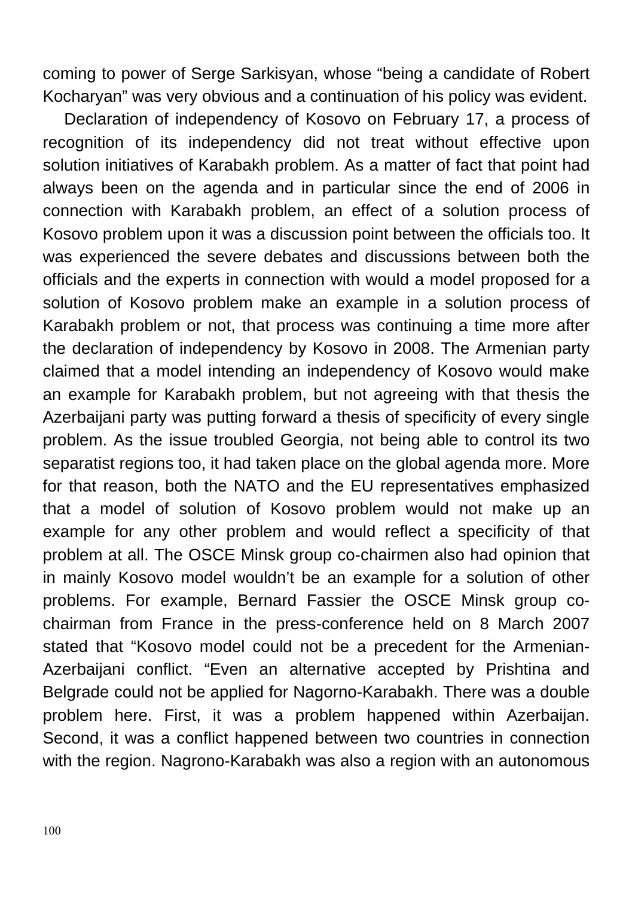coming to power of Serge Sarkisyan, whose "being a candidate of Robert Kocharyan" was very obvious and a continuation of his policy was evident.

Declaration of independency of Kosovo on February 17, a process of recognition of its independency did not treat without effective upon solution initiatives of Karabakh problem. As a matter of fact that point had always been on the agenda and in particular since the end of 2006 in connection with Karabakh problem, an effect of a solution process of Kosovo problem upon it was a discussion point between the officials too. It was experienced the severe debates and discussions between both the officials and the experts in connection with would a model proposed for a solution of Kosovo problem make an example in a solution process of Karabakh problem or not, that process was continuing a time more after the declaration of independency by Kosovo in 2008. The Armenian party claimed that a model intending an independency of Kosovo would make an example for Karabakh problem, but not agreeing with that thesis the Azerbaijani party was putting forward a thesis of specificity of every single problem. As the issue troubled Georgia, not being able to control its two separatist regions too, it had taken place on the global agenda more. More for that reason, both the NATO and the EU representatives emphasized that a model of solution of Kosovo problem would not make up an example for any other problem and would reflect a specificity of that problem at all. The OSCE Minsk group co-chairmen also had opinion that in mainly Kosovo model wouldn't be an example for a solution of other problems. For example, Bernard Fassier the OSCE Minsk group co-chairman from France in the press-conference held on 8 March 2007 stated that "Kosovo model could not be a precedent for the Armenian-Azerbaijani conflict. "Even an alternative accepted by Prishtina and Belgrade could not be applied for Nagorno-Karabakh. There was a double problem here. First, it was a problem happened within Azerbaijan. Second, it was a conflict happened between two countries in connection with the region. Nagrono-Karabakh was also a region with an autonomous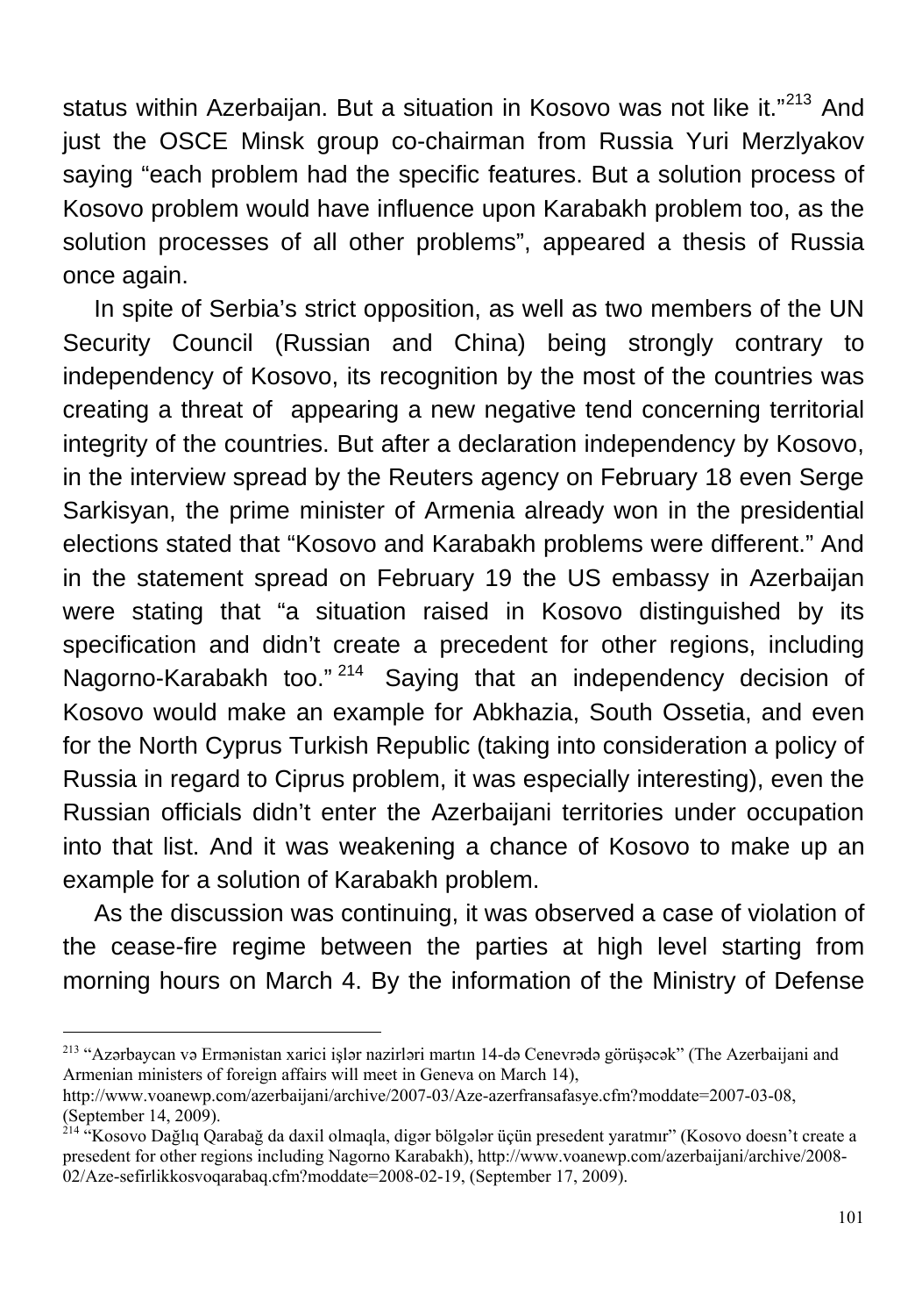status within Azerbaijan. But a situation in Kosovo was not like it."[213] And just the OSCE Minsk group co-chairman from Russia Yuri Merzlyakov saying "each problem had the specific features. But a solution process of Kosovo problem would have influence upon Karabakh problem too, as the solution processes of all other problems", appeared a thesis of Russia once again.

In spite of Serbia's strict opposition, as well as two members of the UN Security Council (Russian and China) being strongly contrary to independency of Kosovo, its recognition by the most of the countries was creating a threat of appearing a new negative tend concerning territorial integrity of the countries. But after a declaration independency by Kosovo, in the interview spread by the Reuters agency on February 18 even Serge Sarkisyan, the prime minister of Armenia already won in the presidential elections stated that "Kosovo and Karabakh problems were different." And in the statement spread on February 19 the US embassy in Azerbaijan were stating that "a situation raised in Kosovo distinguished by its specification and didn't create a precedent for other regions, including Nagorno-Karabakh too."[214] Saying that an independency decision of Kosovo would make an example for Abkhazia, South Ossetia, and even for the North Cyprus Turkish Republic (taking into consideration a policy of Russia in regard to Ciprus problem, it was especially interesting), even the Russian officials didn't enter the Azerbaijani territories under occupation into that list. And it was weakening a chance of Kosovo to make up an example for a solution of Karabakh problem.

As the discussion was continuing, it was observed a case of violation of the cease-fire regime between the parties at high level starting from morning hours on March 4. By the information of the Ministry of Defense

---

[213] "Azərbaycan və Ermənistan xarici işlər nazirləri martın 14-də Cenevrədə görüşəcək" (The Azerbaijani and Armenian ministers of foreign affairs will meet in Geneva on March 14), http://www.voanewp.com/azerbaijani/archive/2007-03/Aze-azerfransafasye.cfm?moddate=2007-03-08, (September 14, 2009).

[214] "Kosovo Dağlıq Qarabağ da daxil olmaqla, digər bölgələr üçün presedent yaratmır" (Kosovo doesn't create a presedent for other regions including Nagorno Karabakh), http://www.voanewp.com/azerbaijani/archive/2008-02/Aze-sefirlikkosvoqarabaq.cfm?moddate=2008-02-19, (September 17, 2009).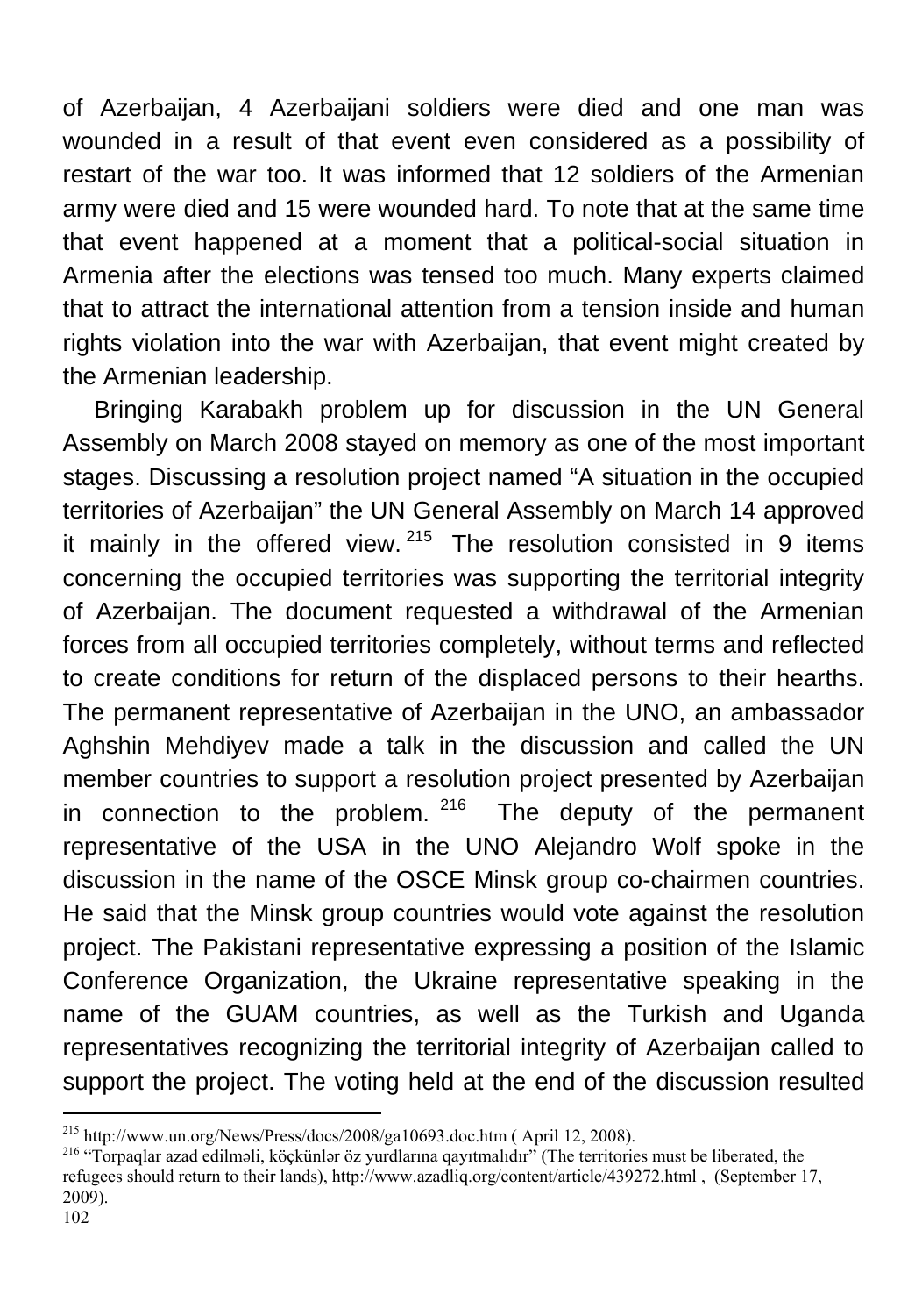of Azerbaijan, 4 Azerbaijani soldiers were died and one man was wounded in a result of that event even considered as a possibility of restart of the war too. It was informed that 12 soldiers of the Armenian army were died and 15 were wounded hard. To note that at the same time that event happened at a moment that a political-social situation in Armenia after the elections was tensed too much. Many experts claimed that to attract the international attention from a tension inside and human rights violation into the war with Azerbaijan, that event might created by the Armenian leadership.

Bringing Karabakh problem up for discussion in the UN General Assembly on March 2008 stayed on memory as one of the most important stages. Discussing a resolution project named “A situation in the occupied territories of Azerbaijan” the UN General Assembly on March 14 approved it mainly in the offered view.[215] The resolution consisted in 9 items concerning the occupied territories was supporting the territorial integrity of Azerbaijan. The document requested a withdrawal of the Armenian forces from all occupied territories completely, without terms and reflected to create conditions for return of the displaced persons to their hearths. The permanent representative of Azerbaijan in the UNO, an ambassador Aghshin Mehdiyev made a talk in the discussion and called the UN member countries to support a resolution project presented by Azerbaijan in connection to the problem.[216] The deputy of the permanent representative of the USA in the UNO Alejandro Wolf spoke in the discussion in the name of the OSCE Minsk group co-chairmen countries. He said that the Minsk group countries would vote against the resolution project. The Pakistani representative expressing a position of the Islamic Conference Organization, the Ukraine representative speaking in the name of the GUAM countries, as well as the Turkish and Uganda representatives recognizing the territorial integrity of Azerbaijan called to support the project. The voting held at the end of the discussion resulted

---

[215] http://www.un.org/News/Press/docs/2008/ga10693.doc.htm ( April 12, 2008).

[216] “Torpaqlar azad edilməli, köçkünlər öz yurdlarına qayıtmalıdır” (The territories must be liberated, the refugees should return to their lands), http://www.azadliq.org/content/article/439272.html , (September 17, 2009).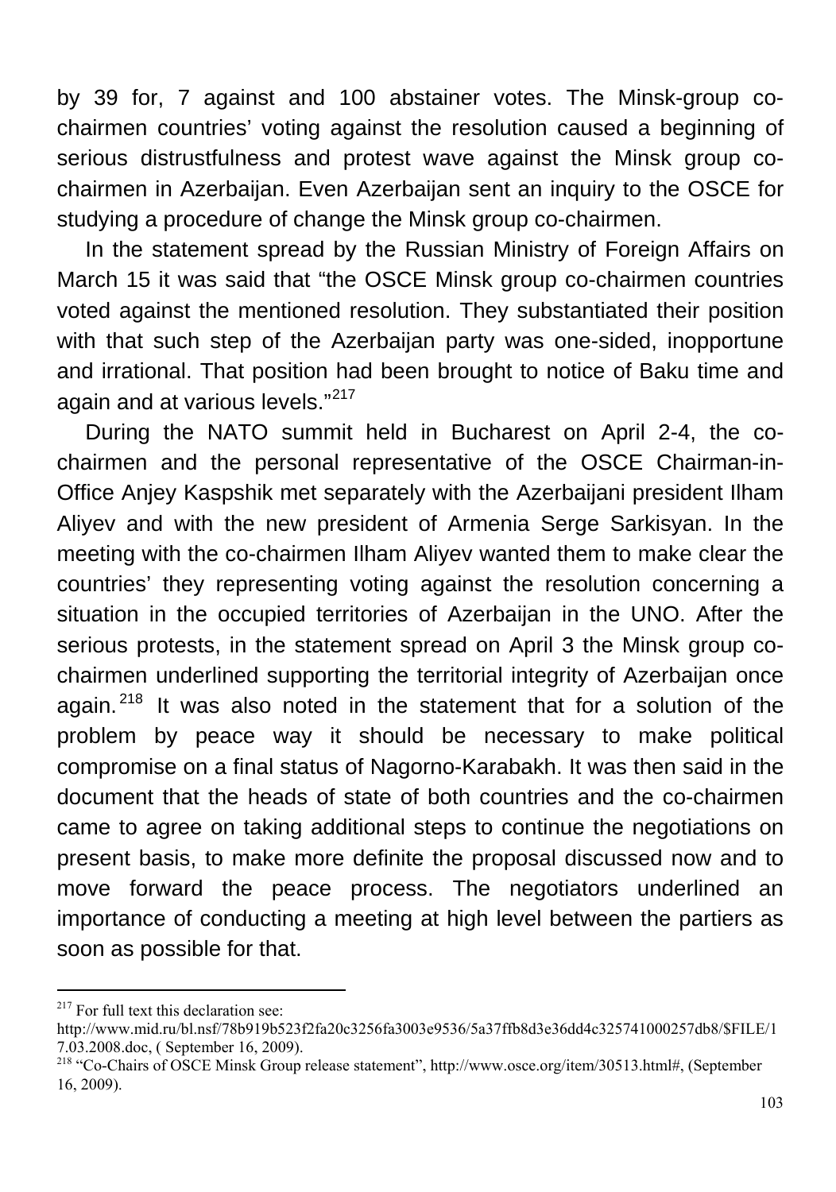by 39 for, 7 against and 100 abstainer votes. The Minsk-group co-chairmen countries' voting against the resolution caused a beginning of serious distrustfulness and protest wave against the Minsk group co-chairmen in Azerbaijan. Even Azerbaijan sent an inquiry to the OSCE for studying a procedure of change the Minsk group co-chairmen.

In the statement spread by the Russian Ministry of Foreign Affairs on March 15 it was said that "the OSCE Minsk group co-chairmen countries voted against the mentioned resolution. They substantiated their position with that such step of the Azerbaijan party was one-sided, inopportune and irrational. That position had been brought to notice of Baku time and again and at various levels."[217]

During the NATO summit held in Bucharest on April 2-4, the co-chairmen and the personal representative of the OSCE Chairman-in-Office Anjey Kaspshik met separately with the Azerbaijani president Ilham Aliyev and with the new president of Armenia Serge Sarkisyan. In the meeting with the co-chairmen Ilham Aliyev wanted them to make clear the countries' they representing voting against the resolution concerning a situation in the occupied territories of Azerbaijan in the UNO. After the serious protests, in the statement spread on April 3 the Minsk group co-chairmen underlined supporting the territorial integrity of Azerbaijan once again.[218] It was also noted in the statement that for a solution of the problem by peace way it should be necessary to make political compromise on a final status of Nagorno-Karabakh. It was then said in the document that the heads of state of both countries and the co-chairmen came to agree on taking additional steps to continue the negotiations on present basis, to make more definite the proposal discussed now and to move forward the peace process. The negotiators underlined an importance of conducting a meeting at high level between the partiers as soon as possible for that.

---

[217] For full text this declaration see: http://www.mid.ru/bl.nsf/78b919b523f2fa20c3256fa3003e9536/5a37ffb8d3e36dd4c325741000257db8/$FILE/17.03.2008.doc, ( September 16, 2009).

[218] "Co-Chairs of OSCE Minsk Group release statement", http://www.osce.org/item/30513.html#, (September 16, 2009).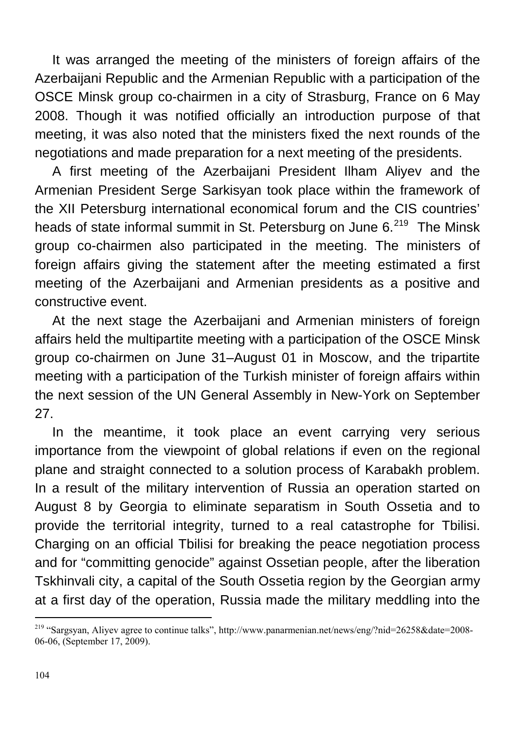It was arranged the meeting of the ministers of foreign affairs of the Azerbaijani Republic and the Armenian Republic with a participation of the OSCE Minsk group co-chairmen in a city of Strasburg, France on 6 May 2008. Though it was notified officially an introduction purpose of that meeting, it was also noted that the ministers fixed the next rounds of the negotiations and made preparation for a next meeting of the presidents.

A first meeting of the Azerbaijani President Ilham Aliyev and the Armenian President Serge Sarkisyan took place within the framework of the XII Petersburg international economical forum and the CIS countries' heads of state informal summit in St. Petersburg on June 6.[219] The Minsk group co-chairmen also participated in the meeting. The ministers of foreign affairs giving the statement after the meeting estimated a first meeting of the Azerbaijani and Armenian presidents as a positive and constructive event.

At the next stage the Azerbaijani and Armenian ministers of foreign affairs held the multipartite meeting with a participation of the OSCE Minsk group co-chairmen on June 31–August 01 in Moscow, and the tripartite meeting with a participation of the Turkish minister of foreign affairs within the next session of the UN General Assembly in New-York on September 27.

In the meantime, it took place an event carrying very serious importance from the viewpoint of global relations if even on the regional plane and straight connected to a solution process of Karabakh problem. In a result of the military intervention of Russia an operation started on August 8 by Georgia to eliminate separatism in South Ossetia and to provide the territorial integrity, turned to a real catastrophe for Tbilisi. Charging on an official Tbilisi for breaking the peace negotiation process and for "committing genocide" against Ossetian people, after the liberation Tskhinvali city, a capital of the South Ossetia region by the Georgian army at a first day of the operation, Russia made the military meddling into the

---

[219] "Sargsyan, Aliyev agree to continue talks", http://www.panarmenian.net/news/eng/?nid=26258&date=2008-06-06, (September 17, 2009).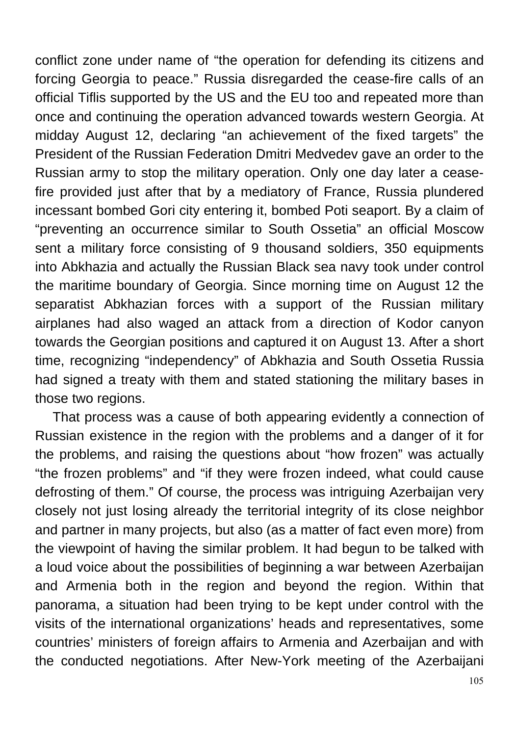conflict zone under name of "the operation for defending its citizens and forcing Georgia to peace." Russia disregarded the cease-fire calls of an official Tiflis supported by the US and the EU too and repeated more than once and continuing the operation advanced towards western Georgia. At midday August 12, declaring "an achievement of the fixed targets" the President of the Russian Federation Dmitri Medvedev gave an order to the Russian army to stop the military operation. Only one day later a cease-fire provided just after that by a mediatory of France, Russia plundered incessant bombed Gori city entering it, bombed Poti seaport. By a claim of "preventing an occurrence similar to South Ossetia" an official Moscow sent a military force consisting of 9 thousand soldiers, 350 equipments into Abkhazia and actually the Russian Black sea navy took under control the maritime boundary of Georgia. Since morning time on August 12 the separatist Abkhazian forces with a support of the Russian military airplanes had also waged an attack from a direction of Kodor canyon towards the Georgian positions and captured it on August 13. After a short time, recognizing "independency" of Abkhazia and South Ossetia Russia had signed a treaty with them and stated stationing the military bases in those two regions.

That process was a cause of both appearing evidently a connection of Russian existence in the region with the problems and a danger of it for the problems, and raising the questions about "how frozen" was actually "the frozen problems" and "if they were frozen indeed, what could cause defrosting of them." Of course, the process was intriguing Azerbaijan very closely not just losing already the territorial integrity of its close neighbor and partner in many projects, but also (as a matter of fact even more) from the viewpoint of having the similar problem. It had begun to be talked with a loud voice about the possibilities of beginning a war between Azerbaijan and Armenia both in the region and beyond the region. Within that panorama, a situation had been trying to be kept under control with the visits of the international organizations' heads and representatives, some countries' ministers of foreign affairs to Armenia and Azerbaijan and with the conducted negotiations. After New-York meeting of the Azerbaijani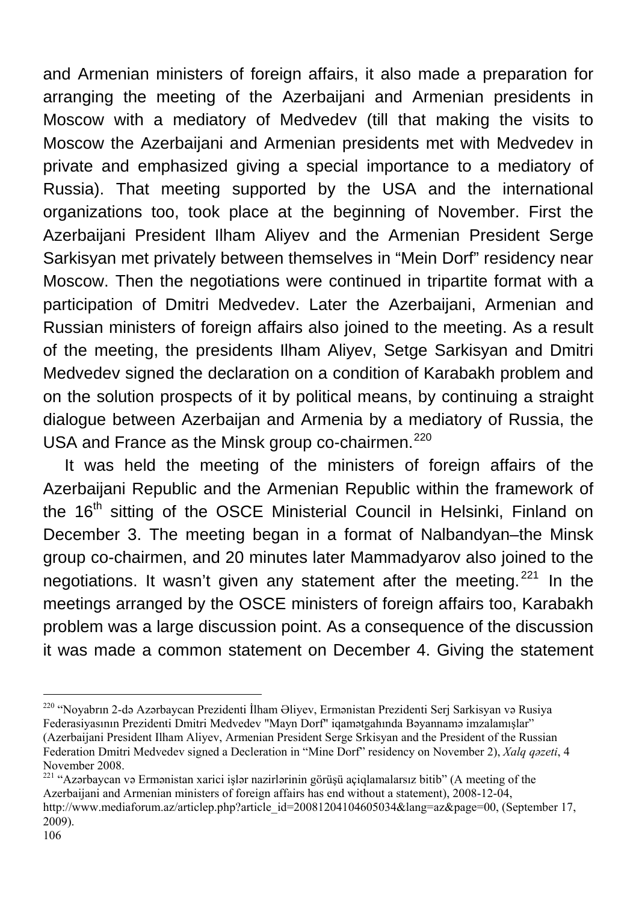and Armenian ministers of foreign affairs, it also made a preparation for arranging the meeting of the Azerbaijani and Armenian presidents in Moscow with a mediatory of Medvedev (till that making the visits to Moscow the Azerbaijani and Armenian presidents met with Medvedev in private and emphasized giving a special importance to a mediatory of Russia). That meeting supported by the USA and the international organizations too, took place at the beginning of November. First the Azerbaijani President Ilham Aliyev and the Armenian President Serge Sarkisyan met privately between themselves in “Mein Dorf” residency near Moscow. Then the negotiations were continued in tripartite format with a participation of Dmitri Medvedev. Later the Azerbaijani, Armenian and Russian ministers of foreign affairs also joined to the meeting. As a result of the meeting, the presidents Ilham Aliyev, Setge Sarkisyan and Dmitri Medvedev signed the declaration on a condition of Karabakh problem and on the solution prospects of it by political means, by continuing a straight dialogue between Azerbaijan and Armenia by a mediatory of Russia, the USA and France as the Minsk group co-chairmen.[220]

It was held the meeting of the ministers of foreign affairs of the Azerbaijani Republic and the Armenian Republic within the framework of the 16th sitting of the OSCE Ministerial Council in Helsinki, Finland on December 3. The meeting began in a format of Nalbandyan–the Minsk group co-chairmen, and 20 minutes later Mammadyarov also joined to the negotiations. It wasn’t given any statement after the meeting.[221] In the meetings arranged by the OSCE ministers of foreign affairs too, Karabakh problem was a large discussion point. As a consequence of the discussion it was made a common statement on December 4. Giving the statement

---

[220] “Noyabrın 2-də Azərbaycan Prezidenti İlham Əliyev, Ermənistan Prezidenti Serj Sarkisyan və Rusiya Federasiyasının Prezidenti Dmitri Medvedev "Mayn Dorf" iqamətgahında Bəyannamə imzalamışlar” (Azerbaijani President Ilham Aliyev, Armenian President Serge Srkisyan and the President of the Russian Federation Dmitri Medvedev signed a Decleration in “Mine Dorf” residency on November 2), *Xalq qəzeti*, 4 November 2008.

[221] “Azərbaycan və Ermənistan xarici işlər nazirlərinin görüşü açiqlamalarsız bitib” (A meeting of the Azerbaijani and Armenian ministers of foreign affairs has end without a statement), 2008-12-04, http://www.mediaforum.az/articlep.php?article_id=20081204104605034&lang=az&page=00, (September 17, 2009).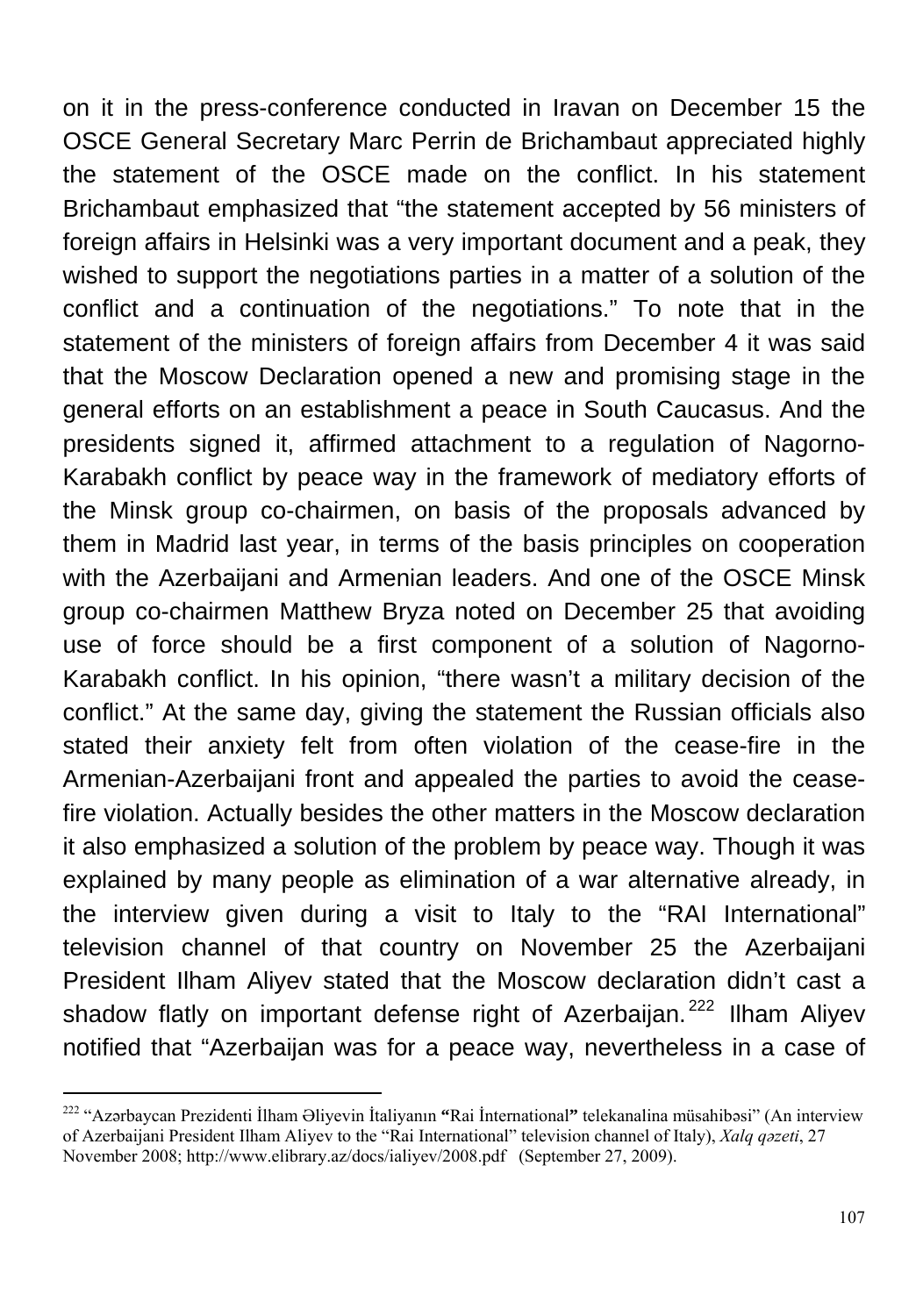on it in the press-conference conducted in Iravan on December 15 the OSCE General Secretary Marc Perrin de Brichambaut appreciated highly the statement of the OSCE made on the conflict. In his statement Brichambaut emphasized that "the statement accepted by 56 ministers of foreign affairs in Helsinki was a very important document and a peak, they wished to support the negotiations parties in a matter of a solution of the conflict and a continuation of the negotiations." To note that in the statement of the ministers of foreign affairs from December 4 it was said that the Moscow Declaration opened a new and promising stage in the general efforts on an establishment a peace in South Caucasus. And the presidents signed it, affirmed attachment to a regulation of Nagorno-Karabakh conflict by peace way in the framework of mediatory efforts of the Minsk group co-chairmen, on basis of the proposals advanced by them in Madrid last year, in terms of the basis principles on cooperation with the Azerbaijani and Armenian leaders. And one of the OSCE Minsk group co-chairmen Matthew Bryza noted on December 25 that avoiding use of force should be a first component of a solution of Nagorno-Karabakh conflict. In his opinion, "there wasn't a military decision of the conflict." At the same day, giving the statement the Russian officials also stated their anxiety felt from often violation of the cease-fire in the Armenian-Azerbaijani front and appealed the parties to avoid the cease-fire violation. Actually besides the other matters in the Moscow declaration it also emphasized a solution of the problem by peace way. Though it was explained by many people as elimination of a war alternative already, in the interview given during a visit to Italy to the "RAI International" television channel of that country on November 25 the Azerbaijani President Ilham Aliyev stated that the Moscow declaration didn't cast a shadow flatly on important defense right of Azerbaijan.[222] Ilham Aliyev notified that "Azerbaijan was for a peace way, nevertheless in a case of

---

[222] "Azərbaycan Prezidenti İlham Əliyevin İtaliyanın **"**Rai İnternational**"** telekanalina müsahibəsi" (An interview of Azerbaijani President Ilham Aliyev to the "Rai International" television channel of Italy), *Xalq qəzeti*, 27 November 2008; http://www.elibrary.az/docs/ialiyev/2008.pdf (September 27, 2009).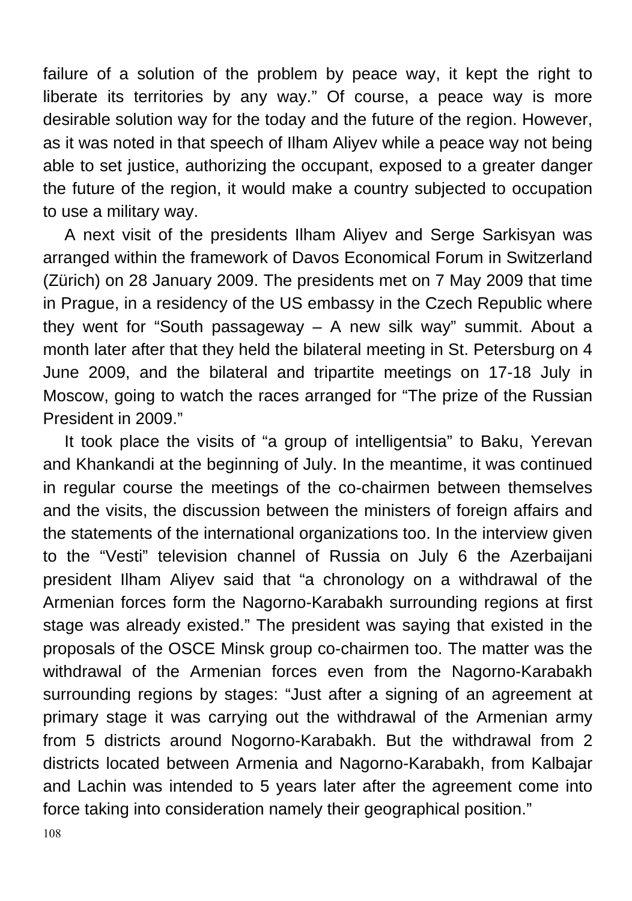failure of a solution of the problem by peace way, it kept the right to liberate its territories by any way." Of course, a peace way is more desirable solution way for the today and the future of the region. However, as it was noted in that speech of Ilham Aliyev while a peace way not being able to set justice, authorizing the occupant, exposed to a greater danger the future of the region, it would make a country subjected to occupation to use a military way.

A next visit of the presidents Ilham Aliyev and Serge Sarkisyan was arranged within the framework of Davos Economical Forum in Switzerland (Zürich) on 28 January 2009. The presidents met on 7 May 2009 that time in Prague, in a residency of the US embassy in the Czech Republic where they went for "South passageway – A new silk way" summit. About a month later after that they held the bilateral meeting in St. Petersburg on 4 June 2009, and the bilateral and tripartite meetings on 17-18 July in Moscow, going to watch the races arranged for "The prize of the Russian President in 2009."

It took place the visits of "a group of intelligentsia" to Baku, Yerevan and Khankandi at the beginning of July. In the meantime, it was continued in regular course the meetings of the co-chairmen between themselves and the visits, the discussion between the ministers of foreign affairs and the statements of the international organizations too. In the interview given to the "Vesti" television channel of Russia on July 6 the Azerbaijani president Ilham Aliyev said that "a chronology on a withdrawal of the Armenian forces form the Nagorno-Karabakh surrounding regions at first stage was already existed." The president was saying that existed in the proposals of the OSCE Minsk group co-chairmen too. The matter was the withdrawal of the Armenian forces even from the Nagorno-Karabakh surrounding regions by stages: "Just after a signing of an agreement at primary stage it was carrying out the withdrawal of the Armenian army from 5 districts around Nogorno-Karabakh. But the withdrawal from 2 districts located between Armenia and Nagorno-Karabakh, from Kalbajar and Lachin was intended to 5 years later after the agreement come into force taking into consideration namely their geographical position."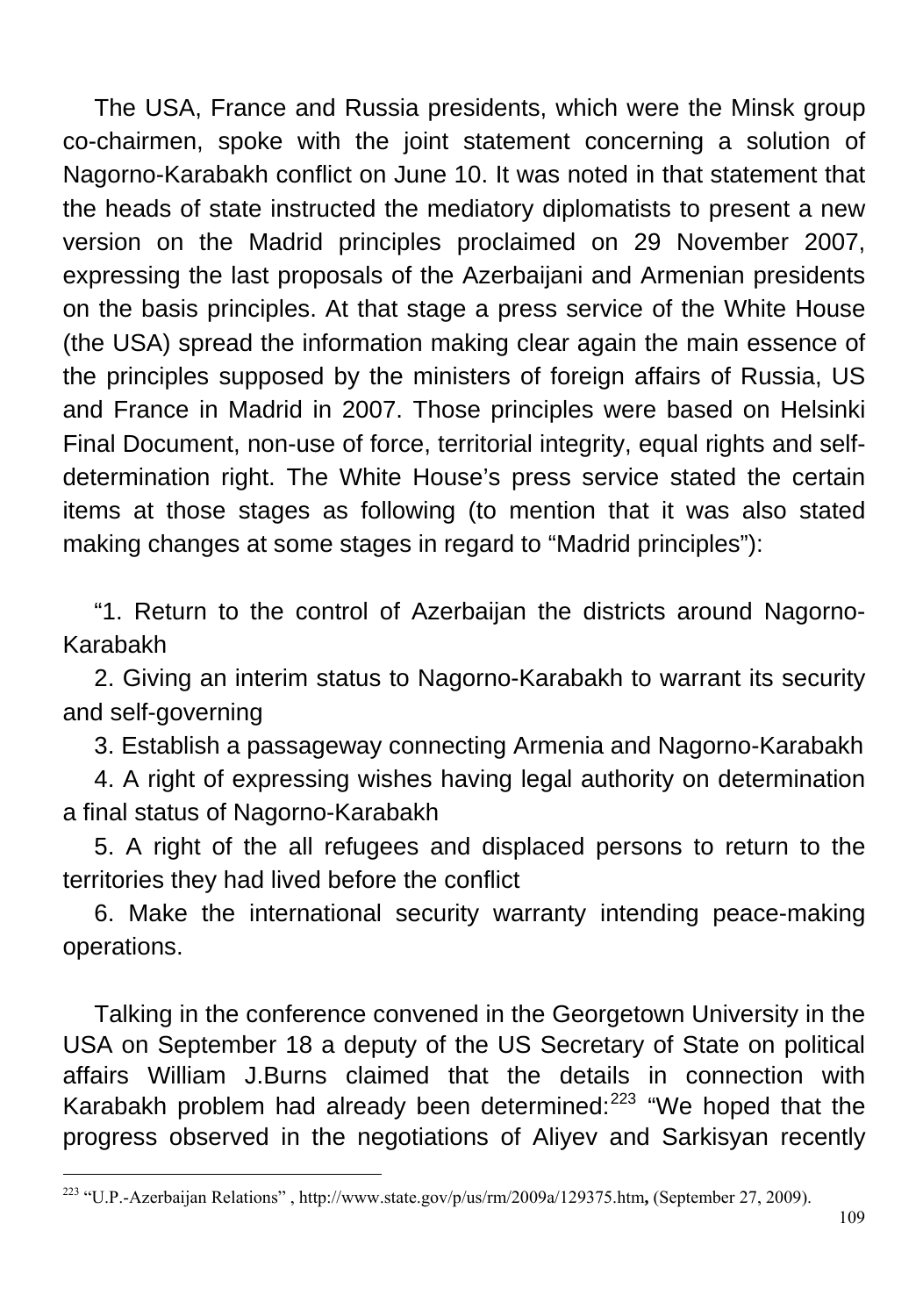The USA, France and Russia presidents, which were the Minsk group co-chairmen, spoke with the joint statement concerning a solution of Nagorno-Karabakh conflict on June 10. It was noted in that statement that the heads of state instructed the mediatory diplomatists to present a new version on the Madrid principles proclaimed on 29 November 2007, expressing the last proposals of the Azerbaijani and Armenian presidents on the basis principles. At that stage a press service of the White House (the USA) spread the information making clear again the main essence of the principles supposed by the ministers of foreign affairs of Russia, US and France in Madrid in 2007. Those principles were based on Helsinki Final Document, non-use of force, territorial integrity, equal rights and self-determination right. The White House's press service stated the certain items at those stages as following (to mention that it was also stated making changes at some stages in regard to "Madrid principles"):

"1. Return to the control of Azerbaijan the districts around Nagorno-Karabakh

2. Giving an interim status to Nagorno-Karabakh to warrant its security and self-governing

3. Establish a passageway connecting Armenia and Nagorno-Karabakh

4. A right of expressing wishes having legal authority on determination a final status of Nagorno-Karabakh

5. A right of the all refugees and displaced persons to return to the territories they had lived before the conflict

6. Make the international security warranty intending peace-making operations.

Talking in the conference convened in the Georgetown University in the USA on September 18 a deputy of the US Secretary of State on political affairs William J.Burns claimed that the details in connection with Karabakh problem had already been determined:[223] "We hoped that the progress observed in the negotiations of Aliyev and Sarkisyan recently

---

[223] "U.P.-Azerbaijan Relations" , http://www.state.gov/p/us/rm/2009a/129375.htm**,** (September 27, 2009).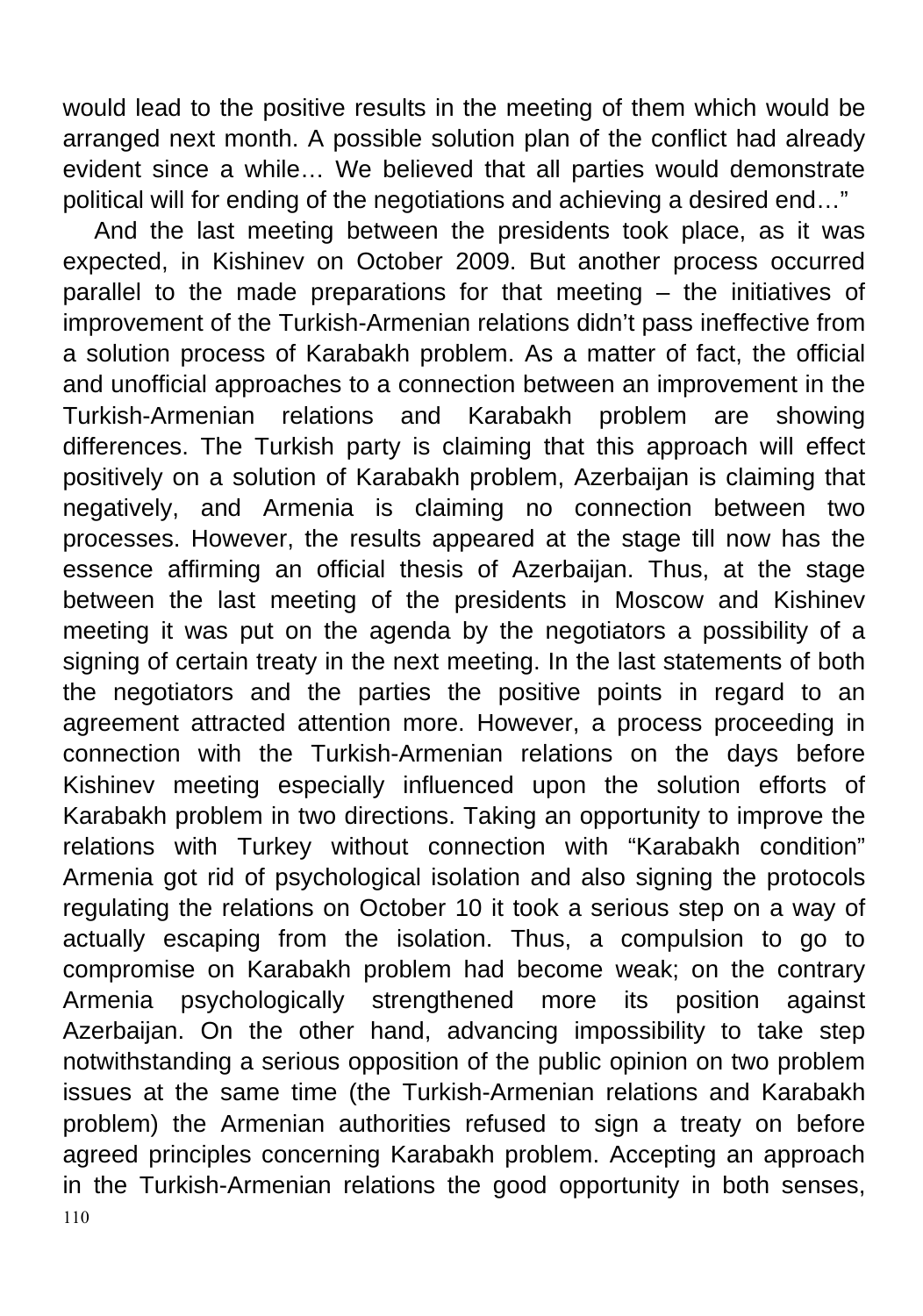would lead to the positive results in the meeting of them which would be arranged next month. A possible solution plan of the conflict had already evident since a while… We believed that all parties would demonstrate political will for ending of the negotiations and achieving a desired end…"

And the last meeting between the presidents took place, as it was expected, in Kishinev on October 2009. But another process occurred parallel to the made preparations for that meeting – the initiatives of improvement of the Turkish-Armenian relations didn't pass ineffective from a solution process of Karabakh problem. As a matter of fact, the official and unofficial approaches to a connection between an improvement in the Turkish-Armenian relations and Karabakh problem are showing differences. The Turkish party is claiming that this approach will effect positively on a solution of Karabakh problem, Azerbaijan is claiming that negatively, and Armenia is claiming no connection between two processes. However, the results appeared at the stage till now has the essence affirming an official thesis of Azerbaijan. Thus, at the stage between the last meeting of the presidents in Moscow and Kishinev meeting it was put on the agenda by the negotiators a possibility of a signing of certain treaty in the next meeting. In the last statements of both the negotiators and the parties the positive points in regard to an agreement attracted attention more. However, a process proceeding in connection with the Turkish-Armenian relations on the days before Kishinev meeting especially influenced upon the solution efforts of Karabakh problem in two directions. Taking an opportunity to improve the relations with Turkey without connection with "Karabakh condition" Armenia got rid of psychological isolation and also signing the protocols regulating the relations on October 10 it took a serious step on a way of actually escaping from the isolation. Thus, a compulsion to go to compromise on Karabakh problem had become weak; on the contrary Armenia psychologically strengthened more its position against Azerbaijan. On the other hand, advancing impossibility to take step notwithstanding a serious opposition of the public opinion on two problem issues at the same time (the Turkish-Armenian relations and Karabakh problem) the Armenian authorities refused to sign a treaty on before agreed principles concerning Karabakh problem. Accepting an approach in the Turkish-Armenian relations the good opportunity in both senses,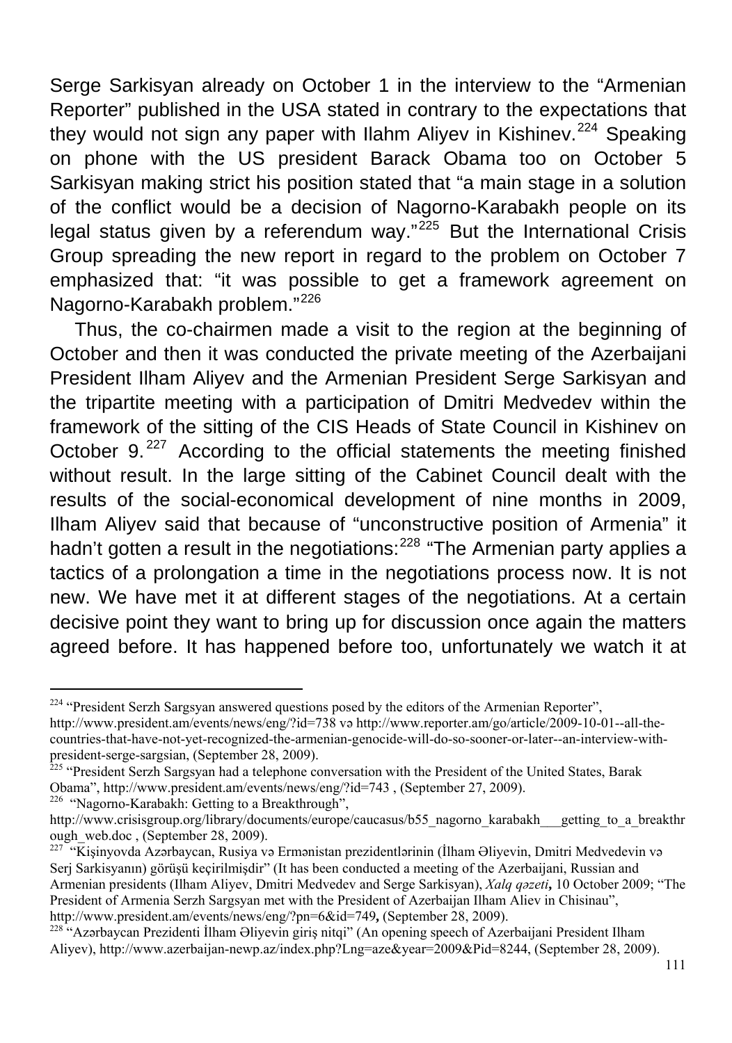Serge Sarkisyan already on October 1 in the interview to the "Armenian Reporter" published in the USA stated in contrary to the expectations that they would not sign any paper with Ilahm Aliyev in Kishinev.[224] Speaking on phone with the US president Barack Obama too on October 5 Sarkisyan making strict his position stated that "a main stage in a solution of the conflict would be a decision of Nagorno-Karabakh people on its legal status given by a referendum way."[225] But the International Crisis Group spreading the new report in regard to the problem on October 7 emphasized that: "it was possible to get a framework agreement on Nagorno-Karabakh problem."[226]

Thus, the co-chairmen made a visit to the region at the beginning of October and then it was conducted the private meeting of the Azerbaijani President Ilham Aliyev and the Armenian President Serge Sarkisyan and the tripartite meeting with a participation of Dmitri Medvedev within the framework of the sitting of the CIS Heads of State Council in Kishinev on October 9.[227] According to the official statements the meeting finished without result. In the large sitting of the Cabinet Council dealt with the results of the social-economical development of nine months in 2009, Ilham Aliyev said that because of "unconstructive position of Armenia" it hadn't gotten a result in the negotiations:[228] "The Armenian party applies a tactics of a prolongation a time in the negotiations process now. It is not new. We have met it at different stages of the negotiations. At a certain decisive point they want to bring up for discussion once again the matters agreed before. It has happened before too, unfortunately we watch it at

---

[224] "President Serzh Sargsyan answered questions posed by the editors of the Armenian Reporter", http://www.president.am/events/news/eng/?id=738 və http://www.reporter.am/go/article/2009-10-01--all-the-countries-that-have-not-yet-recognized-the-armenian-genocide-will-do-so-sooner-or-later--an-interview-with-president-serge-sargsian, (September 28, 2009).

[225] "President Serzh Sargsyan had a telephone conversation with the President of the United States, Barak Obama", http://www.president.am/events/news/eng/?id=743 , (September 27, 2009).

[226] "Nagorno-Karabakh: Getting to a Breakthrough", http://www.crisisgroup.org/library/documents/europe/caucasus/b55_nagorno_karabakh___getting_to_a_breakthrough_web.doc , (September 28, 2009).

[227] "Kişinyovda Azərbaycan, Rusiya və Ermənistan prezidentlərinin (İlham Əliyevin, Dmitri Medvedevin və Serj Sarkisyanın) görüşü keçirilmişdir" (It has been conducted a meeting of the Azerbaijani, Russian and Armenian presidents (Ilham Aliyev, Dmitri Medvedev and Serge Sarkisyan), *Xalq qəzeti*, 10 October 2009; "The President of Armenia Serzh Sargsyan met with the President of Azerbaijan Ilham Aliev in Chisinau", http://www.president.am/events/news/eng/?pn=6&id=749, (September 28, 2009).

[228] "Azərbaycan Prezidenti İlham Əliyevin giriş nitqi" (An opening speech of Azerbaijani President Ilham Aliyev), http://www.azerbaijan-newp.az/index.php?Lng=aze&year=2009&Pid=8244, (September 28, 2009).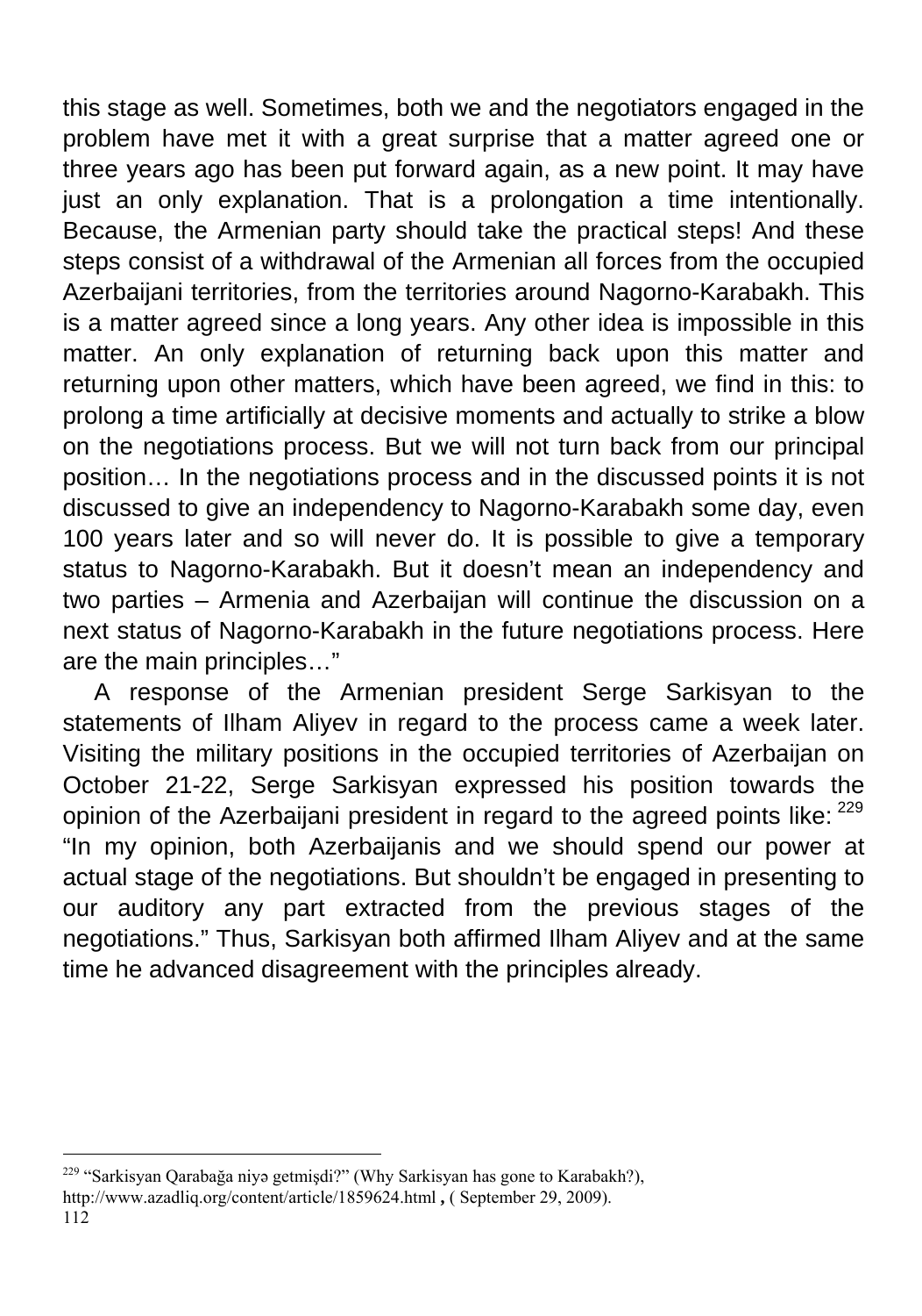this stage as well. Sometimes, both we and the negotiators engaged in the problem have met it with a great surprise that a matter agreed one or three years ago has been put forward again, as a new point. It may have just an only explanation. That is a prolongation a time intentionally. Because, the Armenian party should take the practical steps! And these steps consist of a withdrawal of the Armenian all forces from the occupied Azerbaijani territories, from the territories around Nagorno-Karabakh. This is a matter agreed since a long years. Any other idea is impossible in this matter. An only explanation of returning back upon this matter and returning upon other matters, which have been agreed, we find in this: to prolong a time artificially at decisive moments and actually to strike a blow on the negotiations process. But we will not turn back from our principal position… In the negotiations process and in the discussed points it is not discussed to give an independency to Nagorno-Karabakh some day, even 100 years later and so will never do. It is possible to give a temporary status to Nagorno-Karabakh. But it doesn't mean an independency and two parties – Armenia and Azerbaijan will continue the discussion on a next status of Nagorno-Karabakh in the future negotiations process. Here are the main principles…"

A response of the Armenian president Serge Sarkisyan to the statements of Ilham Aliyev in regard to the process came a week later. Visiting the military positions in the occupied territories of Azerbaijan on October 21-22, Serge Sarkisyan expressed his position towards the opinion of the Azerbaijani president in regard to the agreed points like: [229] "In my opinion, both Azerbaijanis and we should spend our power at actual stage of the negotiations. But shouldn't be engaged in presenting to our auditory any part extracted from the previous stages of the negotiations." Thus, Sarkisyan both affirmed Ilham Aliyev and at the same time he advanced disagreement with the principles already.

---

[229] "Sarkisyan Qarabağa niyə getmişdi?" (Why Sarkisyan has gone to Karabakh?), http://www.azadliq.org/content/article/1859624.html , ( September 29, 2009).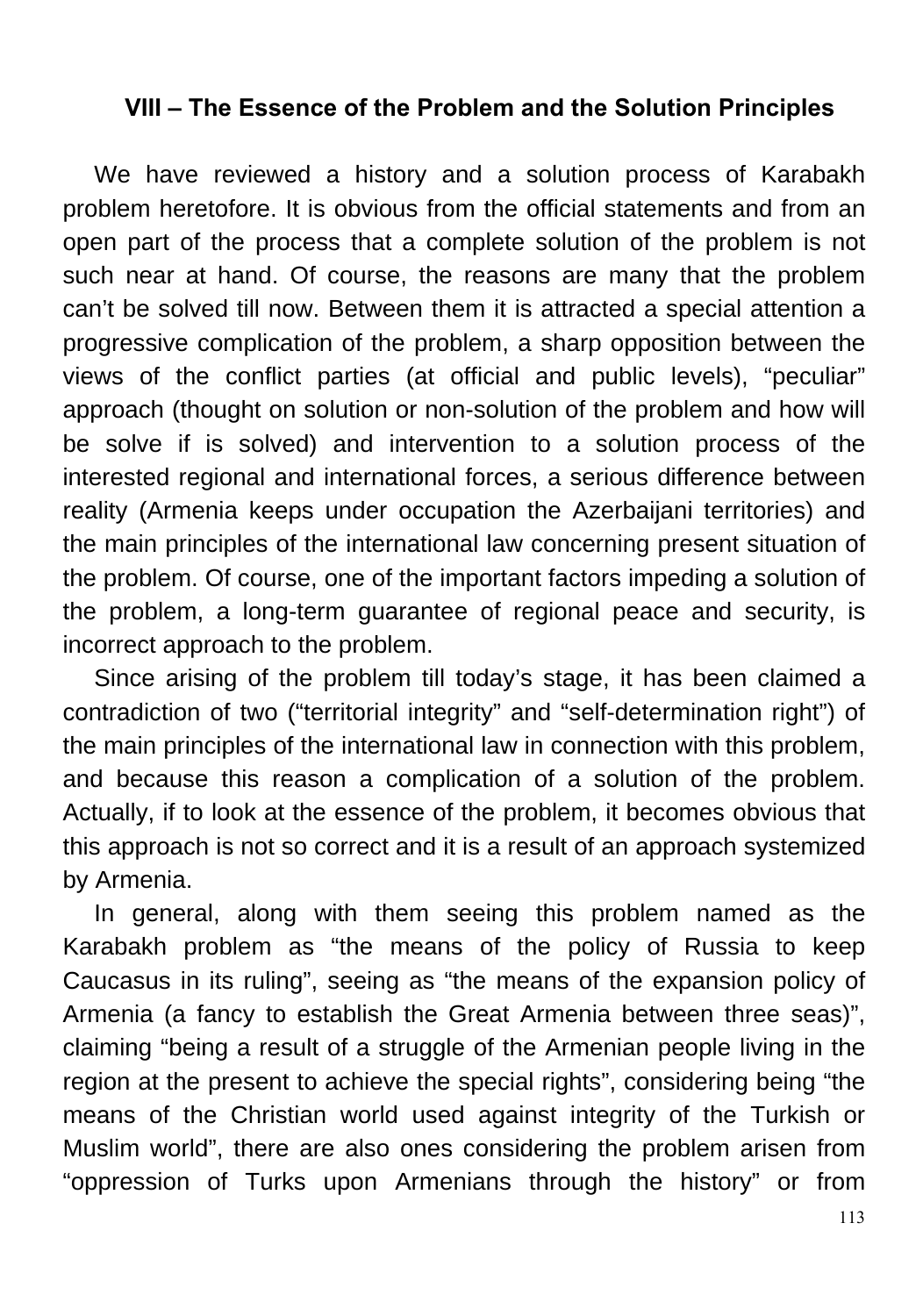## VIII – The Essence of the Problem and the Solution Principles

We have reviewed a history and a solution process of Karabakh problem heretofore. It is obvious from the official statements and from an open part of the process that a complete solution of the problem is not such near at hand. Of course, the reasons are many that the problem can't be solved till now. Between them it is attracted a special attention a progressive complication of the problem, a sharp opposition between the views of the conflict parties (at official and public levels), "peculiar" approach (thought on solution or non-solution of the problem and how will be solve if is solved) and intervention to a solution process of the interested regional and international forces, a serious difference between reality (Armenia keeps under occupation the Azerbaijani territories) and the main principles of the international law concerning present situation of the problem. Of course, one of the important factors impeding a solution of the problem, a long-term guarantee of regional peace and security, is incorrect approach to the problem.

Since arising of the problem till today's stage, it has been claimed a contradiction of two ("territorial integrity" and "self-determination right") of the main principles of the international law in connection with this problem, and because this reason a complication of a solution of the problem. Actually, if to look at the essence of the problem, it becomes obvious that this approach is not so correct and it is a result of an approach systemized by Armenia.

In general, along with them seeing this problem named as the Karabakh problem as "the means of the policy of Russia to keep Caucasus in its ruling", seeing as "the means of the expansion policy of Armenia (a fancy to establish the Great Armenia between three seas)", claiming "being a result of a struggle of the Armenian people living in the region at the present to achieve the special rights", considering being "the means of the Christian world used against integrity of the Turkish or Muslim world", there are also ones considering the problem arisen from "oppression of Turks upon Armenians through the history" or from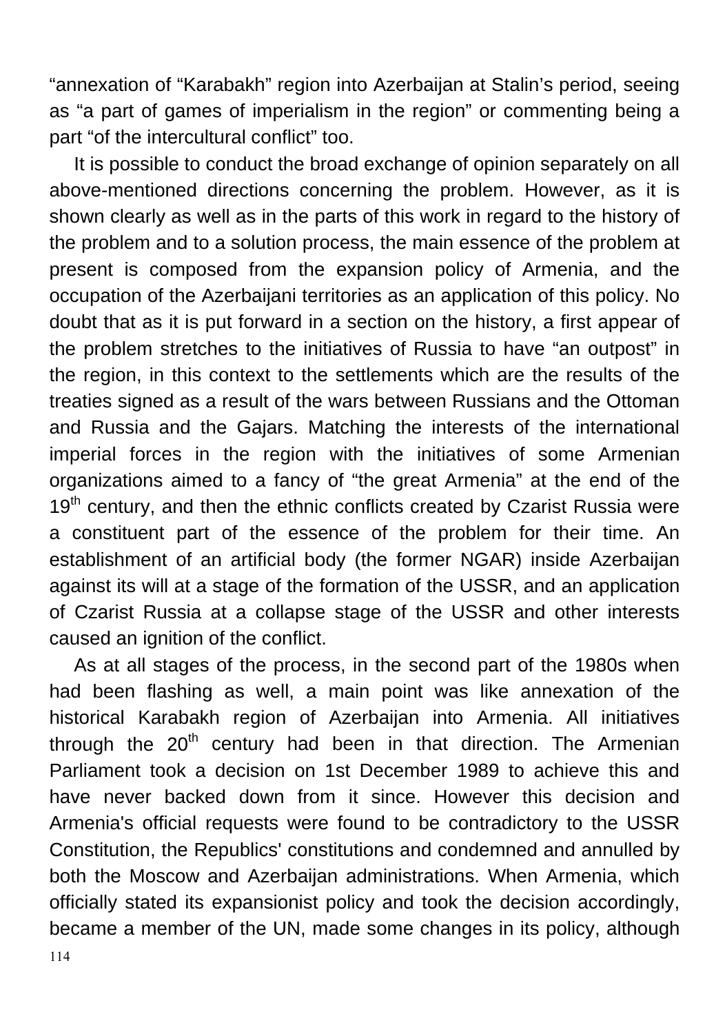"annexation of "Karabakh" region into Azerbaijan at Stalin's period, seeing as "a part of games of imperialism in the region" or commenting being a part "of the intercultural conflict" too.

It is possible to conduct the broad exchange of opinion separately on all above-mentioned directions concerning the problem. However, as it is shown clearly as well as in the parts of this work in regard to the history of the problem and to a solution process, the main essence of the problem at present is composed from the expansion policy of Armenia, and the occupation of the Azerbaijani territories as an application of this policy. No doubt that as it is put forward in a section on the history, a first appear of the problem stretches to the initiatives of Russia to have "an outpost" in the region, in this context to the settlements which are the results of the treaties signed as a result of the wars between Russians and the Ottoman and Russia and the Gajars. Matching the interests of the international imperial forces in the region with the initiatives of some Armenian organizations aimed to a fancy of "the great Armenia" at the end of the 19th century, and then the ethnic conflicts created by Czarist Russia were a constituent part of the essence of the problem for their time. An establishment of an artificial body (the former NGAR) inside Azerbaijan against its will at a stage of the formation of the USSR, and an application of Czarist Russia at a collapse stage of the USSR and other interests caused an ignition of the conflict.

As at all stages of the process, in the second part of the 1980s when had been flashing as well, a main point was like annexation of the historical Karabakh region of Azerbaijan into Armenia. All initiatives through the 20th century had been in that direction. The Armenian Parliament took a decision on 1st December 1989 to achieve this and have never backed down from it since. However this decision and Armenia's official requests were found to be contradictory to the USSR Constitution, the Republics' constitutions and condemned and annulled by both the Moscow and Azerbaijan administrations. When Armenia, which officially stated its expansionist policy and took the decision accordingly, became a member of the UN, made some changes in its policy, although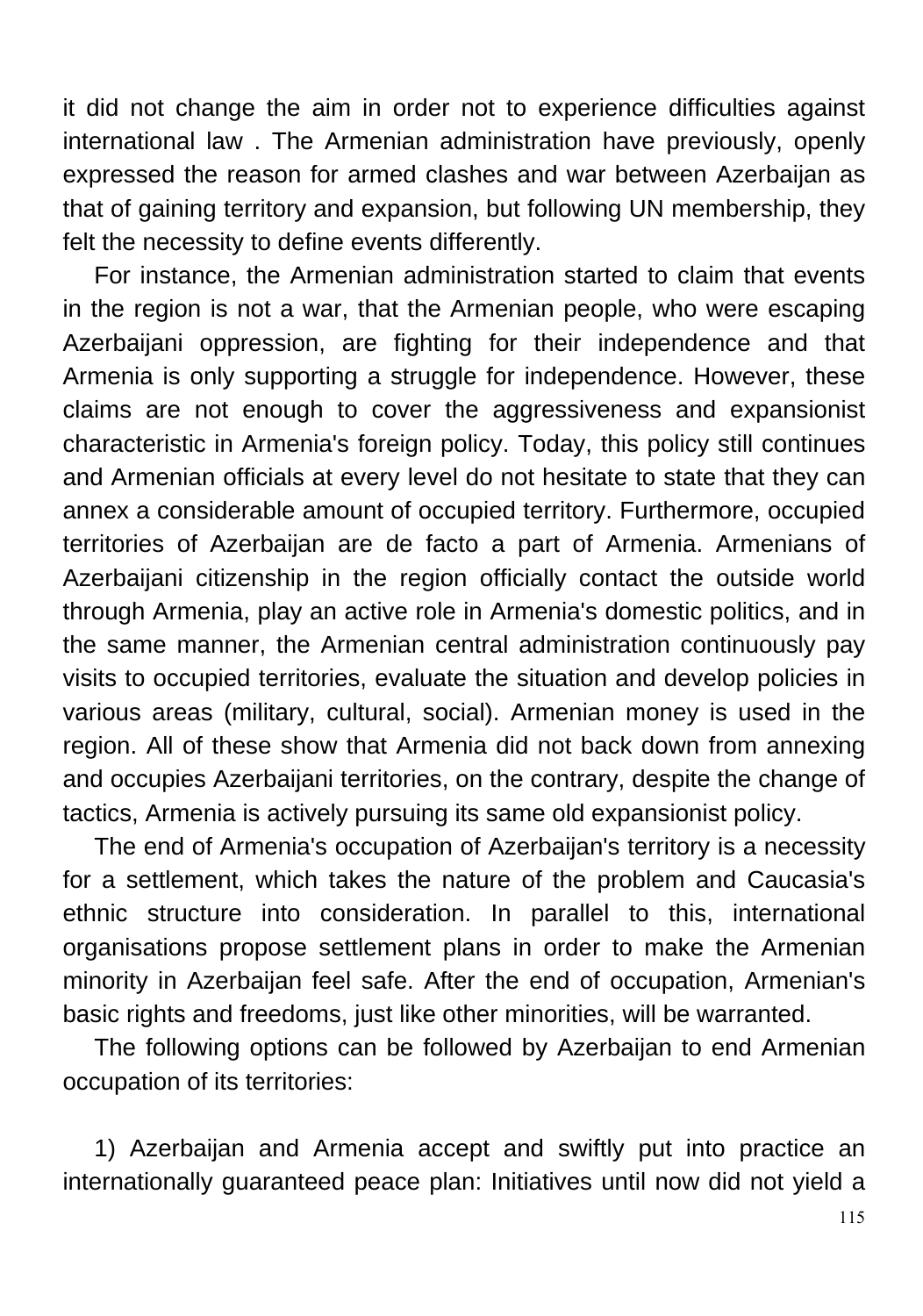it did not change the aim in order not to experience difficulties against international law . The Armenian administration have previously, openly expressed the reason for armed clashes and war between Azerbaijan as that of gaining territory and expansion, but following UN membership, they felt the necessity to define events differently.

For instance, the Armenian administration started to claim that events in the region is not a war, that the Armenian people, who were escaping Azerbaijani oppression, are fighting for their independence and that Armenia is only supporting a struggle for independence. However, these claims are not enough to cover the aggressiveness and expansionist characteristic in Armenia's foreign policy. Today, this policy still continues and Armenian officials at every level do not hesitate to state that they can annex a considerable amount of occupied territory. Furthermore, occupied territories of Azerbaijan are de facto a part of Armenia. Armenians of Azerbaijani citizenship in the region officially contact the outside world through Armenia, play an active role in Armenia's domestic politics, and in the same manner, the Armenian central administration continuously pay visits to occupied territories, evaluate the situation and develop policies in various areas (military, cultural, social). Armenian money is used in the region. All of these show that Armenia did not back down from annexing and occupies Azerbaijani territories, on the contrary, despite the change of tactics, Armenia is actively pursuing its same old expansionist policy.

The end of Armenia's occupation of Azerbaijan's territory is a necessity for a settlement, which takes the nature of the problem and Caucasia's ethnic structure into consideration. In parallel to this, international organisations propose settlement plans in order to make the Armenian minority in Azerbaijan feel safe. After the end of occupation, Armenian's basic rights and freedoms, just like other minorities, will be warranted.

The following options can be followed by Azerbaijan to end Armenian occupation of its territories:

1) Azerbaijan and Armenia accept and swiftly put into practice an internationally guaranteed peace plan: Initiatives until now did not yield a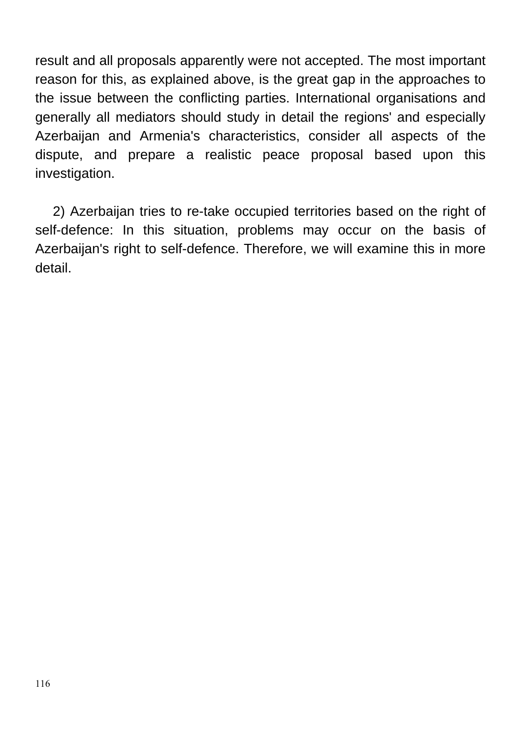result and all proposals apparently were not accepted. The most important reason for this, as explained above, is the great gap in the approaches to the issue between the conflicting parties. International organisations and generally all mediators should study in detail the regions' and especially Azerbaijan and Armenia's characteristics, consider all aspects of the dispute, and prepare a realistic peace proposal based upon this investigation.

2) Azerbaijan tries to re-take occupied territories based on the right of self-defence: In this situation, problems may occur on the basis of Azerbaijan's right to self-defence. Therefore, we will examine this in more detail.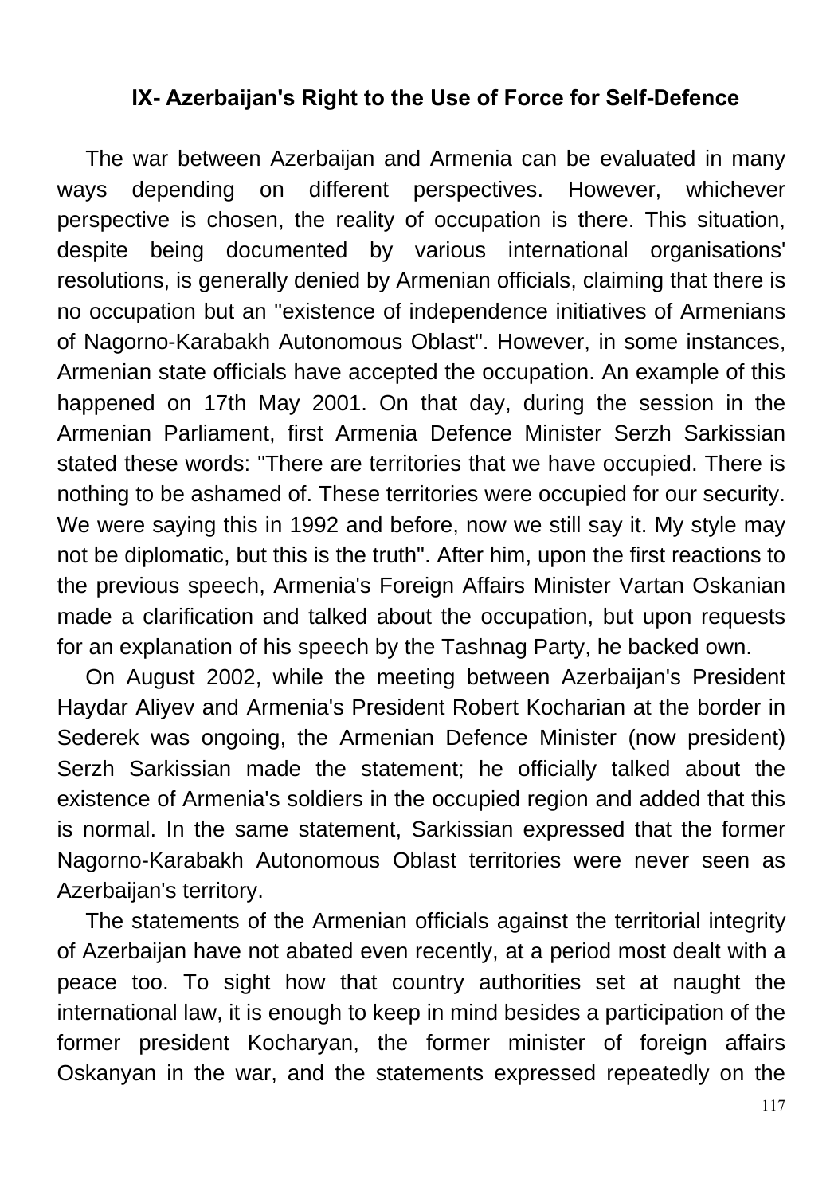## IX- Azerbaijan's Right to the Use of Force for Self-Defence

The war between Azerbaijan and Armenia can be evaluated in many ways depending on different perspectives. However, whichever perspective is chosen, the reality of occupation is there. This situation, despite being documented by various international organisations' resolutions, is generally denied by Armenian officials, claiming that there is no occupation but an "existence of independence initiatives of Armenians of Nagorno-Karabakh Autonomous Oblast". However, in some instances, Armenian state officials have accepted the occupation. An example of this happened on 17th May 2001. On that day, during the session in the Armenian Parliament, first Armenia Defence Minister Serzh Sarkissian stated these words: "There are territories that we have occupied. There is nothing to be ashamed of. These territories were occupied for our security. We were saying this in 1992 and before, now we still say it. My style may not be diplomatic, but this is the truth". After him, upon the first reactions to the previous speech, Armenia's Foreign Affairs Minister Vartan Oskanian made a clarification and talked about the occupation, but upon requests for an explanation of his speech by the Tashnag Party, he backed own.

On August 2002, while the meeting between Azerbaijan's President Haydar Aliyev and Armenia's President Robert Kocharian at the border in Sederek was ongoing, the Armenian Defence Minister (now president) Serzh Sarkissian made the statement; he officially talked about the existence of Armenia's soldiers in the occupied region and added that this is normal. In the same statement, Sarkissian expressed that the former Nagorno-Karabakh Autonomous Oblast territories were never seen as Azerbaijan's territory.

The statements of the Armenian officials against the territorial integrity of Azerbaijan have not abated even recently, at a period most dealt with a peace too. To sight how that country authorities set at naught the international law, it is enough to keep in mind besides a participation of the former president Kocharyan, the former minister of foreign affairs Oskanyan in the war, and the statements expressed repeatedly on the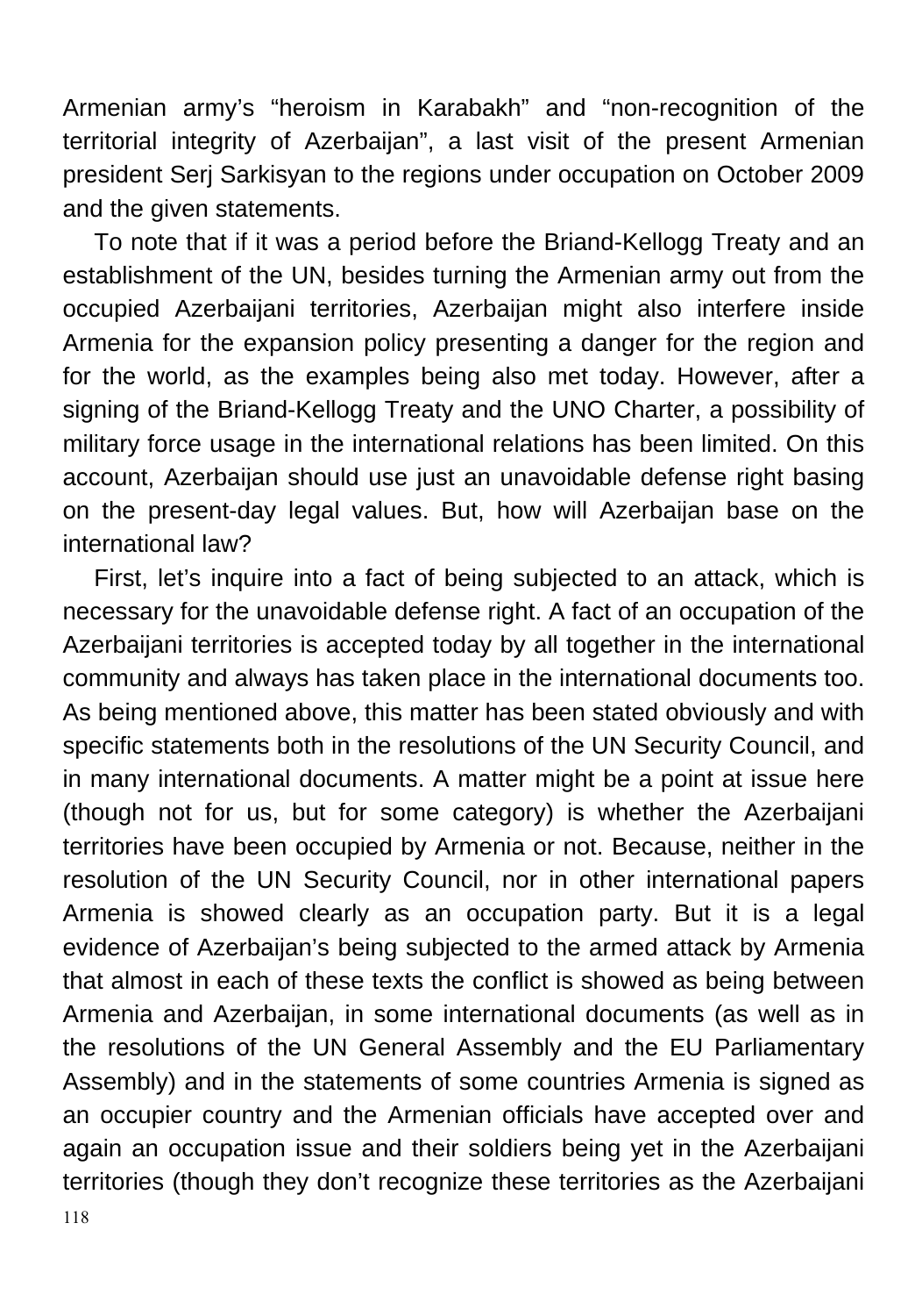Armenian army's "heroism in Karabakh" and "non-recognition of the territorial integrity of Azerbaijan", a last visit of the present Armenian president Serj Sarkisyan to the regions under occupation on October 2009 and the given statements.

To note that if it was a period before the Briand-Kellogg Treaty and an establishment of the UN, besides turning the Armenian army out from the occupied Azerbaijani territories, Azerbaijan might also interfere inside Armenia for the expansion policy presenting a danger for the region and for the world, as the examples being also met today. However, after a signing of the Briand-Kellogg Treaty and the UNO Charter, a possibility of military force usage in the international relations has been limited. On this account, Azerbaijan should use just an unavoidable defense right basing on the present-day legal values. But, how will Azerbaijan base on the international law?

First, let's inquire into a fact of being subjected to an attack, which is necessary for the unavoidable defense right. A fact of an occupation of the Azerbaijani territories is accepted today by all together in the international community and always has taken place in the international documents too. As being mentioned above, this matter has been stated obviously and with specific statements both in the resolutions of the UN Security Council, and in many international documents. A matter might be a point at issue here (though not for us, but for some category) is whether the Azerbaijani territories have been occupied by Armenia or not. Because, neither in the resolution of the UN Security Council, nor in other international papers Armenia is showed clearly as an occupation party. But it is a legal evidence of Azerbaijan's being subjected to the armed attack by Armenia that almost in each of these texts the conflict is showed as being between Armenia and Azerbaijan, in some international documents (as well as in the resolutions of the UN General Assembly and the EU Parliamentary Assembly) and in the statements of some countries Armenia is signed as an occupier country and the Armenian officials have accepted over and again an occupation issue and their soldiers being yet in the Azerbaijani territories (though they don't recognize these territories as the Azerbaijani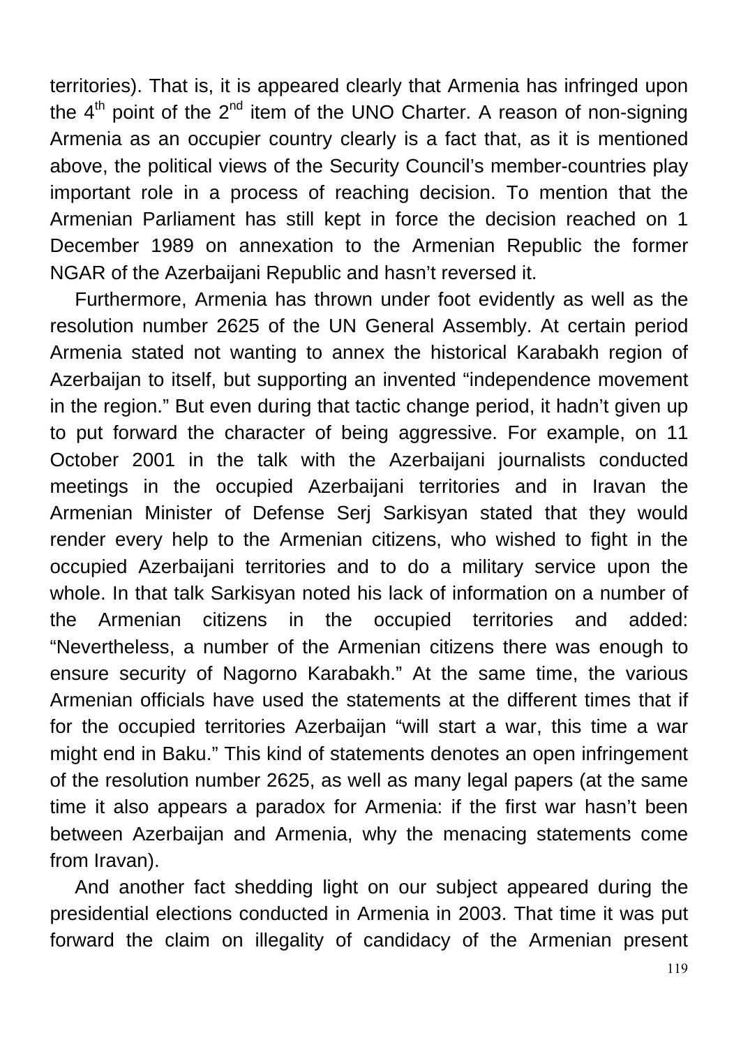territories). That is, it is appeared clearly that Armenia has infringed upon the 4th point of the 2nd item of the UNO Charter. A reason of non-signing Armenia as an occupier country clearly is a fact that, as it is mentioned above, the political views of the Security Council's member-countries play important role in a process of reaching decision. To mention that the Armenian Parliament has still kept in force the decision reached on 1 December 1989 on annexation to the Armenian Republic the former NGAR of the Azerbaijani Republic and hasn't reversed it.

Furthermore, Armenia has thrown under foot evidently as well as the resolution number 2625 of the UN General Assembly. At certain period Armenia stated not wanting to annex the historical Karabakh region of Azerbaijan to itself, but supporting an invented "independence movement in the region." But even during that tactic change period, it hadn't given up to put forward the character of being aggressive. For example, on 11 October 2001 in the talk with the Azerbaijani journalists conducted meetings in the occupied Azerbaijani territories and in Iravan the Armenian Minister of Defense Serj Sarkisyan stated that they would render every help to the Armenian citizens, who wished to fight in the occupied Azerbaijani territories and to do a military service upon the whole. In that talk Sarkisyan noted his lack of information on a number of the Armenian citizens in the occupied territories and added: "Nevertheless, a number of the Armenian citizens there was enough to ensure security of Nagorno Karabakh." At the same time, the various Armenian officials have used the statements at the different times that if for the occupied territories Azerbaijan "will start a war, this time a war might end in Baku." This kind of statements denotes an open infringement of the resolution number 2625, as well as many legal papers (at the same time it also appears a paradox for Armenia: if the first war hasn't been between Azerbaijan and Armenia, why the menacing statements come from Iravan).

And another fact shedding light on our subject appeared during the presidential elections conducted in Armenia in 2003. That time it was put forward the claim on illegality of candidacy of the Armenian present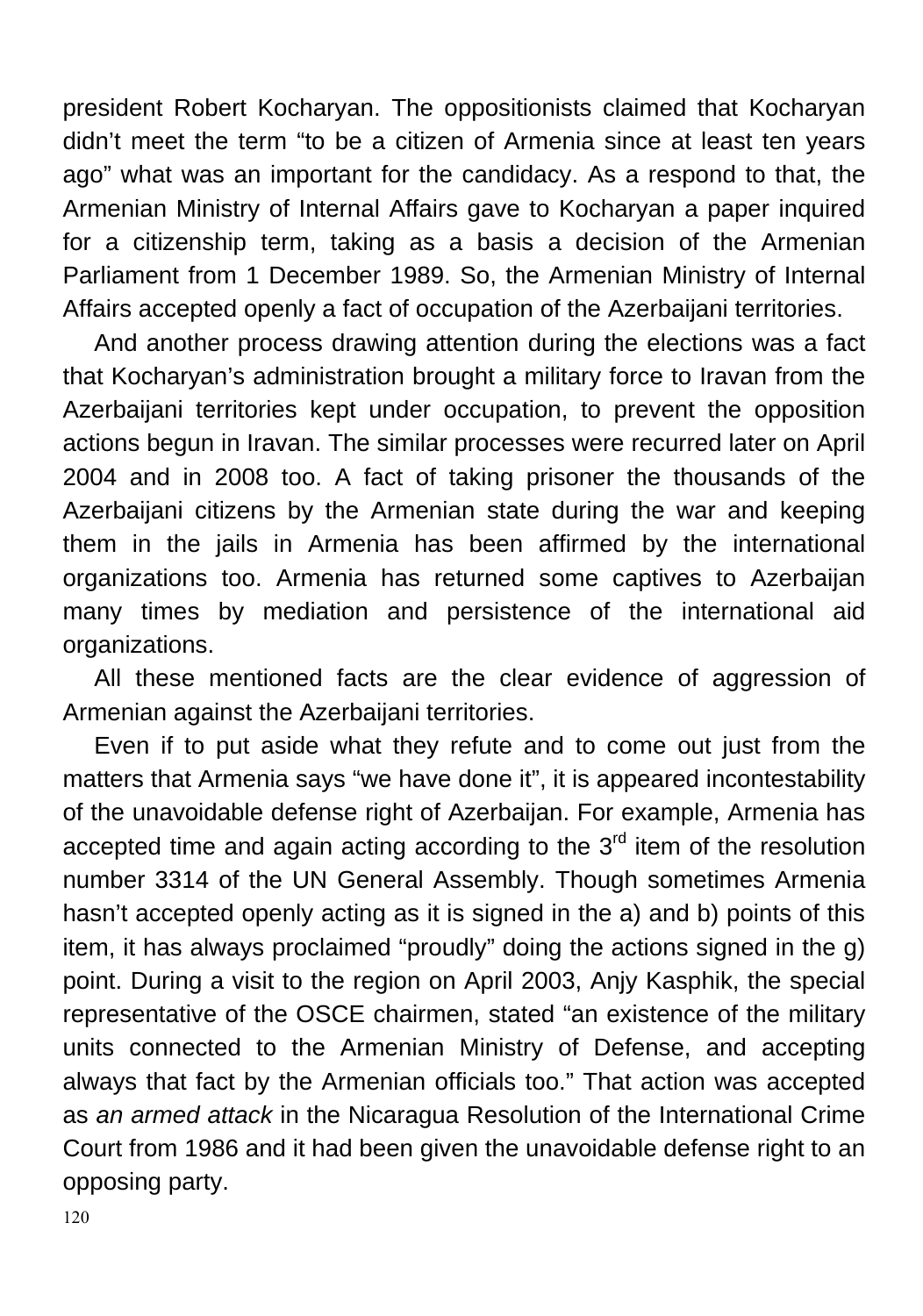president Robert Kocharyan. The oppositionists claimed that Kocharyan didn’t meet the term “to be a citizen of Armenia since at least ten years ago” what was an important for the candidacy. As a respond to that, the Armenian Ministry of Internal Affairs gave to Kocharyan a paper inquired for a citizenship term, taking as a basis a decision of the Armenian Parliament from 1 December 1989. So, the Armenian Ministry of Internal Affairs accepted openly a fact of occupation of the Azerbaijani territories.

And another process drawing attention during the elections was a fact that Kocharyan’s administration brought a military force to Iravan from the Azerbaijani territories kept under occupation, to prevent the opposition actions begun in Iravan. The similar processes were recurred later on April 2004 and in 2008 too. A fact of taking prisoner the thousands of the Azerbaijani citizens by the Armenian state during the war and keeping them in the jails in Armenia has been affirmed by the international organizations too. Armenia has returned some captives to Azerbaijan many times by mediation and persistence of the international aid organizations.

All these mentioned facts are the clear evidence of aggression of Armenian against the Azerbaijani territories.

Even if to put aside what they refute and to come out just from the matters that Armenia says “we have done it”, it is appeared incontestability of the unavoidable defense right of Azerbaijan. For example, Armenia has accepted time and again acting according to the 3rd item of the resolution number 3314 of the UN General Assembly. Though sometimes Armenia hasn’t accepted openly acting as it is signed in the a) and b) points of this item, it has always proclaimed “proudly” doing the actions signed in the g) point. During a visit to the region on April 2003, Anjy Kasphik, the special representative of the OSCE chairmen, stated “an existence of the military units connected to the Armenian Ministry of Defense, and accepting always that fact by the Armenian officials too.” That action was accepted as *an armed attack* in the Nicaragua Resolution of the International Crime Court from 1986 and it had been given the unavoidable defense right to an opposing party.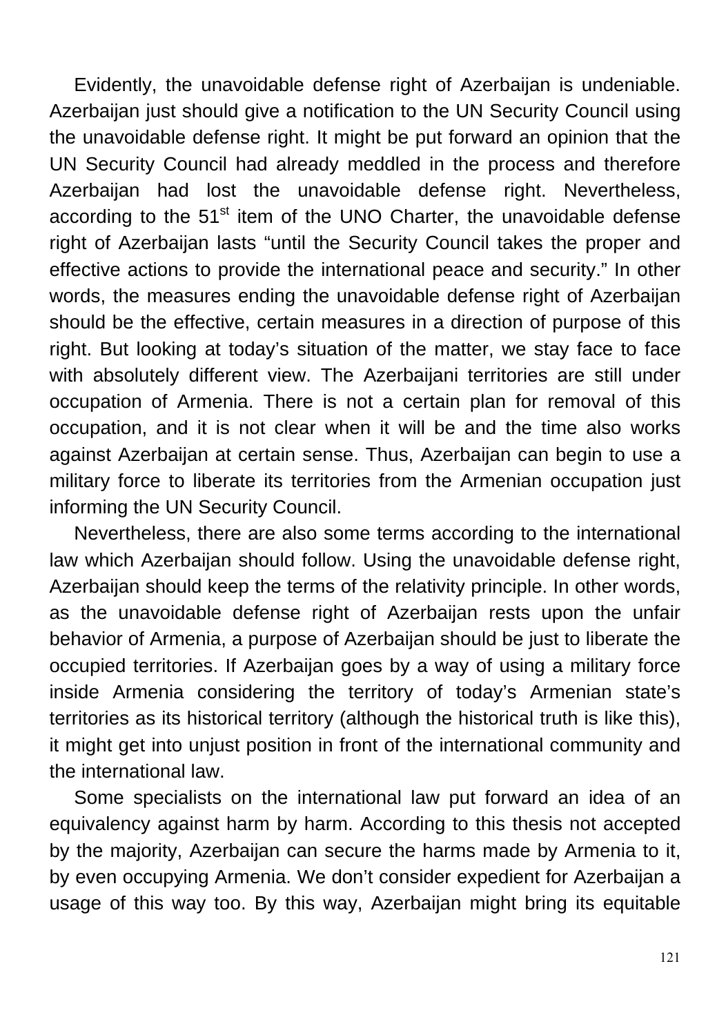Evidently, the unavoidable defense right of Azerbaijan is undeniable. Azerbaijan just should give a notification to the UN Security Council using the unavoidable defense right. It might be put forward an opinion that the UN Security Council had already meddled in the process and therefore Azerbaijan had lost the unavoidable defense right. Nevertheless, according to the 51st item of the UNO Charter, the unavoidable defense right of Azerbaijan lasts "until the Security Council takes the proper and effective actions to provide the international peace and security." In other words, the measures ending the unavoidable defense right of Azerbaijan should be the effective, certain measures in a direction of purpose of this right. But looking at today's situation of the matter, we stay face to face with absolutely different view. The Azerbaijani territories are still under occupation of Armenia. There is not a certain plan for removal of this occupation, and it is not clear when it will be and the time also works against Azerbaijan at certain sense. Thus, Azerbaijan can begin to use a military force to liberate its territories from the Armenian occupation just informing the UN Security Council.

Nevertheless, there are also some terms according to the international law which Azerbaijan should follow. Using the unavoidable defense right, Azerbaijan should keep the terms of the relativity principle. In other words, as the unavoidable defense right of Azerbaijan rests upon the unfair behavior of Armenia, a purpose of Azerbaijan should be just to liberate the occupied territories. If Azerbaijan goes by a way of using a military force inside Armenia considering the territory of today's Armenian state's territories as its historical territory (although the historical truth is like this), it might get into unjust position in front of the international community and the international law.

Some specialists on the international law put forward an idea of an equivalency against harm by harm. According to this thesis not accepted by the majority, Azerbaijan can secure the harms made by Armenia to it, by even occupying Armenia. We don't consider expedient for Azerbaijan a usage of this way too. By this way, Azerbaijan might bring its equitable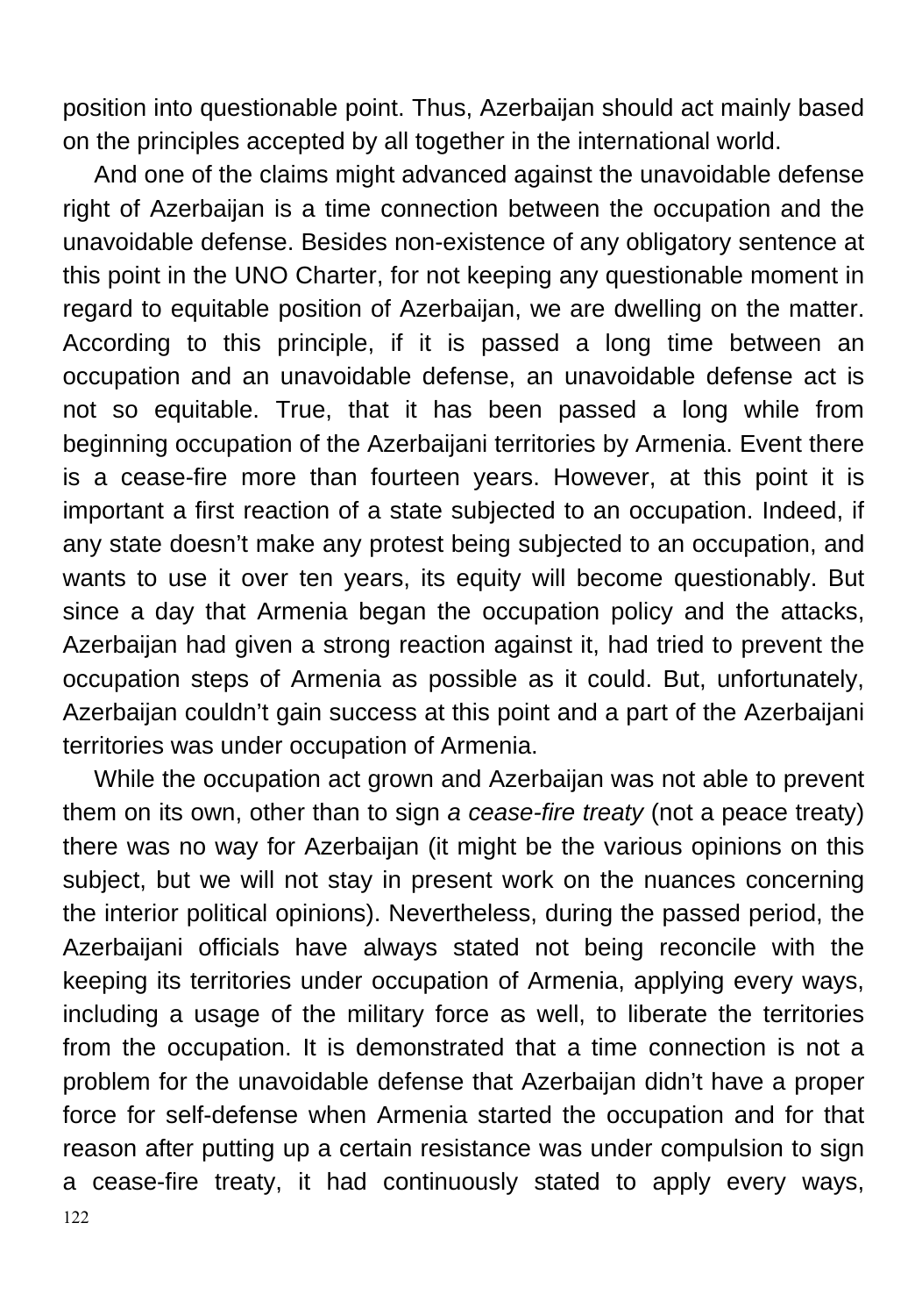position into questionable point. Thus, Azerbaijan should act mainly based on the principles accepted by all together in the international world.

And one of the claims might advanced against the unavoidable defense right of Azerbaijan is a time connection between the occupation and the unavoidable defense. Besides non-existence of any obligatory sentence at this point in the UNO Charter, for not keeping any questionable moment in regard to equitable position of Azerbaijan, we are dwelling on the matter. According to this principle, if it is passed a long time between an occupation and an unavoidable defense, an unavoidable defense act is not so equitable. True, that it has been passed a long while from beginning occupation of the Azerbaijani territories by Armenia. Event there is a cease-fire more than fourteen years. However, at this point it is important a first reaction of a state subjected to an occupation. Indeed, if any state doesn't make any protest being subjected to an occupation, and wants to use it over ten years, its equity will become questionably. But since a day that Armenia began the occupation policy and the attacks, Azerbaijan had given a strong reaction against it, had tried to prevent the occupation steps of Armenia as possible as it could. But, unfortunately, Azerbaijan couldn't gain success at this point and a part of the Azerbaijani territories was under occupation of Armenia.

While the occupation act grown and Azerbaijan was not able to prevent them on its own, other than to sign *a cease-fire treaty* (not a peace treaty) there was no way for Azerbaijan (it might be the various opinions on this subject, but we will not stay in present work on the nuances concerning the interior political opinions). Nevertheless, during the passed period, the Azerbaijani officials have always stated not being reconcile with the keeping its territories under occupation of Armenia, applying every ways, including a usage of the military force as well, to liberate the territories from the occupation. It is demonstrated that a time connection is not a problem for the unavoidable defense that Azerbaijan didn't have a proper force for self-defense when Armenia started the occupation and for that reason after putting up a certain resistance was under compulsion to sign a cease-fire treaty, it had continuously stated to apply every ways,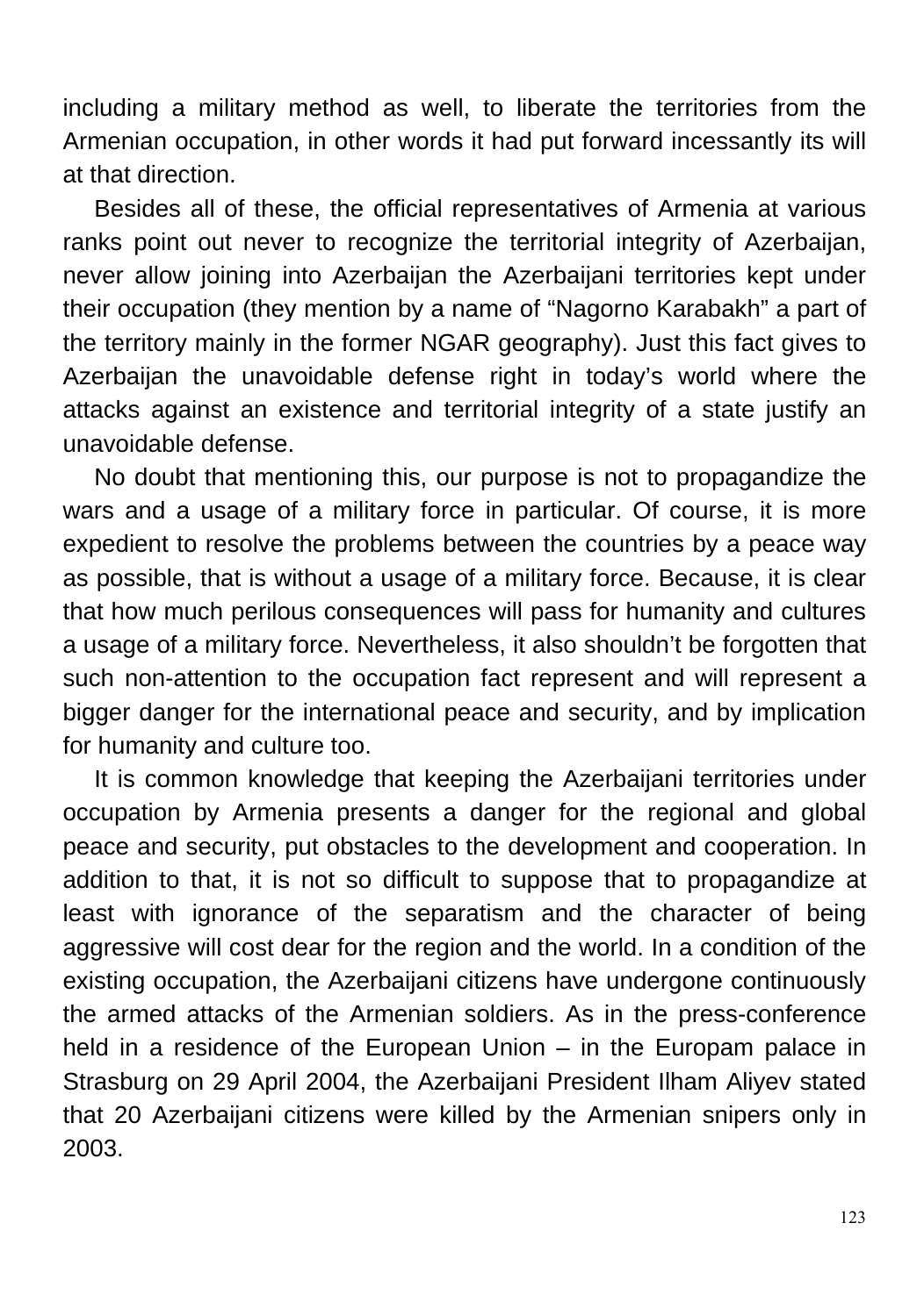including a military method as well, to liberate the territories from the Armenian occupation, in other words it had put forward incessantly its will at that direction.

Besides all of these, the official representatives of Armenia at various ranks point out never to recognize the territorial integrity of Azerbaijan, never allow joining into Azerbaijan the Azerbaijani territories kept under their occupation (they mention by a name of "Nagorno Karabakh" a part of the territory mainly in the former NGAR geography). Just this fact gives to Azerbaijan the unavoidable defense right in today's world where the attacks against an existence and territorial integrity of a state justify an unavoidable defense.

No doubt that mentioning this, our purpose is not to propagandize the wars and a usage of a military force in particular. Of course, it is more expedient to resolve the problems between the countries by a peace way as possible, that is without a usage of a military force. Because, it is clear that how much perilous consequences will pass for humanity and cultures a usage of a military force. Nevertheless, it also shouldn't be forgotten that such non-attention to the occupation fact represent and will represent a bigger danger for the international peace and security, and by implication for humanity and culture too.

It is common knowledge that keeping the Azerbaijani territories under occupation by Armenia presents a danger for the regional and global peace and security, put obstacles to the development and cooperation. In addition to that, it is not so difficult to suppose that to propagandize at least with ignorance of the separatism and the character of being aggressive will cost dear for the region and the world. In a condition of the existing occupation, the Azerbaijani citizens have undergone continuously the armed attacks of the Armenian soldiers. As in the press-conference held in a residence of the European Union – in the Europam palace in Strasburg on 29 April 2004, the Azerbaijani President Ilham Aliyev stated that 20 Azerbaijani citizens were killed by the Armenian snipers only in 2003.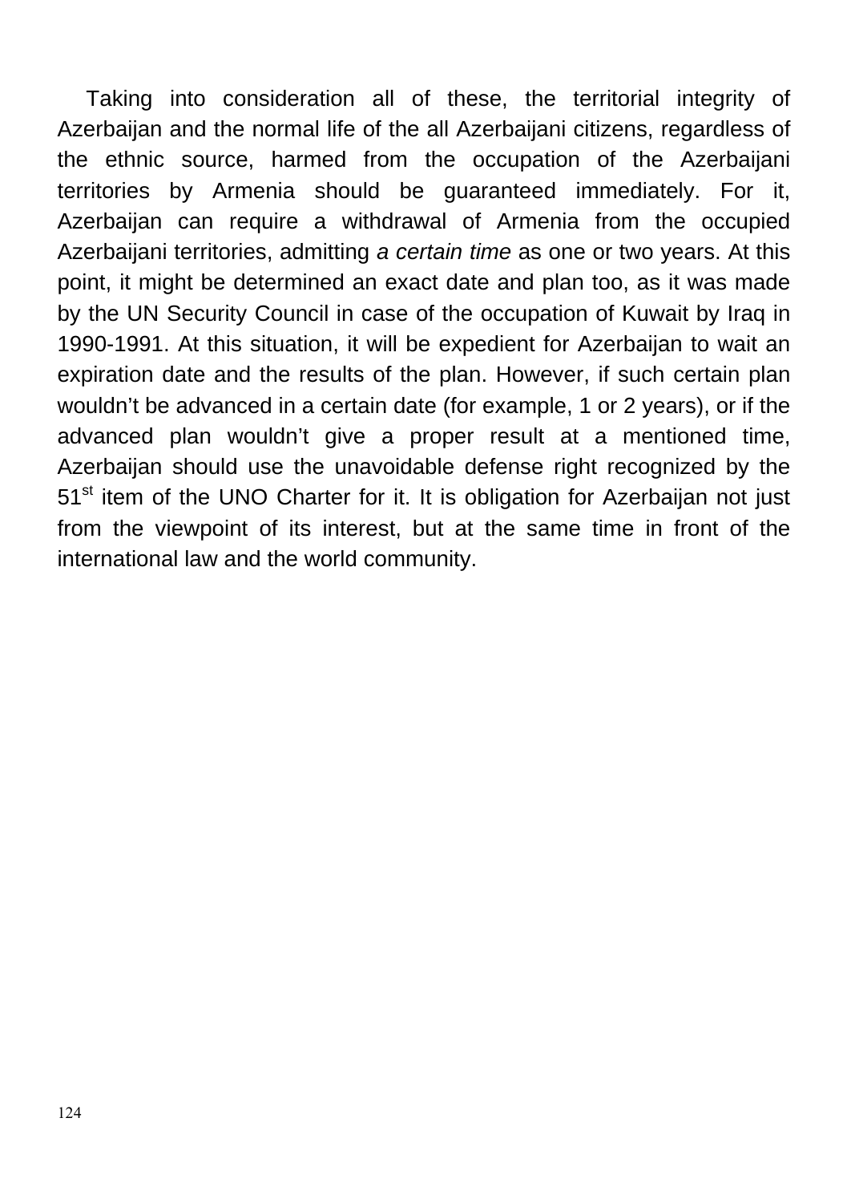Taking into consideration all of these, the territorial integrity of Azerbaijan and the normal life of the all Azerbaijani citizens, regardless of the ethnic source, harmed from the occupation of the Azerbaijani territories by Armenia should be guaranteed immediately. For it, Azerbaijan can require a withdrawal of Armenia from the occupied Azerbaijani territories, admitting *a certain time* as one or two years. At this point, it might be determined an exact date and plan too, as it was made by the UN Security Council in case of the occupation of Kuwait by Iraq in 1990-1991. At this situation, it will be expedient for Azerbaijan to wait an expiration date and the results of the plan. However, if such certain plan wouldn't be advanced in a certain date (for example, 1 or 2 years), or if the advanced plan wouldn't give a proper result at a mentioned time, Azerbaijan should use the unavoidable defense right recognized by the 51st item of the UNO Charter for it. It is obligation for Azerbaijan not just from the viewpoint of its interest, but at the same time in front of the international law and the world community.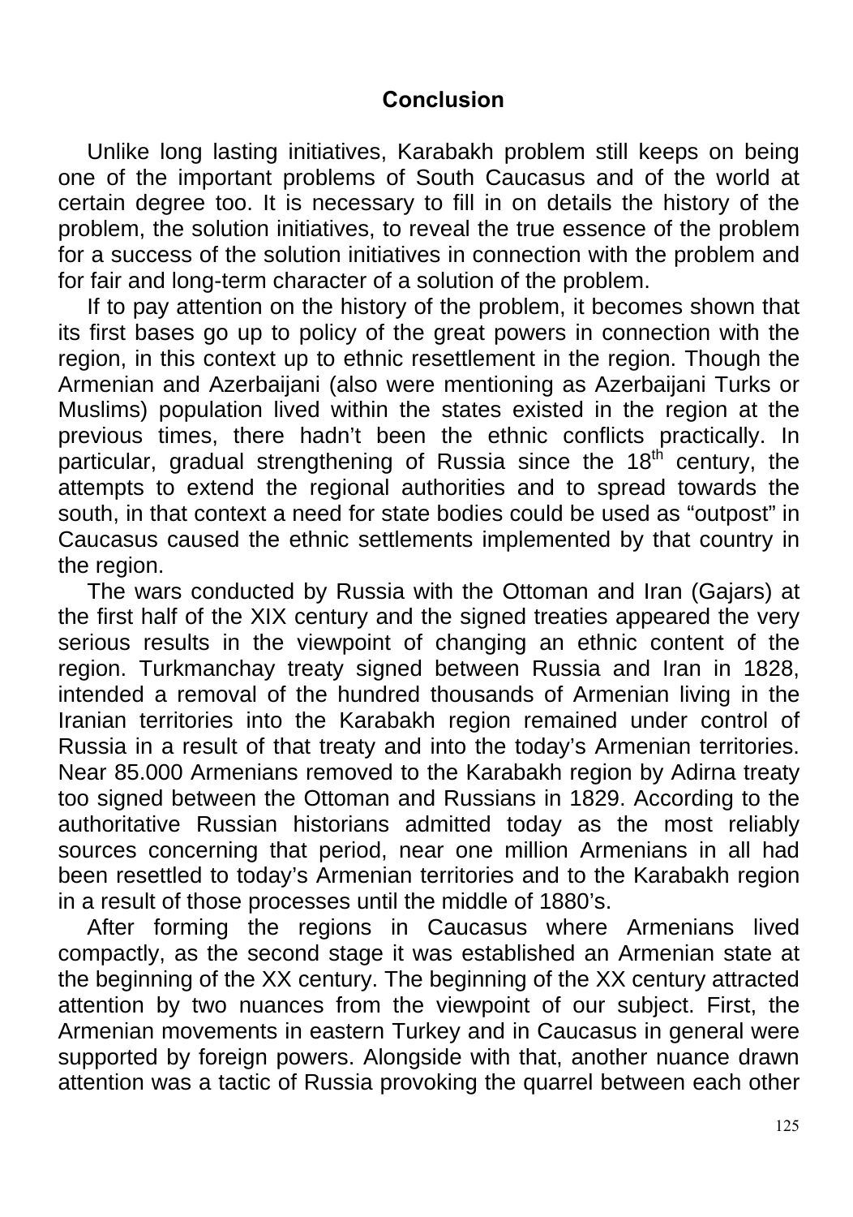## Conclusion

Unlike long lasting initiatives, Karabakh problem still keeps on being one of the important problems of South Caucasus and of the world at certain degree too. It is necessary to fill in on details the history of the problem, the solution initiatives, to reveal the true essence of the problem for a success of the solution initiatives in connection with the problem and for fair and long-term character of a solution of the problem.

If to pay attention on the history of the problem, it becomes shown that its first bases go up to policy of the great powers in connection with the region, in this context up to ethnic resettlement in the region. Though the Armenian and Azerbaijani (also were mentioning as Azerbaijani Turks or Muslims) population lived within the states existed in the region at the previous times, there hadn't been the ethnic conflicts practically. In particular, gradual strengthening of Russia since the 18th century, the attempts to extend the regional authorities and to spread towards the south, in that context a need for state bodies could be used as "outpost" in Caucasus caused the ethnic settlements implemented by that country in the region.

The wars conducted by Russia with the Ottoman and Iran (Gajars) at the first half of the XIX century and the signed treaties appeared the very serious results in the viewpoint of changing an ethnic content of the region. Turkmanchay treaty signed between Russia and Iran in 1828, intended a removal of the hundred thousands of Armenian living in the Iranian territories into the Karabakh region remained under control of Russia in a result of that treaty and into the today's Armenian territories. Near 85.000 Armenians removed to the Karabakh region by Adirna treaty too signed between the Ottoman and Russians in 1829. According to the authoritative Russian historians admitted today as the most reliably sources concerning that period, near one million Armenians in all had been resettled to today's Armenian territories and to the Karabakh region in a result of those processes until the middle of 1880's.

After forming the regions in Caucasus where Armenians lived compactly, as the second stage it was established an Armenian state at the beginning of the XX century. The beginning of the XX century attracted attention by two nuances from the viewpoint of our subject. First, the Armenian movements in eastern Turkey and in Caucasus in general were supported by foreign powers. Alongside with that, another nuance drawn attention was a tactic of Russia provoking the quarrel between each other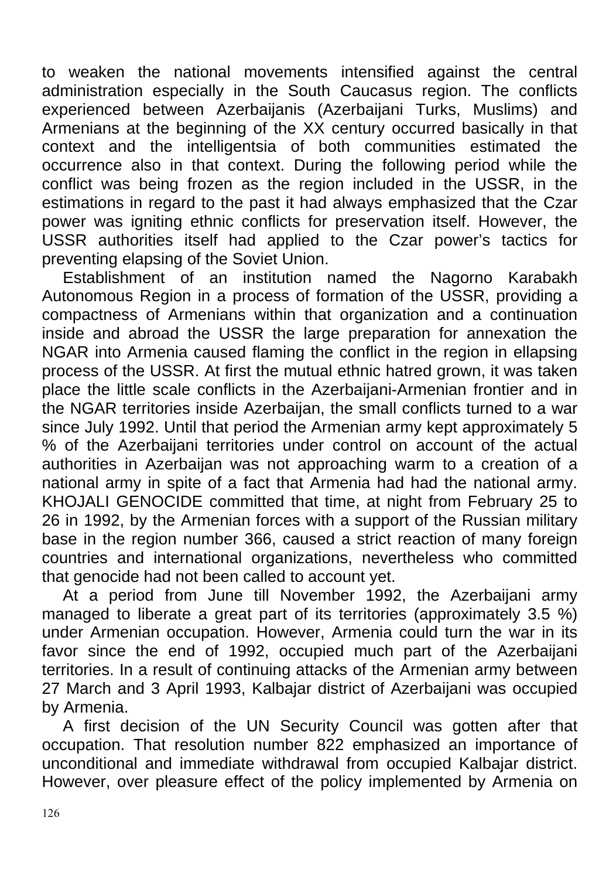to weaken the national movements intensified against the central administration especially in the South Caucasus region. The conflicts experienced between Azerbaijanis (Azerbaijani Turks, Muslims) and Armenians at the beginning of the XX century occurred basically in that context and the intelligentsia of both communities estimated the occurrence also in that context. During the following period while the conflict was being frozen as the region included in the USSR, in the estimations in regard to the past it had always emphasized that the Czar power was igniting ethnic conflicts for preservation itself. However, the USSR authorities itself had applied to the Czar power's tactics for preventing elapsing of the Soviet Union.

Establishment of an institution named the Nagorno Karabakh Autonomous Region in a process of formation of the USSR, providing a compactness of Armenians within that organization and a continuation inside and abroad the USSR the large preparation for annexation the NGAR into Armenia caused flaming the conflict in the region in ellapsing process of the USSR. At first the mutual ethnic hatred grown, it was taken place the little scale conflicts in the Azerbaijani-Armenian frontier and in the NGAR territories inside Azerbaijan, the small conflicts turned to a war since July 1992. Until that period the Armenian army kept approximately 5 % of the Azerbaijani territories under control on account of the actual authorities in Azerbaijan was not approaching warm to a creation of a national army in spite of a fact that Armenia had had the national army. KHOJALI GENOCIDE committed that time, at night from February 25 to 26 in 1992, by the Armenian forces with a support of the Russian military base in the region number 366, caused a strict reaction of many foreign countries and international organizations, nevertheless who committed that genocide had not been called to account yet.

At a period from June till November 1992, the Azerbaijani army managed to liberate a great part of its territories (approximately 3.5 %) under Armenian occupation. However, Armenia could turn the war in its favor since the end of 1992, occupied much part of the Azerbaijani territories. In a result of continuing attacks of the Armenian army between 27 March and 3 April 1993, Kalbajar district of Azerbaijani was occupied by Armenia.

A first decision of the UN Security Council was gotten after that occupation. That resolution number 822 emphasized an importance of unconditional and immediate withdrawal from occupied Kalbajar district. However, over pleasure effect of the policy implemented by Armenia on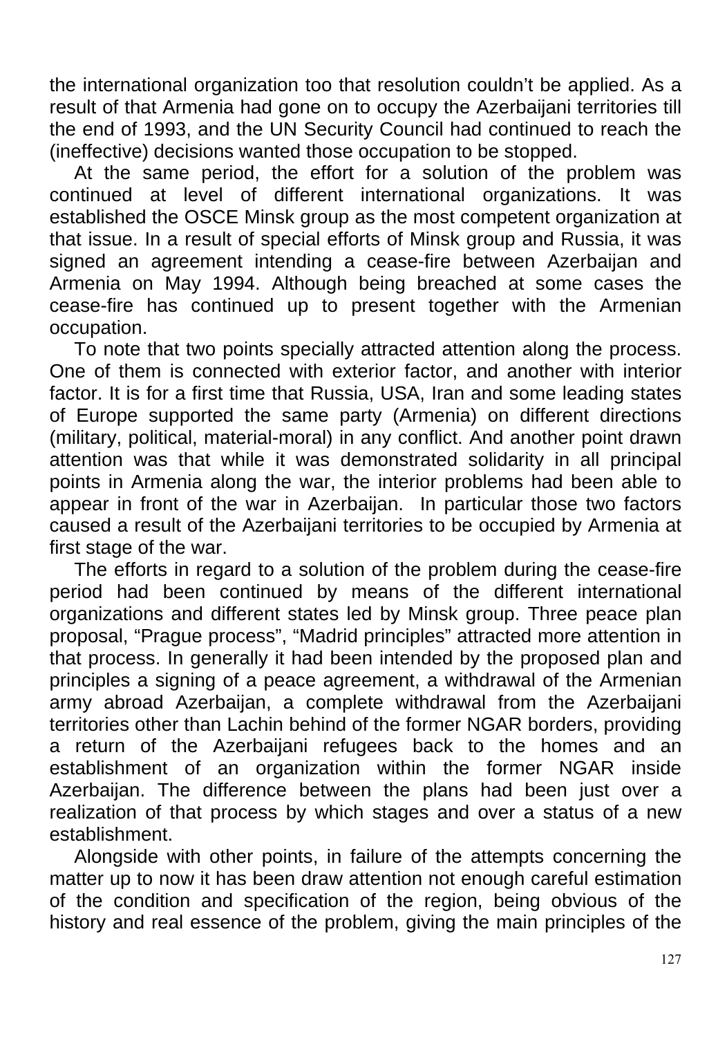the international organization too that resolution couldn't be applied. As a result of that Armenia had gone on to occupy the Azerbaijani territories till the end of 1993, and the UN Security Council had continued to reach the (ineffective) decisions wanted those occupation to be stopped.

At the same period, the effort for a solution of the problem was continued at level of different international organizations. It was established the OSCE Minsk group as the most competent organization at that issue. In a result of special efforts of Minsk group and Russia, it was signed an agreement intending a cease-fire between Azerbaijan and Armenia on May 1994. Although being breached at some cases the cease-fire has continued up to present together with the Armenian occupation.

To note that two points specially attracted attention along the process. One of them is connected with exterior factor, and another with interior factor. It is for a first time that Russia, USA, Iran and some leading states of Europe supported the same party (Armenia) on different directions (military, political, material-moral) in any conflict. And another point drawn attention was that while it was demonstrated solidarity in all principal points in Armenia along the war, the interior problems had been able to appear in front of the war in Azerbaijan. In particular those two factors caused a result of the Azerbaijani territories to be occupied by Armenia at first stage of the war.

The efforts in regard to a solution of the problem during the cease-fire period had been continued by means of the different international organizations and different states led by Minsk group. Three peace plan proposal, "Prague process", "Madrid principles" attracted more attention in that process. In generally it had been intended by the proposed plan and principles a signing of a peace agreement, a withdrawal of the Armenian army abroad Azerbaijan, a complete withdrawal from the Azerbaijani territories other than Lachin behind of the former NGAR borders, providing a return of the Azerbaijani refugees back to the homes and an establishment of an organization within the former NGAR inside Azerbaijan. The difference between the plans had been just over a realization of that process by which stages and over a status of a new establishment.

Alongside with other points, in failure of the attempts concerning the matter up to now it has been draw attention not enough careful estimation of the condition and specification of the region, being obvious of the history and real essence of the problem, giving the main principles of the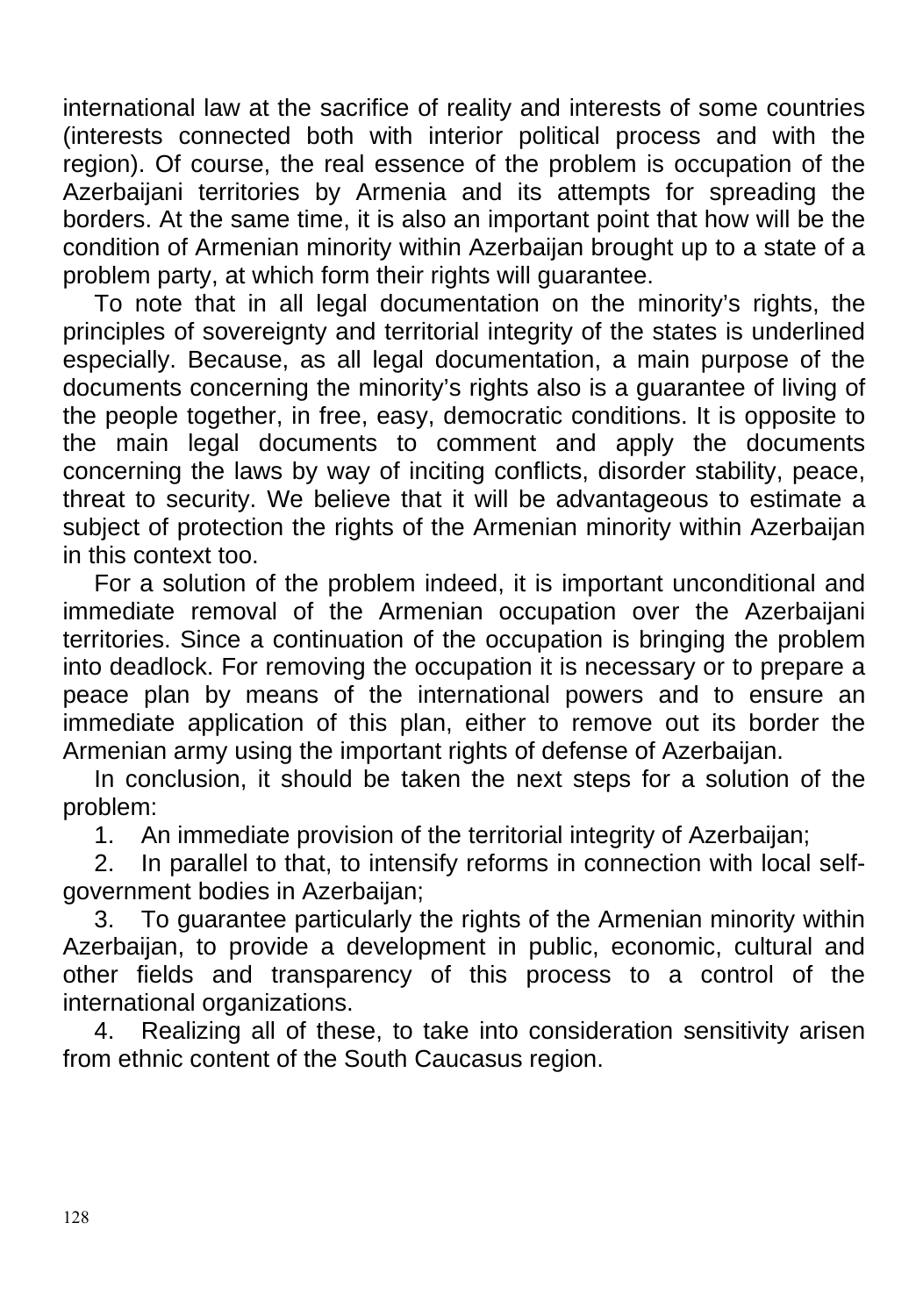international law at the sacrifice of reality and interests of some countries (interests connected both with interior political process and with the region). Of course, the real essence of the problem is occupation of the Azerbaijani territories by Armenia and its attempts for spreading the borders. At the same time, it is also an important point that how will be the condition of Armenian minority within Azerbaijan brought up to a state of a problem party, at which form their rights will guarantee.

To note that in all legal documentation on the minority's rights, the principles of sovereignty and territorial integrity of the states is underlined especially. Because, as all legal documentation, a main purpose of the documents concerning the minority's rights also is a guarantee of living of the people together, in free, easy, democratic conditions. It is opposite to the main legal documents to comment and apply the documents concerning the laws by way of inciting conflicts, disorder stability, peace, threat to security. We believe that it will be advantageous to estimate a subject of protection the rights of the Armenian minority within Azerbaijan in this context too.

For a solution of the problem indeed, it is important unconditional and immediate removal of the Armenian occupation over the Azerbaijani territories. Since a continuation of the occupation is bringing the problem into deadlock. For removing the occupation it is necessary or to prepare a peace plan by means of the international powers and to ensure an immediate application of this plan, either to remove out its border the Armenian army using the important rights of defense of Azerbaijan.

In conclusion, it should be taken the next steps for a solution of the problem:

1. An immediate provision of the territorial integrity of Azerbaijan;
2. In parallel to that, to intensify reforms in connection with local self-government bodies in Azerbaijan;
3. To guarantee particularly the rights of the Armenian minority within Azerbaijan, to provide a development in public, economic, cultural and other fields and transparency of this process to a control of the international organizations.
4. Realizing all of these, to take into consideration sensitivity arisen from ethnic content of the South Caucasus region.